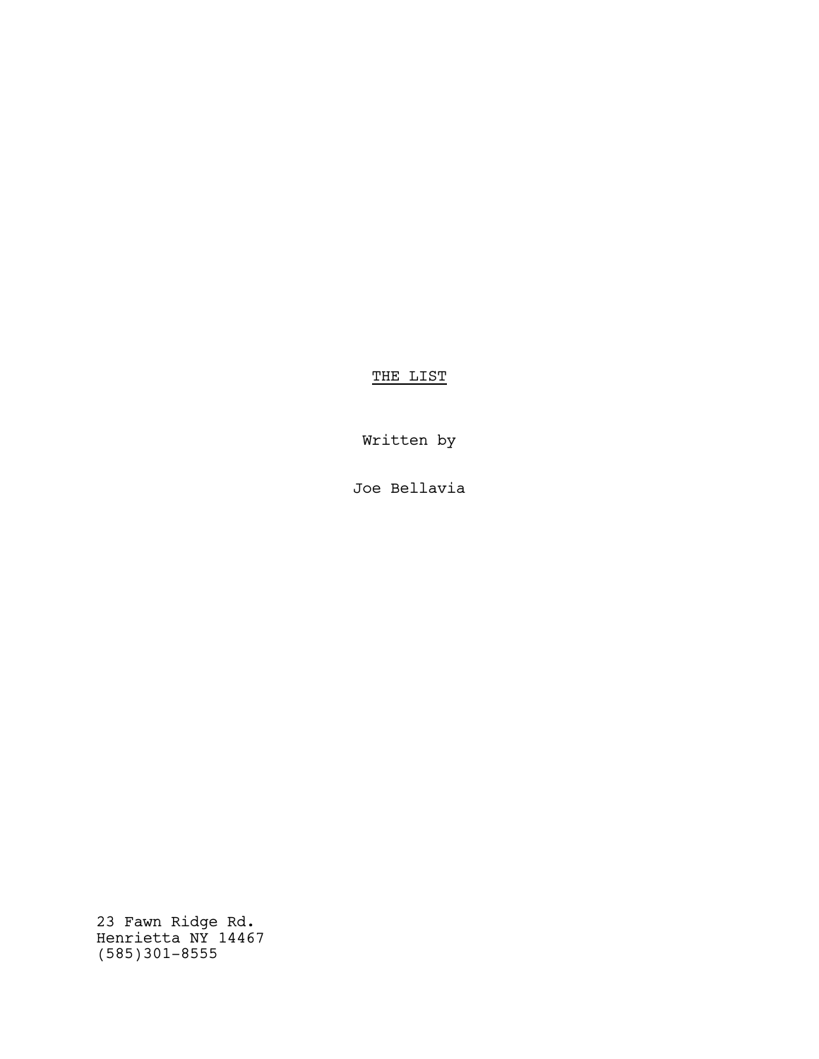# THE LIST

Written by

Joe Bellavia

23 Fawn Ridge Rd.
Henrietta NY 14467
(585)301-8555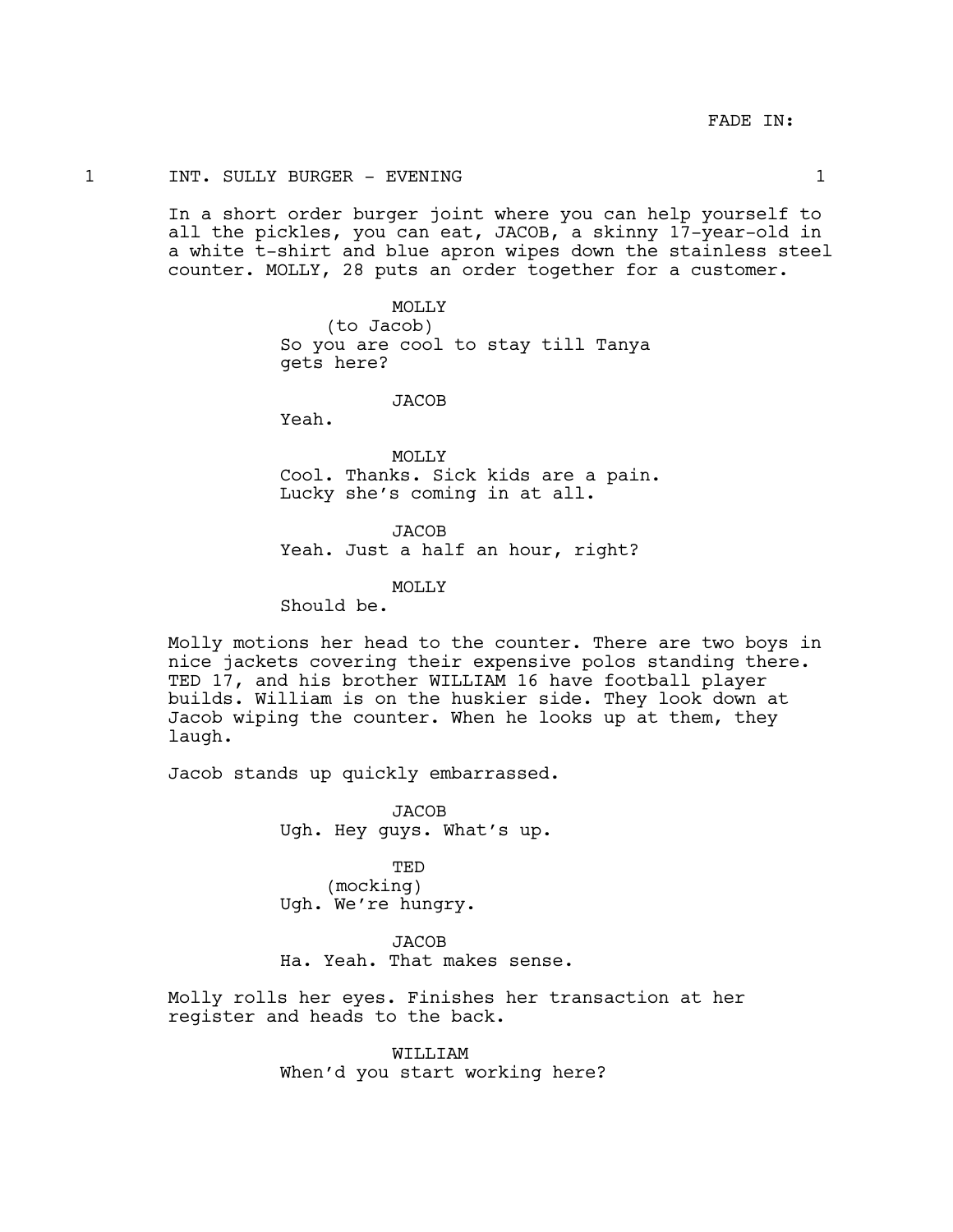FADE IN:

1 INT. SULLY BURGER - EVENING 1

In a short order burger joint where you can help yourself to all the pickles, you can eat, JACOB, a skinny 17-year-old in a white t-shirt and blue apron wipes down the stainless steel counter. MOLLY, 28 puts an order together for a customer.

MOLLY
(to Jacob)
So you are cool to stay till Tanya gets here?

JACOB
Yeah.

MOLLY
Cool. Thanks. Sick kids are a pain. Lucky she's coming in at all.

JACOB
Yeah. Just a half an hour, right?

MOLLY
Should be.

Molly motions her head to the counter. There are two boys in nice jackets covering their expensive polos standing there. TED 17, and his brother WILLIAM 16 have football player builds. William is on the huskier side. They look down at Jacob wiping the counter. When he looks up at them, they laugh.

Jacob stands up quickly embarrassed.

JACOB
Ugh. Hey guys. What's up.

TED
(mocking)
Ugh. We're hungry.

JACOB
Ha. Yeah. That makes sense.

Molly rolls her eyes. Finishes her transaction at her register and heads to the back.

WILLIAM
When'd you start working here?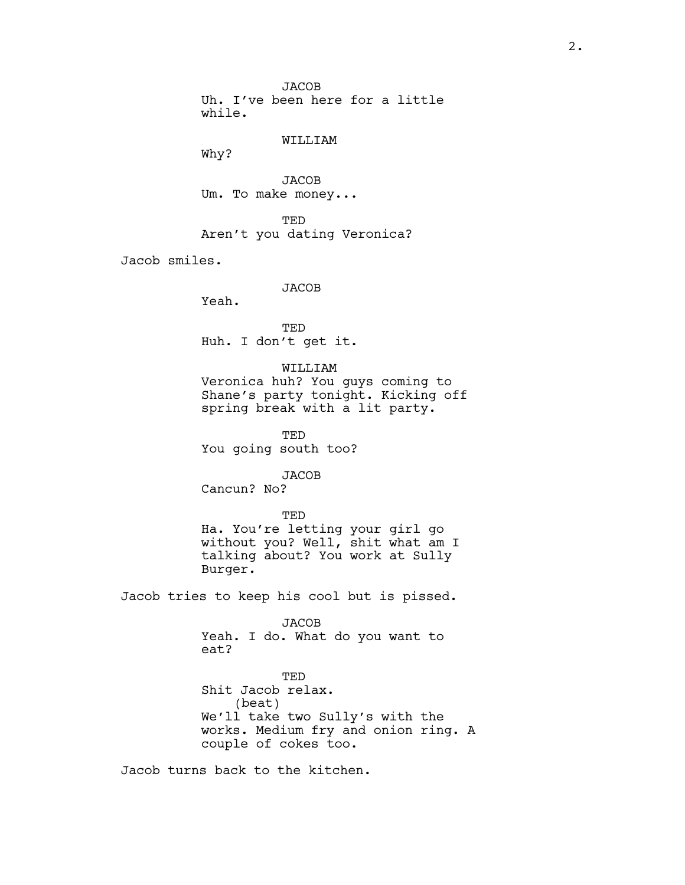JACOB
Uh. I've been here for a little while.

WILLIAM
Why?

JACOB
Um. To make money...

TED
Aren't you dating Veronica?

Jacob smiles.

JACOB
Yeah.

TED
Huh. I don't get it.

WILLIAM
Veronica huh? You guys coming to Shane's party tonight. Kicking off spring break with a lit party.

TED
You going south too?

JACOB
Cancun? No?

TED
Ha. You're letting your girl go without you? Well, shit what am I talking about? You work at Sully Burger.

Jacob tries to keep his cool but is pissed.

JACOB
Yeah. I do. What do you want to eat?

TED
Shit Jacob relax.
(beat)
We'll take two Sully's with the works. Medium fry and onion ring. A couple of cokes too.

Jacob turns back to the kitchen.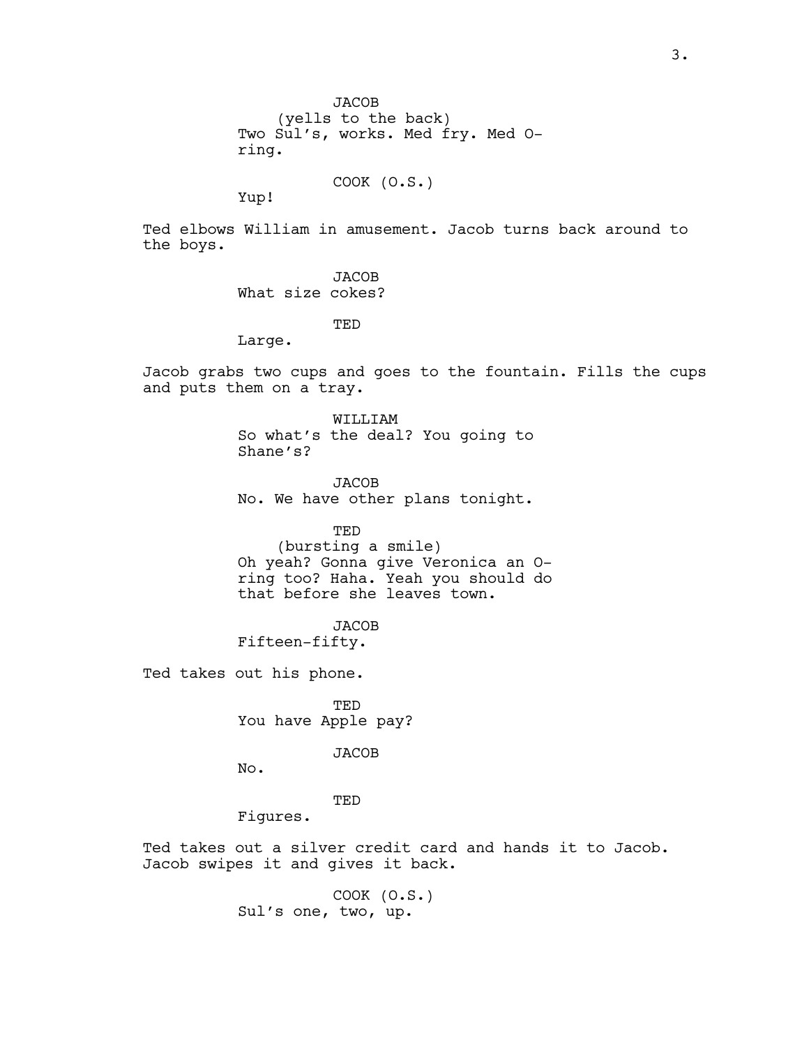JACOB
(yells to the back)
Two Sul's, works. Med fry. Med O-ring.

COOK (O.S.)
Yup!

Ted elbows William in amusement. Jacob turns back around to the boys.

JACOB
What size cokes?

TED
Large.

Jacob grabs two cups and goes to the fountain. Fills the cups and puts them on a tray.

WILLIAM
So what's the deal? You going to Shane's?

JACOB
No. We have other plans tonight.

TED
(bursting a smile)
Oh yeah? Gonna give Veronica an O-ring too? Haha. Yeah you should do that before she leaves town.

JACOB
Fifteen-fifty.

Ted takes out his phone.

TED
You have Apple pay?

JACOB
No.

TED
Figures.

Ted takes out a silver credit card and hands it to Jacob. Jacob swipes it and gives it back.

COOK (O.S.)
Sul's one, two, up.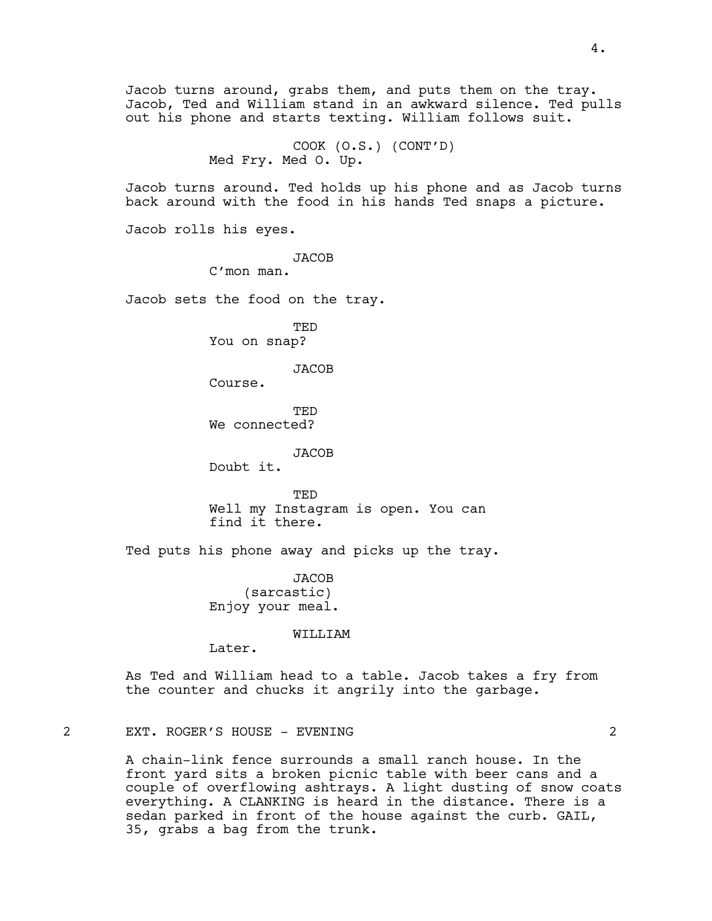Jacob turns around, grabs them, and puts them on the tray. Jacob, Ted and William stand in an awkward silence. Ted pulls out his phone and starts texting. William follows suit.

COOK (O.S.) (CONT'D)
Med Fry. Med O. Up.

Jacob turns around. Ted holds up his phone and as Jacob turns back around with the food in his hands Ted snaps a picture.

Jacob rolls his eyes.

JACOB
C'mon man.

Jacob sets the food on the tray.

TED
You on snap?

JACOB
Course.

TED
We connected?

JACOB
Doubt it.

TED
Well my Instagram is open. You can find it there.

Ted puts his phone away and picks up the tray.

JACOB
(sarcastic)
Enjoy your meal.

WILLIAM
Later.

As Ted and William head to a table. Jacob takes a fry from the counter and chucks it angrily into the garbage.

2 EXT. ROGER'S HOUSE - EVENING 2

A chain-link fence surrounds a small ranch house. In the front yard sits a broken picnic table with beer cans and a couple of overflowing ashtrays. A light dusting of snow coats everything. A CLANKING is heard in the distance. There is a sedan parked in front of the house against the curb. GAIL, 35, grabs a bag from the trunk.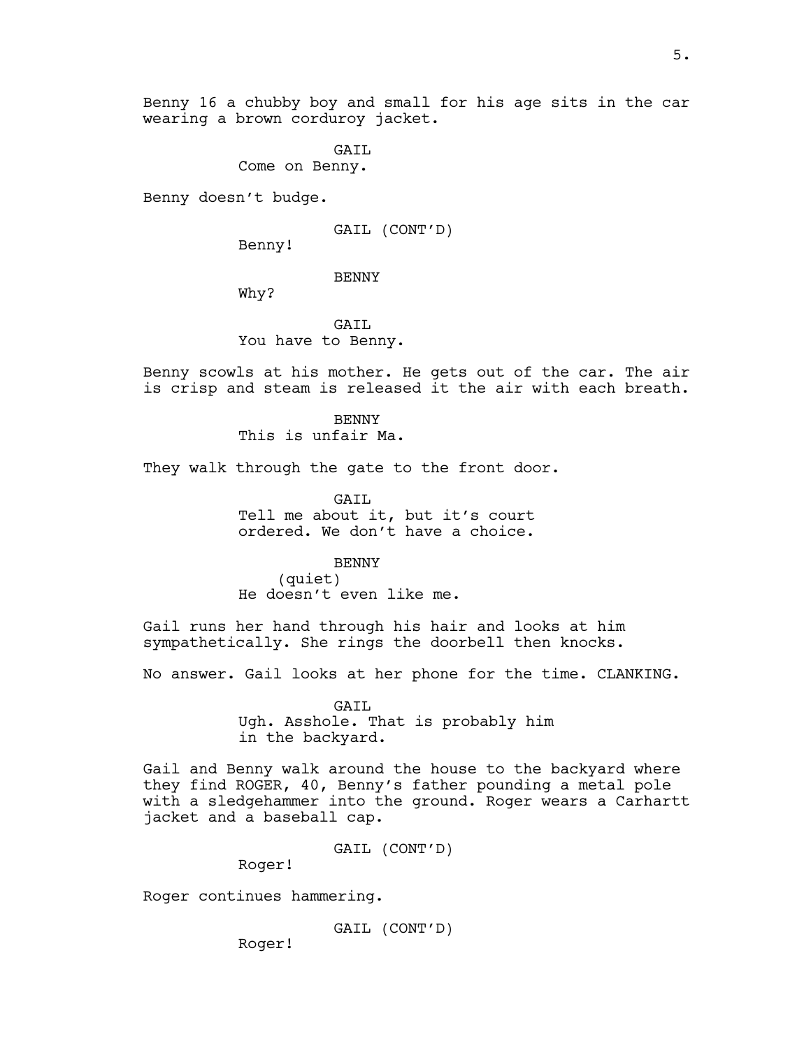Benny 16 a chubby boy and small for his age sits in the car wearing a brown corduroy jacket.

GAIL
Come on Benny.

Benny doesn't budge.

GAIL (CONT'D)
Benny!

BENNY
Why?

GAIL
You have to Benny.

Benny scowls at his mother. He gets out of the car. The air is crisp and steam is released it the air with each breath.

BENNY
This is unfair Ma.

They walk through the gate to the front door.

GAIL
Tell me about it, but it's court ordered. We don't have a choice.

BENNY
(quiet)
He doesn't even like me.

Gail runs her hand through his hair and looks at him sympathetically. She rings the doorbell then knocks.

No answer. Gail looks at her phone for the time. CLANKING.

GAIL
Ugh. Asshole. That is probably him in the backyard.

Gail and Benny walk around the house to the backyard where they find ROGER, 40, Benny's father pounding a metal pole with a sledgehammer into the ground. Roger wears a Carhartt jacket and a baseball cap.

GAIL (CONT'D)
Roger!

Roger continues hammering.

GAIL (CONT'D)
Roger!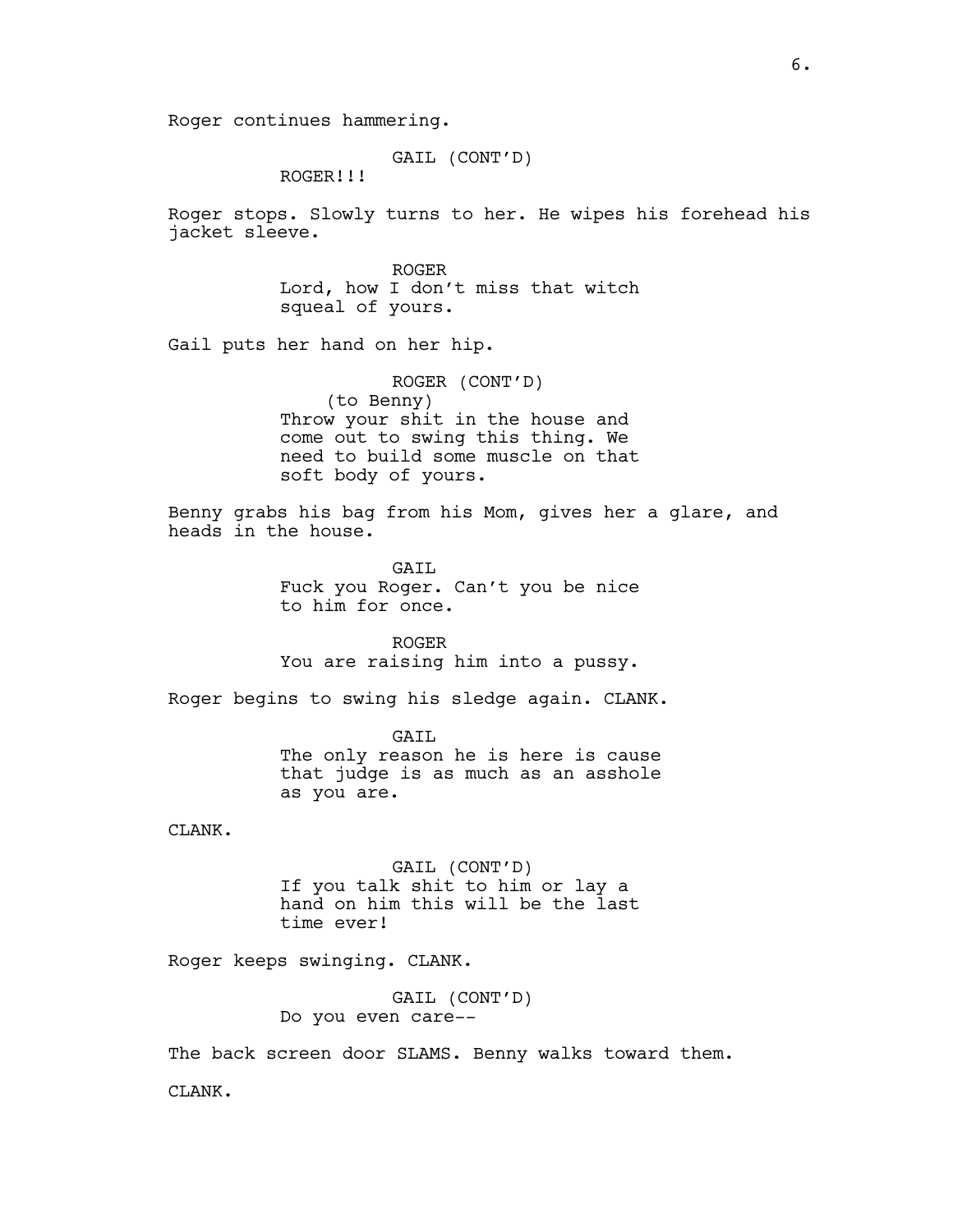Roger continues hammering.

GAIL (CONT'D)
ROGER!!!

Roger stops. Slowly turns to her. He wipes his forehead his jacket sleeve.

ROGER
Lord, how I don't miss that witch squeal of yours.

Gail puts her hand on her hip.

ROGER (CONT'D)
(to Benny)
Throw your shit in the house and come out to swing this thing. We need to build some muscle on that soft body of yours.

Benny grabs his bag from his Mom, gives her a glare, and heads in the house.

GAIL
Fuck you Roger. Can't you be nice to him for once.

ROGER
You are raising him into a pussy.

Roger begins to swing his sledge again. CLANK.

GAIL
The only reason he is here is cause that judge is as much as an asshole as you are.

CLANK.

GAIL (CONT'D)
If you talk shit to him or lay a hand on him this will be the last time ever!

Roger keeps swinging. CLANK.

GAIL (CONT'D)
Do you even care--

The back screen door SLAMS. Benny walks toward them.

CLANK.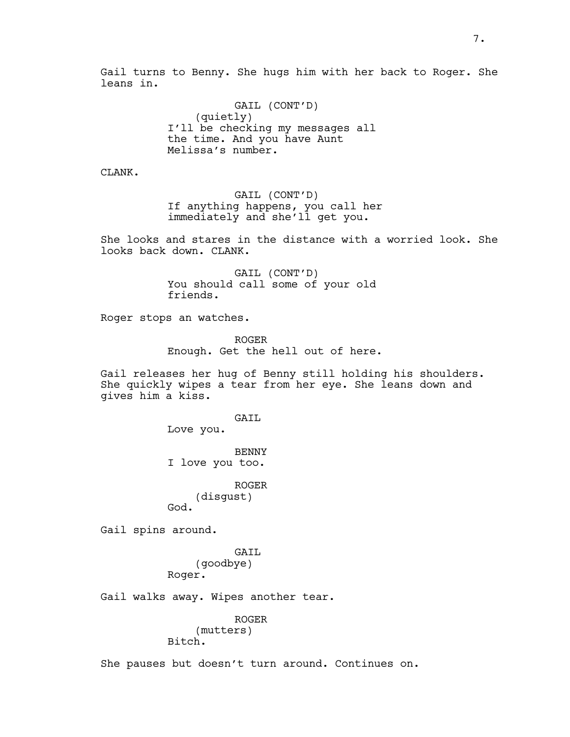Gail turns to Benny. She hugs him with her back to Roger. She leans in.

GAIL (CONT'D)
(quietly)
I'll be checking my messages all the time. And you have Aunt Melissa's number.

CLANK.

GAIL (CONT'D)
If anything happens, you call her immediately and she'll get you.

She looks and stares in the distance with a worried look. She looks back down. CLANK.

GAIL (CONT'D)
You should call some of your old friends.

Roger stops an watches.

ROGER
Enough. Get the hell out of here.

Gail releases her hug of Benny still holding his shoulders. She quickly wipes a tear from her eye. She leans down and gives him a kiss.

GAIL
Love you.

BENNY
I love you too.

ROGER
(disgust)
God.

Gail spins around.

GAIL
(goodbye)
Roger.

Gail walks away. Wipes another tear.

ROGER
(mutters)
Bitch.

She pauses but doesn't turn around. Continues on.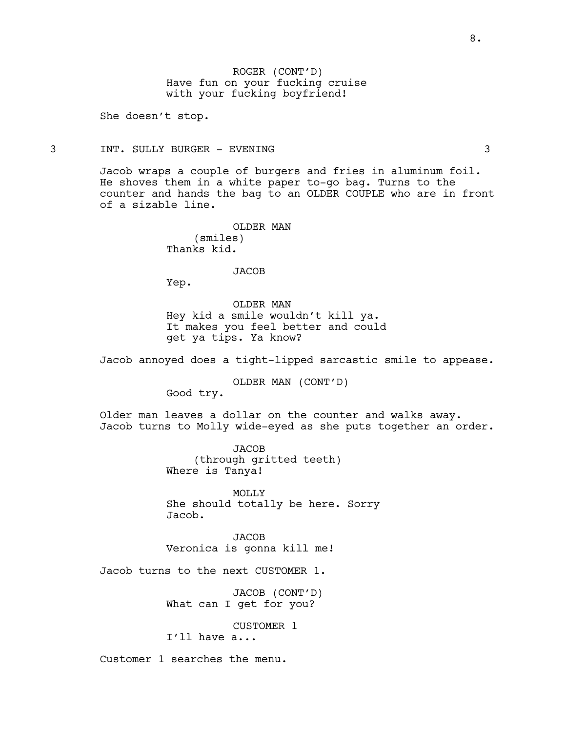ROGER (CONT'D)
Have fun on your fucking cruise
with your fucking boyfriend!

She doesn't stop.

3 INT. SULLY BURGER - EVENING 3

Jacob wraps a couple of burgers and fries in aluminum foil. He shoves them in a white paper to-go bag. Turns to the counter and hands the bag to an OLDER COUPLE who are in front of a sizable line.

OLDER MAN
(smiles)
Thanks kid.

JACOB
Yep.

OLDER MAN
Hey kid a smile wouldn't kill ya.
It makes you feel better and could
get ya tips. Ya know?

Jacob annoyed does a tight-lipped sarcastic smile to appease.

OLDER MAN (CONT'D)
Good try.

Older man leaves a dollar on the counter and walks away.
Jacob turns to Molly wide-eyed as she puts together an order.

JACOB
(through gritted teeth)
Where is Tanya!

MOLLY
She should totally be here. Sorry
Jacob.

JACOB
Veronica is gonna kill me!

Jacob turns to the next CUSTOMER 1.

JACOB (CONT'D)
What can I get for you?

CUSTOMER 1
I'll have a...

Customer 1 searches the menu.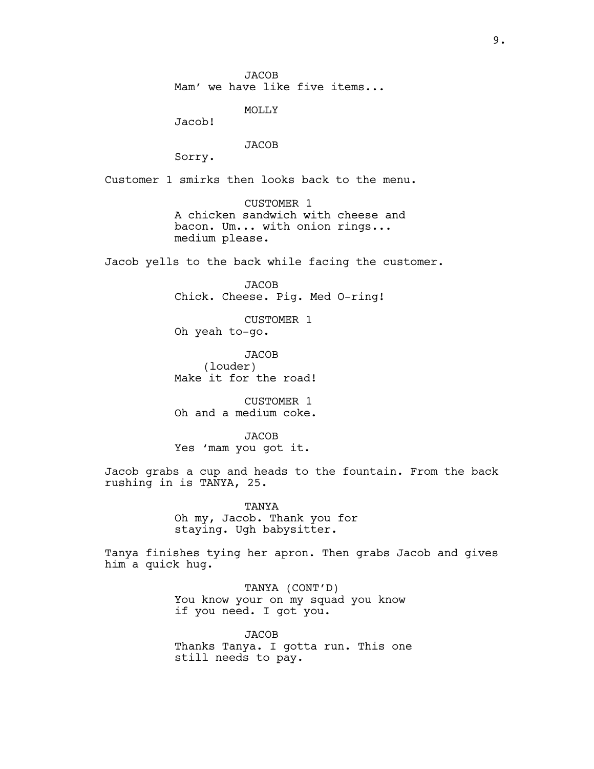JACOB
Mam’ we have like five items...

MOLLY
Jacob!

JACOB
Sorry.

Customer 1 smirks then looks back to the menu.

CUSTOMER 1
A chicken sandwich with cheese and bacon. Um... with onion rings... medium please.

Jacob yells to the back while facing the customer.

JACOB
Chick. Cheese. Pig. Med O-ring!

CUSTOMER 1
Oh yeah to-go.

JACOB
(louder)
Make it for the road!

CUSTOMER 1
Oh and a medium coke.

JACOB
Yes ‘mam you got it.

Jacob grabs a cup and heads to the fountain. From the back rushing in is TANYA, 25.

TANYA
Oh my, Jacob. Thank you for staying. Ugh babysitter.

Tanya finishes tying her apron. Then grabs Jacob and gives him a quick hug.

TANYA (CONT’D)
You know your on my squad you know if you need. I got you.

JACOB
Thanks Tanya. I gotta run. This one still needs to pay.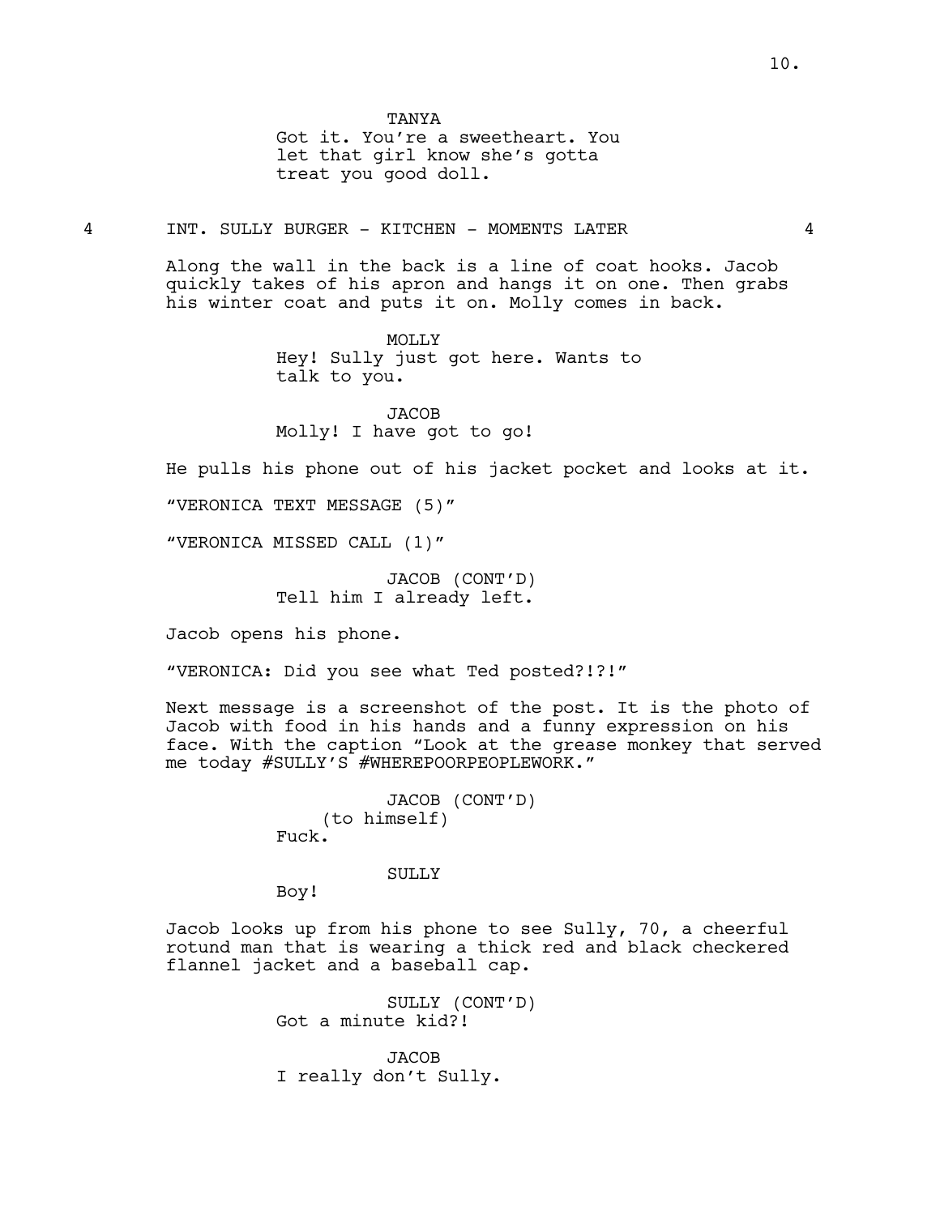TANYA
Got it. You're a sweetheart. You let that girl know she's gotta treat you good doll.

4 INT. SULLY BURGER - KITCHEN - MOMENTS LATER 4

Along the wall in the back is a line of coat hooks. Jacob quickly takes of his apron and hangs it on one. Then grabs his winter coat and puts it on. Molly comes in back.

MOLLY
Hey! Sully just got here. Wants to talk to you.

JACOB
Molly! I have got to go!

He pulls his phone out of his jacket pocket and looks at it.

"VERONICA TEXT MESSAGE (5)"

"VERONICA MISSED CALL (1)"

JACOB (CONT'D)
Tell him I already left.

Jacob opens his phone.

"VERONICA: Did you see what Ted posted?!?!"

Next message is a screenshot of the post. It is the photo of Jacob with food in his hands and a funny expression on his face. With the caption "Look at the grease monkey that served me today #SULLY'S #WHEREPOORPEOPLEWORK."

JACOB (CONT'D)
(to himself)
Fuck.

SULLY
Boy!

Jacob looks up from his phone to see Sully, 70, a cheerful rotund man that is wearing a thick red and black checkered flannel jacket and a baseball cap.

SULLY (CONT'D)
Got a minute kid?!

JACOB
I really don't Sully.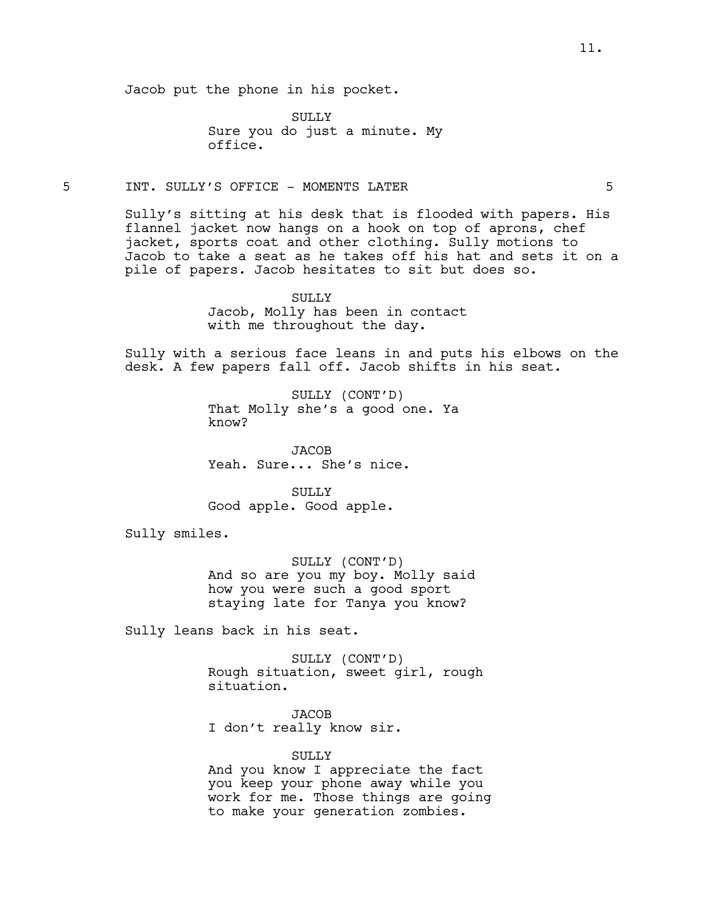Jacob put the phone in his pocket.

SULLY
Sure you do just a minute. My office.

5 INT. SULLY'S OFFICE - MOMENTS LATER 5

Sully's sitting at his desk that is flooded with papers. His flannel jacket now hangs on a hook on top of aprons, chef jacket, sports coat and other clothing. Sully motions to Jacob to take a seat as he takes off his hat and sets it on a pile of papers. Jacob hesitates to sit but does so.

SULLY
Jacob, Molly has been in contact with me throughout the day.

Sully with a serious face leans in and puts his elbows on the desk. A few papers fall off. Jacob shifts in his seat.

SULLY (CONT'D)
That Molly she's a good one. Ya know?

JACOB
Yeah. Sure... She's nice.

SULLY
Good apple. Good apple.

Sully smiles.

SULLY (CONT'D)
And so are you my boy. Molly said how you were such a good sport staying late for Tanya you know?

Sully leans back in his seat.

SULLY (CONT'D)
Rough situation, sweet girl, rough situation.

JACOB
I don't really know sir.

SULLY
And you know I appreciate the fact you keep your phone away while you work for me. Those things are going to make your generation zombies.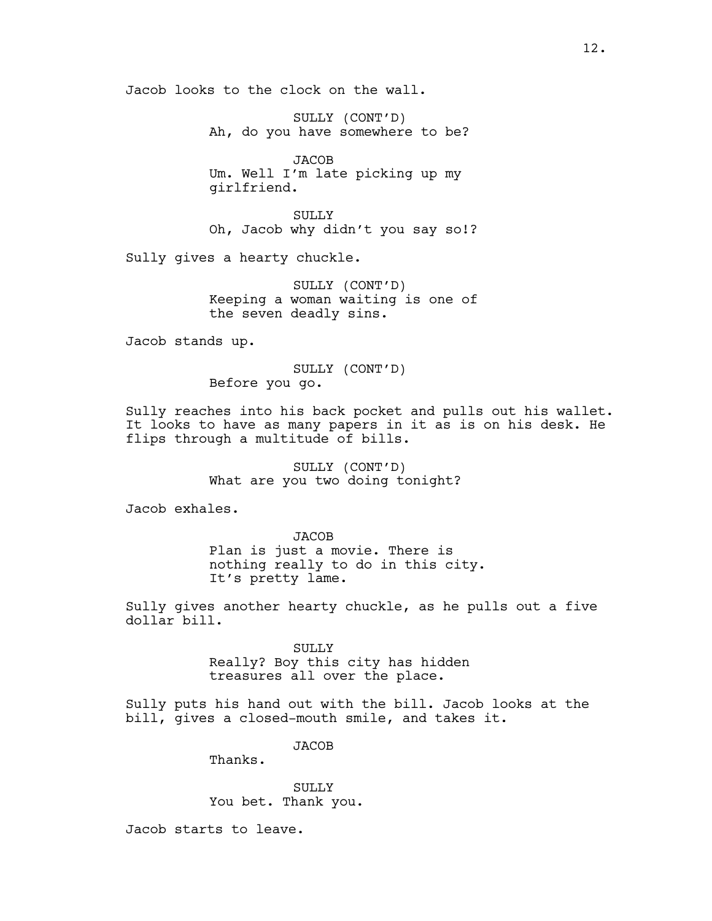Jacob looks to the clock on the wall.

SULLY (CONT'D)
Ah, do you have somewhere to be?

JACOB
Um. Well I'm late picking up my girlfriend.

SULLY
Oh, Jacob why didn't you say so!?

Sully gives a hearty chuckle.

SULLY (CONT'D)
Keeping a woman waiting is one of the seven deadly sins.

Jacob stands up.

SULLY (CONT'D)
Before you go.

Sully reaches into his back pocket and pulls out his wallet. It looks to have as many papers in it as is on his desk. He flips through a multitude of bills.

SULLY (CONT'D)
What are you two doing tonight?

Jacob exhales.

JACOB
Plan is just a movie. There is nothing really to do in this city. It's pretty lame.

Sully gives another hearty chuckle, as he pulls out a five dollar bill.

SULLY
Really? Boy this city has hidden treasures all over the place.

Sully puts his hand out with the bill. Jacob looks at the bill, gives a closed-mouth smile, and takes it.

JACOB
Thanks.

SULLY
You bet. Thank you.

Jacob starts to leave.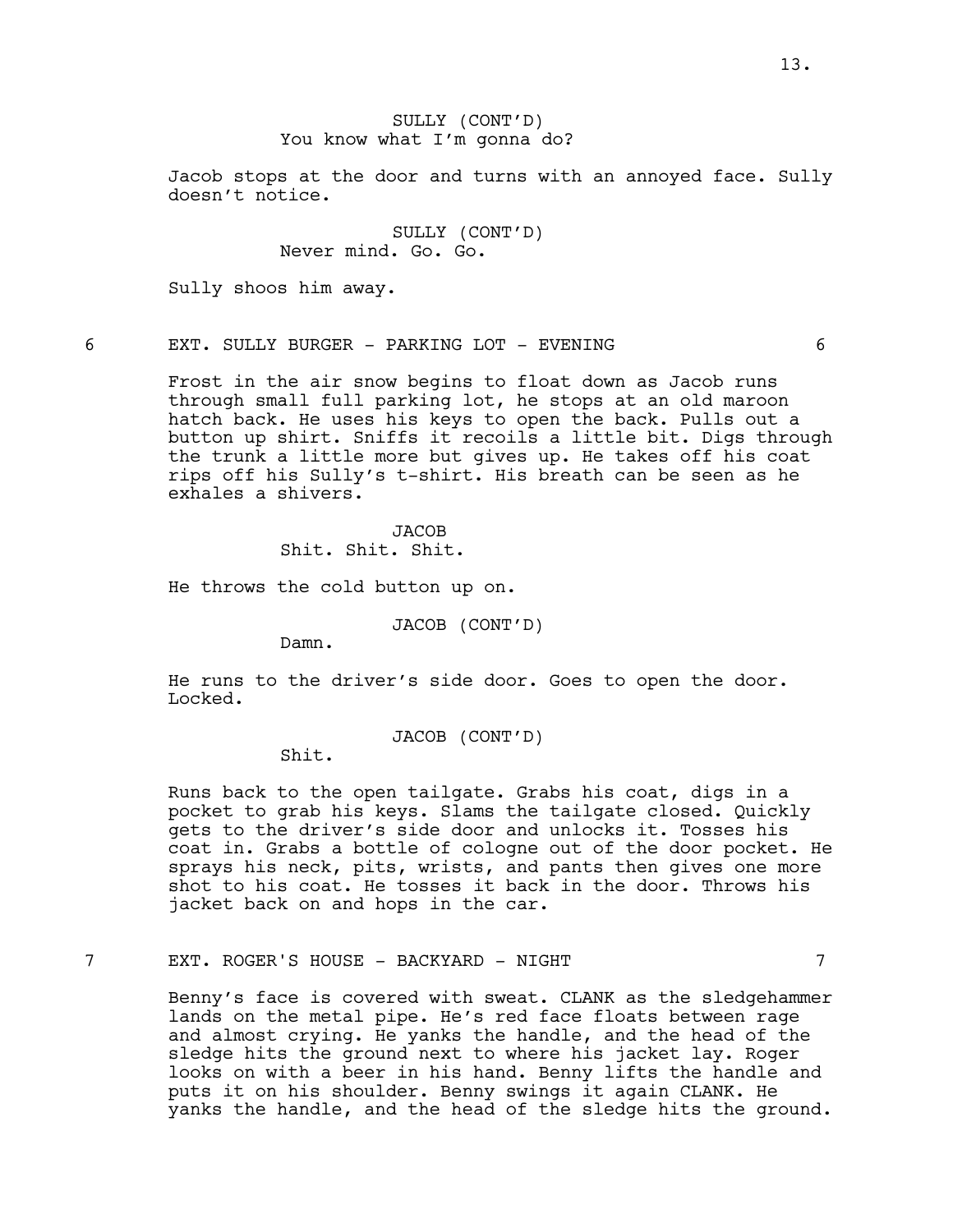SULLY (CONT'D)
You know what I'm gonna do?

Jacob stops at the door and turns with an annoyed face. Sully doesn't notice.

SULLY (CONT'D)
Never mind. Go. Go.

Sully shoos him away.

6 EXT. SULLY BURGER - PARKING LOT - EVENING 6

Frost in the air snow begins to float down as Jacob runs through small full parking lot, he stops at an old maroon hatch back. He uses his keys to open the back. Pulls out a button up shirt. Sniffs it recoils a little bit. Digs through the trunk a little more but gives up. He takes off his coat rips off his Sully's t-shirt. His breath can be seen as he exhales a shivers.

JACOB
Shit. Shit. Shit.

He throws the cold button up on.

JACOB (CONT'D)
Damn.

He runs to the driver's side door. Goes to open the door. Locked.

JACOB (CONT'D)
Shit.

Runs back to the open tailgate. Grabs his coat, digs in a pocket to grab his keys. Slams the tailgate closed. Quickly gets to the driver's side door and unlocks it. Tosses his coat in. Grabs a bottle of cologne out of the door pocket. He sprays his neck, pits, wrists, and pants then gives one more shot to his coat. He tosses it back in the door. Throws his jacket back on and hops in the car.

7 EXT. ROGER'S HOUSE - BACKYARD - NIGHT 7

Benny's face is covered with sweat. CLANK as the sledgehammer lands on the metal pipe. He's red face floats between rage and almost crying. He yanks the handle, and the head of the sledge hits the ground next to where his jacket lay. Roger looks on with a beer in his hand. Benny lifts the handle and puts it on his shoulder. Benny swings it again CLANK. He yanks the handle, and the head of the sledge hits the ground.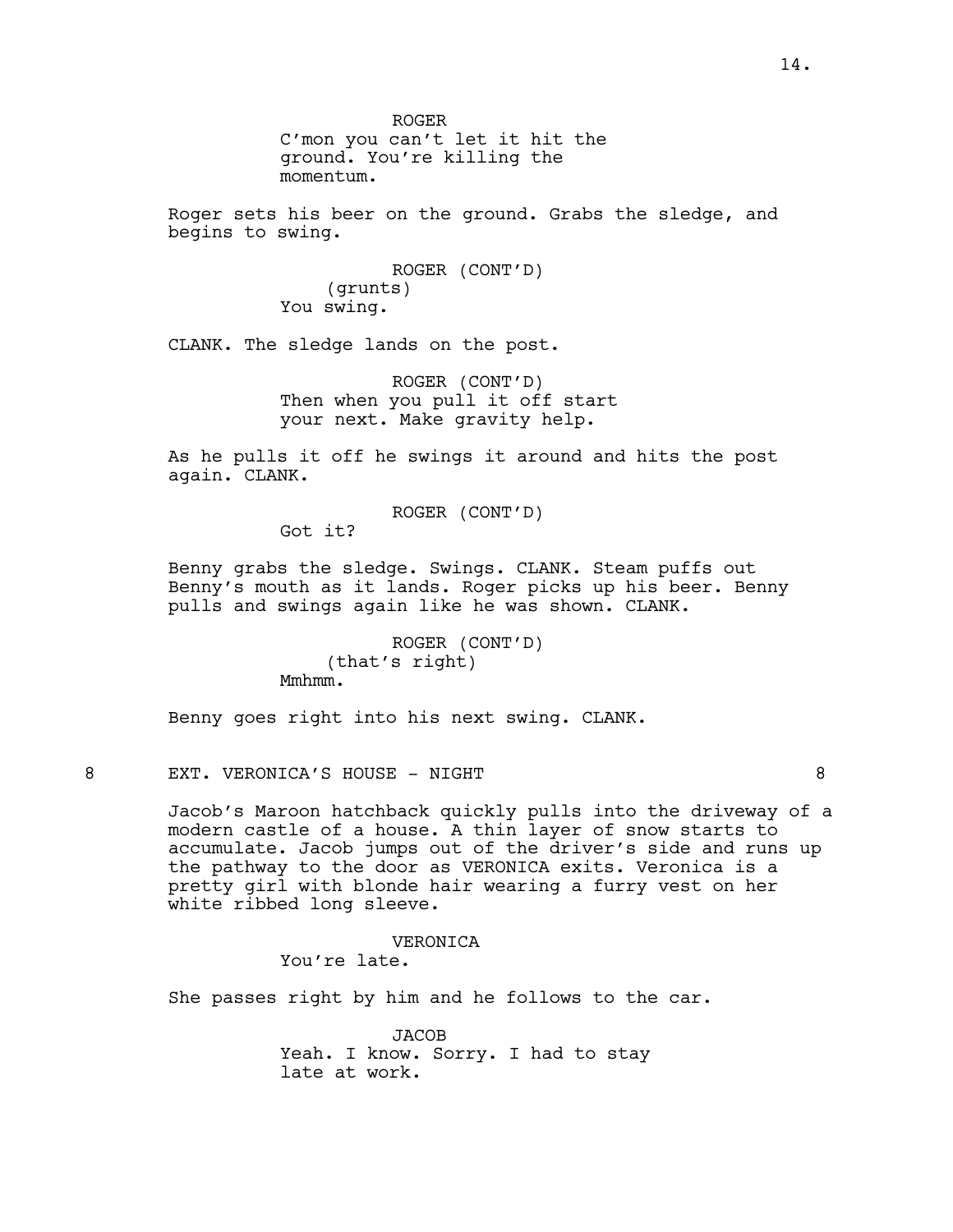ROGER
C'mon you can't let it hit the ground. You're killing the momentum.

Roger sets his beer on the ground. Grabs the sledge, and begins to swing.

ROGER (CONT'D)
(grunts)
You swing.

CLANK. The sledge lands on the post.

ROGER (CONT'D)
Then when you pull it off start your next. Make gravity help.

As he pulls it off he swings it around and hits the post again. CLANK.

ROGER (CONT'D)
Got it?

Benny grabs the sledge. Swings. CLANK. Steam puffs out Benny's mouth as it lands. Roger picks up his beer. Benny pulls and swings again like he was shown. CLANK.

ROGER (CONT'D)
(that's right)
Mmhmm.

Benny goes right into his next swing. CLANK.

8 EXT. VERONICA'S HOUSE - NIGHT 8

Jacob's Maroon hatchback quickly pulls into the driveway of a modern castle of a house. A thin layer of snow starts to accumulate. Jacob jumps out of the driver's side and runs up the pathway to the door as VERONICA exits. Veronica is a pretty girl with blonde hair wearing a furry vest on her white ribbed long sleeve.

VERONICA
You're late.

She passes right by him and he follows to the car.

JACOB
Yeah. I know. Sorry. I had to stay late at work.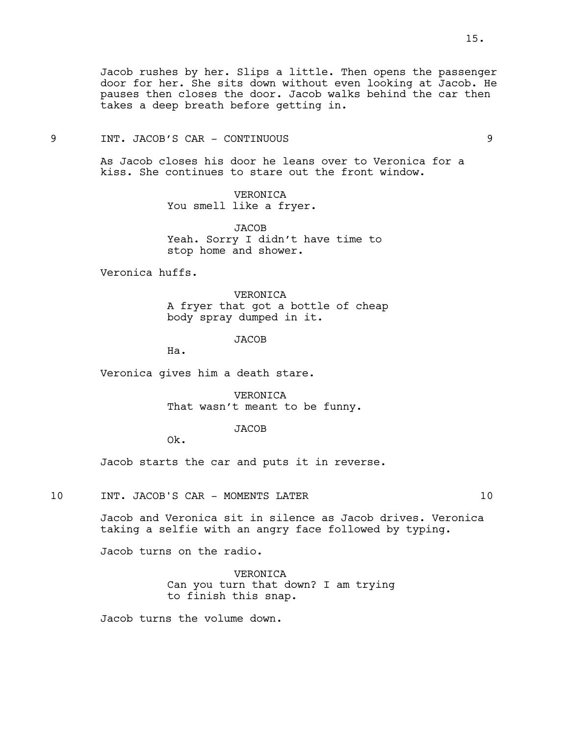Jacob rushes by her. Slips a little. Then opens the passenger door for her. She sits down without even looking at Jacob. He pauses then closes the door. Jacob walks behind the car then takes a deep breath before getting in.

9 INT. JACOB'S CAR - CONTINUOUS 9

As Jacob closes his door he leans over to Veronica for a kiss. She continues to stare out the front window.

VERONICA
You smell like a fryer.

JACOB
Yeah. Sorry I didn't have time to stop home and shower.

Veronica huffs.

VERONICA
A fryer that got a bottle of cheap body spray dumped in it.

JACOB
Ha.

Veronica gives him a death stare.

VERONICA
That wasn't meant to be funny.

JACOB
Ok.

Jacob starts the car and puts it in reverse.

10 INT. JACOB'S CAR - MOMENTS LATER 10

Jacob and Veronica sit in silence as Jacob drives. Veronica taking a selfie with an angry face followed by typing.

Jacob turns on the radio.

VERONICA
Can you turn that down? I am trying to finish this snap.

Jacob turns the volume down.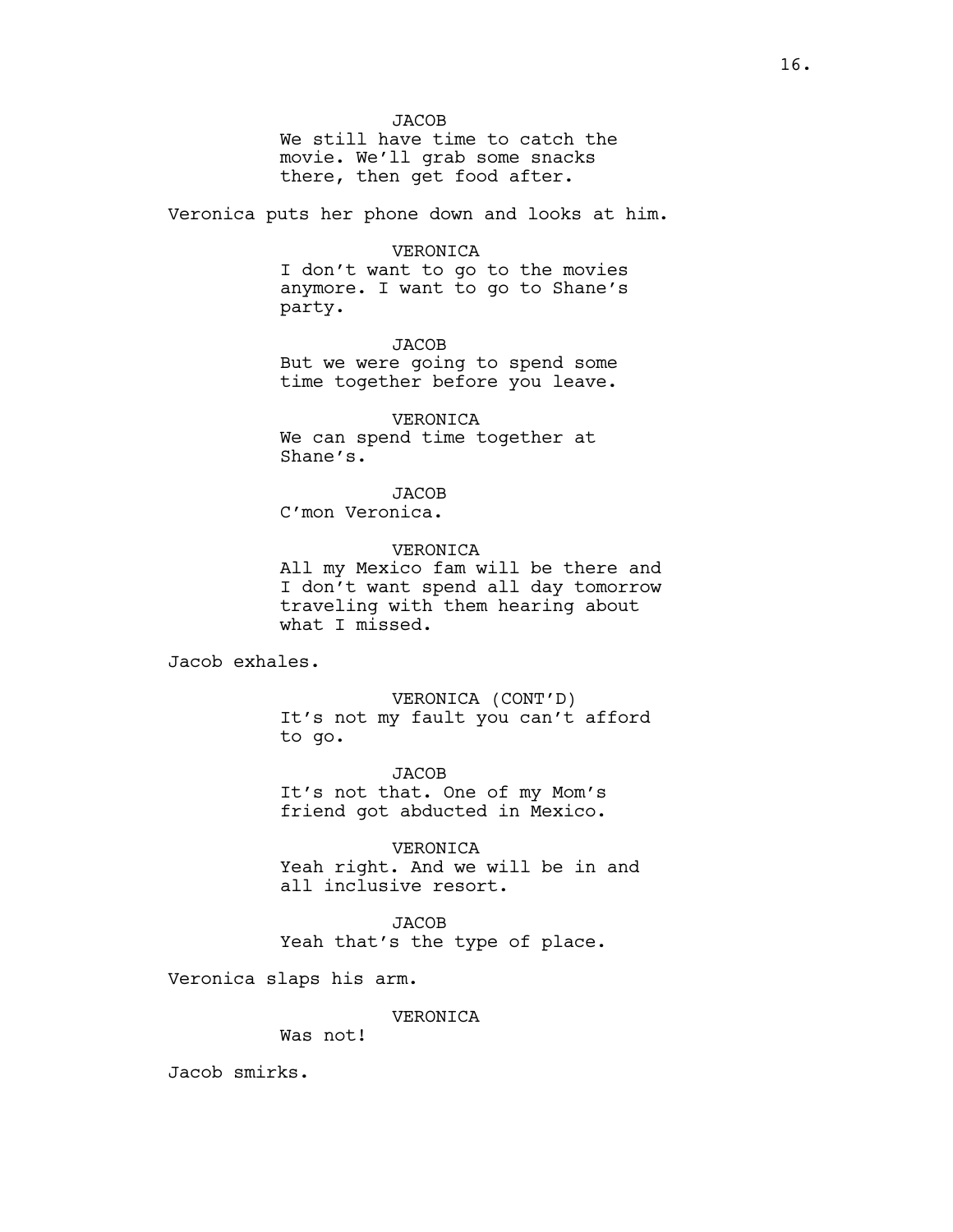JACOB

We still have time to catch the movie. We'll grab some snacks there, then get food after.

Veronica puts her phone down and looks at him.

VERONICA

I don't want to go to the movies anymore. I want to go to Shane's party.

JACOB

But we were going to spend some time together before you leave.

VERONICA

We can spend time together at Shane's.

JACOB

C'mon Veronica.

VERONICA

All my Mexico fam will be there and I don't want spend all day tomorrow traveling with them hearing about what I missed.

Jacob exhales.

VERONICA (CONT'D)

It's not my fault you can't afford to go.

JACOB

It's not that. One of my Mom's friend got abducted in Mexico.

VERONICA

Yeah right. And we will be in and all inclusive resort.

JACOB

Yeah that's the type of place.

Veronica slaps his arm.

VERONICA

Was not!

Jacob smirks.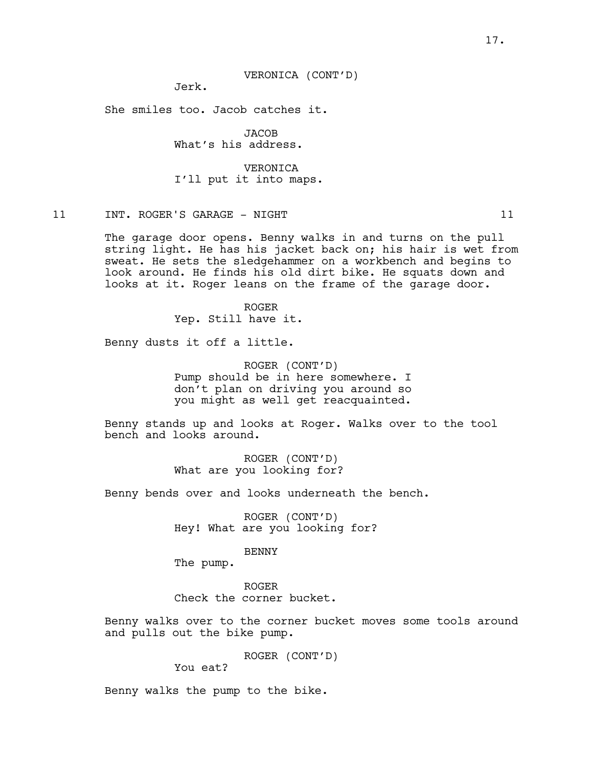VERONICA (CONT'D)
Jerk.

She smiles too. Jacob catches it.

JACOB
What's his address.

VERONICA
I'll put it into maps.

11 INT. ROGER'S GARAGE - NIGHT 11

The garage door opens. Benny walks in and turns on the pull string light. He has his jacket back on; his hair is wet from sweat. He sets the sledgehammer on a workbench and begins to look around. He finds his old dirt bike. He squats down and looks at it. Roger leans on the frame of the garage door.

ROGER
Yep. Still have it.

Benny dusts it off a little.

ROGER (CONT'D)
Pump should be in here somewhere. I don't plan on driving you around so you might as well get reacquainted.

Benny stands up and looks at Roger. Walks over to the tool bench and looks around.

ROGER (CONT'D)
What are you looking for?

Benny bends over and looks underneath the bench.

ROGER (CONT'D)
Hey! What are you looking for?

BENNY
The pump.

ROGER
Check the corner bucket.

Benny walks over to the corner bucket moves some tools around and pulls out the bike pump.

ROGER (CONT'D)
You eat?

Benny walks the pump to the bike.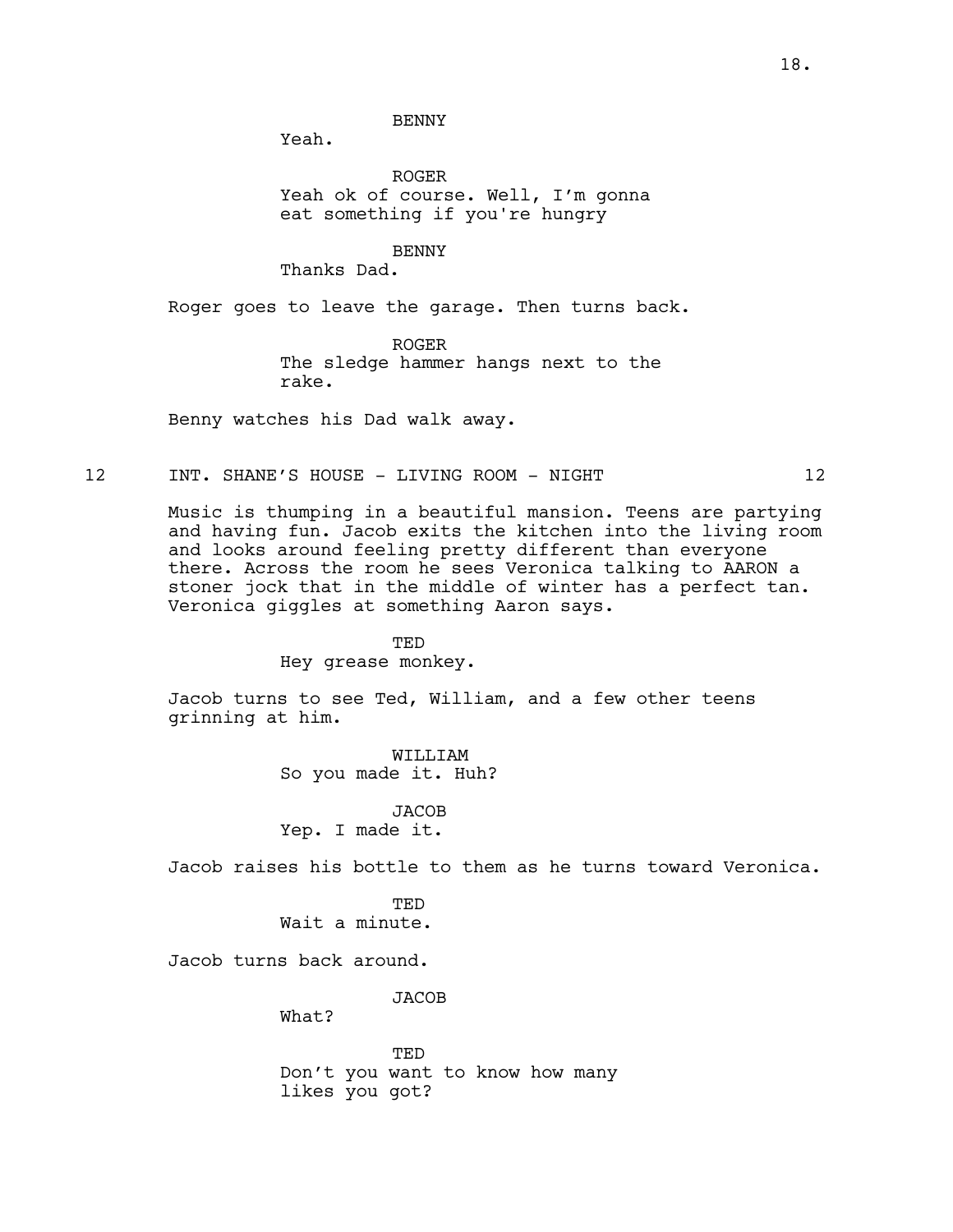BENNY

Yeah.

ROGER

Yeah ok of course. Well, I'm gonna eat something if you're hungry

BENNY

Thanks Dad.

Roger goes to leave the garage. Then turns back.

ROGER

The sledge hammer hangs next to the rake.

Benny watches his Dad walk away.

12 INT. SHANE'S HOUSE - LIVING ROOM - NIGHT 12

Music is thumping in a beautiful mansion. Teens are partying and having fun. Jacob exits the kitchen into the living room and looks around feeling pretty different than everyone there. Across the room he sees Veronica talking to AARON a stoner jock that in the middle of winter has a perfect tan. Veronica giggles at something Aaron says.

TED

Hey grease monkey.

Jacob turns to see Ted, William, and a few other teens grinning at him.

WILLIAM

So you made it. Huh?

JACOB

Yep. I made it.

Jacob raises his bottle to them as he turns toward Veronica.

TED

Wait a minute.

Jacob turns back around.

JACOB

What?

TED

Don't you want to know how many likes you got?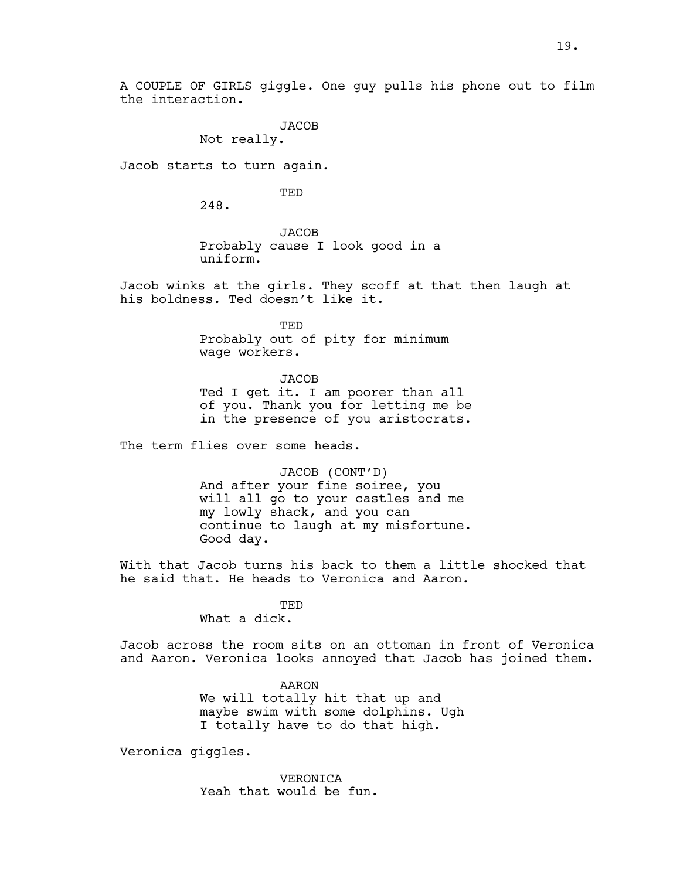A COUPLE OF GIRLS giggle. One guy pulls his phone out to film the interaction.

JACOB
Not really.

Jacob starts to turn again.

TED
248.

JACOB
Probably cause I look good in a uniform.

Jacob winks at the girls. They scoff at that then laugh at his boldness. Ted doesn't like it.

TED
Probably out of pity for minimum wage workers.

JACOB
Ted I get it. I am poorer than all of you. Thank you for letting me be in the presence of you aristocrats.

The term flies over some heads.

JACOB (CONT'D)
And after your fine soiree, you will all go to your castles and me my lowly shack, and you can continue to laugh at my misfortune. Good day.

With that Jacob turns his back to them a little shocked that he said that. He heads to Veronica and Aaron.

TED
What a dick.

Jacob across the room sits on an ottoman in front of Veronica and Aaron. Veronica looks annoyed that Jacob has joined them.

AARON
We will totally hit that up and maybe swim with some dolphins. Ugh I totally have to do that high.

Veronica giggles.

VERONICA
Yeah that would be fun.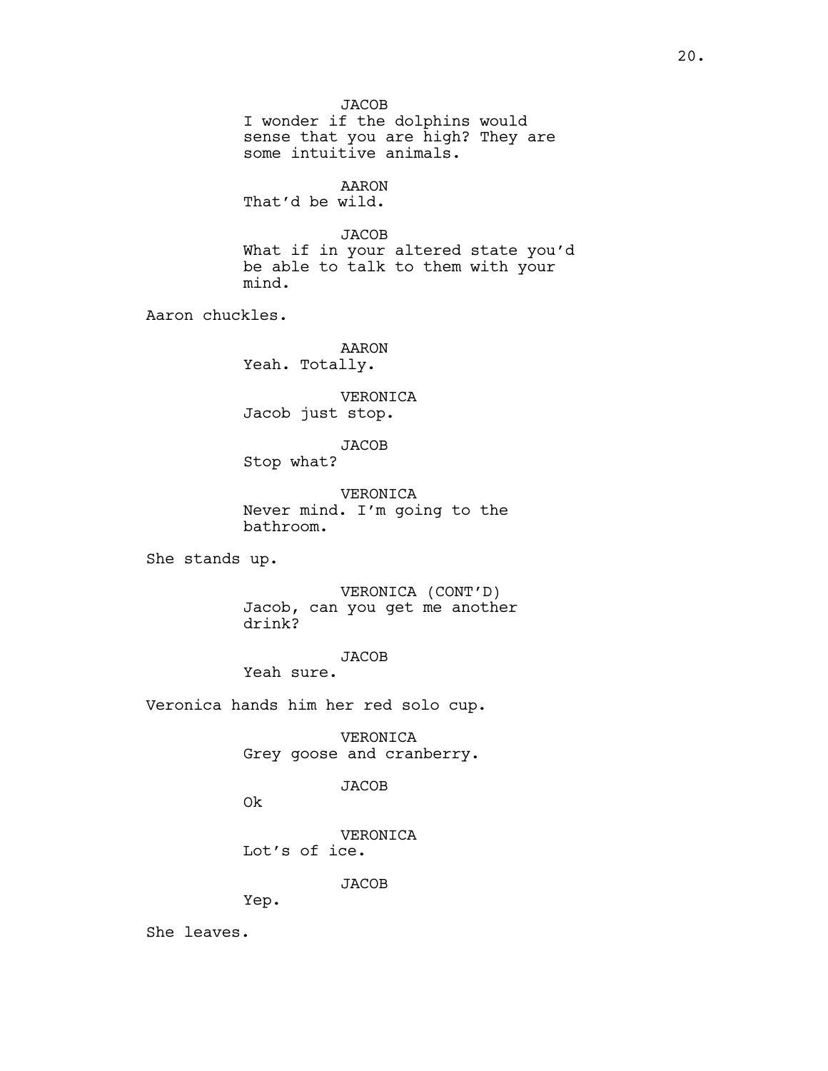JACOB
I wonder if the dolphins would sense that you are high? They are some intuitive animals.

AARON
That'd be wild.

JACOB
What if in your altered state you'd be able to talk to them with your mind.

Aaron chuckles.

AARON
Yeah. Totally.

VERONICA
Jacob just stop.

JACOB
Stop what?

VERONICA
Never mind. I'm going to the bathroom.

She stands up.

VERONICA (CONT'D)
Jacob, can you get me another drink?

JACOB
Yeah sure.

Veronica hands him her red solo cup.

VERONICA
Grey goose and cranberry.

JACOB
Ok

VERONICA
Lot's of ice.

JACOB
Yep.

She leaves.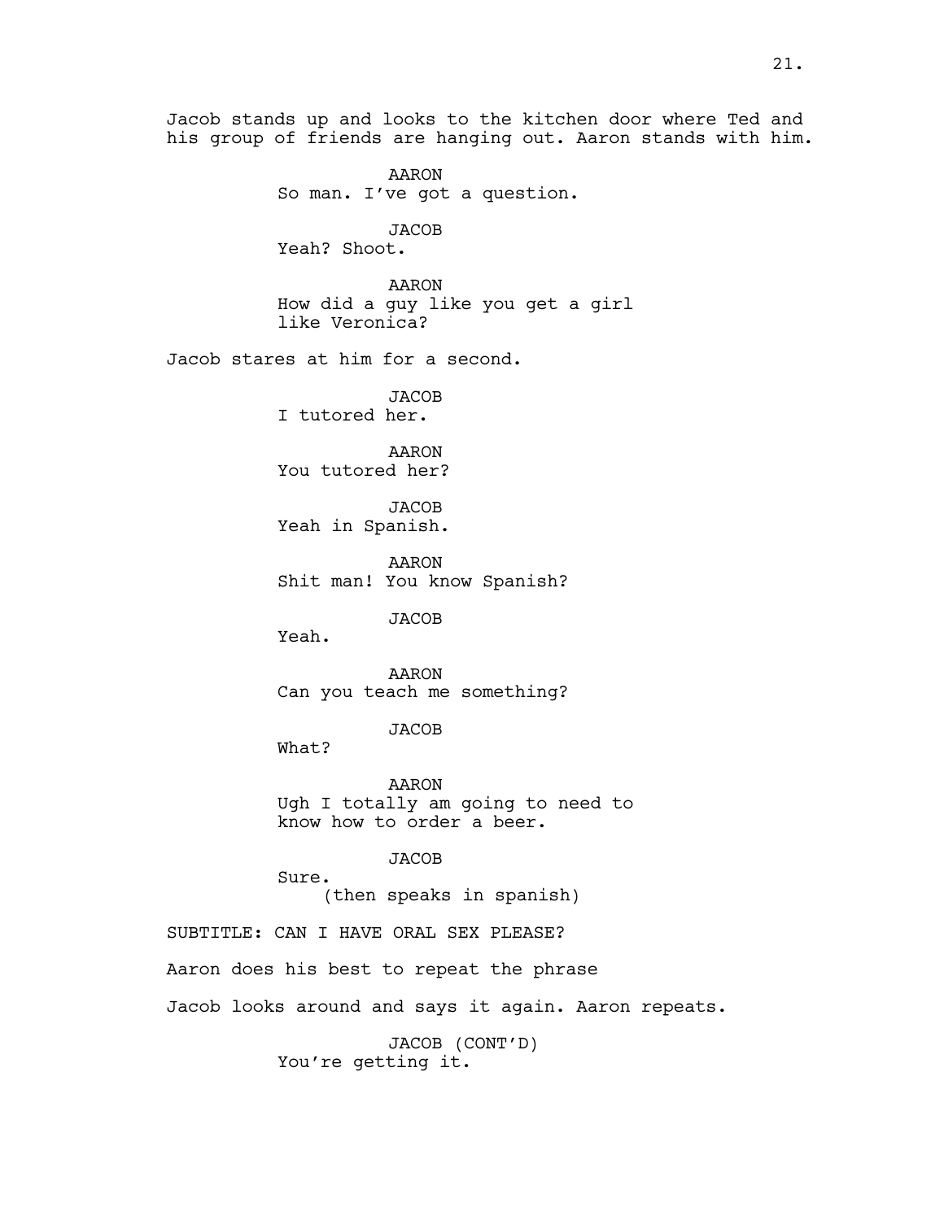Jacob stands up and looks to the kitchen door where Ted and his group of friends are hanging out. Aaron stands with him.

AARON
So man. I've got a question.

JACOB
Yeah? Shoot.

AARON
How did a guy like you get a girl like Veronica?

Jacob stares at him for a second.

JACOB
I tutored her.

AARON
You tutored her?

JACOB
Yeah in Spanish.

AARON
Shit man! You know Spanish?

JACOB
Yeah.

AARON
Can you teach me something?

JACOB
What?

AARON
Ugh I totally am going to need to know how to order a beer.

JACOB
Sure.
(then speaks in spanish)

SUBTITLE: CAN I HAVE ORAL SEX PLEASE?

Aaron does his best to repeat the phrase

Jacob looks around and says it again. Aaron repeats.

JACOB (CONT'D)
You're getting it.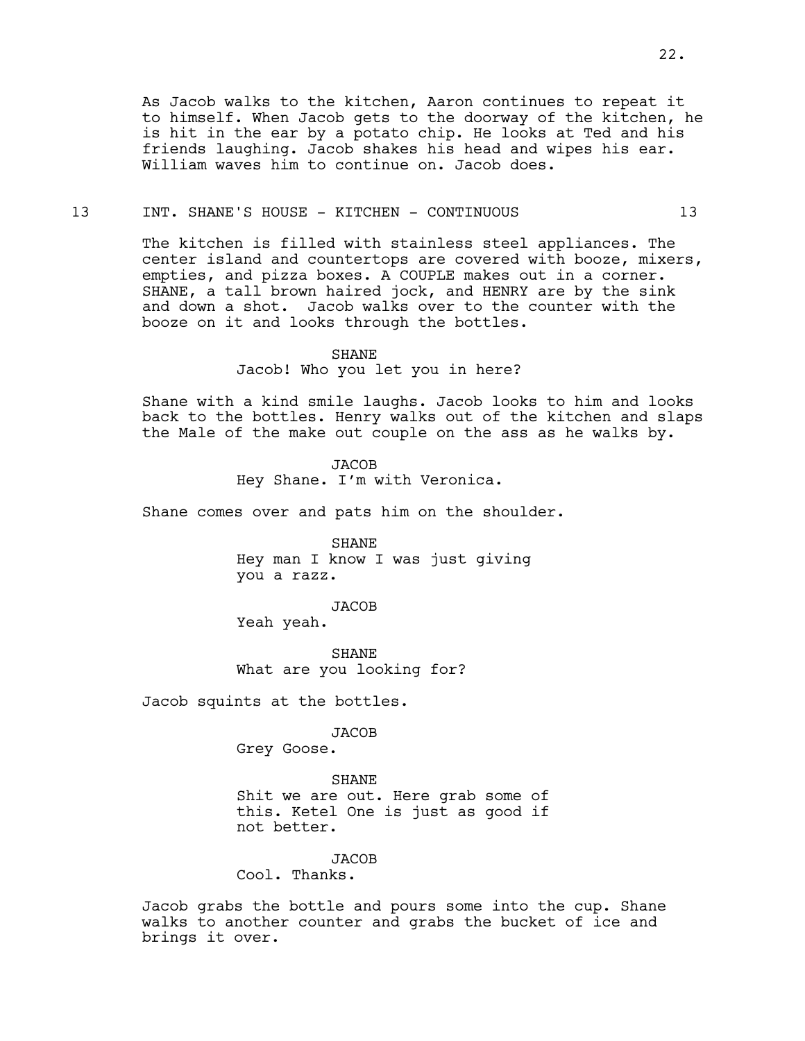As Jacob walks to the kitchen, Aaron continues to repeat it to himself. When Jacob gets to the doorway of the kitchen, he is hit in the ear by a potato chip. He looks at Ted and his friends laughing. Jacob shakes his head and wipes his ear. William waves him to continue on. Jacob does.

13 INT. SHANE'S HOUSE - KITCHEN - CONTINUOUS 13

The kitchen is filled with stainless steel appliances. The center island and countertops are covered with booze, mixers, empties, and pizza boxes. A COUPLE makes out in a corner. SHANE, a tall brown haired jock, and HENRY are by the sink and down a shot. Jacob walks over to the counter with the booze on it and looks through the bottles.

SHANE
Jacob! Who you let you in here?

Shane with a kind smile laughs. Jacob looks to him and looks back to the bottles. Henry walks out of the kitchen and slaps the Male of the make out couple on the ass as he walks by.

JACOB
Hey Shane. I'm with Veronica.

Shane comes over and pats him on the shoulder.

SHANE
Hey man I know I was just giving you a razz.

JACOB
Yeah yeah.

SHANE
What are you looking for?

Jacob squints at the bottles.

JACOB
Grey Goose.

SHANE
Shit we are out. Here grab some of this. Ketel One is just as good if not better.

JACOB
Cool. Thanks.

Jacob grabs the bottle and pours some into the cup. Shane walks to another counter and grabs the bucket of ice and brings it over.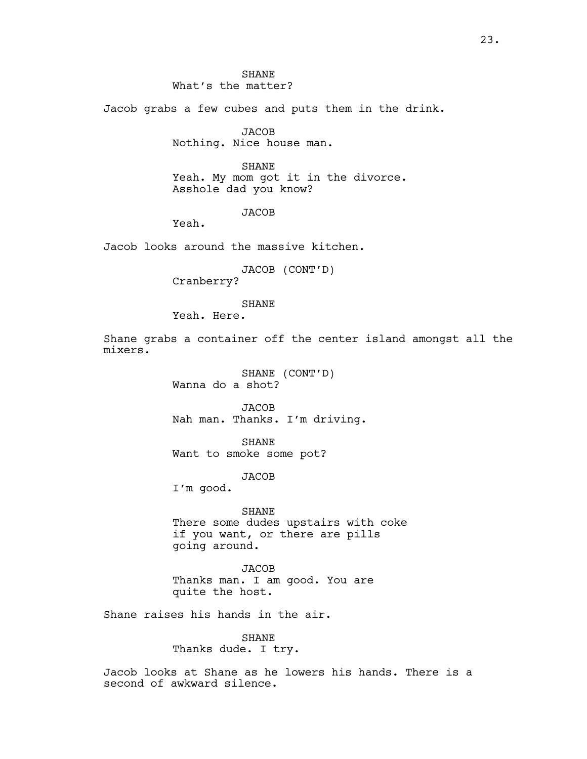SHANE
What's the matter?

Jacob grabs a few cubes and puts them in the drink.

JACOB
Nothing. Nice house man.

SHANE
Yeah. My mom got it in the divorce.
Asshole dad you know?

JACOB
Yeah.

Jacob looks around the massive kitchen.

JACOB (CONT'D)
Cranberry?

SHANE
Yeah. Here.

Shane grabs a container off the center island amongst all the mixers.

SHANE (CONT'D)
Wanna do a shot?

JACOB
Nah man. Thanks. I'm driving.

SHANE
Want to smoke some pot?

JACOB
I'm good.

SHANE
There some dudes upstairs with coke
if you want, or there are pills
going around.

JACOB
Thanks man. I am good. You are
quite the host.

Shane raises his hands in the air.

SHANE
Thanks dude. I try.

Jacob looks at Shane as he lowers his hands. There is a second of awkward silence.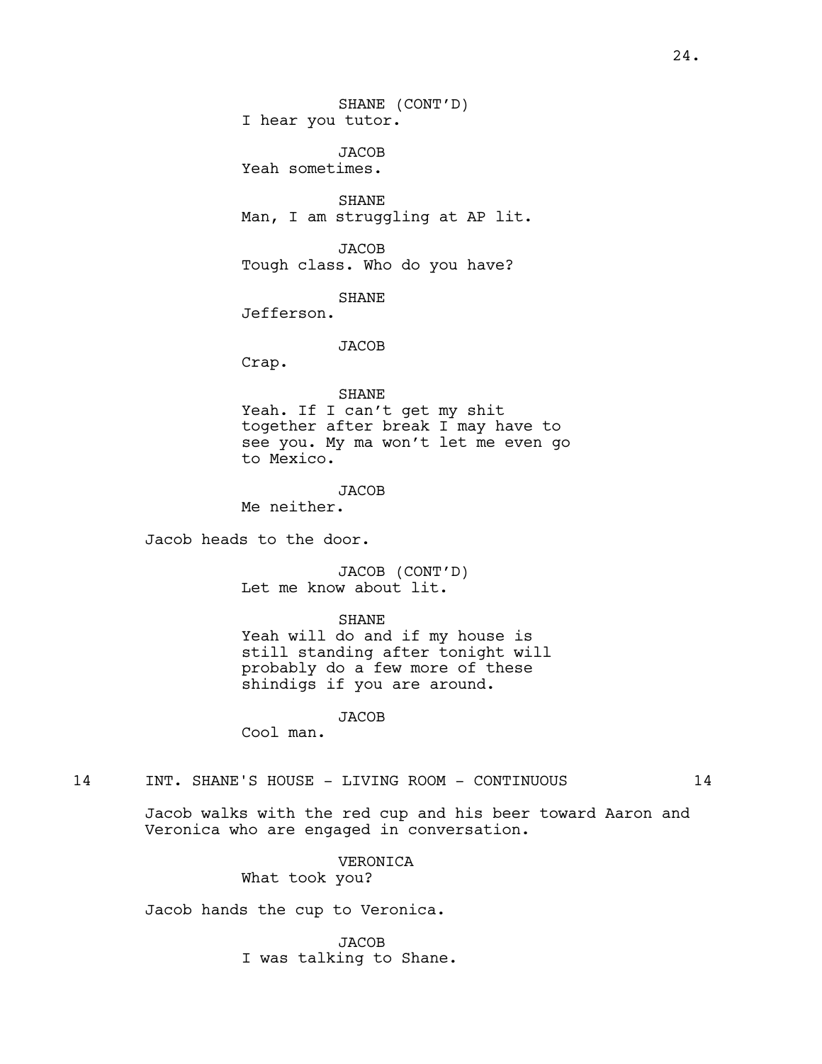SHANE (CONT'D)
I hear you tutor.

JACOB
Yeah sometimes.

SHANE
Man, I am struggling at AP lit.

JACOB
Tough class. Who do you have?

SHANE
Jefferson.

JACOB
Crap.

SHANE
Yeah. If I can't get my shit together after break I may have to see you. My ma won't let me even go to Mexico.

JACOB
Me neither.

Jacob heads to the door.

JACOB (CONT'D)
Let me know about lit.

SHANE
Yeah will do and if my house is still standing after tonight will probably do a few more of these shindigs if you are around.

JACOB
Cool man.

14 INT. SHANE'S HOUSE - LIVING ROOM - CONTINUOUS 14

Jacob walks with the red cup and his beer toward Aaron and Veronica who are engaged in conversation.

VERONICA
What took you?

Jacob hands the cup to Veronica.

JACOB
I was talking to Shane.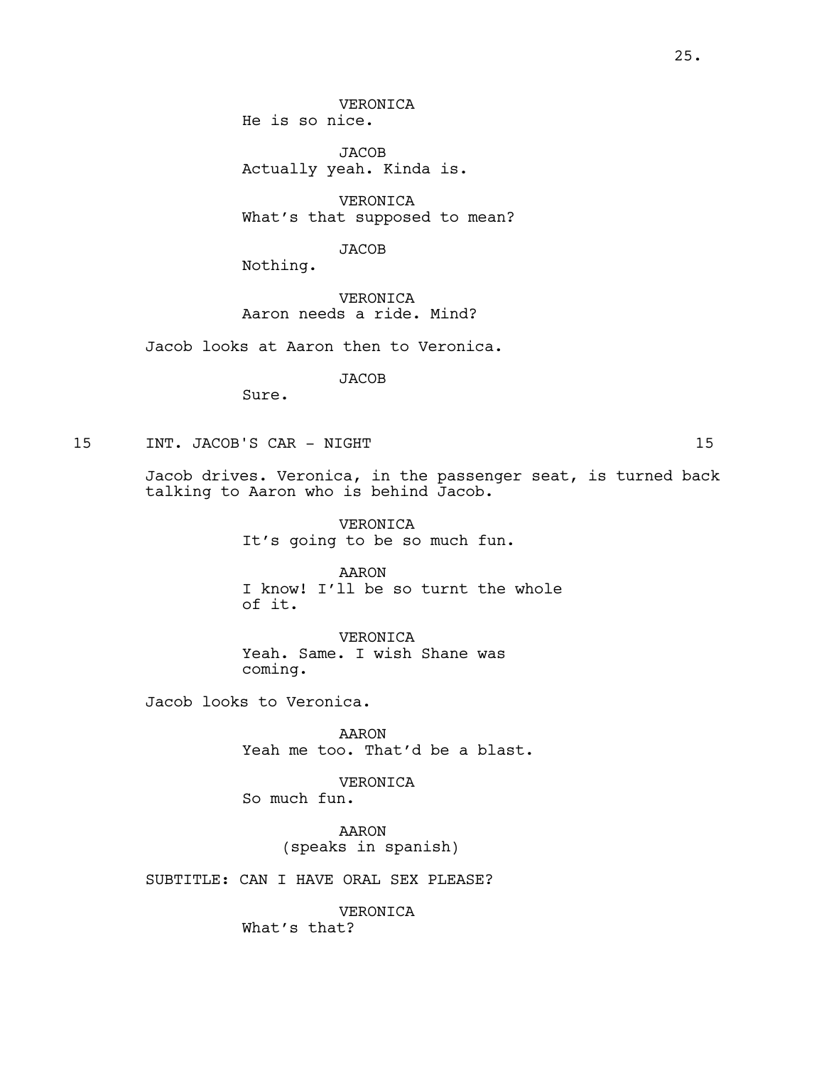VERONICA
He is so nice.

JACOB
Actually yeah. Kinda is.

VERONICA
What's that supposed to mean?

JACOB
Nothing.

VERONICA
Aaron needs a ride. Mind?

Jacob looks at Aaron then to Veronica.

JACOB
Sure.

15 INT. JACOB'S CAR - NIGHT 15

Jacob drives. Veronica, in the passenger seat, is turned back talking to Aaron who is behind Jacob.

VERONICA
It's going to be so much fun.

AARON
I know! I'll be so turnt the whole of it.

VERONICA
Yeah. Same. I wish Shane was coming.

Jacob looks to Veronica.

AARON
Yeah me too. That'd be a blast.

VERONICA
So much fun.

AARON
(speaks in spanish)

SUBTITLE: CAN I HAVE ORAL SEX PLEASE?

VERONICA
What's that?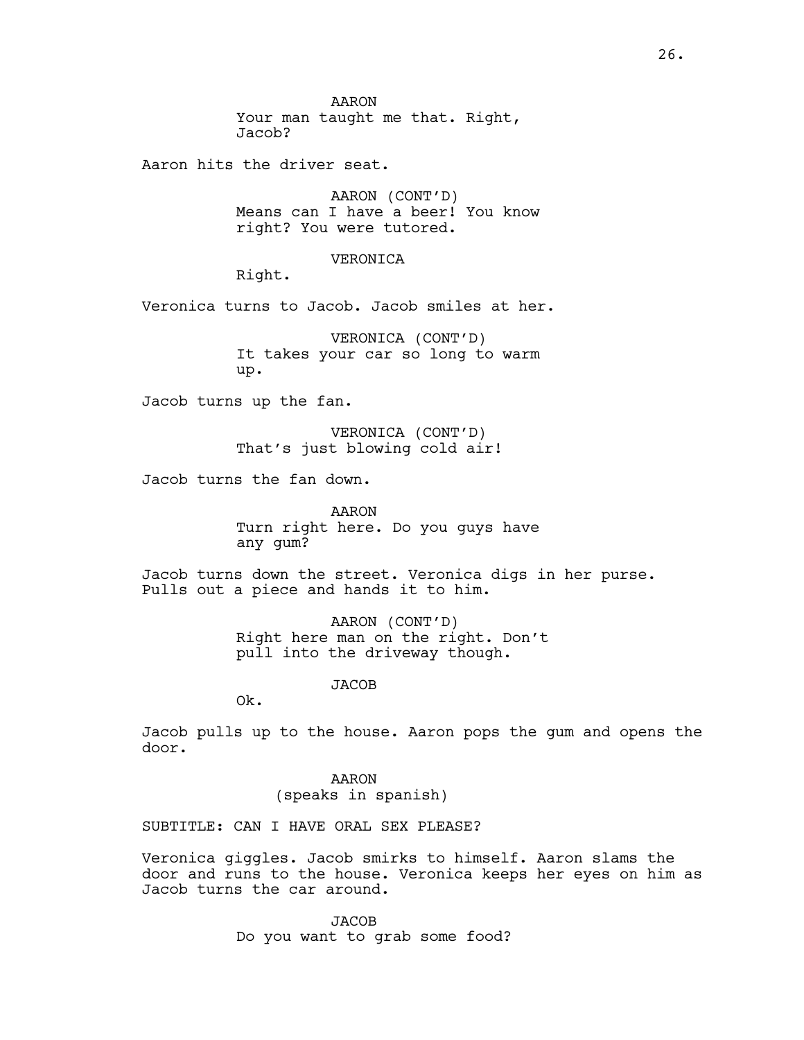AARON
Your man taught me that. Right, Jacob?

Aaron hits the driver seat.

AARON (CONT'D)
Means can I have a beer! You know right? You were tutored.

VERONICA
Right.

Veronica turns to Jacob. Jacob smiles at her.

VERONICA (CONT'D)
It takes your car so long to warm up.

Jacob turns up the fan.

VERONICA (CONT'D)
That's just blowing cold air!

Jacob turns the fan down.

AARON
Turn right here. Do you guys have any gum?

Jacob turns down the street. Veronica digs in her purse. Pulls out a piece and hands it to him.

AARON (CONT'D)
Right here man on the right. Don't pull into the driveway though.

JACOB
Ok.

Jacob pulls up to the house. Aaron pops the gum and opens the door.

AARON
(speaks in spanish)

SUBTITLE: CAN I HAVE ORAL SEX PLEASE?

Veronica giggles. Jacob smirks to himself. Aaron slams the door and runs to the house. Veronica keeps her eyes on him as Jacob turns the car around.

JACOB
Do you want to grab some food?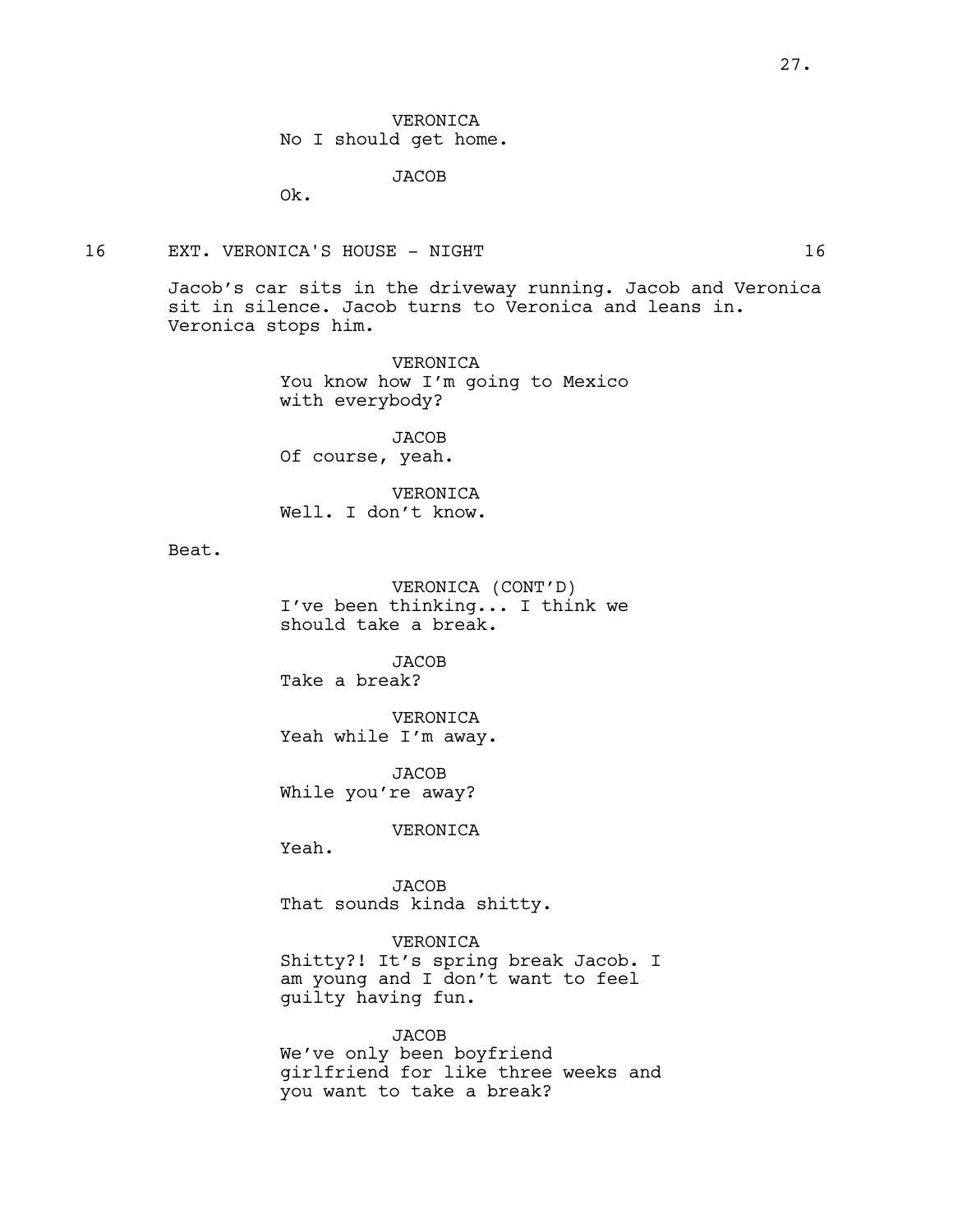VERONICA
No I should get home.

JACOB
Ok.

16 EXT. VERONICA'S HOUSE - NIGHT 16

Jacob's car sits in the driveway running. Jacob and Veronica sit in silence. Jacob turns to Veronica and leans in. Veronica stops him.

VERONICA
You know how I'm going to Mexico with everybody?

JACOB
Of course, yeah.

VERONICA
Well. I don't know.

Beat.

VERONICA (CONT'D)
I've been thinking... I think we should take a break.

JACOB
Take a break?

VERONICA
Yeah while I'm away.

JACOB
While you're away?

VERONICA
Yeah.

JACOB
That sounds kinda shitty.

VERONICA
Shitty?! It's spring break Jacob. I am young and I don't want to feel guilty having fun.

JACOB
We've only been boyfriend girlfriend for like three weeks and you want to take a break?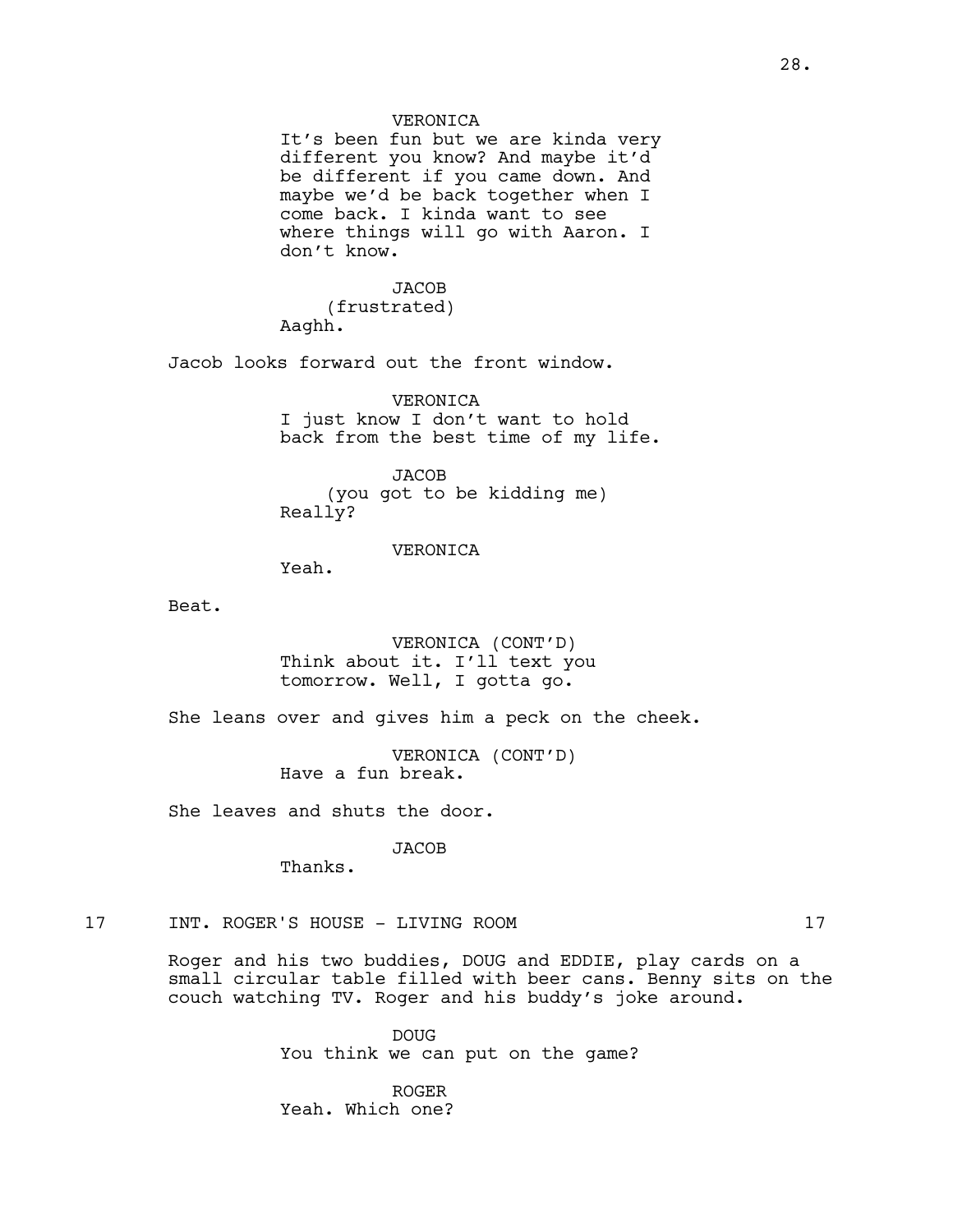VERONICA
It's been fun but we are kinda very different you know? And maybe it'd be different if you came down. And maybe we'd be back together when I come back. I kinda want to see where things will go with Aaron. I don't know.

JACOB
(frustrated)
Aaghh.

Jacob looks forward out the front window.

VERONICA
I just know I don't want to hold back from the best time of my life.

JACOB
(you got to be kidding me)
Really?

VERONICA
Yeah.

Beat.

VERONICA (CONT'D)
Think about it. I'll text you tomorrow. Well, I gotta go.

She leans over and gives him a peck on the cheek.

VERONICA (CONT'D)
Have a fun break.

She leaves and shuts the door.

JACOB
Thanks.

17 INT. ROGER'S HOUSE - LIVING ROOM 17

Roger and his two buddies, DOUG and EDDIE, play cards on a small circular table filled with beer cans. Benny sits on the couch watching TV. Roger and his buddy's joke around.

DOUG
You think we can put on the game?

ROGER
Yeah. Which one?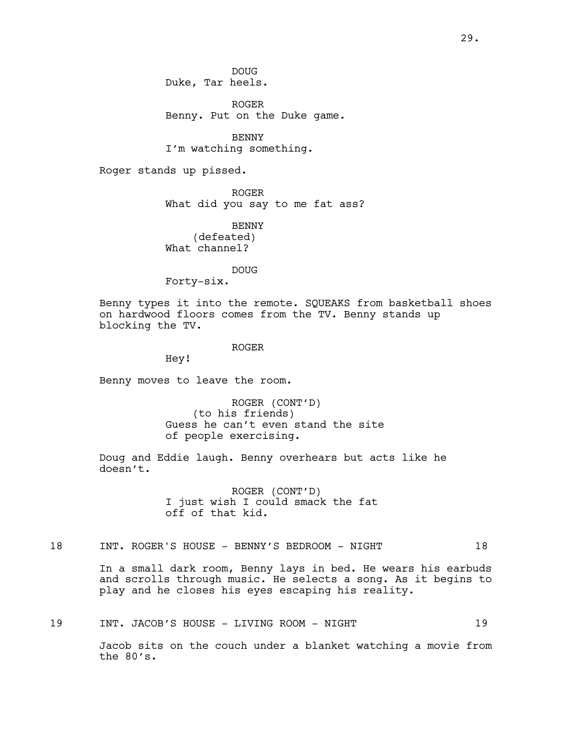DOUG
Duke, Tar heels.

ROGER
Benny. Put on the Duke game.

BENNY
I'm watching something.

Roger stands up pissed.

ROGER
What did you say to me fat ass?

BENNY
(defeated)
What channel?

DOUG
Forty-six.

Benny types it into the remote. SQUEAKS from basketball shoes on hardwood floors comes from the TV. Benny stands up blocking the TV.

ROGER
Hey!

Benny moves to leave the room.

ROGER (CONT'D)
(to his friends)
Guess he can't even stand the site of people exercising.

Doug and Eddie laugh. Benny overhears but acts like he doesn't.

ROGER (CONT'D)
I just wish I could smack the fat off of that kid.

18 INT. ROGER'S HOUSE - BENNY'S BEDROOM - NIGHT 18

In a small dark room, Benny lays in bed. He wears his earbuds and scrolls through music. He selects a song. As it begins to play and he closes his eyes escaping his reality.

19 INT. JACOB'S HOUSE - LIVING ROOM - NIGHT 19

Jacob sits on the couch under a blanket watching a movie from the 80's.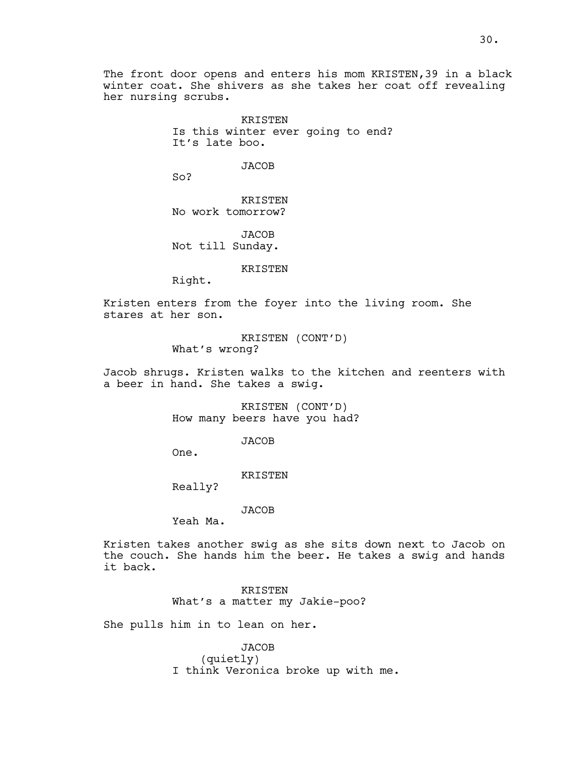The front door opens and enters his mom KRISTEN,39 in a black winter coat. She shivers as she takes her coat off revealing her nursing scrubs.

KRISTEN
Is this winter ever going to end?
It's late boo.

JACOB
So?

KRISTEN
No work tomorrow?

JACOB
Not till Sunday.

KRISTEN
Right.

Kristen enters from the foyer into the living room. She stares at her son.

KRISTEN (CONT'D)
What's wrong?

Jacob shrugs. Kristen walks to the kitchen and reenters with a beer in hand. She takes a swig.

KRISTEN (CONT'D)
How many beers have you had?

JACOB
One.

KRISTEN
Really?

JACOB
Yeah Ma.

Kristen takes another swig as she sits down next to Jacob on the couch. She hands him the beer. He takes a swig and hands it back.

KRISTEN
What's a matter my Jakie-poo?

She pulls him in to lean on her.

JACOB
(quietly)
I think Veronica broke up with me.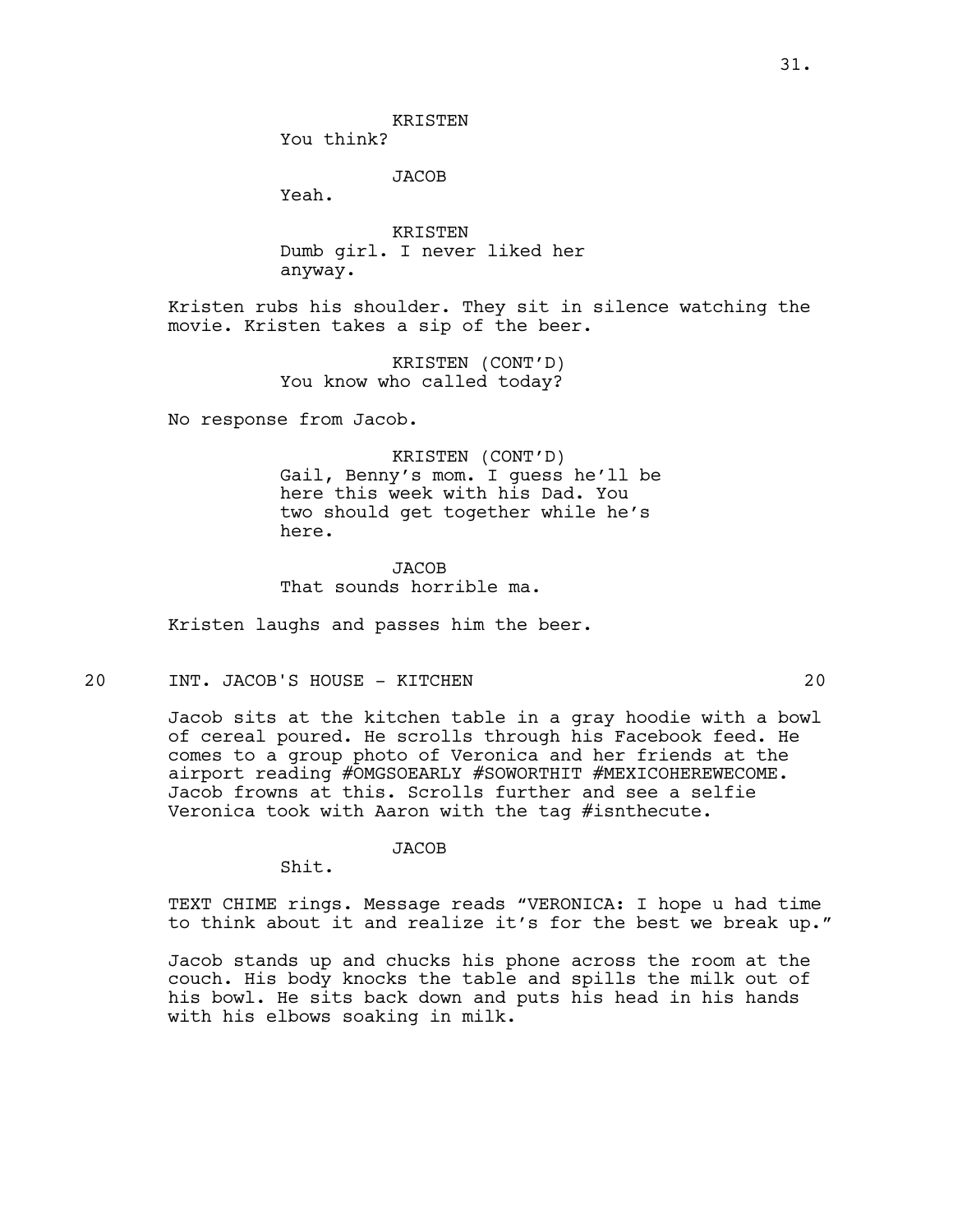KRISTEN
You think?

JACOB
Yeah.

KRISTEN
Dumb girl. I never liked her anyway.

Kristen rubs his shoulder. They sit in silence watching the movie. Kristen takes a sip of the beer.

KRISTEN (CONT'D)
You know who called today?

No response from Jacob.

KRISTEN (CONT'D)
Gail, Benny's mom. I guess he'll be here this week with his Dad. You two should get together while he's here.

JACOB
That sounds horrible ma.

Kristen laughs and passes him the beer.

20 INT. JACOB'S HOUSE - KITCHEN 20

Jacob sits at the kitchen table in a gray hoodie with a bowl of cereal poured. He scrolls through his Facebook feed. He comes to a group photo of Veronica and her friends at the airport reading #OMGSOEARLY #SOWORTHIT #MEXICOHEREWECOME. Jacob frowns at this. Scrolls further and see a selfie Veronica took with Aaron with the tag #isnthecute.

JACOB
Shit.

TEXT CHIME rings. Message reads "VERONICA: I hope u had time to think about it and realize it's for the best we break up."

Jacob stands up and chucks his phone across the room at the couch. His body knocks the table and spills the milk out of his bowl. He sits back down and puts his head in his hands with his elbows soaking in milk.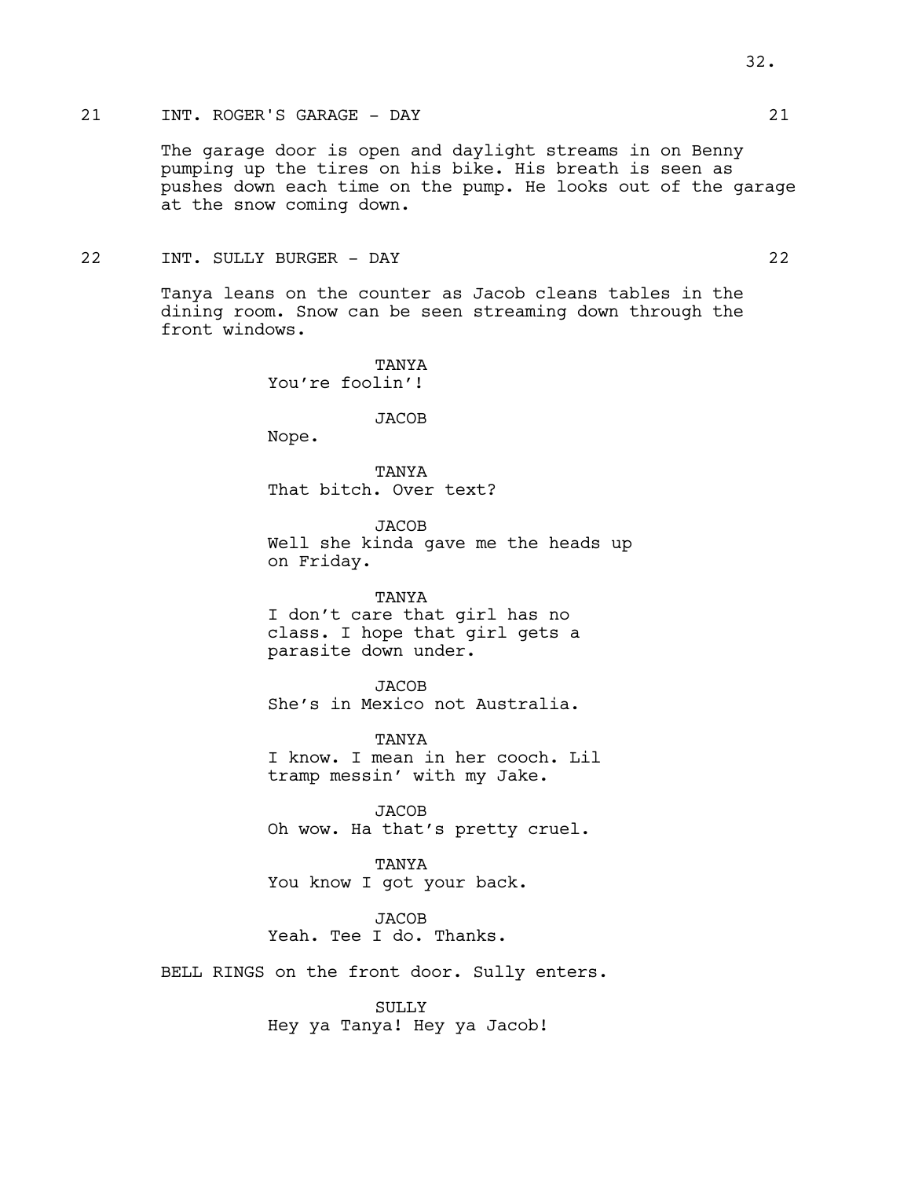21 INT. ROGER'S GARAGE - DAY 21

The garage door is open and daylight streams in on Benny pumping up the tires on his bike. His breath is seen as pushes down each time on the pump. He looks out of the garage at the snow coming down.

22 INT. SULLY BURGER - DAY 22

Tanya leans on the counter as Jacob cleans tables in the dining room. Snow can be seen streaming down through the front windows.

TANYA
You're foolin'!

JACOB
Nope.

TANYA
That bitch. Over text?

JACOB
Well she kinda gave me the heads up on Friday.

TANYA
I don't care that girl has no class. I hope that girl gets a parasite down under.

JACOB
She's in Mexico not Australia.

TANYA
I know. I mean in her cooch. Lil tramp messin' with my Jake.

JACOB
Oh wow. Ha that's pretty cruel.

TANYA
You know I got your back.

JACOB
Yeah. Tee I do. Thanks.

BELL RINGS on the front door. Sully enters.

SULLY
Hey ya Tanya! Hey ya Jacob!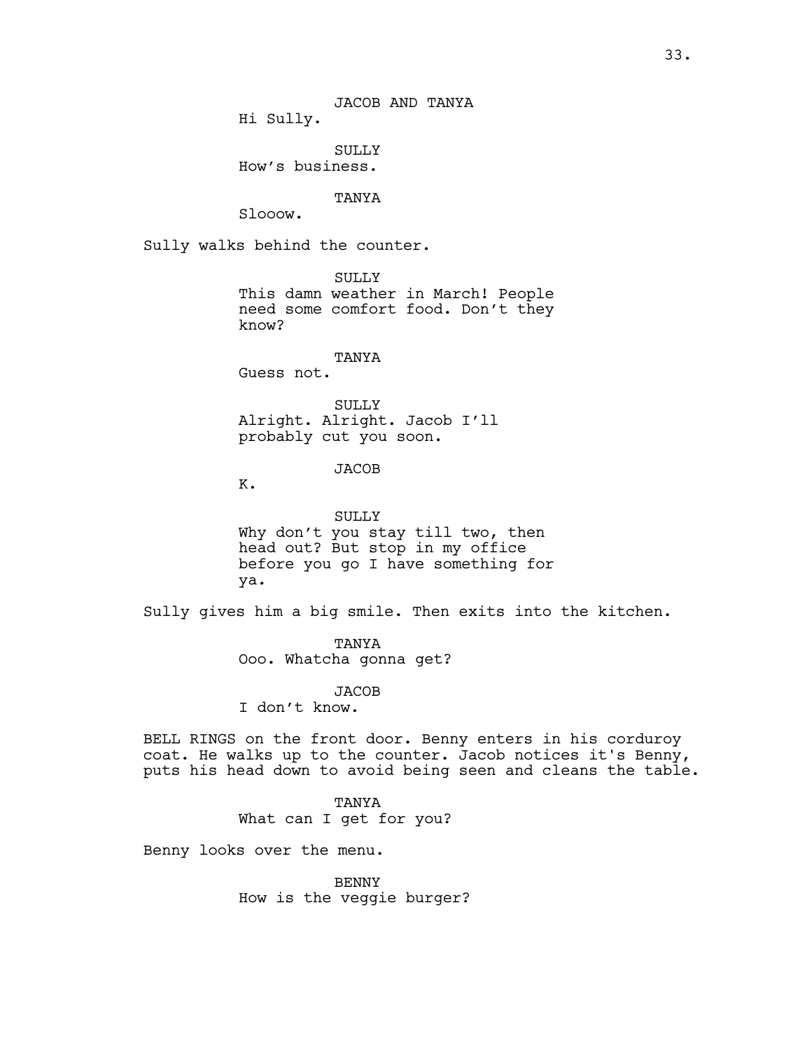JACOB AND TANYA
Hi Sully.

SULLY
How's business.

TANYA
Slooow.

Sully walks behind the counter.

SULLY
This damn weather in March! People need some comfort food. Don't they know?

TANYA
Guess not.

SULLY
Alright. Alright. Jacob I'll probably cut you soon.

JACOB
K.

SULLY
Why don't you stay till two, then head out? But stop in my office before you go I have something for ya.

Sully gives him a big smile. Then exits into the kitchen.

TANYA
Ooo. Whatcha gonna get?

JACOB
I don't know.

BELL RINGS on the front door. Benny enters in his corduroy coat. He walks up to the counter. Jacob notices it's Benny, puts his head down to avoid being seen and cleans the table.

TANYA
What can I get for you?

Benny looks over the menu.

BENNY
How is the veggie burger?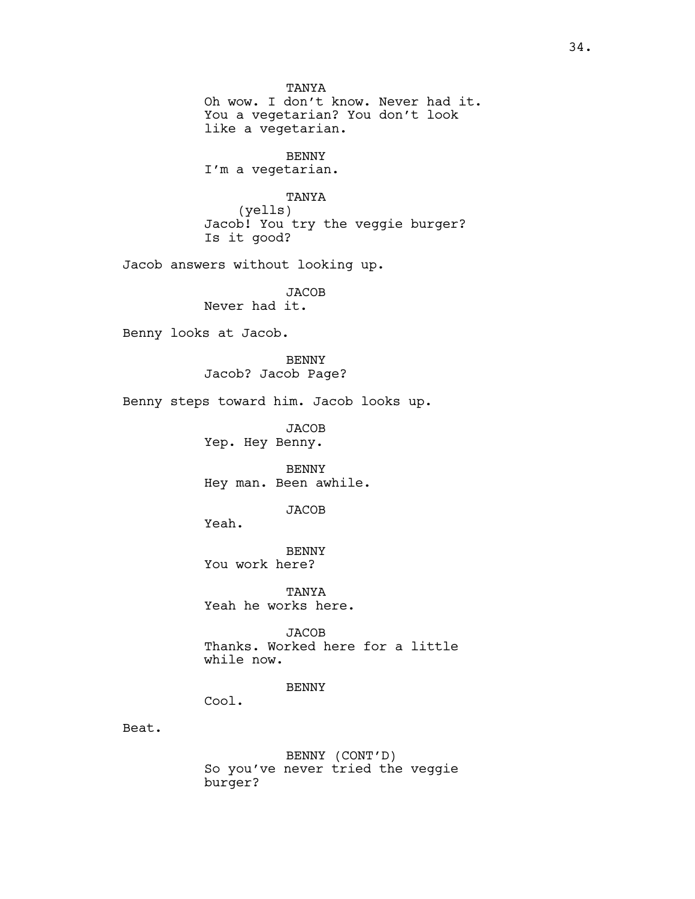TANYA
Oh wow. I don't know. Never had it. You a vegetarian? You don't look like a vegetarian.

BENNY
I'm a vegetarian.

TANYA
(yells)
Jacob! You try the veggie burger? Is it good?

Jacob answers without looking up.

JACOB
Never had it.

Benny looks at Jacob.

BENNY
Jacob? Jacob Page?

Benny steps toward him. Jacob looks up.

JACOB
Yep. Hey Benny.

BENNY
Hey man. Been awhile.

JACOB
Yeah.

BENNY
You work here?

TANYA
Yeah he works here.

JACOB
Thanks. Worked here for a little while now.

BENNY
Cool.

Beat.

BENNY (CONT'D)
So you've never tried the veggie burger?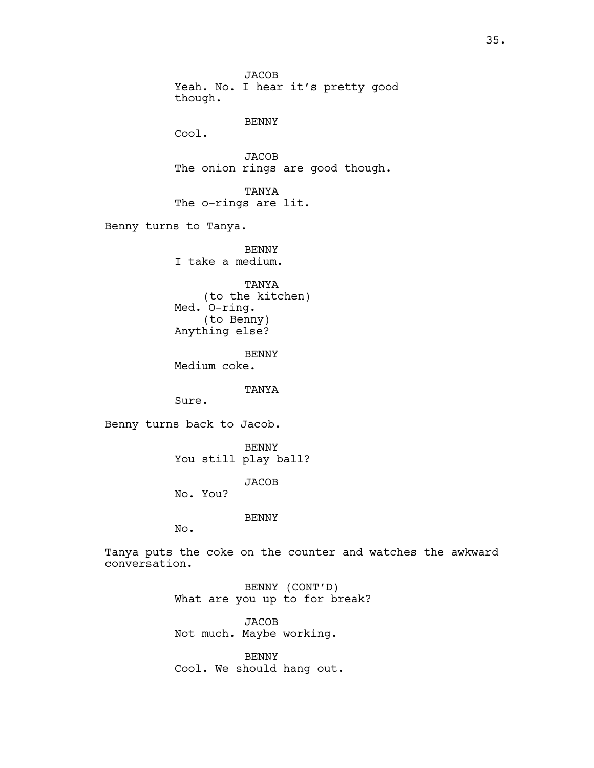JACOB
Yeah. No. I hear it's pretty good though.

BENNY
Cool.

JACOB
The onion rings are good though.

TANYA
The o-rings are lit.

Benny turns to Tanya.

BENNY
I take a medium.

TANYA
(to the kitchen)
Med. O-ring.
(to Benny)
Anything else?

BENNY
Medium coke.

TANYA
Sure.

Benny turns back to Jacob.

BENNY
You still play ball?

JACOB
No. You?

BENNY
No.

Tanya puts the coke on the counter and watches the awkward conversation.

BENNY (CONT'D)
What are you up to for break?

JACOB
Not much. Maybe working.

BENNY
Cool. We should hang out.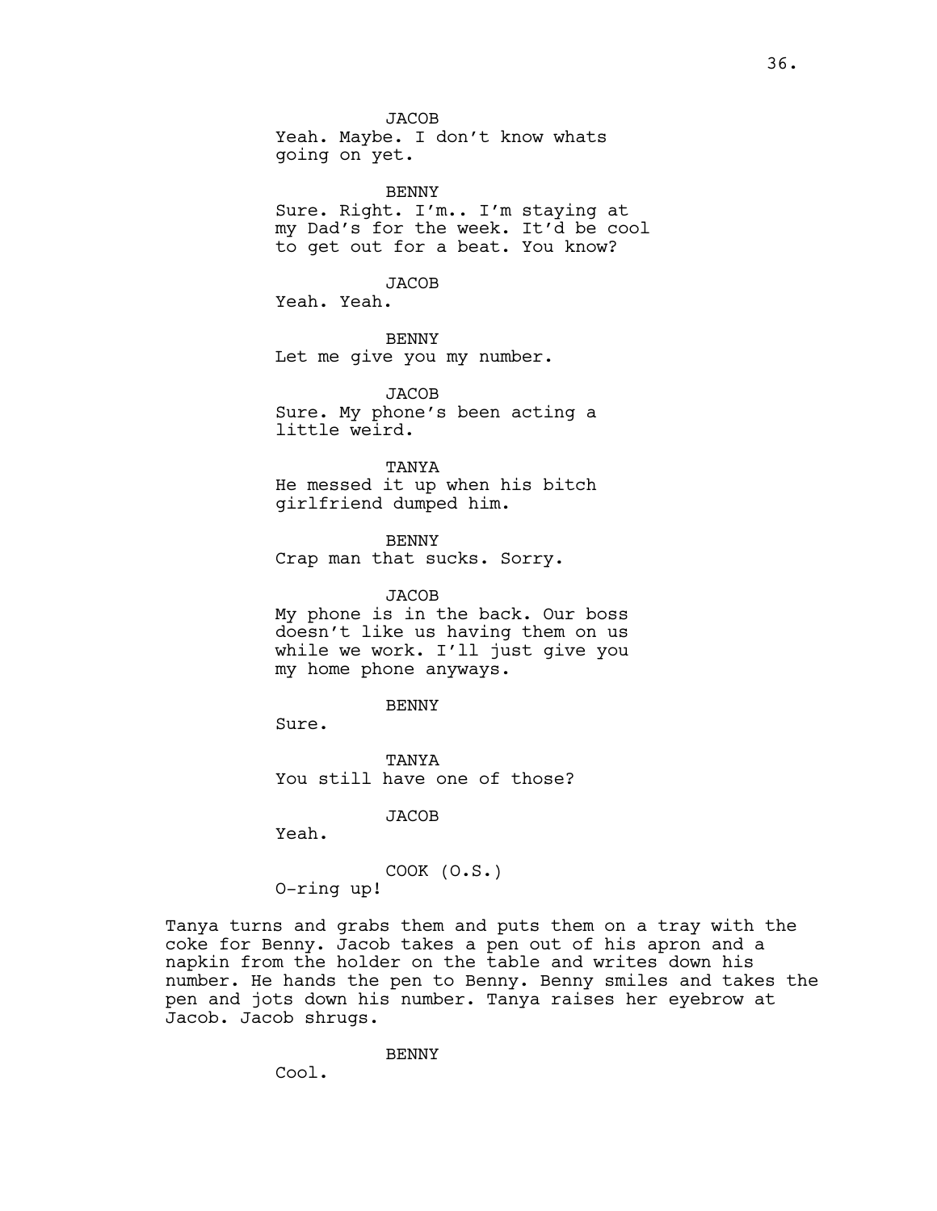JACOB
Yeah. Maybe. I don't know whats going on yet.

BENNY
Sure. Right. I'm.. I'm staying at my Dad's for the week. It'd be cool to get out for a beat. You know?

JACOB
Yeah. Yeah.

BENNY
Let me give you my number.

JACOB
Sure. My phone's been acting a little weird.

TANYA
He messed it up when his bitch girlfriend dumped him.

BENNY
Crap man that sucks. Sorry.

JACOB
My phone is in the back. Our boss doesn't like us having them on us while we work. I'll just give you my home phone anyways.

BENNY
Sure.

TANYA
You still have one of those?

JACOB
Yeah.

COOK (O.S.)
O-ring up!

Tanya turns and grabs them and puts them on a tray with the coke for Benny. Jacob takes a pen out of his apron and a napkin from the holder on the table and writes down his number. He hands the pen to Benny. Benny smiles and takes the pen and jots down his number. Tanya raises her eyebrow at Jacob. Jacob shrugs.

BENNY
Cool.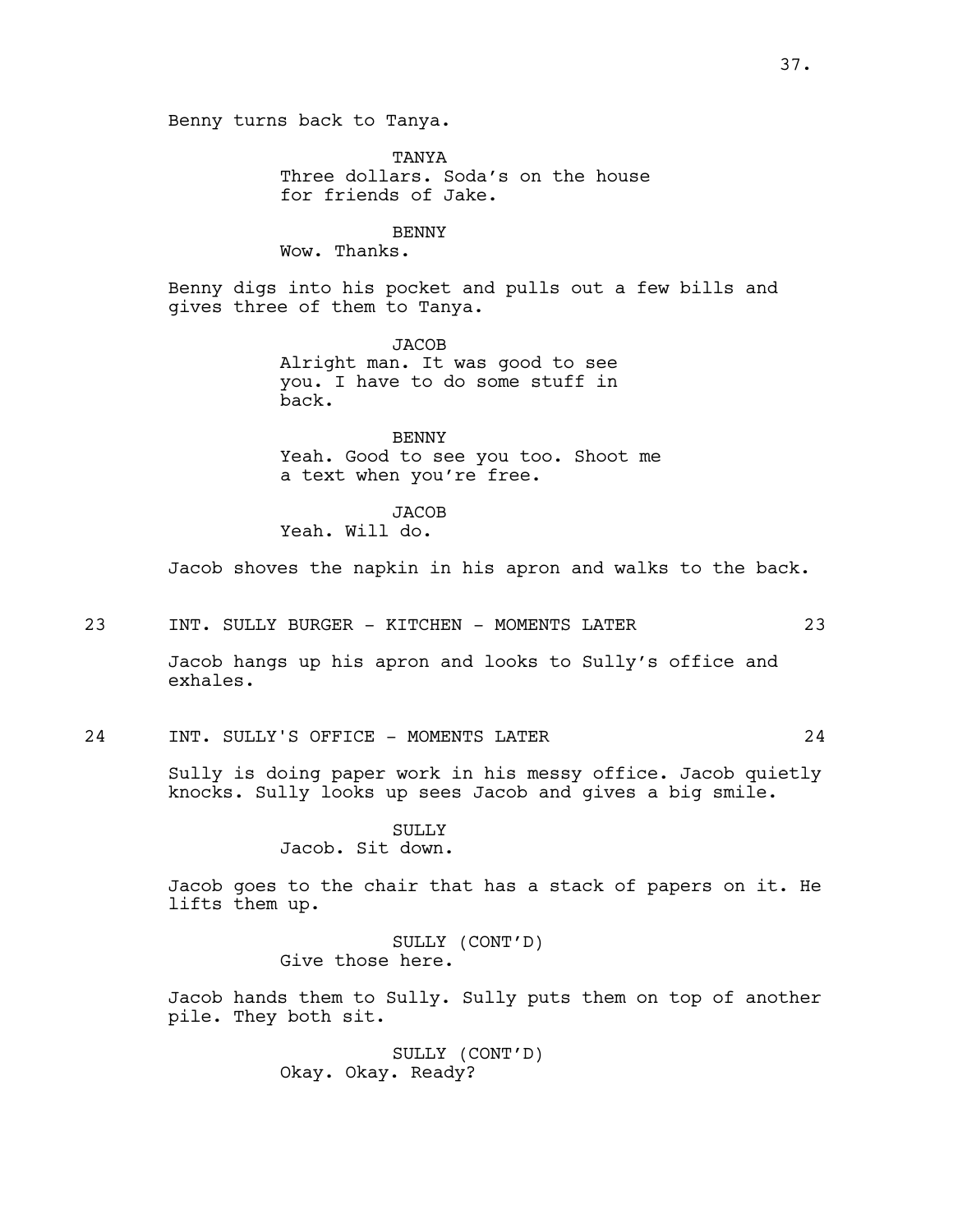Benny turns back to Tanya.

TANYA
Three dollars. Soda's on the house for friends of Jake.

BENNY
Wow. Thanks.

Benny digs into his pocket and pulls out a few bills and gives three of them to Tanya.

JACOB
Alright man. It was good to see you. I have to do some stuff in back.

BENNY
Yeah. Good to see you too. Shoot me a text when you're free.

JACOB
Yeah. Will do.

Jacob shoves the napkin in his apron and walks to the back.

23 INT. SULLY BURGER - KITCHEN - MOMENTS LATER 23

Jacob hangs up his apron and looks to Sully's office and exhales.

24 INT. SULLY'S OFFICE - MOMENTS LATER 24

Sully is doing paper work in his messy office. Jacob quietly knocks. Sully looks up sees Jacob and gives a big smile.

SULLY
Jacob. Sit down.

Jacob goes to the chair that has a stack of papers on it. He lifts them up.

SULLY (CONT'D)
Give those here.

Jacob hands them to Sully. Sully puts them on top of another pile. They both sit.

SULLY (CONT'D)
Okay. Okay. Ready?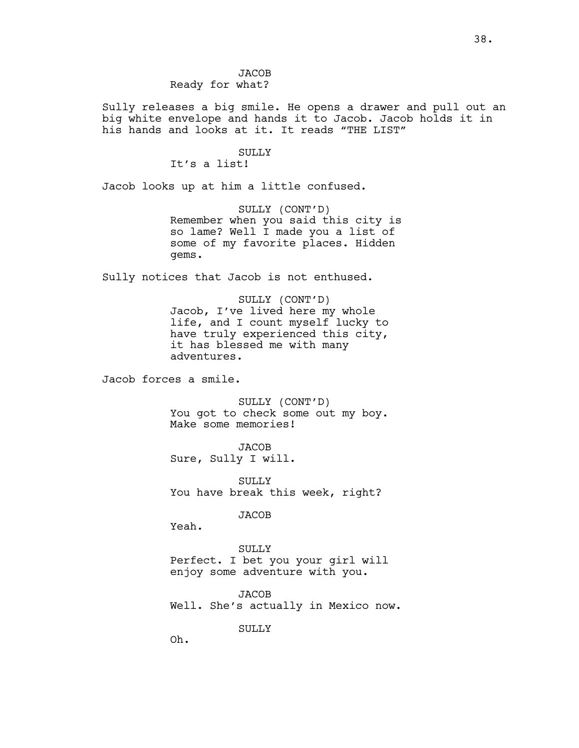JACOB
Ready for what?

Sully releases a big smile. He opens a drawer and pull out an big white envelope and hands it to Jacob. Jacob holds it in his hands and looks at it. It reads “THE LIST”

SULLY
It’s a list!

Jacob looks up at him a little confused.

SULLY (CONT’D)
Remember when you said this city is so lame? Well I made you a list of some of my favorite places. Hidden gems.

Sully notices that Jacob is not enthused.

SULLY (CONT’D)
Jacob, I’ve lived here my whole life, and I count myself lucky to have truly experienced this city, it has blessed me with many adventures.

Jacob forces a smile.

SULLY (CONT’D)
You got to check some out my boy. Make some memories!

JACOB
Sure, Sully I will.

SULLY
You have break this week, right?

JACOB
Yeah.

SULLY
Perfect. I bet you your girl will enjoy some adventure with you.

JACOB
Well. She’s actually in Mexico now.

SULLY
Oh.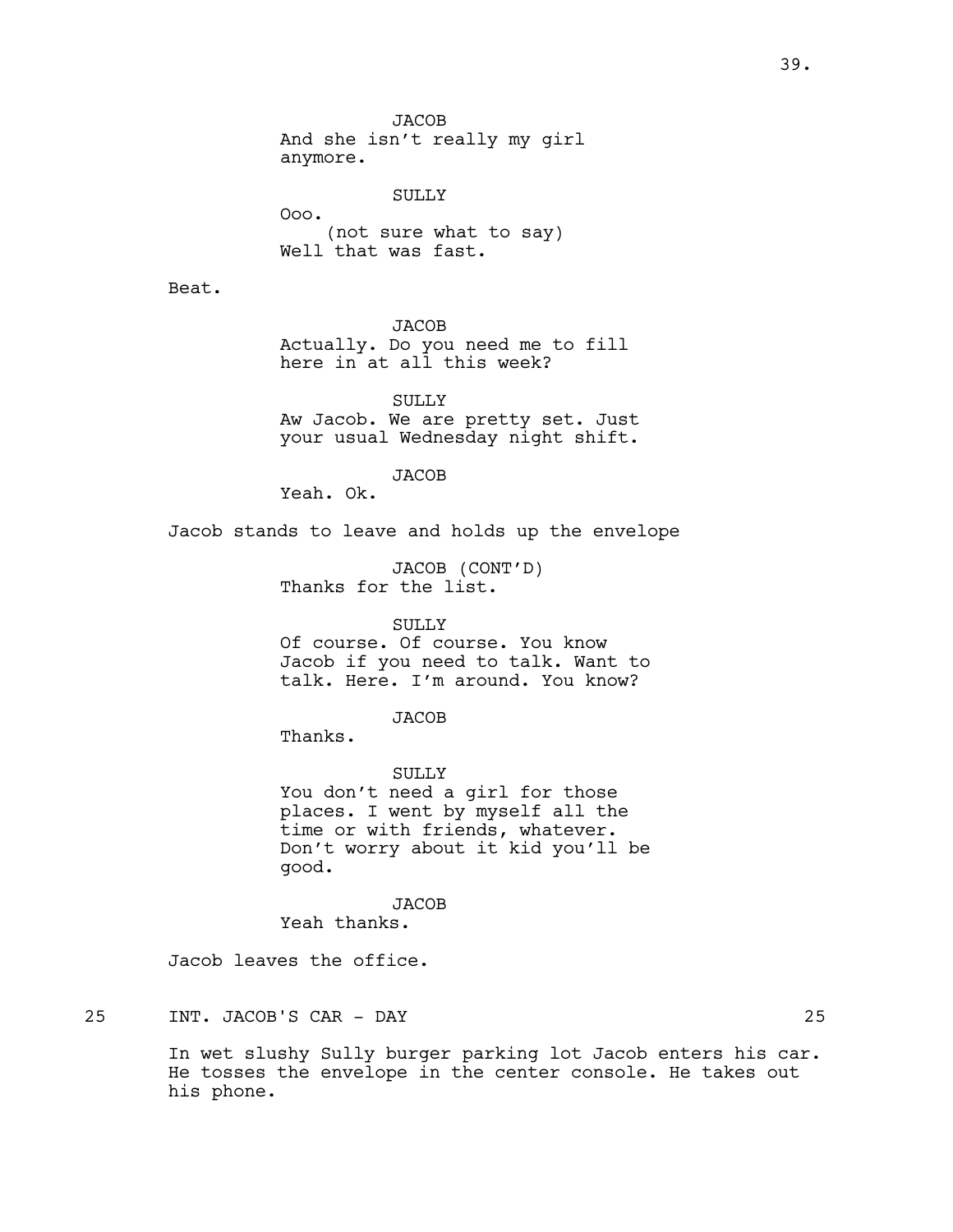JACOB
And she isn't really my girl anymore.

SULLY
Ooo.
(not sure what to say)
Well that was fast.

Beat.

JACOB
Actually. Do you need me to fill here in at all this week?

SULLY
Aw Jacob. We are pretty set. Just your usual Wednesday night shift.

JACOB
Yeah. Ok.

Jacob stands to leave and holds up the envelope

JACOB (CONT'D)
Thanks for the list.

SULLY
Of course. Of course. You know Jacob if you need to talk. Want to talk. Here. I'm around. You know?

JACOB
Thanks.

SULLY
You don't need a girl for those places. I went by myself all the time or with friends, whatever. Don't worry about it kid you'll be good.

JACOB
Yeah thanks.

Jacob leaves the office.

25 INT. JACOB'S CAR - DAY 25

In wet slushy Sully burger parking lot Jacob enters his car. He tosses the envelope in the center console. He takes out his phone.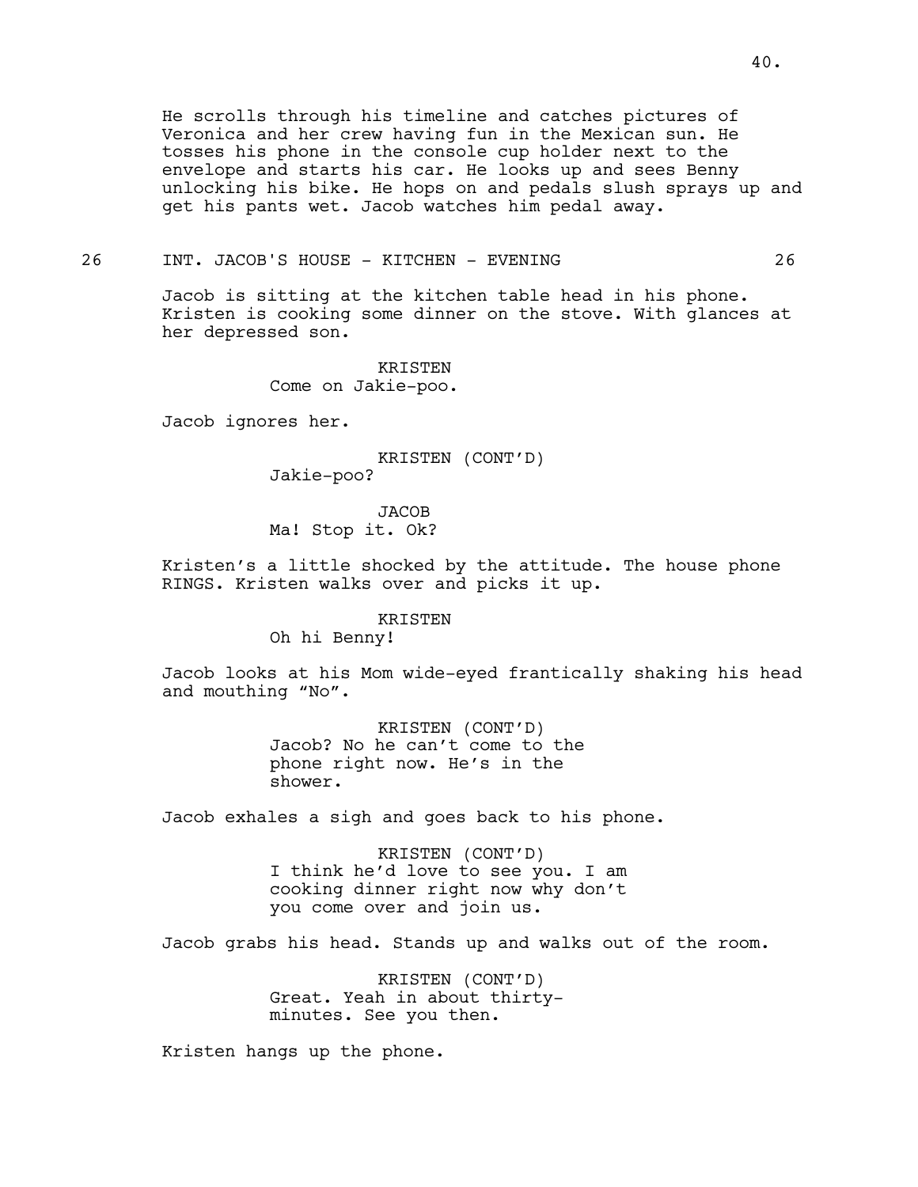He scrolls through his timeline and catches pictures of Veronica and her crew having fun in the Mexican sun. He tosses his phone in the console cup holder next to the envelope and starts his car. He looks up and sees Benny unlocking his bike. He hops on and pedals slush sprays up and get his pants wet. Jacob watches him pedal away.

26 INT. JACOB'S HOUSE - KITCHEN - EVENING 26

Jacob is sitting at the kitchen table head in his phone. Kristen is cooking some dinner on the stove. With glances at her depressed son.

KRISTEN
Come on Jakie-poo.

Jacob ignores her.

KRISTEN (CONT'D)
Jakie-poo?

JACOB
Ma! Stop it. Ok?

Kristen's a little shocked by the attitude. The house phone RINGS. Kristen walks over and picks it up.

KRISTEN
Oh hi Benny!

Jacob looks at his Mom wide-eyed frantically shaking his head and mouthing "No".

KRISTEN (CONT'D)
Jacob? No he can't come to the phone right now. He's in the shower.

Jacob exhales a sigh and goes back to his phone.

KRISTEN (CONT'D)
I think he'd love to see you. I am cooking dinner right now why don't you come over and join us.

Jacob grabs his head. Stands up and walks out of the room.

KRISTEN (CONT'D)
Great. Yeah in about thirty-minutes. See you then.

Kristen hangs up the phone.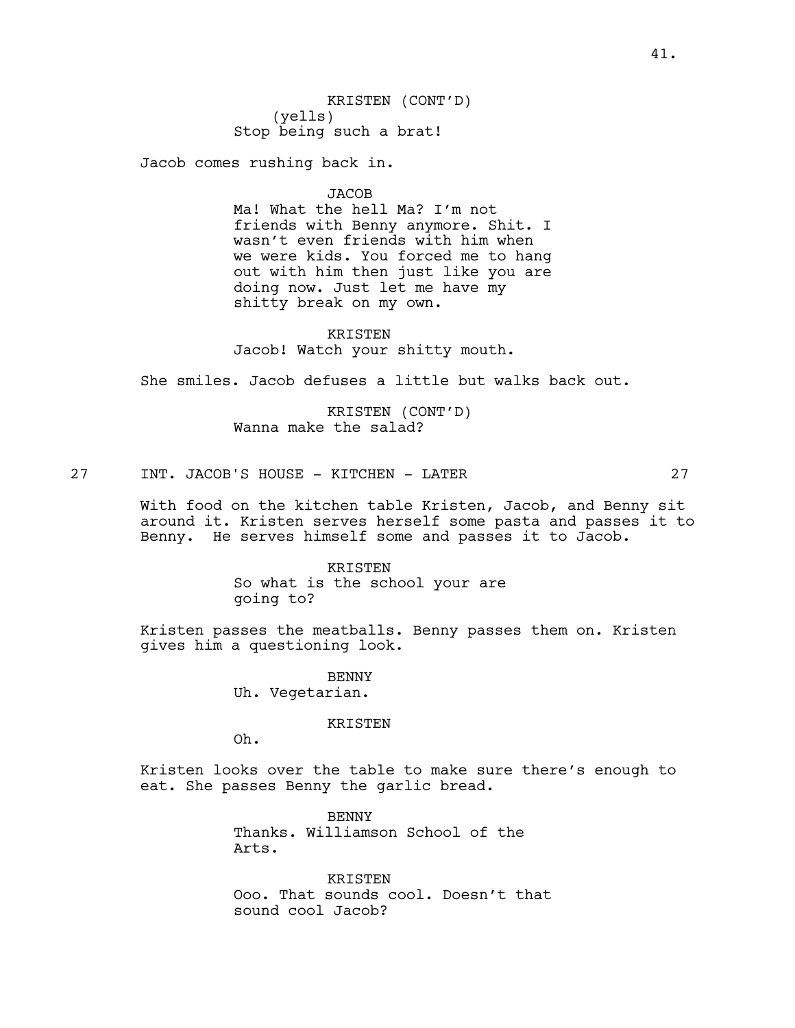KRISTEN (CONT'D)
(yells)
Stop being such a brat!

Jacob comes rushing back in.

JACOB
Ma! What the hell Ma? I'm not friends with Benny anymore. Shit. I wasn't even friends with him when we were kids. You forced me to hang out with him then just like you are doing now. Just let me have my shitty break on my own.

KRISTEN
Jacob! Watch your shitty mouth.

She smiles. Jacob defuses a little but walks back out.

KRISTEN (CONT'D)
Wanna make the salad?

27 INT. JACOB'S HOUSE - KITCHEN - LATER 27

With food on the kitchen table Kristen, Jacob, and Benny sit around it. Kristen serves herself some pasta and passes it to Benny. He serves himself some and passes it to Jacob.

KRISTEN
So what is the school your are going to?

Kristen passes the meatballs. Benny passes them on. Kristen gives him a questioning look.

BENNY
Uh. Vegetarian.

KRISTEN
Oh.

Kristen looks over the table to make sure there's enough to eat. She passes Benny the garlic bread.

BENNY
Thanks. Williamson School of the Arts.

KRISTEN
Ooo. That sounds cool. Doesn't that sound cool Jacob?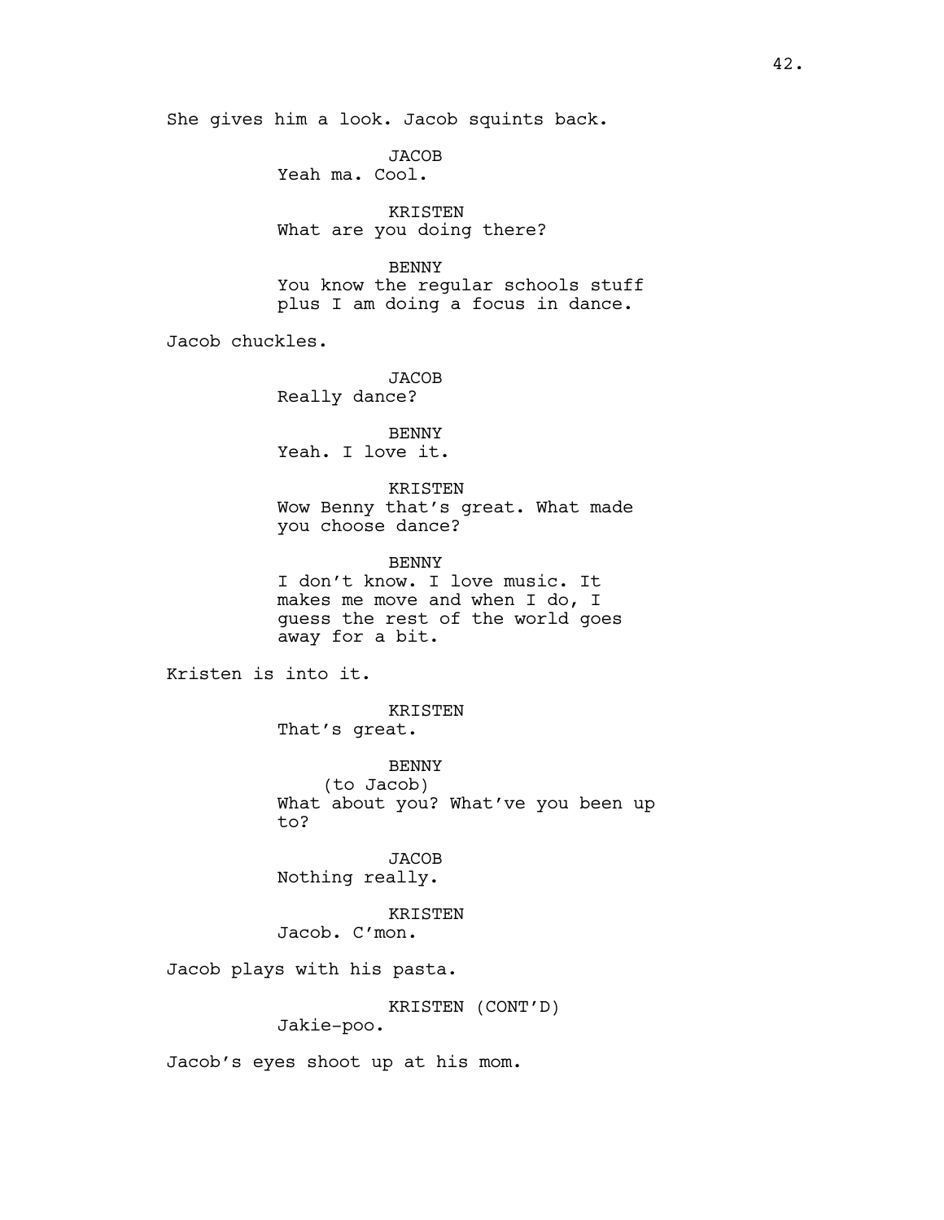She gives him a look. Jacob squints back.

JACOB
Yeah ma. Cool.

KRISTEN
What are you doing there?

BENNY
You know the regular schools stuff plus I am doing a focus in dance.

Jacob chuckles.

JACOB
Really dance?

BENNY
Yeah. I love it.

KRISTEN
Wow Benny that's great. What made you choose dance?

BENNY
I don't know. I love music. It makes me move and when I do, I guess the rest of the world goes away for a bit.

Kristen is into it.

KRISTEN
That's great.

BENNY
(to Jacob)
What about you? What've you been up to?

JACOB
Nothing really.

KRISTEN
Jacob. C'mon.

Jacob plays with his pasta.

KRISTEN (CONT'D)
Jakie-poo.

Jacob's eyes shoot up at his mom.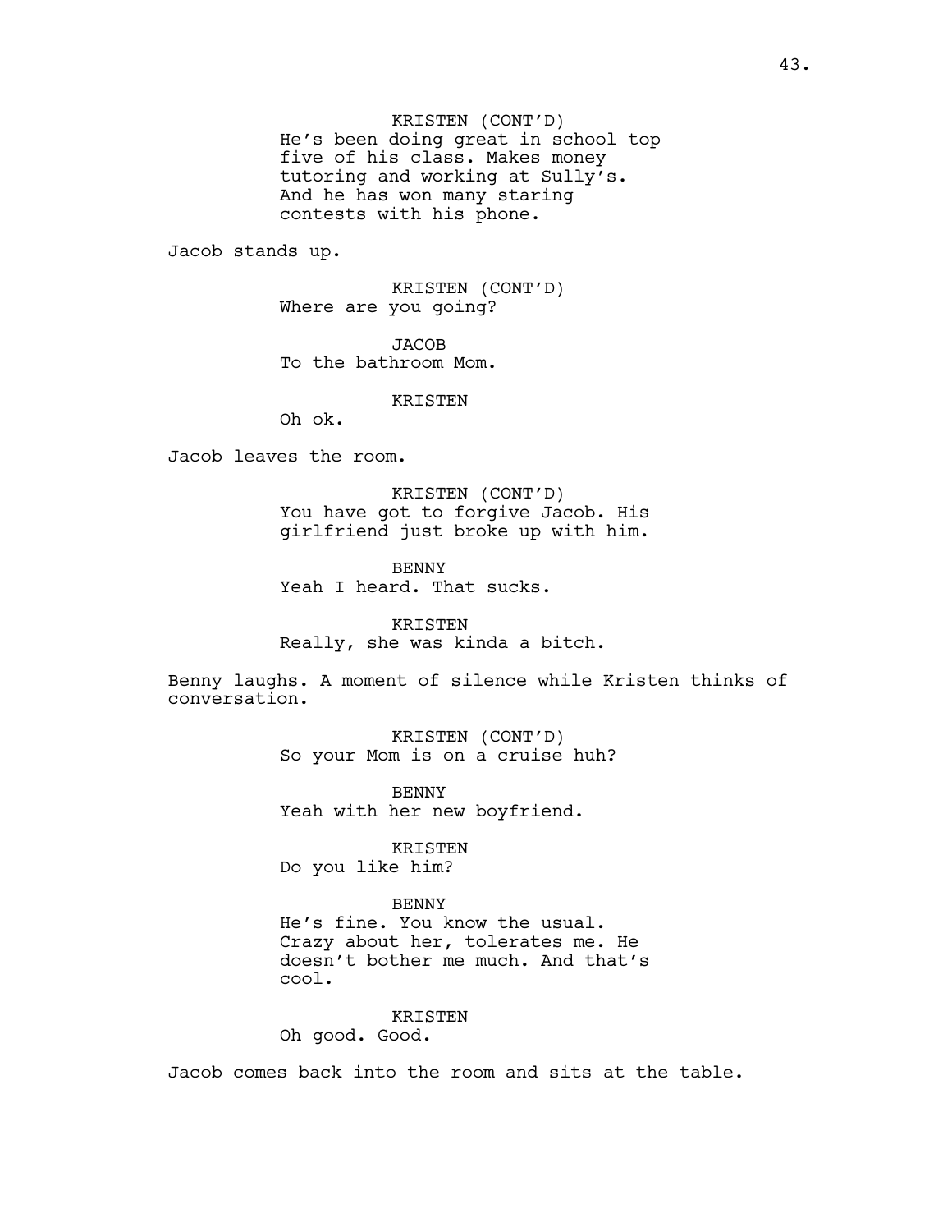KRISTEN (CONT'D)
He's been doing great in school top five of his class. Makes money tutoring and working at Sully's. And he has won many staring contests with his phone.

Jacob stands up.

KRISTEN (CONT'D)
Where are you going?

JACOB
To the bathroom Mom.

KRISTEN
Oh ok.

Jacob leaves the room.

KRISTEN (CONT'D)
You have got to forgive Jacob. His girlfriend just broke up with him.

BENNY
Yeah I heard. That sucks.

KRISTEN
Really, she was kinda a bitch.

Benny laughs. A moment of silence while Kristen thinks of conversation.

KRISTEN (CONT'D)
So your Mom is on a cruise huh?

BENNY
Yeah with her new boyfriend.

KRISTEN
Do you like him?

BENNY
He's fine. You know the usual. Crazy about her, tolerates me. He doesn't bother me much. And that's cool.

KRISTEN
Oh good. Good.

Jacob comes back into the room and sits at the table.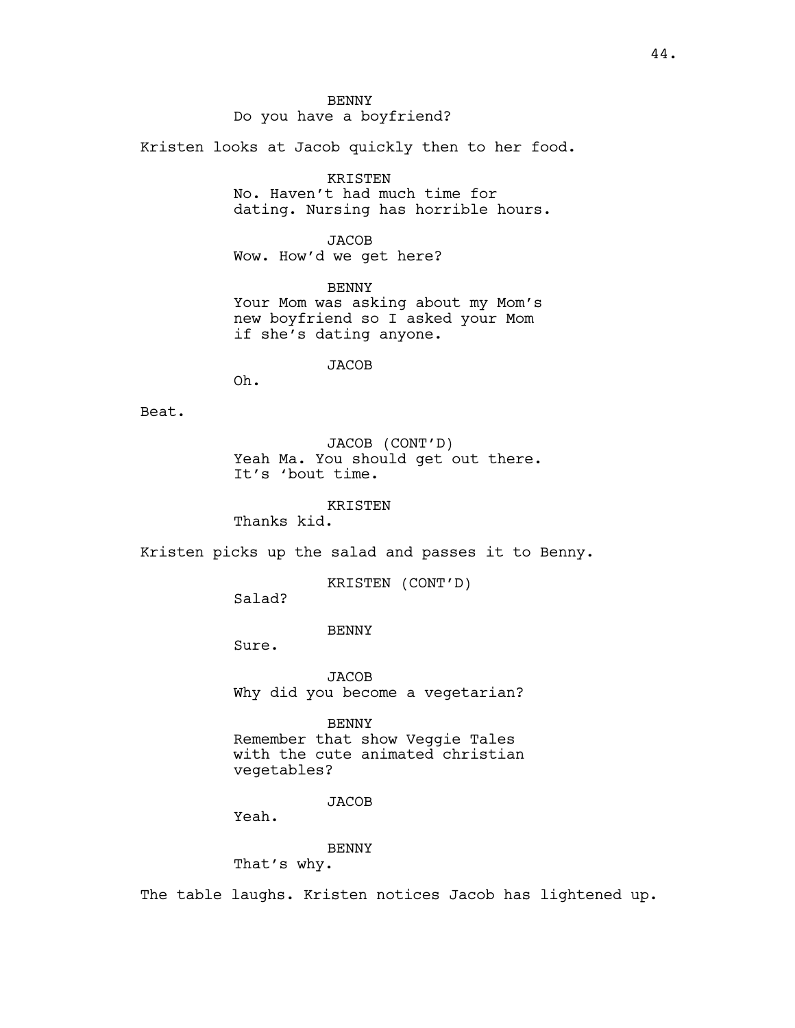BENNY
Do you have a boyfriend?

Kristen looks at Jacob quickly then to her food.

KRISTEN
No. Haven't had much time for dating. Nursing has horrible hours.

JACOB
Wow. How'd we get here?

BENNY
Your Mom was asking about my Mom's new boyfriend so I asked your Mom if she's dating anyone.

JACOB
Oh.

Beat.

JACOB (CONT'D)
Yeah Ma. You should get out there. It's 'bout time.

KRISTEN
Thanks kid.

Kristen picks up the salad and passes it to Benny.

KRISTEN (CONT'D)
Salad?

BENNY
Sure.

JACOB
Why did you become a vegetarian?

BENNY
Remember that show Veggie Tales with the cute animated christian vegetables?

JACOB
Yeah.

BENNY
That's why.

The table laughs. Kristen notices Jacob has lightened up.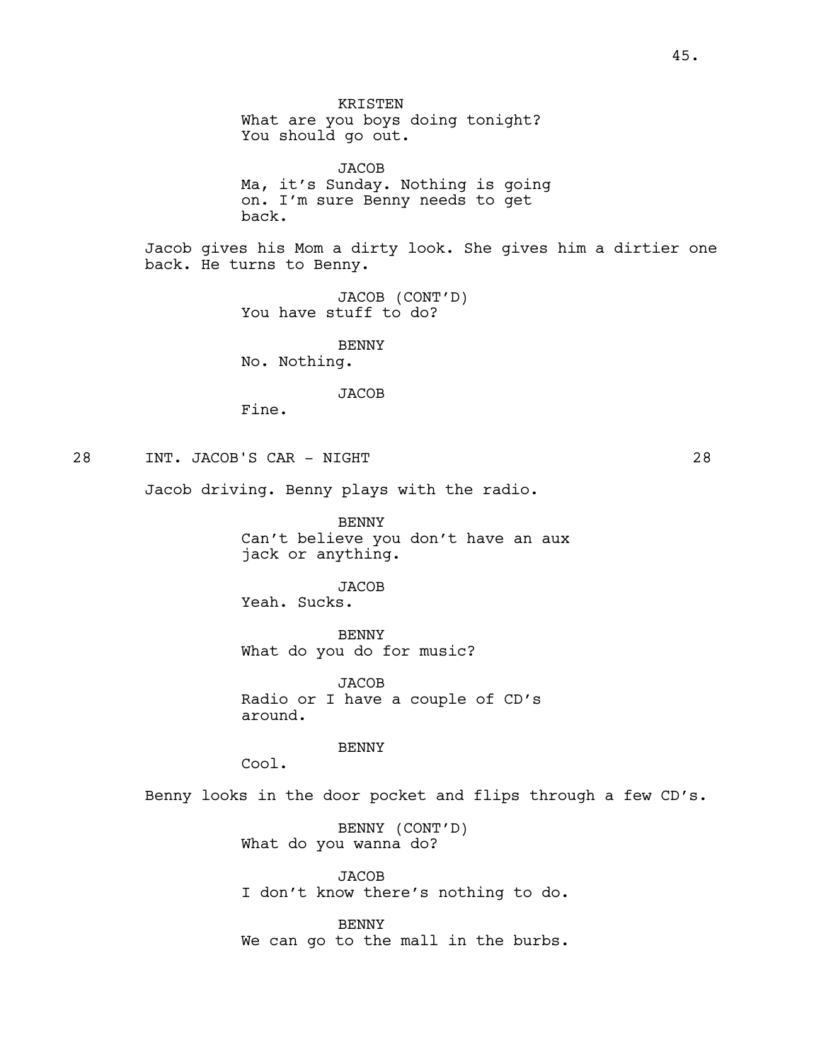KRISTEN
What are you boys doing tonight?
You should go out.

JACOB
Ma, it's Sunday. Nothing is going
on. I'm sure Benny needs to get
back.

Jacob gives his Mom a dirty look. She gives him a dirtier one back. He turns to Benny.

JACOB (CONT'D)
You have stuff to do?

BENNY
No. Nothing.

JACOB
Fine.

28 INT. JACOB'S CAR - NIGHT 28

Jacob driving. Benny plays with the radio.

BENNY
Can't believe you don't have an aux
jack or anything.

JACOB
Yeah. Sucks.

BENNY
What do you do for music?

JACOB
Radio or I have a couple of CD's
around.

BENNY
Cool.

Benny looks in the door pocket and flips through a few CD's.

BENNY (CONT'D)
What do you wanna do?

JACOB
I don't know there's nothing to do.

BENNY
We can go to the mall in the burbs.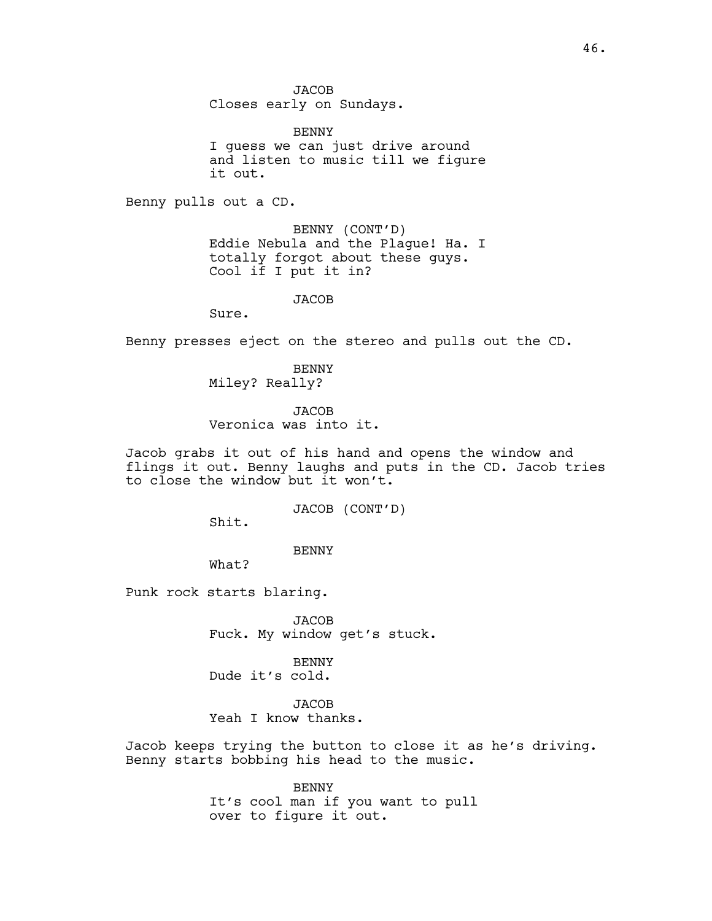JACOB
Closes early on Sundays.

BENNY
I guess we can just drive around and listen to music till we figure it out.

Benny pulls out a CD.

BENNY (CONT'D)
Eddie Nebula and the Plague! Ha. I totally forgot about these guys. Cool if I put it in?

JACOB
Sure.

Benny presses eject on the stereo and pulls out the CD.

BENNY
Miley? Really?

JACOB
Veronica was into it.

Jacob grabs it out of his hand and opens the window and flings it out. Benny laughs and puts in the CD. Jacob tries to close the window but it won't.

JACOB (CONT'D)
Shit.

BENNY
What?

Punk rock starts blaring.

JACOB
Fuck. My window get's stuck.

BENNY
Dude it's cold.

JACOB
Yeah I know thanks.

Jacob keeps trying the button to close it as he's driving. Benny starts bobbing his head to the music.

BENNY
It's cool man if you want to pull over to figure it out.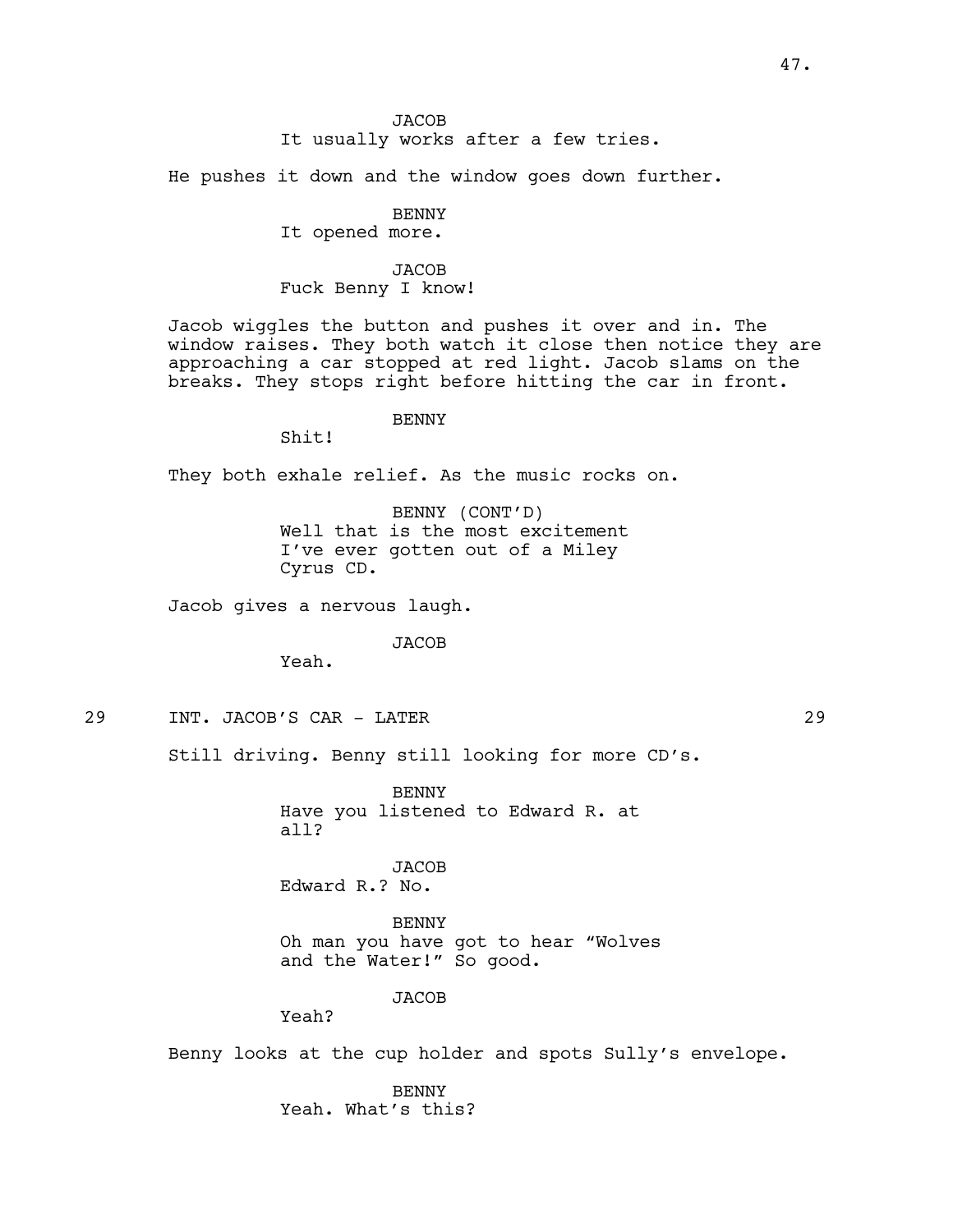JACOB
It usually works after a few tries.

He pushes it down and the window goes down further.

BENNY
It opened more.

JACOB
Fuck Benny I know!

Jacob wiggles the button and pushes it over and in. The window raises. They both watch it close then notice they are approaching a car stopped at red light. Jacob slams on the breaks. They stops right before hitting the car in front.

BENNY
Shit!

They both exhale relief. As the music rocks on.

BENNY (CONT'D)
Well that is the most excitement I've ever gotten out of a Miley Cyrus CD.

Jacob gives a nervous laugh.

JACOB
Yeah.

29 INT. JACOB'S CAR - LATER 29

Still driving. Benny still looking for more CD's.

BENNY
Have you listened to Edward R. at all?

JACOB
Edward R.? No.

BENNY
Oh man you have got to hear "Wolves and the Water!" So good.

JACOB
Yeah?

Benny looks at the cup holder and spots Sully's envelope.

BENNY
Yeah. What's this?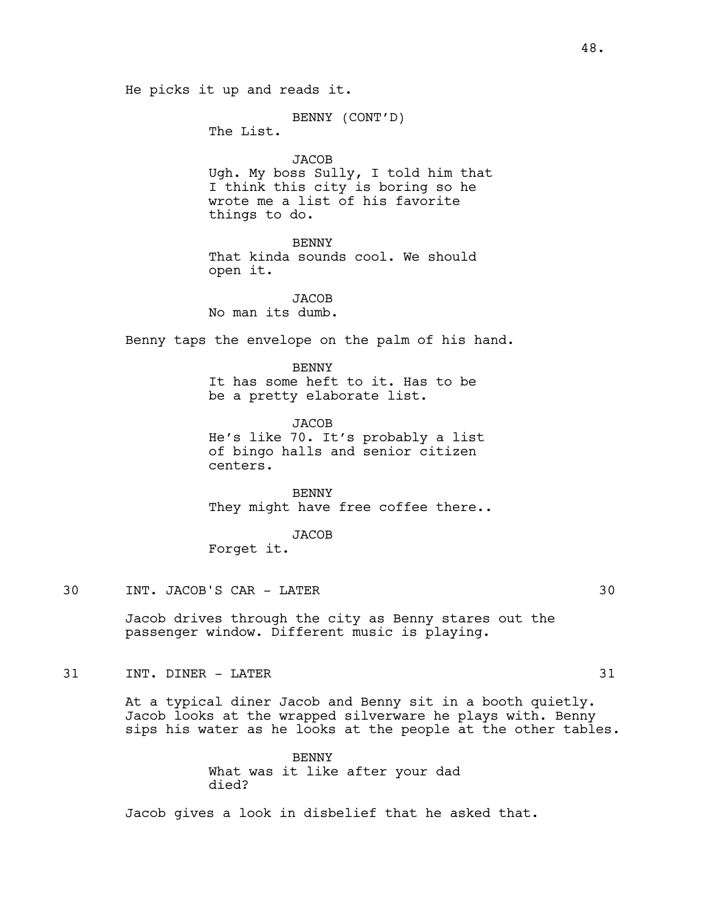He picks it up and reads it.

BENNY (CONT'D)
The List.

JACOB
Ugh. My boss Sully, I told him that I think this city is boring so he wrote me a list of his favorite things to do.

BENNY
That kinda sounds cool. We should open it.

JACOB
No man its dumb.

Benny taps the envelope on the palm of his hand.

BENNY
It has some heft to it. Has to be be a pretty elaborate list.

JACOB
He's like 70. It's probably a list of bingo halls and senior citizen centers.

BENNY
They might have free coffee there..

JACOB
Forget it.

30 INT. JACOB'S CAR - LATER 30

Jacob drives through the city as Benny stares out the passenger window. Different music is playing.

31 INT. DINER - LATER 31

At a typical diner Jacob and Benny sit in a booth quietly. Jacob looks at the wrapped silverware he plays with. Benny sips his water as he looks at the people at the other tables.

BENNY
What was it like after your dad died?

Jacob gives a look in disbelief that he asked that.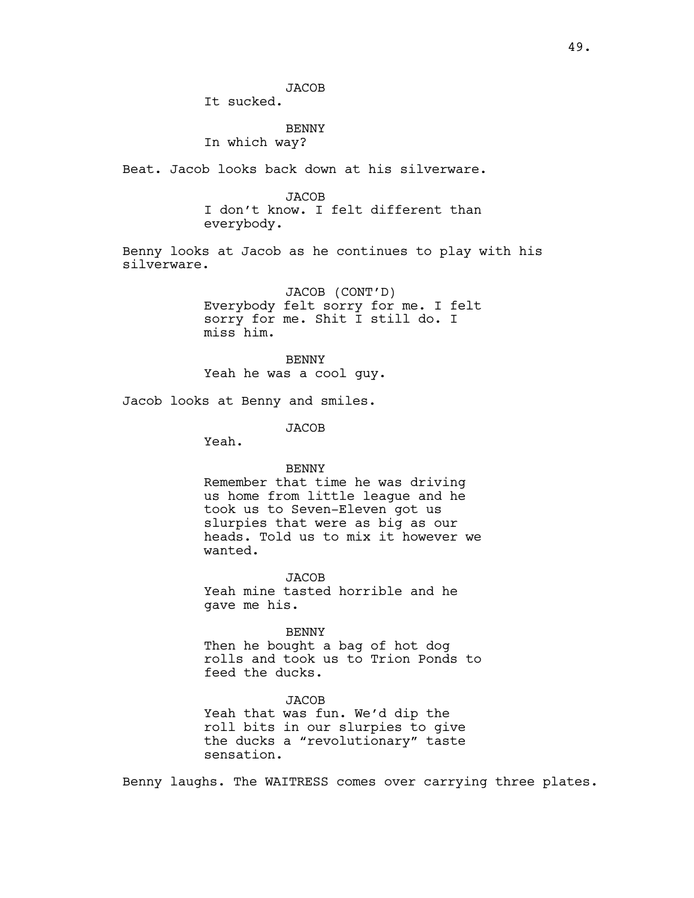JACOB
It sucked.

BENNY
In which way?

Beat. Jacob looks back down at his silverware.

JACOB
I don't know. I felt different than everybody.

Benny looks at Jacob as he continues to play with his silverware.

JACOB (CONT'D)
Everybody felt sorry for me. I felt sorry for me. Shit I still do. I miss him.

BENNY
Yeah he was a cool guy.

Jacob looks at Benny and smiles.

JACOB
Yeah.

BENNY
Remember that time he was driving us home from little league and he took us to Seven-Eleven got us slurpies that were as big as our heads. Told us to mix it however we wanted.

JACOB
Yeah mine tasted horrible and he gave me his.

BENNY
Then he bought a bag of hot dog rolls and took us to Trion Ponds to feed the ducks.

JACOB
Yeah that was fun. We'd dip the roll bits in our slurpies to give the ducks a "revolutionary" taste sensation.

Benny laughs. The WAITRESS comes over carrying three plates.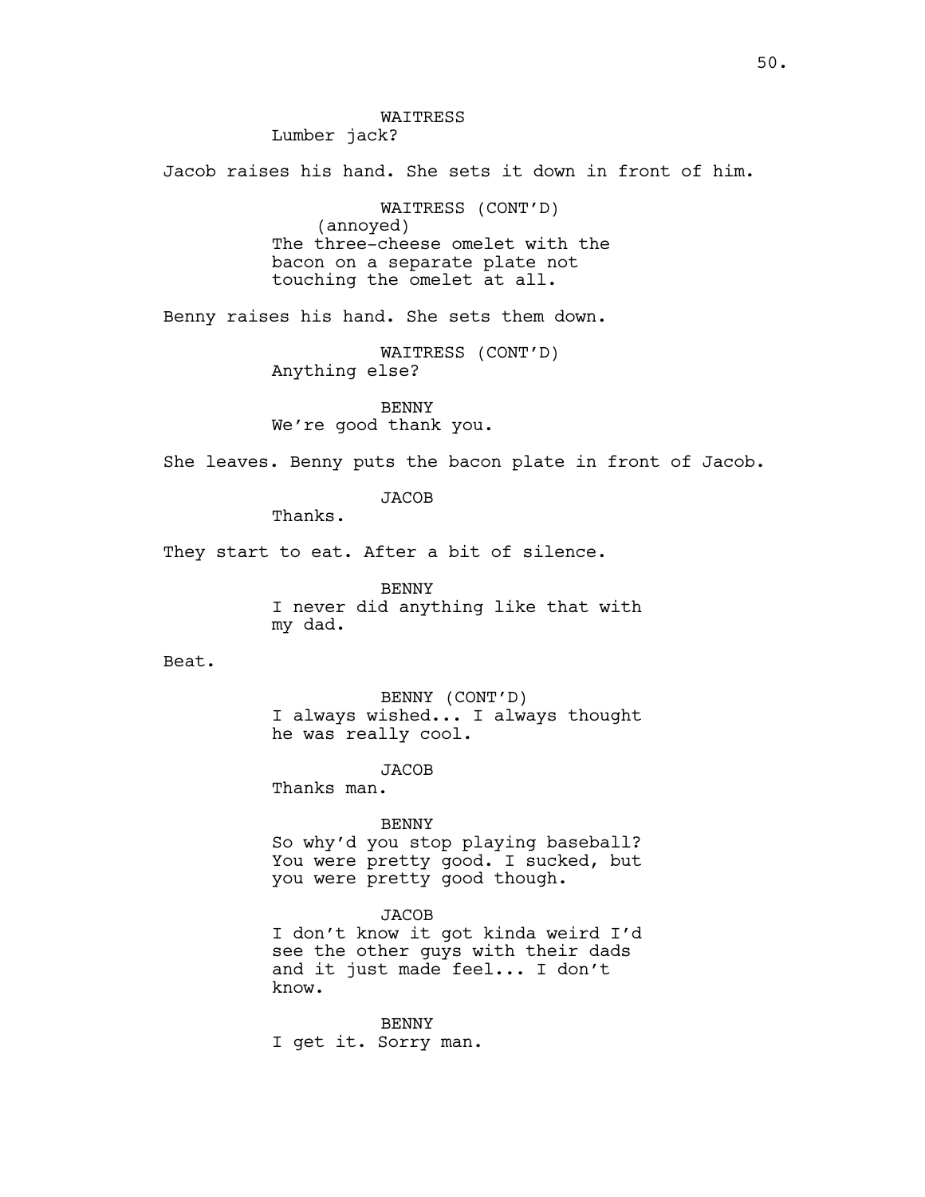WAITRESS
Lumber jack?

Jacob raises his hand. She sets it down in front of him.

WAITRESS (CONT'D)
(annoyed)
The three-cheese omelet with the bacon on a separate plate not touching the omelet at all.

Benny raises his hand. She sets them down.

WAITRESS (CONT'D)
Anything else?

BENNY
We're good thank you.

She leaves. Benny puts the bacon plate in front of Jacob.

JACOB
Thanks.

They start to eat. After a bit of silence.

BENNY
I never did anything like that with my dad.

Beat.

BENNY (CONT'D)
I always wished... I always thought he was really cool.

JACOB
Thanks man.

BENNY
So why'd you stop playing baseball? You were pretty good. I sucked, but you were pretty good though.

JACOB
I don't know it got kinda weird I'd see the other guys with their dads and it just made feel... I don't know.

BENNY
I get it. Sorry man.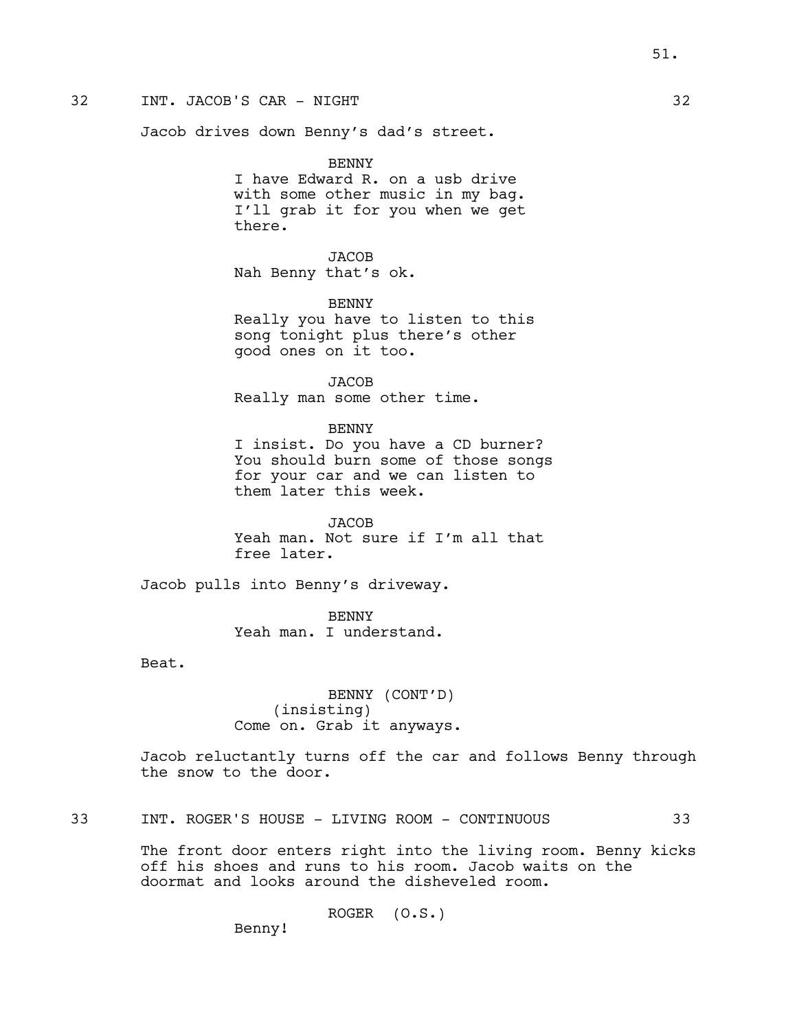32 INT. JACOB'S CAR - NIGHT 32

Jacob drives down Benny's dad's street.

BENNY
I have Edward R. on a usb drive with some other music in my bag. I'll grab it for you when we get there.

JACOB
Nah Benny that's ok.

BENNY
Really you have to listen to this song tonight plus there's other good ones on it too.

JACOB
Really man some other time.

BENNY
I insist. Do you have a CD burner? You should burn some of those songs for your car and we can listen to them later this week.

JACOB
Yeah man. Not sure if I'm all that free later.

Jacob pulls into Benny's driveway.

BENNY
Yeah man. I understand.

Beat.

BENNY (CONT'D)
(insisting)
Come on. Grab it anyways.

Jacob reluctantly turns off the car and follows Benny through the snow to the door.

33 INT. ROGER'S HOUSE - LIVING ROOM - CONTINUOUS 33

The front door enters right into the living room. Benny kicks off his shoes and runs to his room. Jacob waits on the doormat and looks around the disheveled room.

ROGER (O.S.)
Benny!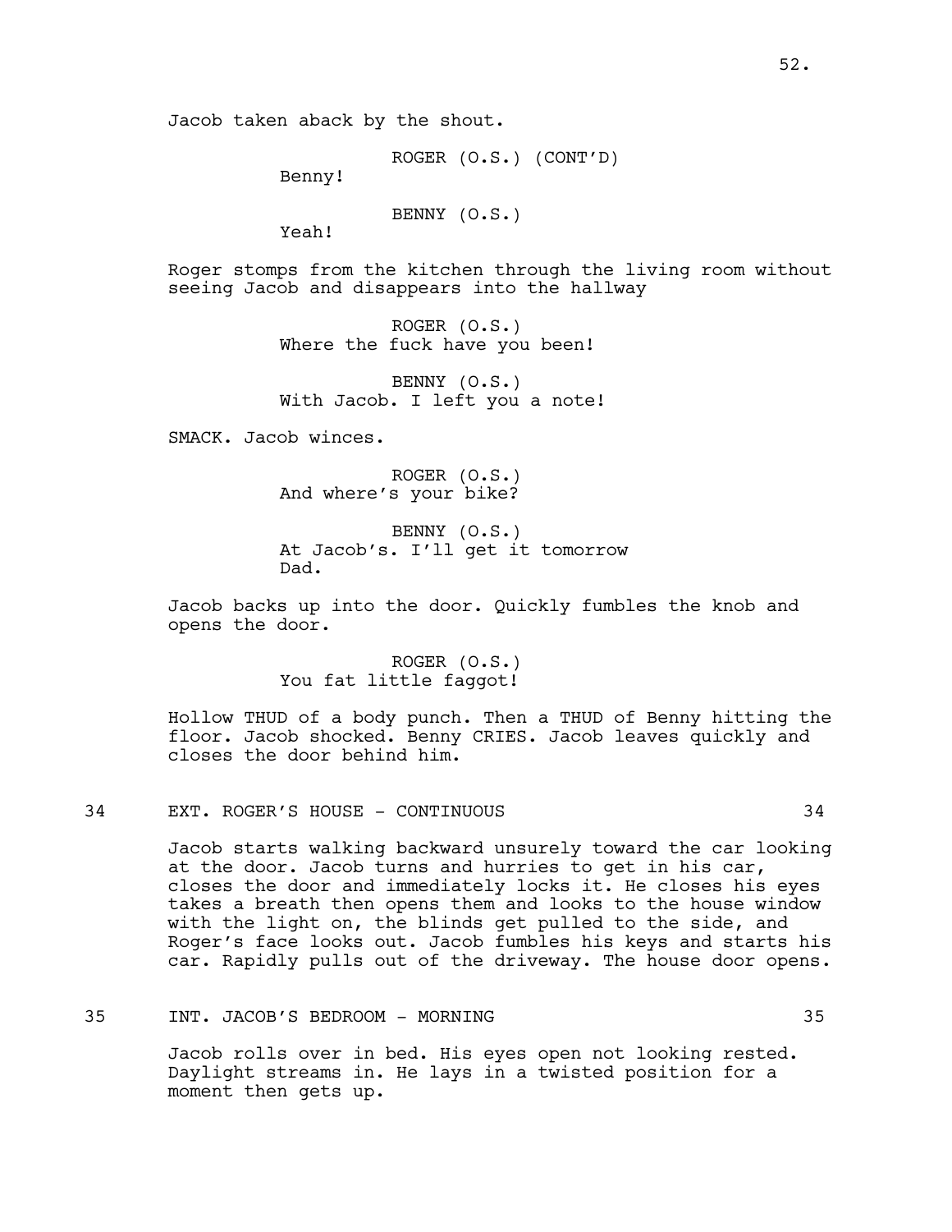Jacob taken aback by the shout.

ROGER (O.S.) (CONT'D)
Benny!

BENNY (O.S.)
Yeah!

Roger stomps from the kitchen through the living room without seeing Jacob and disappears into the hallway

ROGER (O.S.)
Where the fuck have you been!

BENNY (O.S.)
With Jacob. I left you a note!

SMACK. Jacob winces.

ROGER (O.S.)
And where's your bike?

BENNY (O.S.)
At Jacob's. I'll get it tomorrow Dad.

Jacob backs up into the door. Quickly fumbles the knob and opens the door.

ROGER (O.S.)
You fat little faggot!

Hollow THUD of a body punch. Then a THUD of Benny hitting the floor. Jacob shocked. Benny CRIES. Jacob leaves quickly and closes the door behind him.

34 EXT. ROGER'S HOUSE - CONTINUOUS 34

Jacob starts walking backward unsurely toward the car looking at the door. Jacob turns and hurries to get in his car, closes the door and immediately locks it. He closes his eyes takes a breath then opens them and looks to the house window with the light on, the blinds get pulled to the side, and Roger's face looks out. Jacob fumbles his keys and starts his car. Rapidly pulls out of the driveway. The house door opens.

35 INT. JACOB'S BEDROOM - MORNING 35

Jacob rolls over in bed. His eyes open not looking rested. Daylight streams in. He lays in a twisted position for a moment then gets up.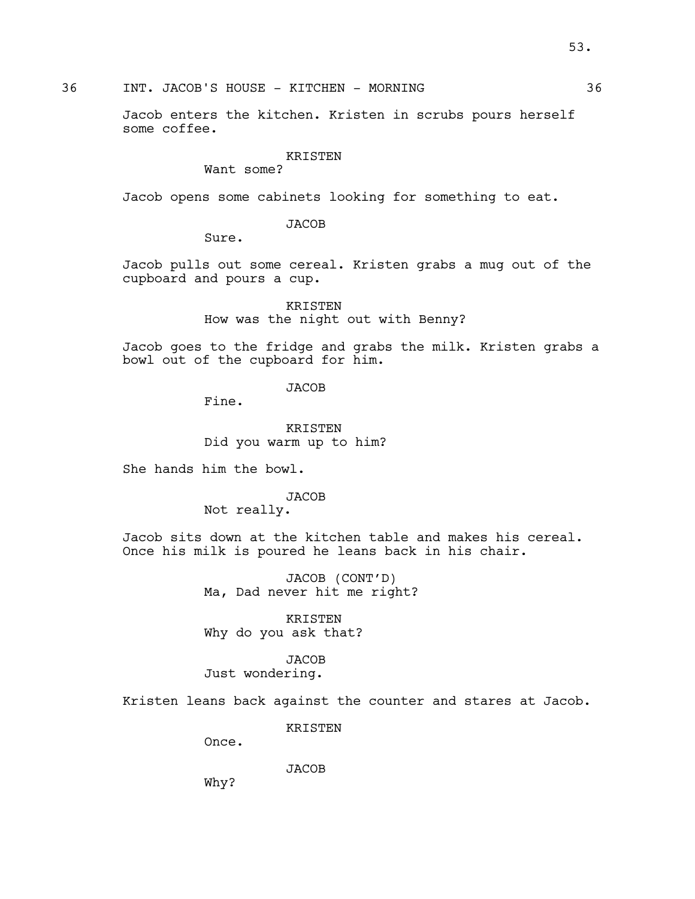36 INT. JACOB'S HOUSE - KITCHEN - MORNING 36

Jacob enters the kitchen. Kristen in scrubs pours herself some coffee.

KRISTEN
Want some?

Jacob opens some cabinets looking for something to eat.

JACOB
Sure.

Jacob pulls out some cereal. Kristen grabs a mug out of the cupboard and pours a cup.

KRISTEN
How was the night out with Benny?

Jacob goes to the fridge and grabs the milk. Kristen grabs a bowl out of the cupboard for him.

JACOB
Fine.

KRISTEN
Did you warm up to him?

She hands him the bowl.

JACOB
Not really.

Jacob sits down at the kitchen table and makes his cereal. Once his milk is poured he leans back in his chair.

JACOB (CONT'D)
Ma, Dad never hit me right?

KRISTEN
Why do you ask that?

JACOB
Just wondering.

Kristen leans back against the counter and stares at Jacob.

KRISTEN
Once.

JACOB
Why?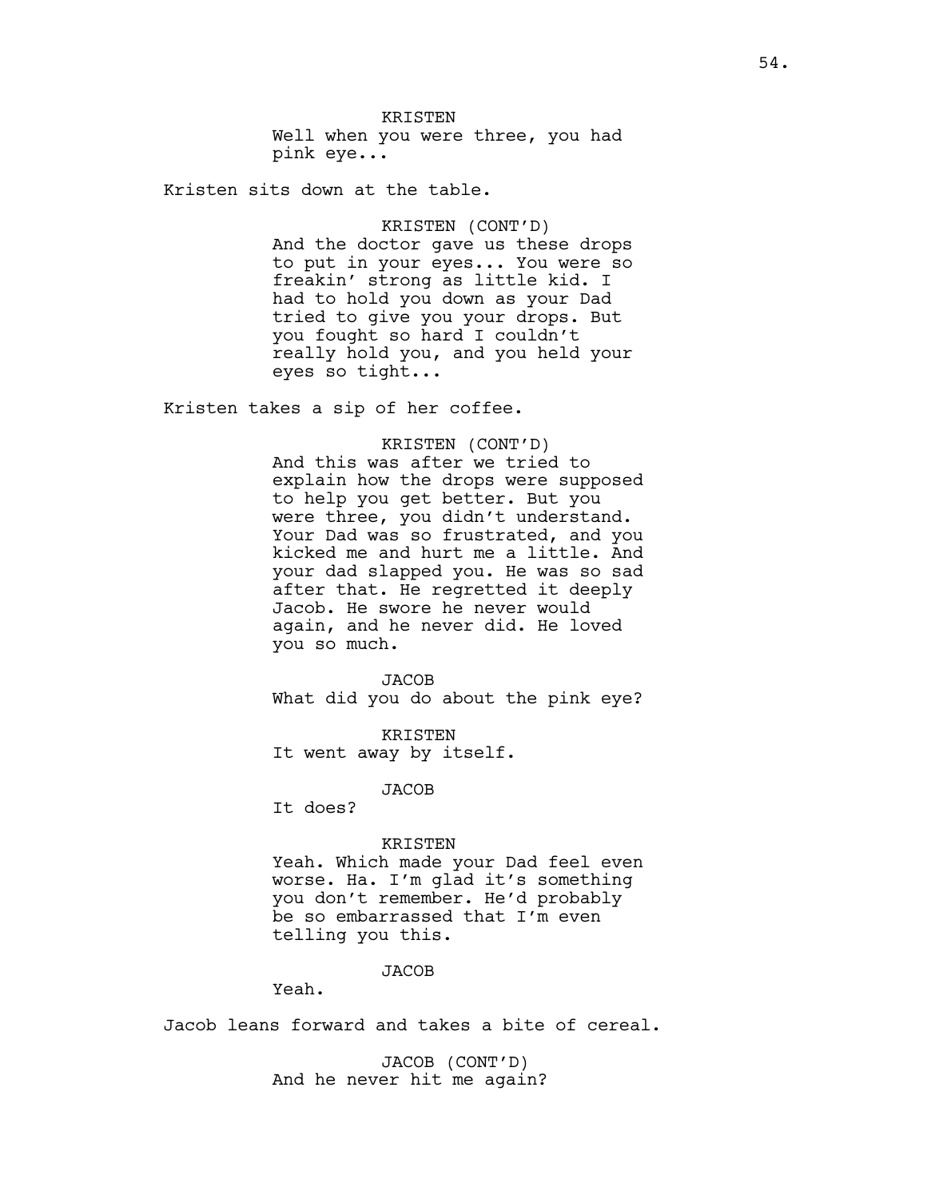KRISTEN
Well when you were three, you had pink eye...

Kristen sits down at the table.

KRISTEN (CONT'D)
And the doctor gave us these drops to put in your eyes... You were so freakin' strong as little kid. I had to hold you down as your Dad tried to give you your drops. But you fought so hard I couldn't really hold you, and you held your eyes so tight...

Kristen takes a sip of her coffee.

KRISTEN (CONT'D)
And this was after we tried to explain how the drops were supposed to help you get better. But you were three, you didn't understand. Your Dad was so frustrated, and you kicked me and hurt me a little. And your dad slapped you. He was so sad after that. He regretted it deeply Jacob. He swore he never would again, and he never did. He loved you so much.

JACOB
What did you do about the pink eye?

KRISTEN
It went away by itself.

JACOB
It does?

KRISTEN
Yeah. Which made your Dad feel even worse. Ha. I'm glad it's something you don't remember. He'd probably be so embarrassed that I'm even telling you this.

JACOB
Yeah.

Jacob leans forward and takes a bite of cereal.

JACOB (CONT'D)
And he never hit me again?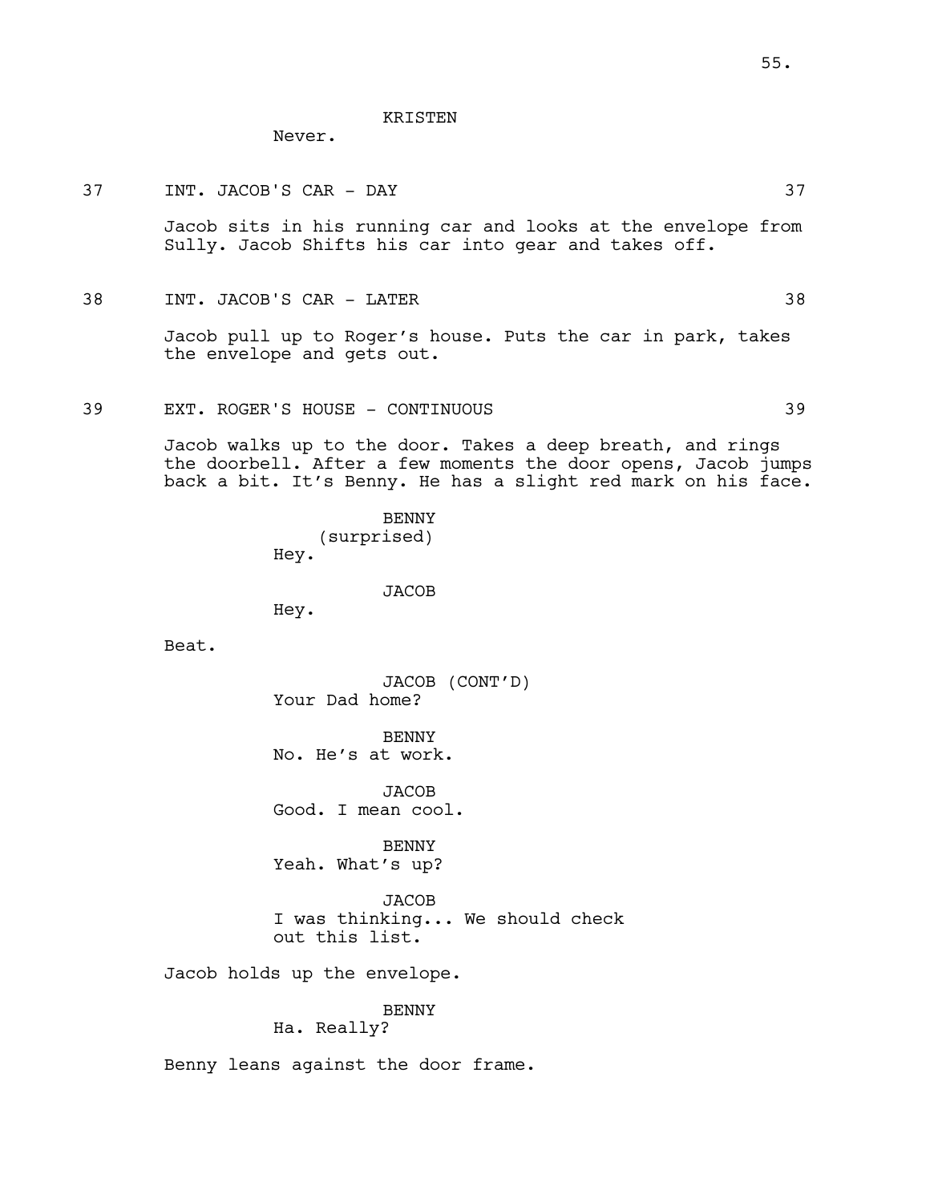KRISTEN

Never.

37 INT. JACOB'S CAR - DAY 37

Jacob sits in his running car and looks at the envelope from Sully. Jacob Shifts his car into gear and takes off.

38 INT. JACOB'S CAR - LATER 38

Jacob pull up to Roger's house. Puts the car in park, takes the envelope and gets out.

39 EXT. ROGER'S HOUSE - CONTINUOUS 39

Jacob walks up to the door. Takes a deep breath, and rings the doorbell. After a few moments the door opens, Jacob jumps back a bit. It's Benny. He has a slight red mark on his face.

BENNY
(surprised)
Hey.

JACOB
Hey.

Beat.

JACOB (CONT'D)
Your Dad home?

BENNY
No. He's at work.

JACOB
Good. I mean cool.

BENNY
Yeah. What's up?

JACOB
I was thinking... We should check out this list.

Jacob holds up the envelope.

BENNY
Ha. Really?

Benny leans against the door frame.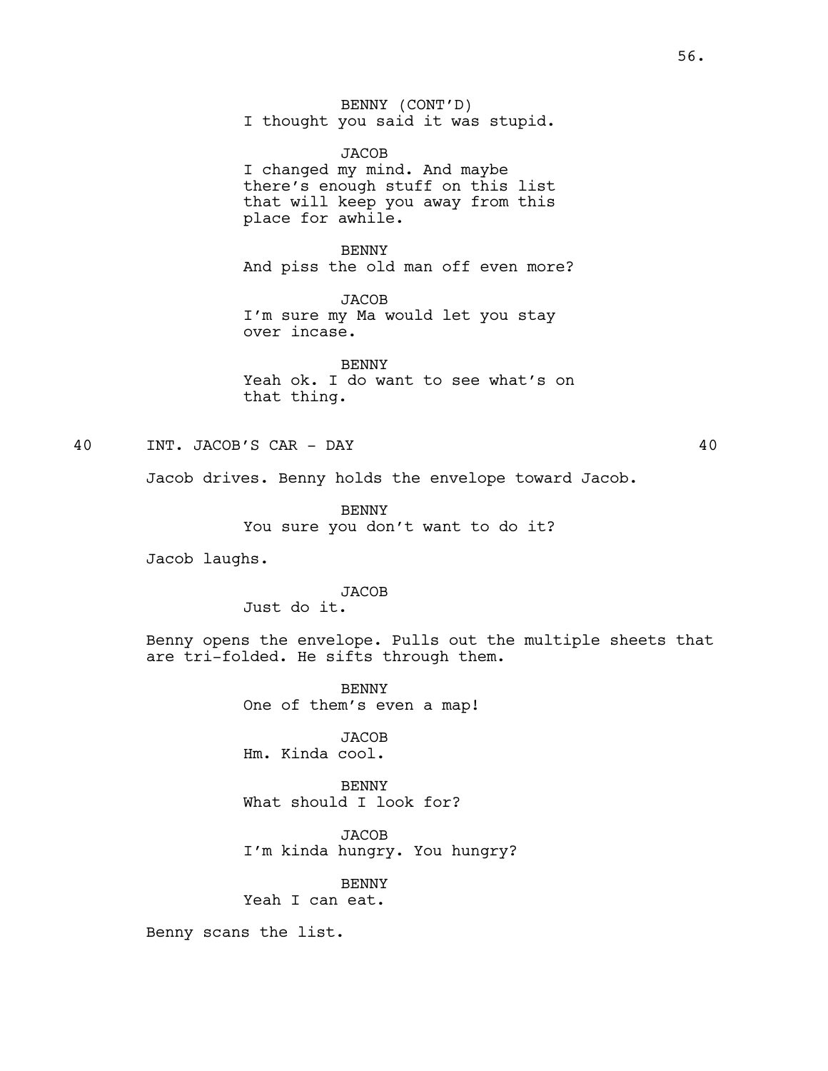BENNY (CONT'D)
I thought you said it was stupid.

JACOB
I changed my mind. And maybe there's enough stuff on this list that will keep you away from this place for awhile.

BENNY
And piss the old man off even more?

JACOB
I'm sure my Ma would let you stay over incase.

BENNY
Yeah ok. I do want to see what's on that thing.

40 INT. JACOB'S CAR - DAY 40

Jacob drives. Benny holds the envelope toward Jacob.

BENNY
You sure you don't want to do it?

Jacob laughs.

JACOB
Just do it.

Benny opens the envelope. Pulls out the multiple sheets that are tri-folded. He sifts through them.

BENNY
One of them's even a map!

JACOB
Hm. Kinda cool.

BENNY
What should I look for?

JACOB
I'm kinda hungry. You hungry?

BENNY
Yeah I can eat.

Benny scans the list.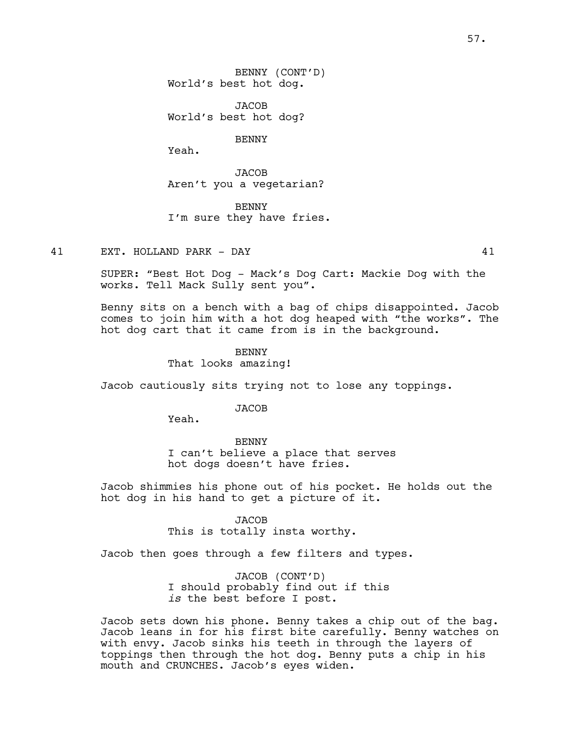BENNY (CONT'D)
World's best hot dog.

JACOB
World's best hot dog?

BENNY
Yeah.

JACOB
Aren't you a vegetarian?

BENNY
I'm sure they have fries.

41 EXT. HOLLAND PARK - DAY 41

SUPER: "Best Hot Dog - Mack's Dog Cart: Mackie Dog with the works. Tell Mack Sully sent you".

Benny sits on a bench with a bag of chips disappointed. Jacob comes to join him with a hot dog heaped with "the works". The hot dog cart that it came from is in the background.

BENNY
That looks amazing!

Jacob cautiously sits trying not to lose any toppings.

JACOB
Yeah.

BENNY
I can't believe a place that serves hot dogs doesn't have fries.

Jacob shimmies his phone out of his pocket. He holds out the hot dog in his hand to get a picture of it.

JACOB
This is totally insta worthy.

Jacob then goes through a few filters and types.

JACOB (CONT'D)
I should probably find out if this *is* the best before I post.

Jacob sets down his phone. Benny takes a chip out of the bag. Jacob leans in for his first bite carefully. Benny watches on with envy. Jacob sinks his teeth in through the layers of toppings then through the hot dog. Benny puts a chip in his mouth and CRUNCHES. Jacob's eyes widen.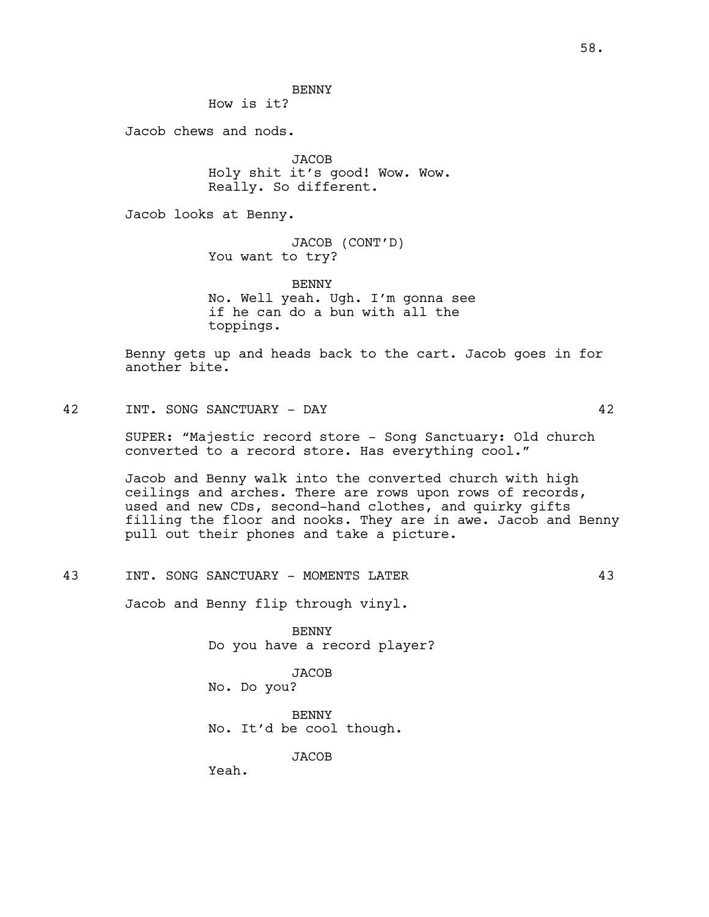BENNY
How is it?

Jacob chews and nods.

JACOB
Holy shit it's good! Wow. Wow.
Really. So different.

Jacob looks at Benny.

JACOB (CONT'D)
You want to try?

BENNY
No. Well yeah. Ugh. I'm gonna see
if he can do a bun with all the
toppings.

Benny gets up and heads back to the cart. Jacob goes in for another bite.

42 INT. SONG SANCTUARY - DAY 42

SUPER: "Majestic record store - Song Sanctuary: Old church converted to a record store. Has everything cool."

Jacob and Benny walk into the converted church with high ceilings and arches. There are rows upon rows of records, used and new CDs, second-hand clothes, and quirky gifts filling the floor and nooks. They are in awe. Jacob and Benny pull out their phones and take a picture.

43 INT. SONG SANCTUARY - MOMENTS LATER 43

Jacob and Benny flip through vinyl.

BENNY
Do you have a record player?

JACOB
No. Do you?

BENNY
No. It'd be cool though.

JACOB
Yeah.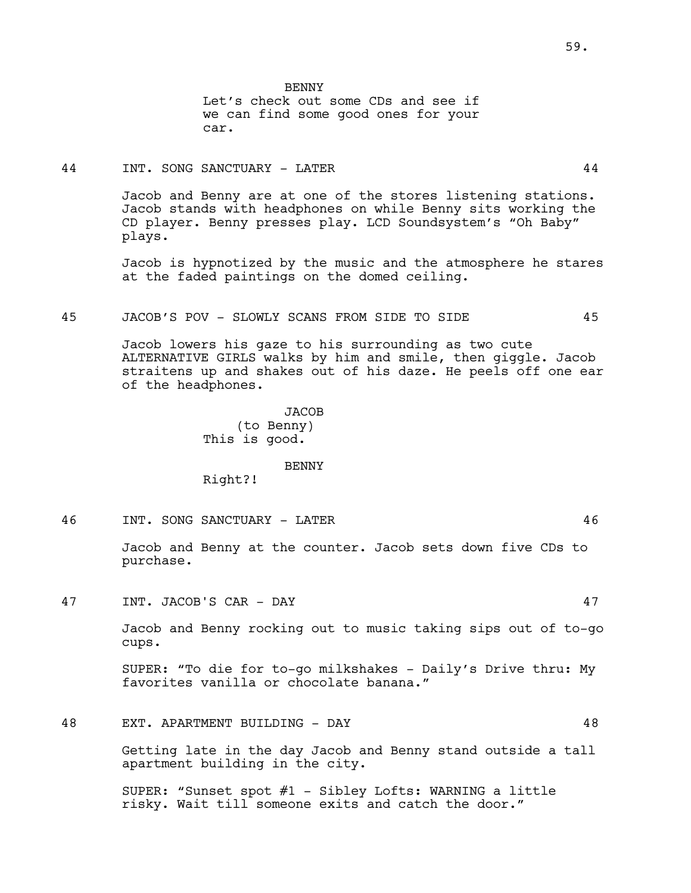BENNY
Let's check out some CDs and see if we can find some good ones for your car.

44 INT. SONG SANCTUARY - LATER 44

Jacob and Benny are at one of the stores listening stations. Jacob stands with headphones on while Benny sits working the CD player. Benny presses play. LCD Soundsystem's "Oh Baby" plays.

Jacob is hypnotized by the music and the atmosphere he stares at the faded paintings on the domed ceiling.

45 JACOB'S POV - SLOWLY SCANS FROM SIDE TO SIDE 45

Jacob lowers his gaze to his surrounding as two cute ALTERNATIVE GIRLS walks by him and smile, then giggle. Jacob straitens up and shakes out of his daze. He peels off one ear of the headphones.

JACOB
(to Benny)
This is good.

BENNY
Right?!

46 INT. SONG SANCTUARY - LATER 46

Jacob and Benny at the counter. Jacob sets down five CDs to purchase.

47 INT. JACOB'S CAR - DAY 47

Jacob and Benny rocking out to music taking sips out of to-go cups.

SUPER: "To die for to-go milkshakes - Daily's Drive thru: My favorites vanilla or chocolate banana."

48 EXT. APARTMENT BUILDING - DAY 48

Getting late in the day Jacob and Benny stand outside a tall apartment building in the city.

SUPER: "Sunset spot #1 - Sibley Lofts: WARNING a little risky. Wait till someone exits and catch the door."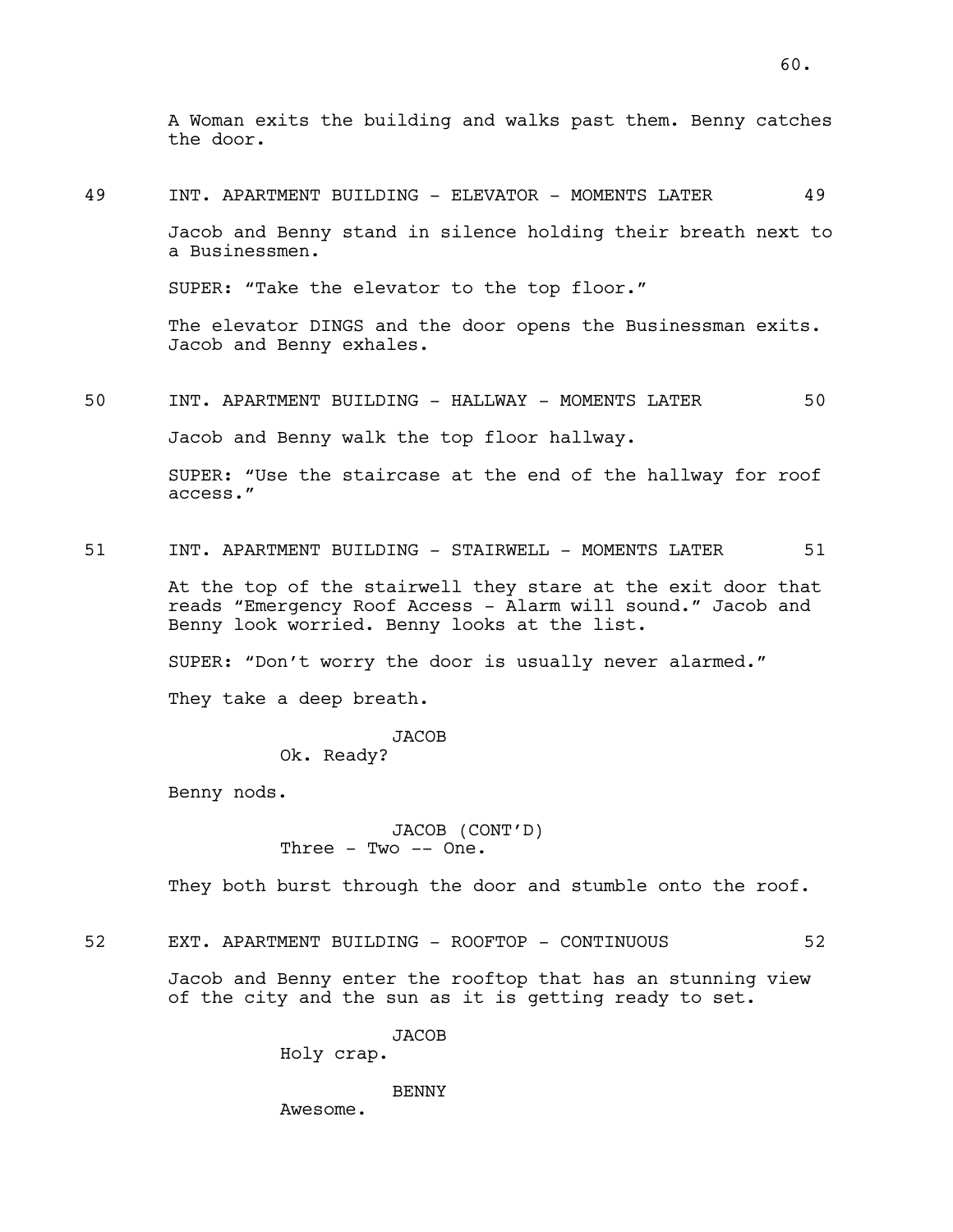A Woman exits the building and walks past them. Benny catches the door.

49 INT. APARTMENT BUILDING - ELEVATOR - MOMENTS LATER 49

Jacob and Benny stand in silence holding their breath next to a Businessmen.

SUPER: “Take the elevator to the top floor.”

The elevator DINGS and the door opens the Businessman exits. Jacob and Benny exhales.

50 INT. APARTMENT BUILDING - HALLWAY - MOMENTS LATER 50

Jacob and Benny walk the top floor hallway.

SUPER: “Use the staircase at the end of the hallway for roof access.”

51 INT. APARTMENT BUILDING - STAIRWELL - MOMENTS LATER 51

At the top of the stairwell they stare at the exit door that reads “Emergency Roof Access - Alarm will sound.” Jacob and Benny look worried. Benny looks at the list.

SUPER: “Don’t worry the door is usually never alarmed.”

They take a deep breath.

JACOB
Ok. Ready?

Benny nods.

JACOB (CONT’D)
Three - Two -- One.

They both burst through the door and stumble onto the roof.

52 EXT. APARTMENT BUILDING - ROOFTOP - CONTINUOUS 52

Jacob and Benny enter the rooftop that has an stunning view of the city and the sun as it is getting ready to set.

JACOB
Holy crap.

BENNY
Awesome.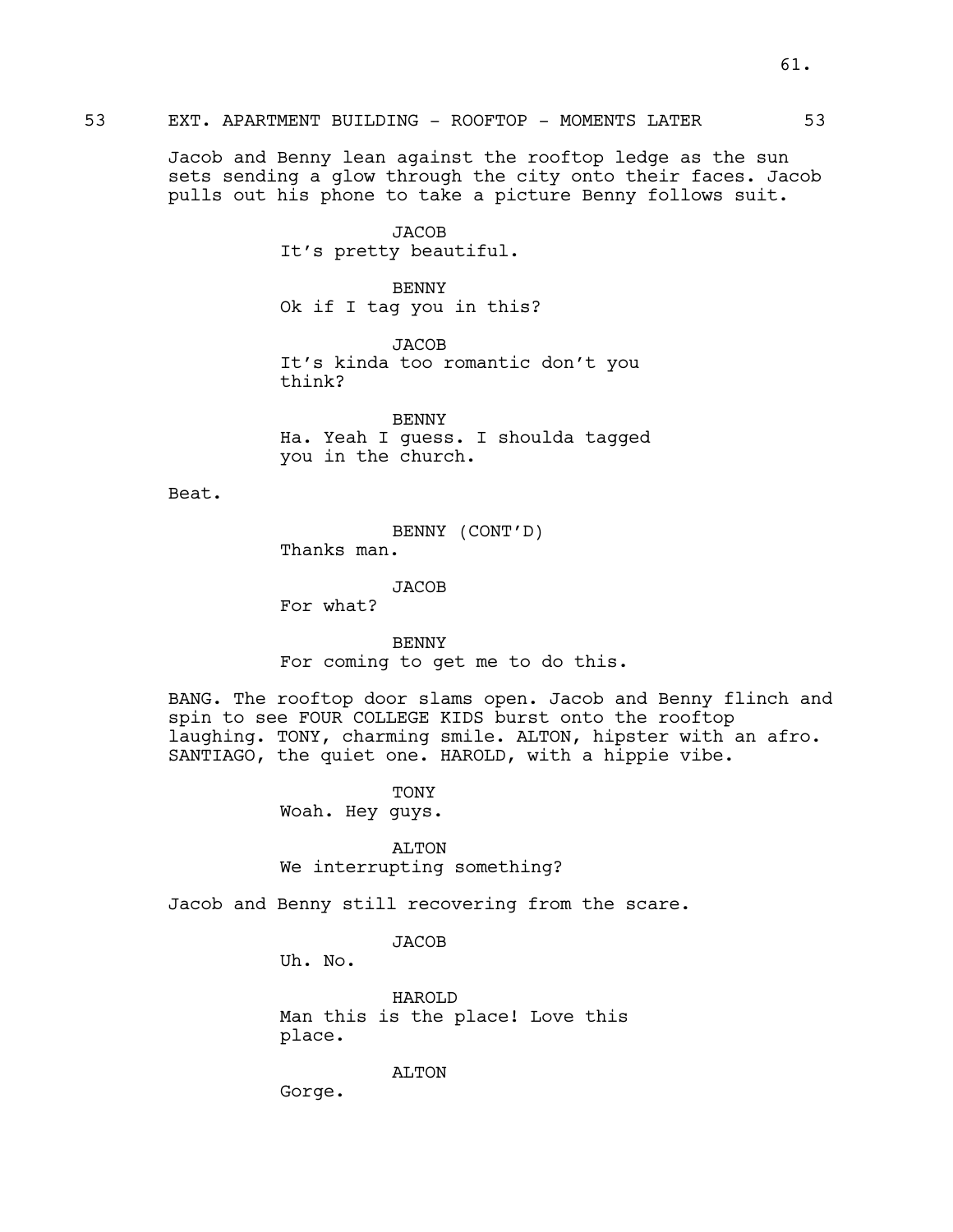53 EXT. APARTMENT BUILDING - ROOFTOP - MOMENTS LATER 53

Jacob and Benny lean against the rooftop ledge as the sun sets sending a glow through the city onto their faces. Jacob pulls out his phone to take a picture Benny follows suit.

JACOB
It's pretty beautiful.

BENNY
Ok if I tag you in this?

JACOB
It's kinda too romantic don't you think?

BENNY
Ha. Yeah I guess. I shoulda tagged you in the church.

Beat.

BENNY (CONT'D)
Thanks man.

JACOB
For what?

BENNY
For coming to get me to do this.

BANG. The rooftop door slams open. Jacob and Benny flinch and spin to see FOUR COLLEGE KIDS burst onto the rooftop laughing. TONY, charming smile. ALTON, hipster with an afro. SANTIAGO, the quiet one. HAROLD, with a hippie vibe.

TONY
Woah. Hey guys.

ALTON
We interrupting something?

Jacob and Benny still recovering from the scare.

JACOB
Uh. No.

HAROLD
Man this is the place! Love this place.

ALTON
Gorge.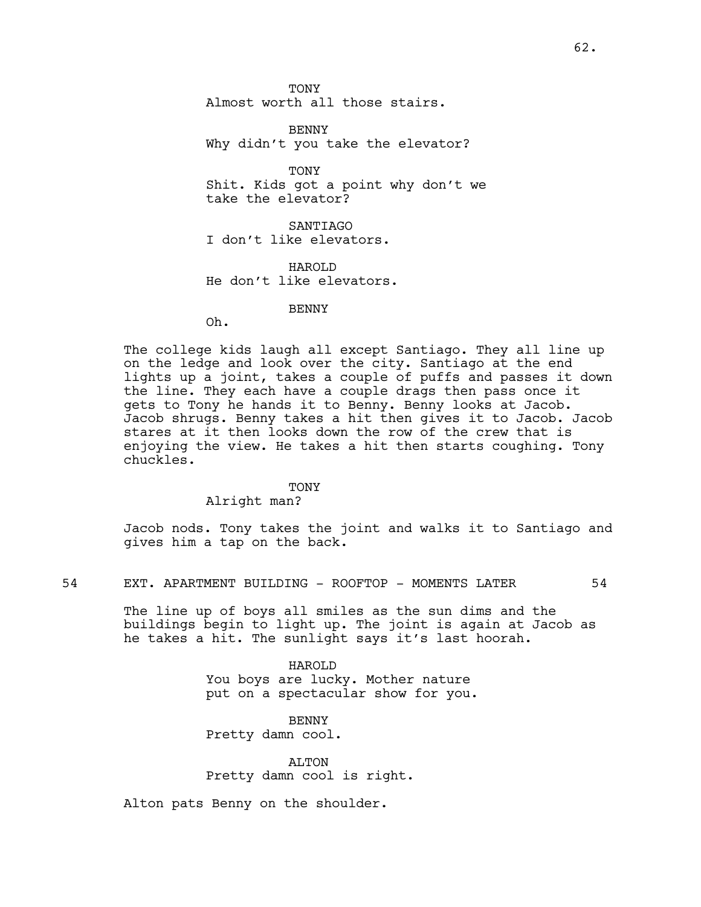TONY
Almost worth all those stairs.

BENNY
Why didn't you take the elevator?

TONY
Shit. Kids got a point why don't we take the elevator?

SANTIAGO
I don't like elevators.

HAROLD
He don't like elevators.

BENNY
Oh.

The college kids laugh all except Santiago. They all line up on the ledge and look over the city. Santiago at the end lights up a joint, takes a couple of puffs and passes it down the line. They each have a couple drags then pass once it gets to Tony he hands it to Benny. Benny looks at Jacob. Jacob shrugs. Benny takes a hit then gives it to Jacob. Jacob stares at it then looks down the row of the crew that is enjoying the view. He takes a hit then starts coughing. Tony chuckles.

TONY
Alright man?

Jacob nods. Tony takes the joint and walks it to Santiago and gives him a tap on the back.

54 EXT. APARTMENT BUILDING - ROOFTOP - MOMENTS LATER 54

The line up of boys all smiles as the sun dims and the buildings begin to light up. The joint is again at Jacob as he takes a hit. The sunlight says it's last hoorah.

HAROLD
You boys are lucky. Mother nature put on a spectacular show for you.

BENNY
Pretty damn cool.

ALTON
Pretty damn cool is right.

Alton pats Benny on the shoulder.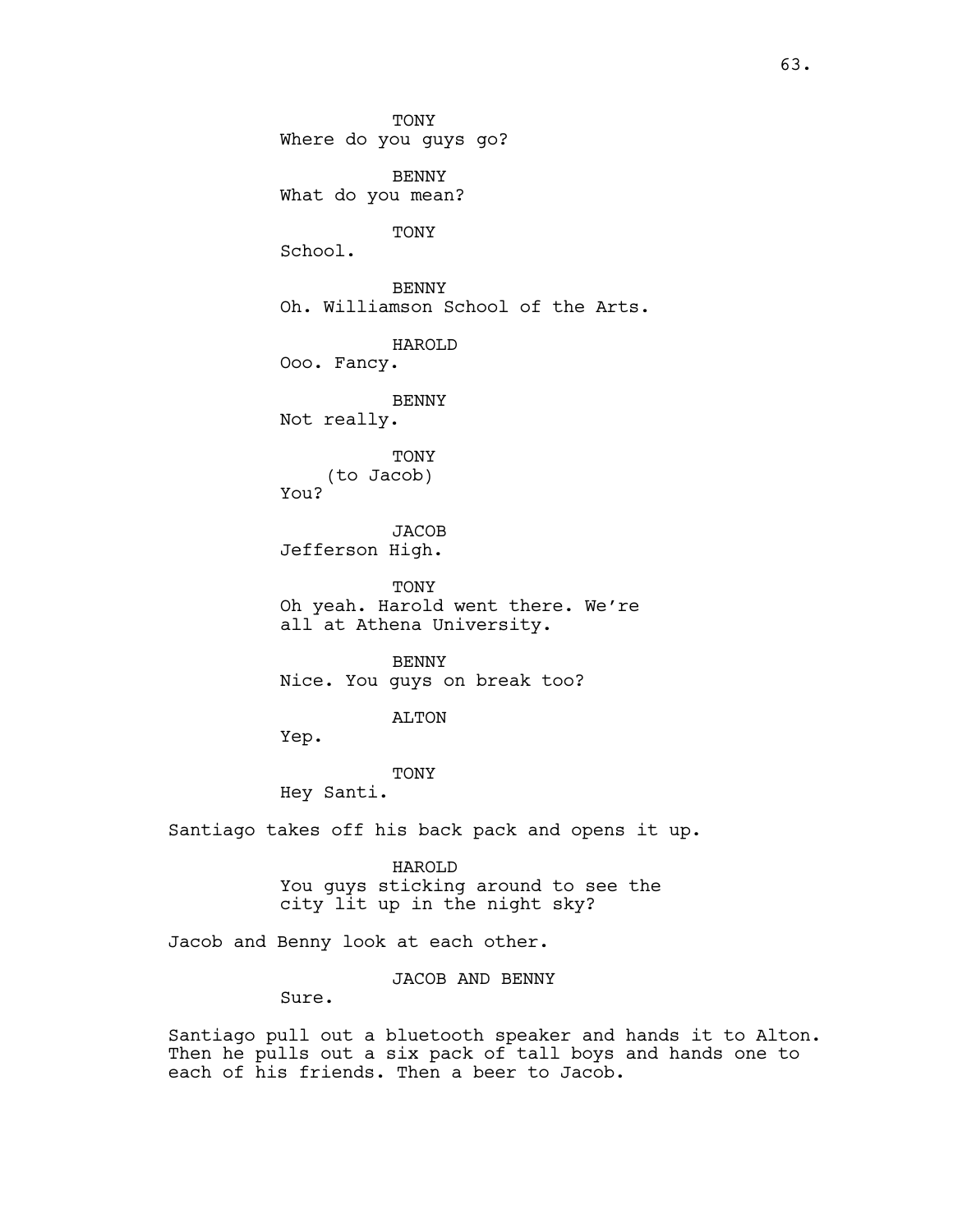TONY
Where do you guys go?

BENNY
What do you mean?

TONY
School.

BENNY
Oh. Williamson School of the Arts.

HAROLD
Ooo. Fancy.

BENNY
Not really.

TONY
(to Jacob)
You?

JACOB
Jefferson High.

TONY
Oh yeah. Harold went there. We're all at Athena University.

BENNY
Nice. You guys on break too?

ALTON
Yep.

TONY
Hey Santi.

Santiago takes off his back pack and opens it up.

HAROLD
You guys sticking around to see the city lit up in the night sky?

Jacob and Benny look at each other.

JACOB AND BENNY
Sure.

Santiago pull out a bluetooth speaker and hands it to Alton. Then he pulls out a six pack of tall boys and hands one to each of his friends. Then a beer to Jacob.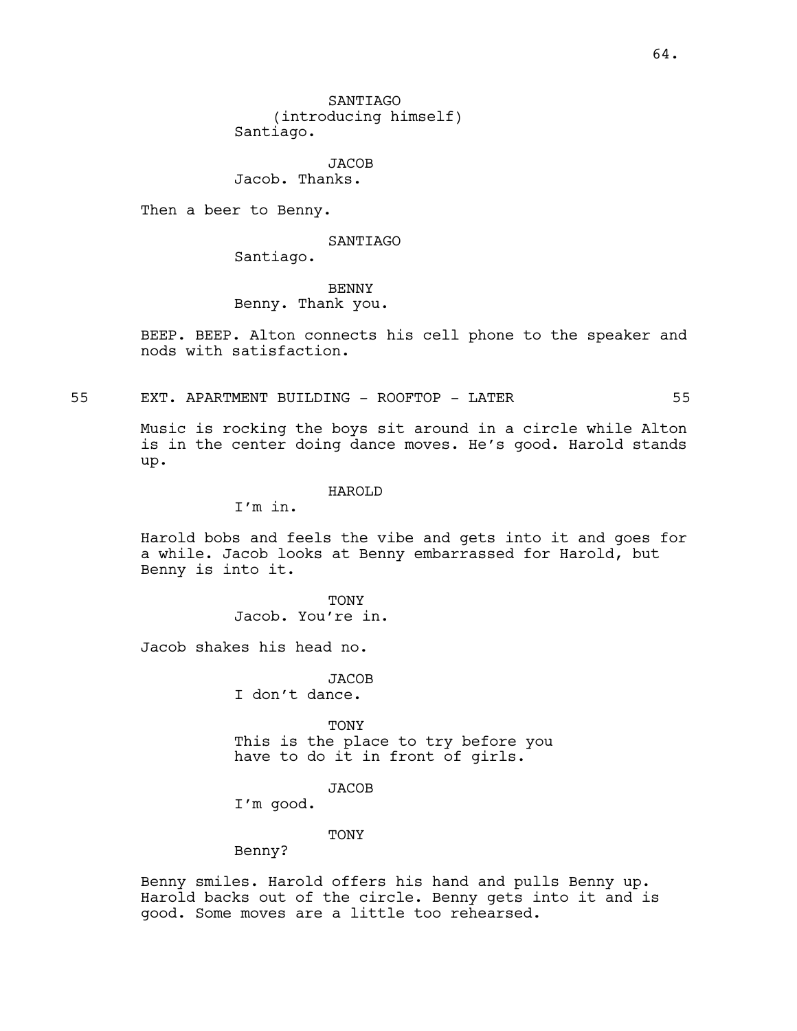**SANTIAGO**
(introducing himself)
Santiago.

**JACOB**
Jacob. Thanks.

Then a beer to Benny.

**SANTIAGO**
Santiago.

**BENNY**
Benny. Thank you.

BEEP. BEEP. Alton connects his cell phone to the speaker and nods with satisfaction.

## 55 EXT. APARTMENT BUILDING - ROOFTOP - LATER 55

Music is rocking the boys sit around in a circle while Alton is in the center doing dance moves. He's good. Harold stands up.

**HAROLD**
I'm in.

Harold bobs and feels the vibe and gets into it and goes for a while. Jacob looks at Benny embarrassed for Harold, but Benny is into it.

**TONY**
Jacob. You're in.

Jacob shakes his head no.

**JACOB**
I don't dance.

**TONY**
This is the place to try before you have to do it in front of girls.

**JACOB**
I'm good.

**TONY**
Benny?

Benny smiles. Harold offers his hand and pulls Benny up. Harold backs out of the circle. Benny gets into it and is good. Some moves are a little too rehearsed.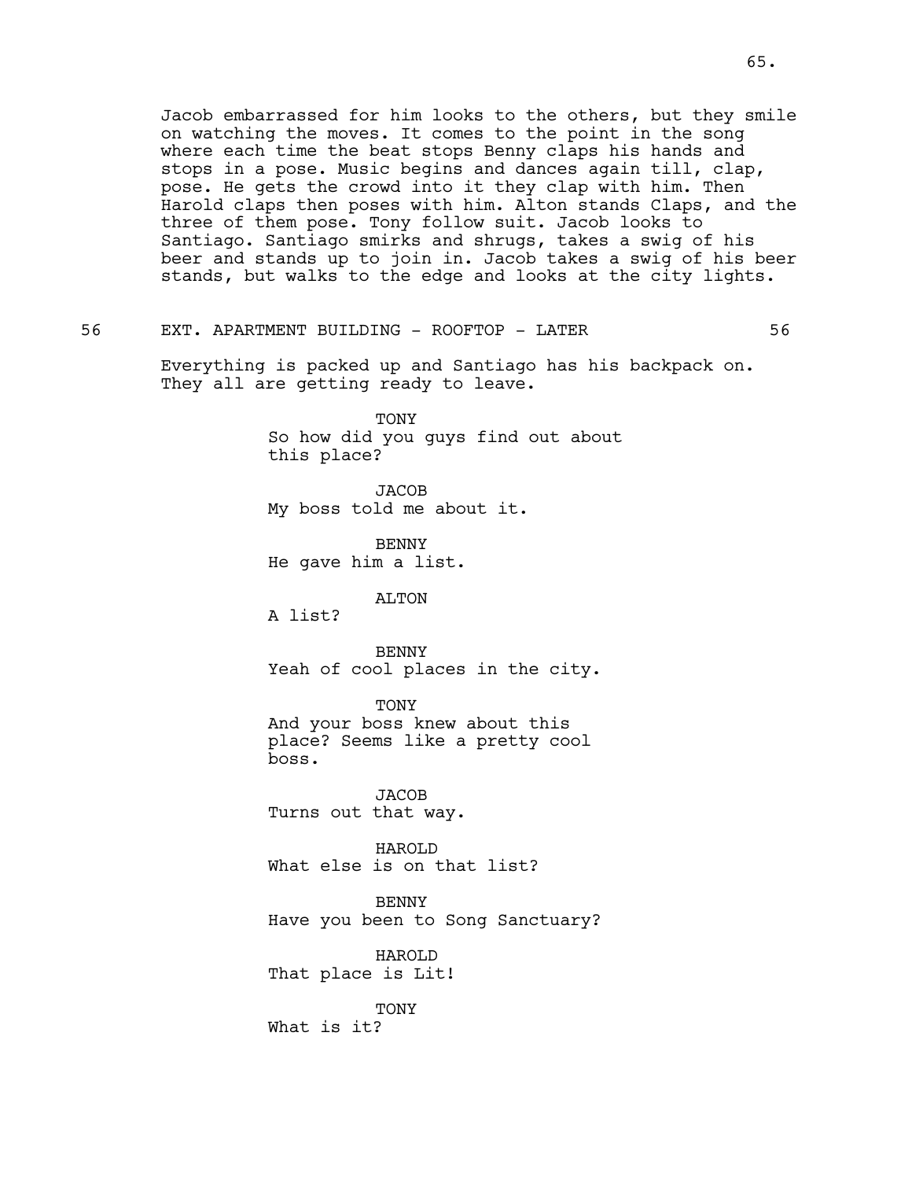Jacob embarrassed for him looks to the others, but they smile on watching the moves. It comes to the point in the song where each time the beat stops Benny claps his hands and stops in a pose. Music begins and dances again till, clap, pose. He gets the crowd into it they clap with him. Then Harold claps then poses with him. Alton stands Claps, and the three of them pose. Tony follow suit. Jacob looks to Santiago. Santiago smirks and shrugs, takes a swig of his beer and stands up to join in. Jacob takes a swig of his beer stands, but walks to the edge and looks at the city lights.

56 EXT. APARTMENT BUILDING - ROOFTOP - LATER 56

Everything is packed up and Santiago has his backpack on. They all are getting ready to leave.

TONY
So how did you guys find out about this place?

JACOB
My boss told me about it.

BENNY
He gave him a list.

ALTON
A list?

BENNY
Yeah of cool places in the city.

TONY
And your boss knew about this place? Seems like a pretty cool boss.

JACOB
Turns out that way.

HAROLD
What else is on that list?

BENNY
Have you been to Song Sanctuary?

HAROLD
That place is Lit!

TONY
What is it?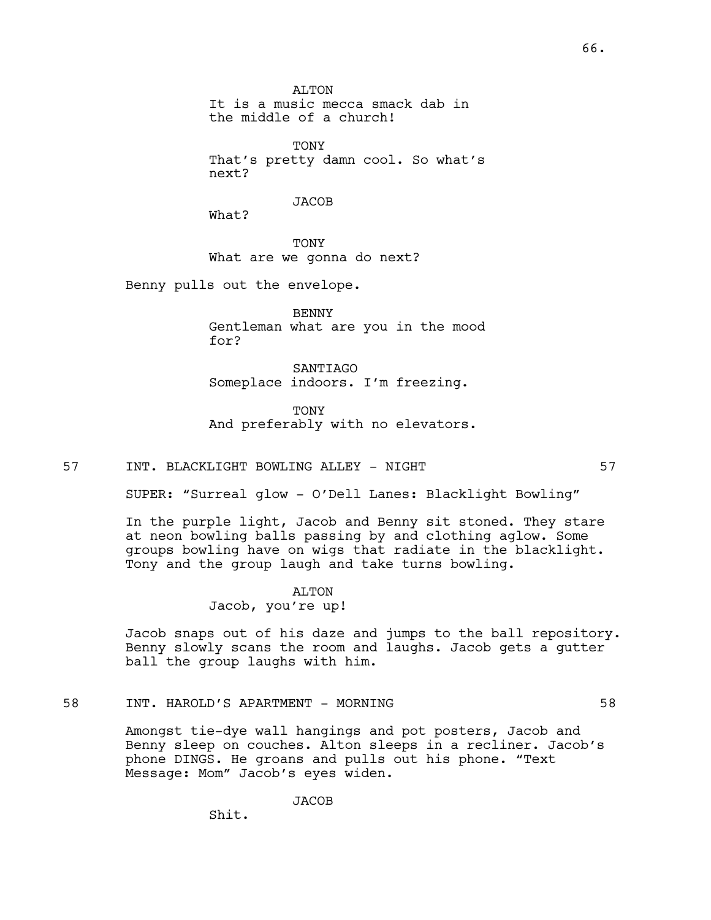ALTON
It is a music mecca smack dab in the middle of a church!

TONY
That's pretty damn cool. So what's next?

JACOB
What?

TONY
What are we gonna do next?

Benny pulls out the envelope.

BENNY
Gentleman what are you in the mood for?

SANTIAGO
Someplace indoors. I'm freezing.

TONY
And preferably with no elevators.

57 INT. BLACKLIGHT BOWLING ALLEY - NIGHT 57

SUPER: "Surreal glow - O'Dell Lanes: Blacklight Bowling"

In the purple light, Jacob and Benny sit stoned. They stare at neon bowling balls passing by and clothing aglow. Some groups bowling have on wigs that radiate in the blacklight. Tony and the group laugh and take turns bowling.

ALTON
Jacob, you're up!

Jacob snaps out of his daze and jumps to the ball repository. Benny slowly scans the room and laughs. Jacob gets a gutter ball the group laughs with him.

58 INT. HAROLD'S APARTMENT - MORNING 58

Amongst tie-dye wall hangings and pot posters, Jacob and Benny sleep on couches. Alton sleeps in a recliner. Jacob's phone DINGS. He groans and pulls out his phone. "Text Message: Mom" Jacob's eyes widen.

JACOB
Shit.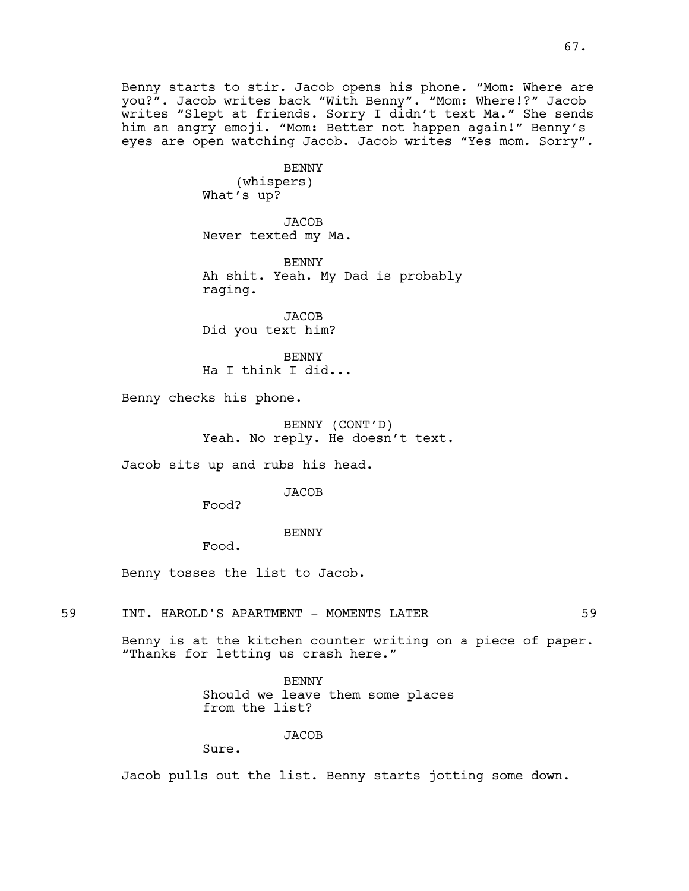Benny starts to stir. Jacob opens his phone. “Mom: Where are you?”. Jacob writes back “With Benny”. “Mom: Where!?” Jacob writes “Slept at friends. Sorry I didn’t text Ma.” She sends him an angry emoji. “Mom: Better not happen again!” Benny’s eyes are open watching Jacob. Jacob writes “Yes mom. Sorry”.

BENNY
(whispers)
What’s up?

JACOB
Never texted my Ma.

BENNY
Ah shit. Yeah. My Dad is probably raging.

JACOB
Did you text him?

BENNY
Ha I think I did...

Benny checks his phone.

BENNY (CONT’D)
Yeah. No reply. He doesn’t text.

Jacob sits up and rubs his head.

JACOB
Food?

BENNY
Food.

Benny tosses the list to Jacob.

59 INT. HAROLD'S APARTMENT - MOMENTS LATER 59

Benny is at the kitchen counter writing on a piece of paper. “Thanks for letting us crash here.”

BENNY
Should we leave them some places from the list?

JACOB
Sure.

Jacob pulls out the list. Benny starts jotting some down.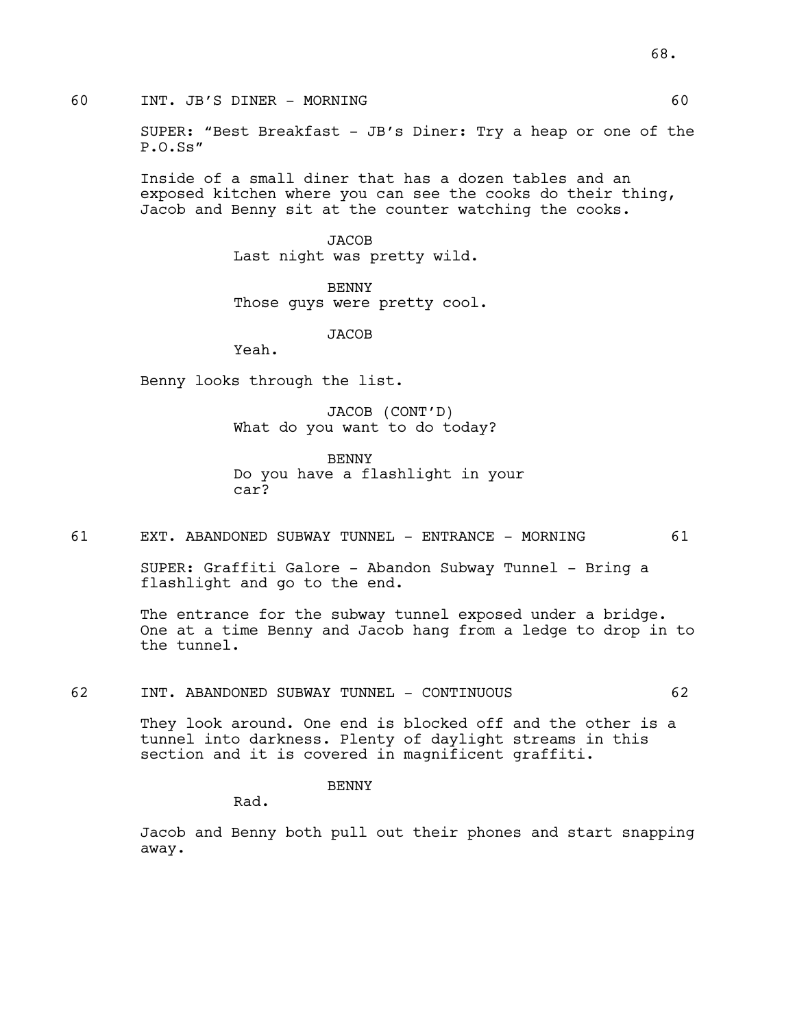60 INT. JB'S DINER - MORNING 60

SUPER: "Best Breakfast - JB's Diner: Try a heap or one of the P.O.Ss"

Inside of a small diner that has a dozen tables and an exposed kitchen where you can see the cooks do their thing, Jacob and Benny sit at the counter watching the cooks.

JACOB
Last night was pretty wild.

BENNY
Those guys were pretty cool.

JACOB
Yeah.

Benny looks through the list.

JACOB (CONT'D)
What do you want to do today?

BENNY
Do you have a flashlight in your car?

61 EXT. ABANDONED SUBWAY TUNNEL - ENTRANCE - MORNING 61

SUPER: Graffiti Galore - Abandon Subway Tunnel - Bring a flashlight and go to the end.

The entrance for the subway tunnel exposed under a bridge. One at a time Benny and Jacob hang from a ledge to drop in to the tunnel.

62 INT. ABANDONED SUBWAY TUNNEL - CONTINUOUS 62

They look around. One end is blocked off and the other is a tunnel into darkness. Plenty of daylight streams in this section and it is covered in magnificent graffiti.

BENNY
Rad.

Jacob and Benny both pull out their phones and start snapping away.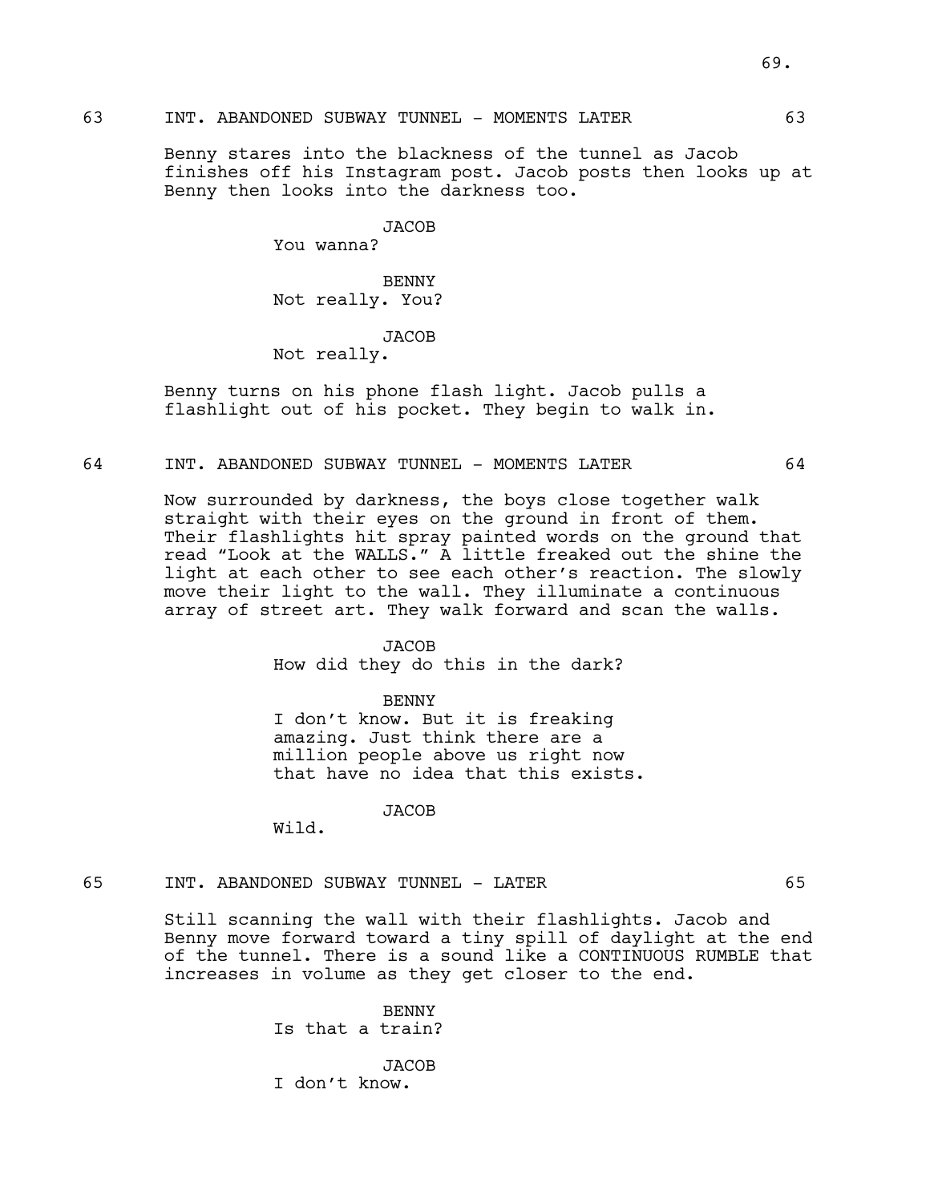63 INT. ABANDONED SUBWAY TUNNEL - MOMENTS LATER 63

Benny stares into the blackness of the tunnel as Jacob finishes off his Instagram post. Jacob posts then looks up at Benny then looks into the darkness too.

JACOB
You wanna?

BENNY
Not really. You?

JACOB
Not really.

Benny turns on his phone flash light. Jacob pulls a flashlight out of his pocket. They begin to walk in.

64 INT. ABANDONED SUBWAY TUNNEL - MOMENTS LATER 64

Now surrounded by darkness, the boys close together walk straight with their eyes on the ground in front of them. Their flashlights hit spray painted words on the ground that read "Look at the WALLS." A little freaked out the shine the light at each other to see each other's reaction. The slowly move their light to the wall. They illuminate a continuous array of street art. They walk forward and scan the walls.

JACOB
How did they do this in the dark?

BENNY
I don't know. But it is freaking amazing. Just think there are a million people above us right now that have no idea that this exists.

JACOB
Wild.

65 INT. ABANDONED SUBWAY TUNNEL - LATER 65

Still scanning the wall with their flashlights. Jacob and Benny move forward toward a tiny spill of daylight at the end of the tunnel. There is a sound like a CONTINUOUS RUMBLE that increases in volume as they get closer to the end.

BENNY
Is that a train?

JACOB
I don't know.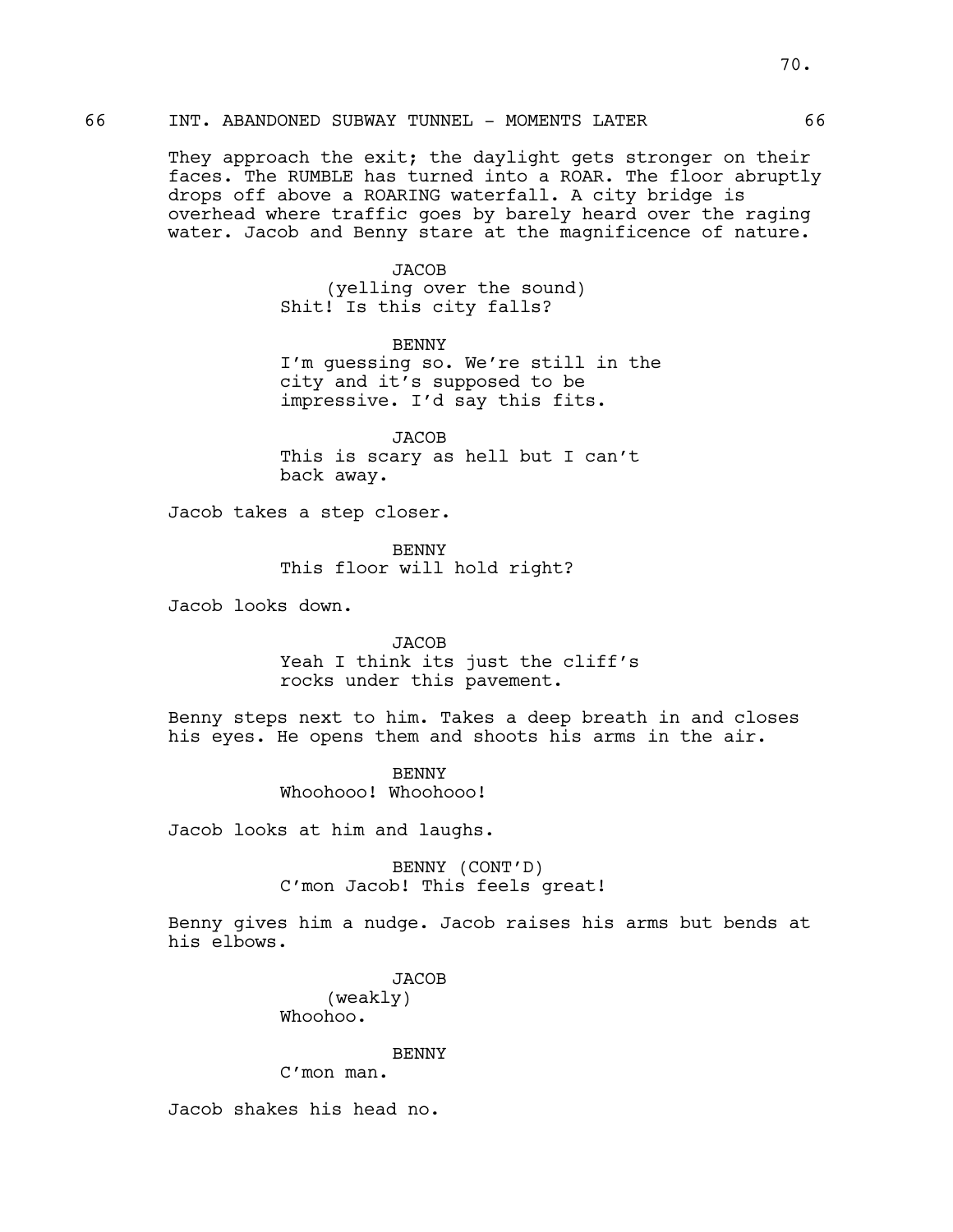66 INT. ABANDONED SUBWAY TUNNEL - MOMENTS LATER 66

They approach the exit; the daylight gets stronger on their faces. The RUMBLE has turned into a ROAR. The floor abruptly drops off above a ROARING waterfall. A city bridge is overhead where traffic goes by barely heard over the raging water. Jacob and Benny stare at the magnificence of nature.

JACOB
(yelling over the sound)
Shit! Is this city falls?

BENNY
I'm guessing so. We're still in the city and it's supposed to be impressive. I'd say this fits.

JACOB
This is scary as hell but I can't back away.

Jacob takes a step closer.

BENNY
This floor will hold right?

Jacob looks down.

JACOB
Yeah I think its just the cliff's rocks under this pavement.

Benny steps next to him. Takes a deep breath in and closes his eyes. He opens them and shoots his arms in the air.

BENNY
Whoohooo! Whoohooo!

Jacob looks at him and laughs.

BENNY (CONT'D)
C'mon Jacob! This feels great!

Benny gives him a nudge. Jacob raises his arms but bends at his elbows.

JACOB
(weakly)
Whoohoo.

BENNY
C'mon man.

Jacob shakes his head no.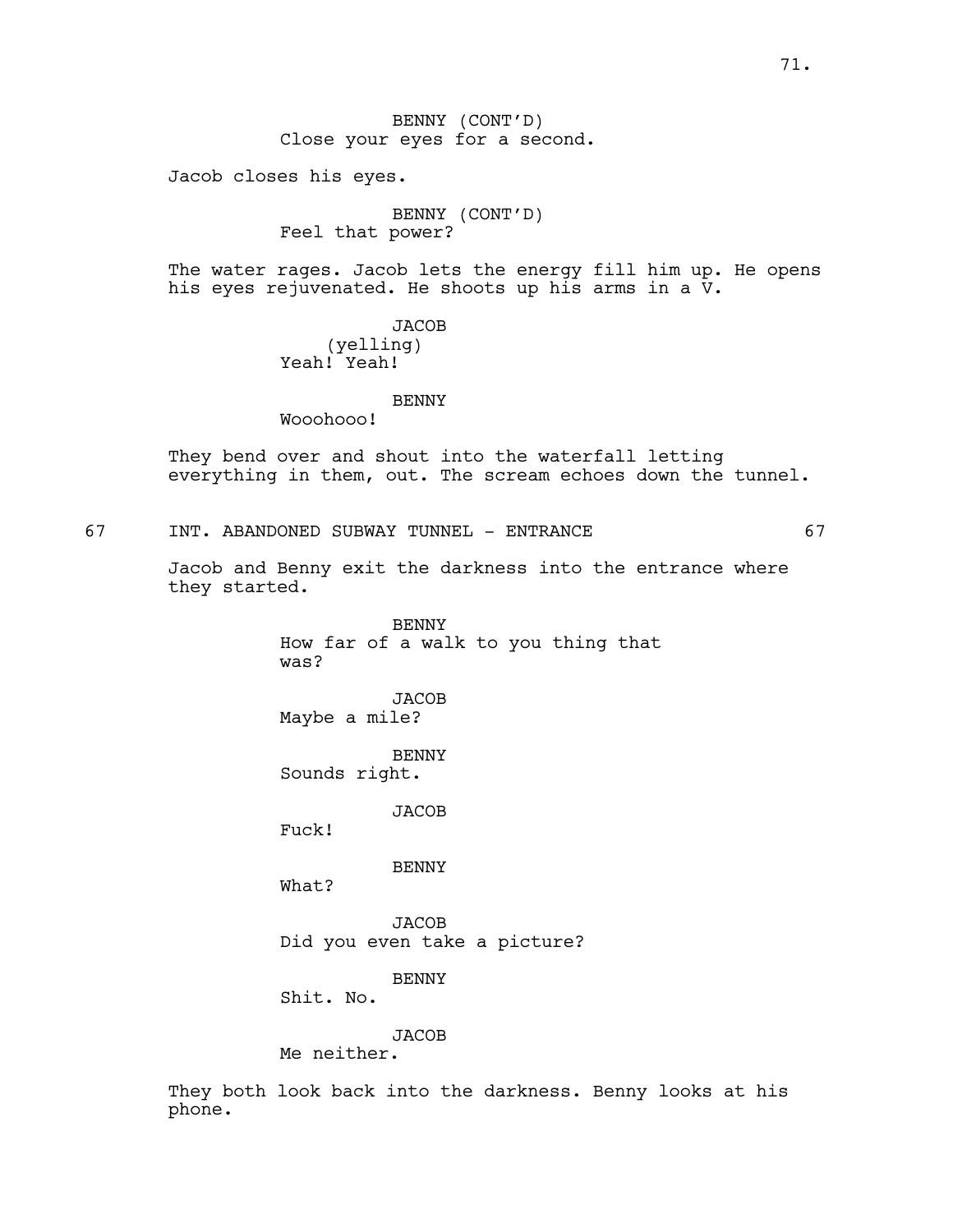BENNY (CONT'D)
Close your eyes for a second.

Jacob closes his eyes.

BENNY (CONT'D)
Feel that power?

The water rages. Jacob lets the energy fill him up. He opens his eyes rejuvenated. He shoots up his arms in a V.

JACOB
(yelling)
Yeah! Yeah!

BENNY
Wooohooo!

They bend over and shout into the waterfall letting everything in them, out. The scream echoes down the tunnel.

67 INT. ABANDONED SUBWAY TUNNEL - ENTRANCE 67

Jacob and Benny exit the darkness into the entrance where they started.

BENNY
How far of a walk to you thing that was?

JACOB
Maybe a mile?

BENNY
Sounds right.

JACOB
Fuck!

BENNY
What?

JACOB
Did you even take a picture?

BENNY
Shit. No.

JACOB
Me neither.

They both look back into the darkness. Benny looks at his phone.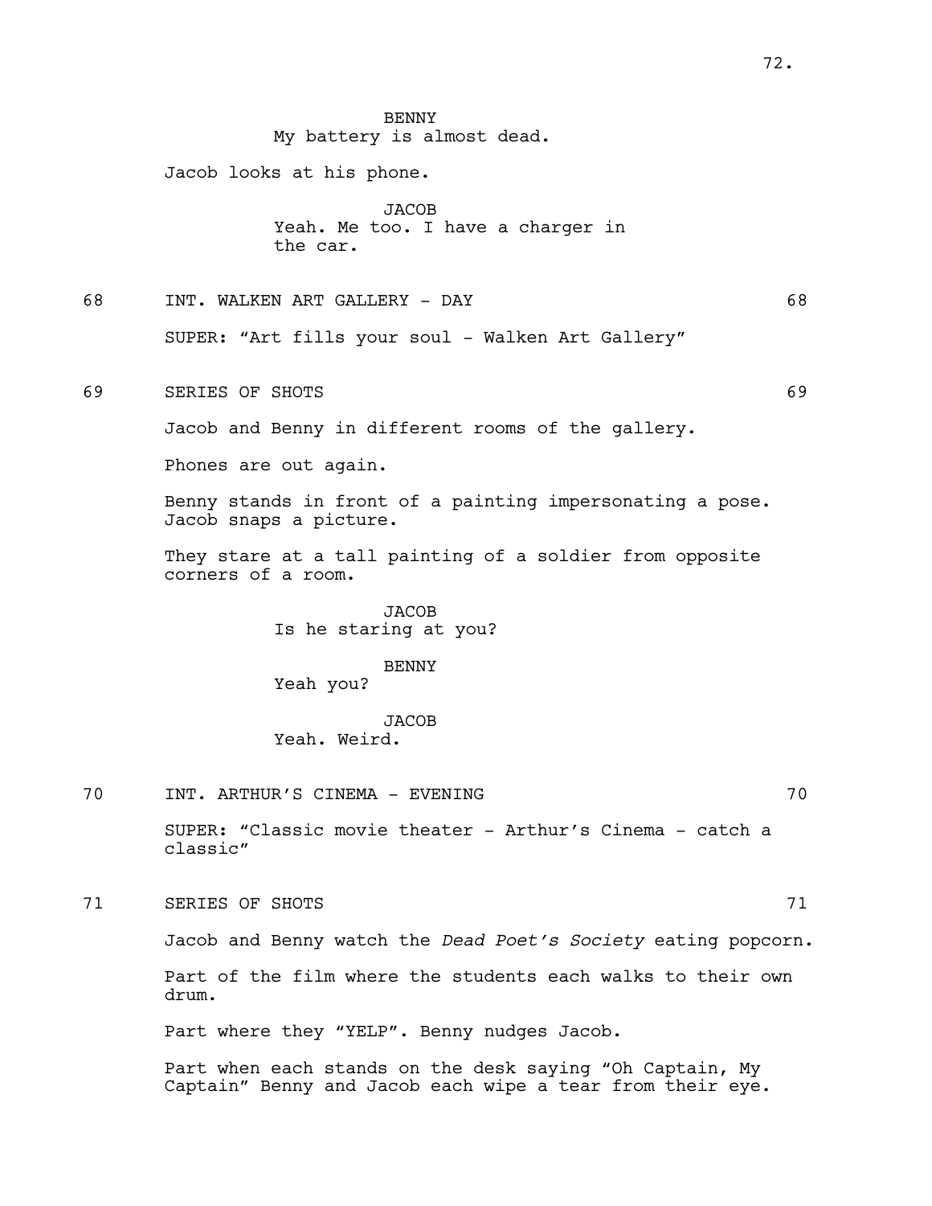BENNY
My battery is almost dead.

Jacob looks at his phone.

JACOB
Yeah. Me too. I have a charger in the car.

68 INT. WALKEN ART GALLERY - DAY 68

SUPER: “Art fills your soul - Walken Art Gallery”

69 SERIES OF SHOTS 69

Jacob and Benny in different rooms of the gallery.

Phones are out again.

Benny stands in front of a painting impersonating a pose. Jacob snaps a picture.

They stare at a tall painting of a soldier from opposite corners of a room.

JACOB
Is he staring at you?

BENNY
Yeah you?

JACOB
Yeah. Weird.

70 INT. ARTHUR’S CINEMA - EVENING 70

SUPER: “Classic movie theater - Arthur’s Cinema - catch a classic”

71 SERIES OF SHOTS 71

Jacob and Benny watch the *Dead Poet’s Society* eating popcorn.

Part of the film where the students each walks to their own drum.

Part where they “YELP”. Benny nudges Jacob.

Part when each stands on the desk saying “Oh Captain, My Captain” Benny and Jacob each wipe a tear from their eye.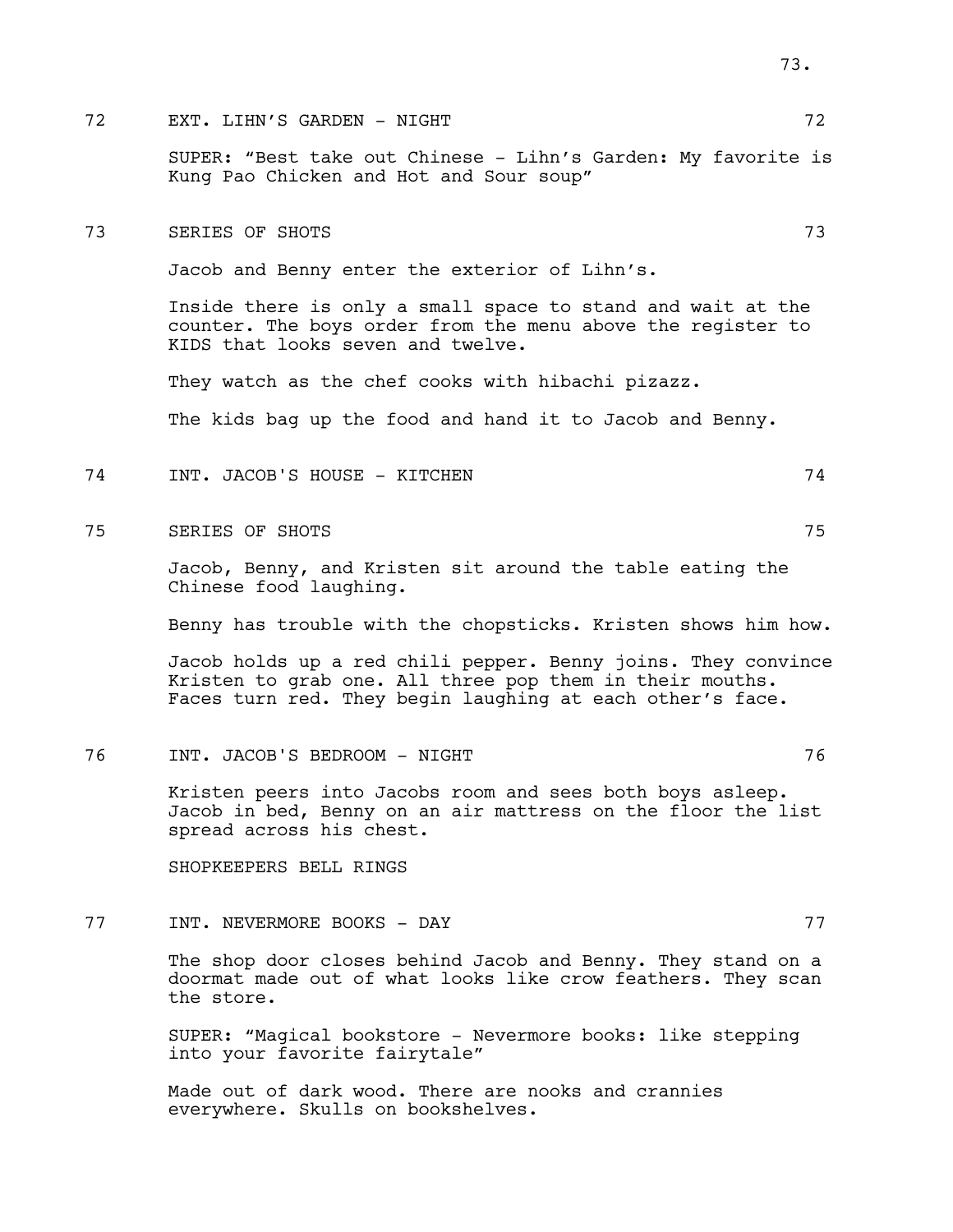72 EXT. LIHN'S GARDEN - NIGHT 72

SUPER: "Best take out Chinese - Lihn's Garden: My favorite is Kung Pao Chicken and Hot and Sour soup"

73 SERIES OF SHOTS 73

Jacob and Benny enter the exterior of Lihn's.

Inside there is only a small space to stand and wait at the counter. The boys order from the menu above the register to KIDS that looks seven and twelve.

They watch as the chef cooks with hibachi pizazz.

The kids bag up the food and hand it to Jacob and Benny.

74 INT. JACOB'S HOUSE - KITCHEN 74

75 SERIES OF SHOTS 75

Jacob, Benny, and Kristen sit around the table eating the Chinese food laughing.

Benny has trouble with the chopsticks. Kristen shows him how.

Jacob holds up a red chili pepper. Benny joins. They convince Kristen to grab one. All three pop them in their mouths. Faces turn red. They begin laughing at each other's face.

76 INT. JACOB'S BEDROOM - NIGHT 76

Kristen peers into Jacobs room and sees both boys asleep. Jacob in bed, Benny on an air mattress on the floor the list spread across his chest.

SHOPKEEPERS BELL RINGS

77 INT. NEVERMORE BOOKS - DAY 77

The shop door closes behind Jacob and Benny. They stand on a doormat made out of what looks like crow feathers. They scan the store.

SUPER: "Magical bookstore - Nevermore books: like stepping into your favorite fairytale"

Made out of dark wood. There are nooks and crannies everywhere. Skulls on bookshelves.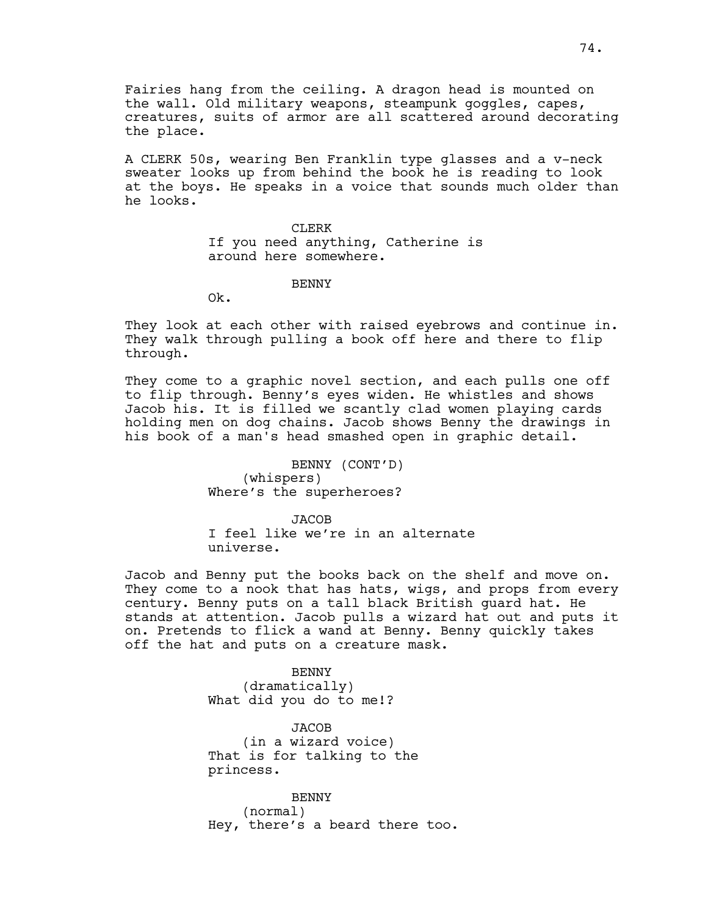Fairies hang from the ceiling. A dragon head is mounted on the wall. Old military weapons, steampunk goggles, capes, creatures, suits of armor are all scattered around decorating the place.

A CLERK 50s, wearing Ben Franklin type glasses and a v-neck sweater looks up from behind the book he is reading to look at the boys. He speaks in a voice that sounds much older than he looks.

CLERK
If you need anything, Catherine is around here somewhere.

BENNY
Ok.

They look at each other with raised eyebrows and continue in. They walk through pulling a book off here and there to flip through.

They come to a graphic novel section, and each pulls one off to flip through. Benny's eyes widen. He whistles and shows Jacob his. It is filled we scantly clad women playing cards holding men on dog chains. Jacob shows Benny the drawings in his book of a man's head smashed open in graphic detail.

BENNY (CONT'D)
(whispers)
Where's the superheroes?

JACOB
I feel like we're in an alternate universe.

Jacob and Benny put the books back on the shelf and move on. They come to a nook that has hats, wigs, and props from every century. Benny puts on a tall black British guard hat. He stands at attention. Jacob pulls a wizard hat out and puts it on. Pretends to flick a wand at Benny. Benny quickly takes off the hat and puts on a creature mask.

BENNY
(dramatically)
What did you do to me!?

JACOB
(in a wizard voice)
That is for talking to the princess.

BENNY
(normal)
Hey, there's a beard there too.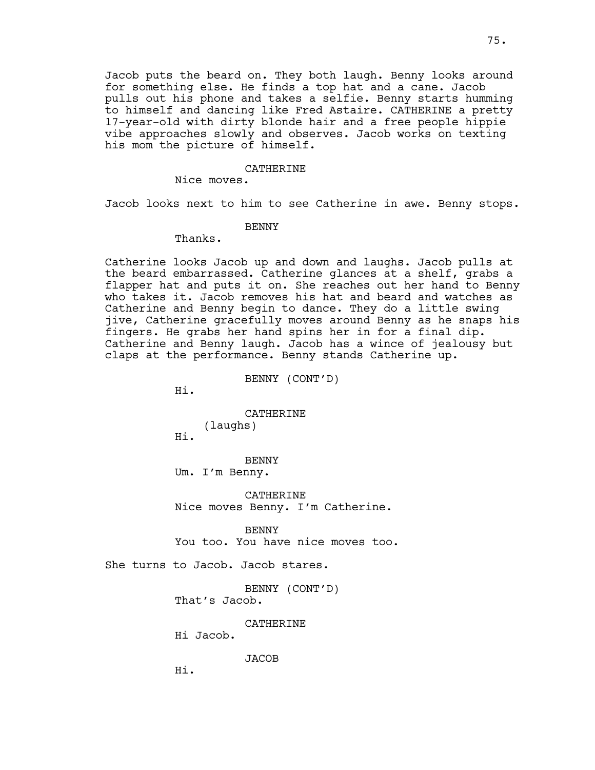Jacob puts the beard on. They both laugh. Benny looks around for something else. He finds a top hat and a cane. Jacob pulls out his phone and takes a selfie. Benny starts humming to himself and dancing like Fred Astaire. CATHERINE a pretty 17-year-old with dirty blonde hair and a free people hippie vibe approaches slowly and observes. Jacob works on texting his mom the picture of himself.

CATHERINE
Nice moves.

Jacob looks next to him to see Catherine in awe. Benny stops.

BENNY
Thanks.

Catherine looks Jacob up and down and laughs. Jacob pulls at the beard embarrassed. Catherine glances at a shelf, grabs a flapper hat and puts it on. She reaches out her hand to Benny who takes it. Jacob removes his hat and beard and watches as Catherine and Benny begin to dance. They do a little swing jive, Catherine gracefully moves around Benny as he snaps his fingers. He grabs her hand spins her in for a final dip. Catherine and Benny laugh. Jacob has a wince of jealousy but claps at the performance. Benny stands Catherine up.

BENNY (CONT'D)
Hi.

CATHERINE
(laughs)
Hi.

BENNY
Um. I'm Benny.

CATHERINE
Nice moves Benny. I'm Catherine.

BENNY
You too. You have nice moves too.

She turns to Jacob. Jacob stares.

BENNY (CONT'D)
That's Jacob.

CATHERINE
Hi Jacob.

JACOB
Hi.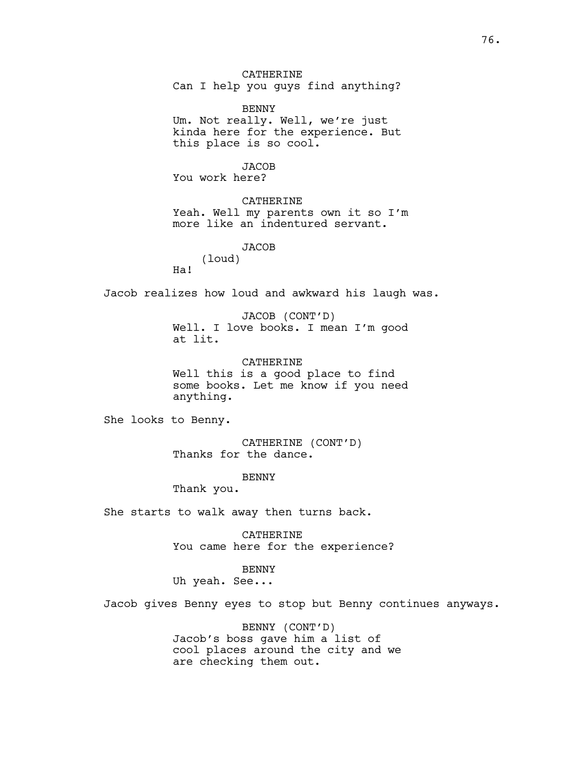CATHERINE
Can I help you guys find anything?

BENNY
Um. Not really. Well, we're just kinda here for the experience. But this place is so cool.

JACOB
You work here?

CATHERINE
Yeah. Well my parents own it so I'm more like an indentured servant.

JACOB
(loud)
Ha!

Jacob realizes how loud and awkward his laugh was.

JACOB (CONT'D)
Well. I love books. I mean I'm good at lit.

CATHERINE
Well this is a good place to find some books. Let me know if you need anything.

She looks to Benny.

CATHERINE (CONT'D)
Thanks for the dance.

BENNY
Thank you.

She starts to walk away then turns back.

CATHERINE
You came here for the experience?

BENNY
Uh yeah. See...

Jacob gives Benny eyes to stop but Benny continues anyways.

BENNY (CONT'D)
Jacob's boss gave him a list of cool places around the city and we are checking them out.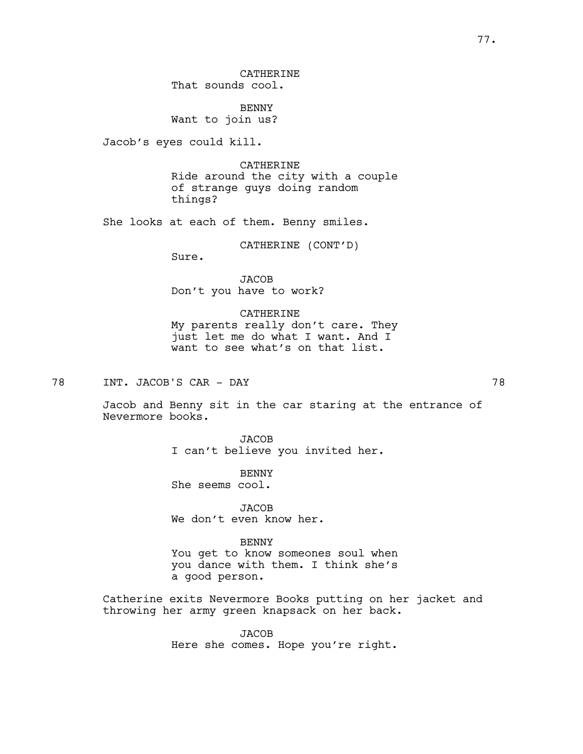CATHERINE
That sounds cool.

BENNY
Want to join us?

Jacob's eyes could kill.

CATHERINE
Ride around the city with a couple of strange guys doing random things?

She looks at each of them. Benny smiles.

CATHERINE (CONT'D)
Sure.

JACOB
Don't you have to work?

CATHERINE
My parents really don't care. They just let me do what I want. And I want to see what's on that list.

78 INT. JACOB'S CAR - DAY 78

Jacob and Benny sit in the car staring at the entrance of Nevermore books.

JACOB
I can't believe you invited her.

BENNY
She seems cool.

JACOB
We don't even know her.

BENNY
You get to know someones soul when you dance with them. I think she's a good person.

Catherine exits Nevermore Books putting on her jacket and throwing her army green knapsack on her back.

JACOB
Here she comes. Hope you're right.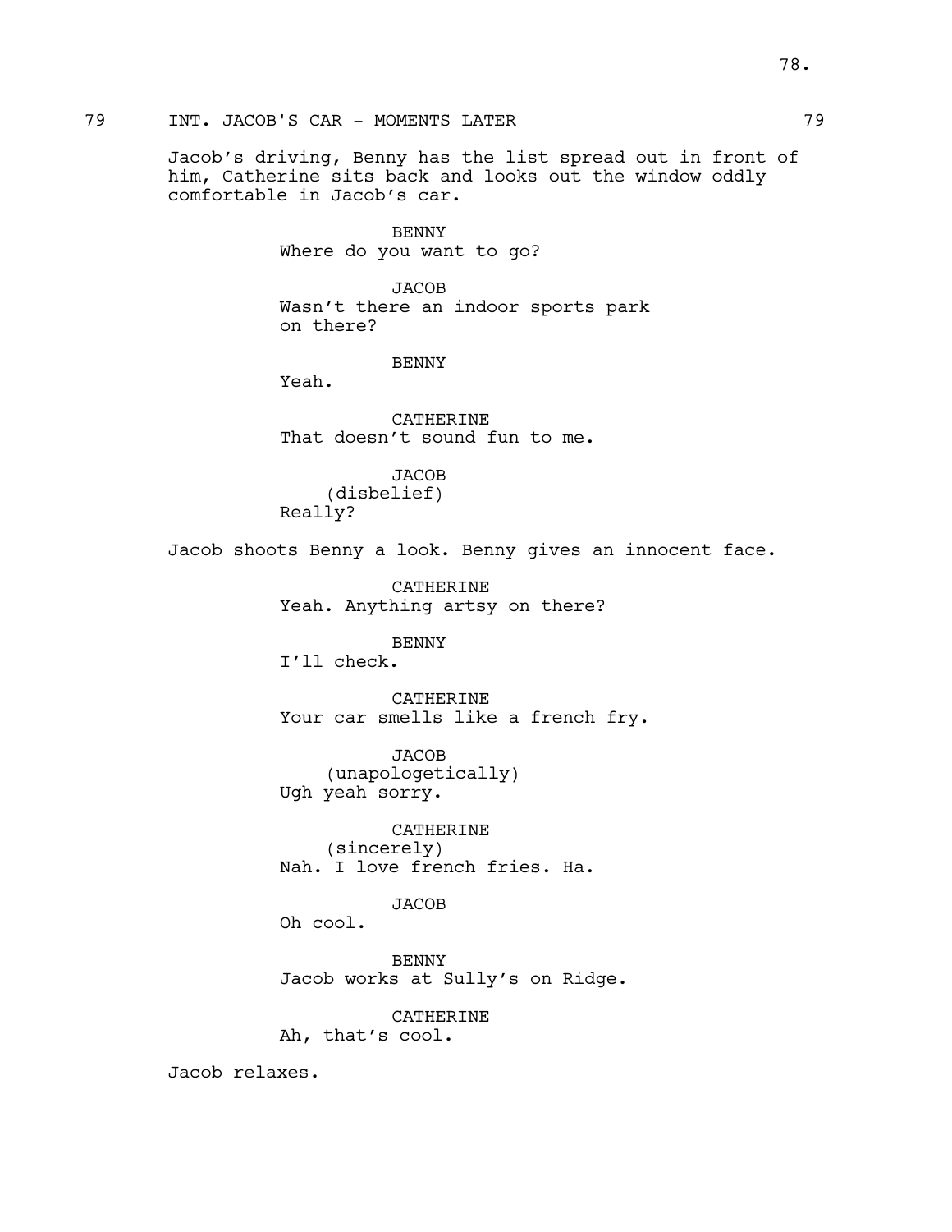79 INT. JACOB'S CAR - MOMENTS LATER 79

Jacob's driving, Benny has the list spread out in front of him, Catherine sits back and looks out the window oddly comfortable in Jacob's car.

BENNY
Where do you want to go?

JACOB
Wasn't there an indoor sports park on there?

BENNY
Yeah.

CATHERINE
That doesn't sound fun to me.

JACOB
(disbelief)
Really?

Jacob shoots Benny a look. Benny gives an innocent face.

CATHERINE
Yeah. Anything artsy on there?

BENNY
I'll check.

CATHERINE
Your car smells like a french fry.

JACOB
(unapologetically)
Ugh yeah sorry.

CATHERINE
(sincerely)
Nah. I love french fries. Ha.

JACOB
Oh cool.

BENNY
Jacob works at Sully's on Ridge.

CATHERINE
Ah, that's cool.

Jacob relaxes.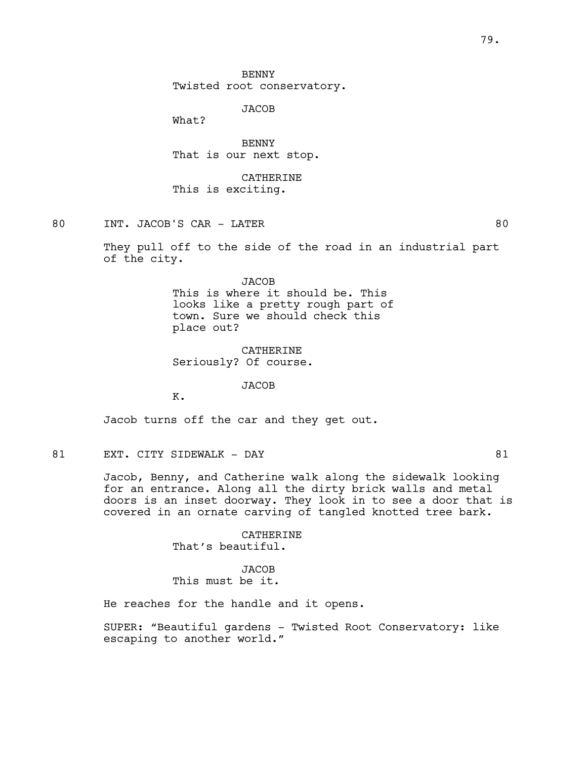BENNY
Twisted root conservatory.

JACOB
What?

BENNY
That is our next stop.

CATHERINE
This is exciting.

80 INT. JACOB'S CAR - LATER 80

They pull off to the side of the road in an industrial part of the city.

JACOB
This is where it should be. This looks like a pretty rough part of town. Sure we should check this place out?

CATHERINE
Seriously? Of course.

JACOB
K.

Jacob turns off the car and they get out.

81 EXT. CITY SIDEWALK - DAY 81

Jacob, Benny, and Catherine walk along the sidewalk looking for an entrance. Along all the dirty brick walls and metal doors is an inset doorway. They look in to see a door that is covered in an ornate carving of tangled knotted tree bark.

CATHERINE
That's beautiful.

JACOB
This must be it.

He reaches for the handle and it opens.

SUPER: "Beautiful gardens - Twisted Root Conservatory: like escaping to another world."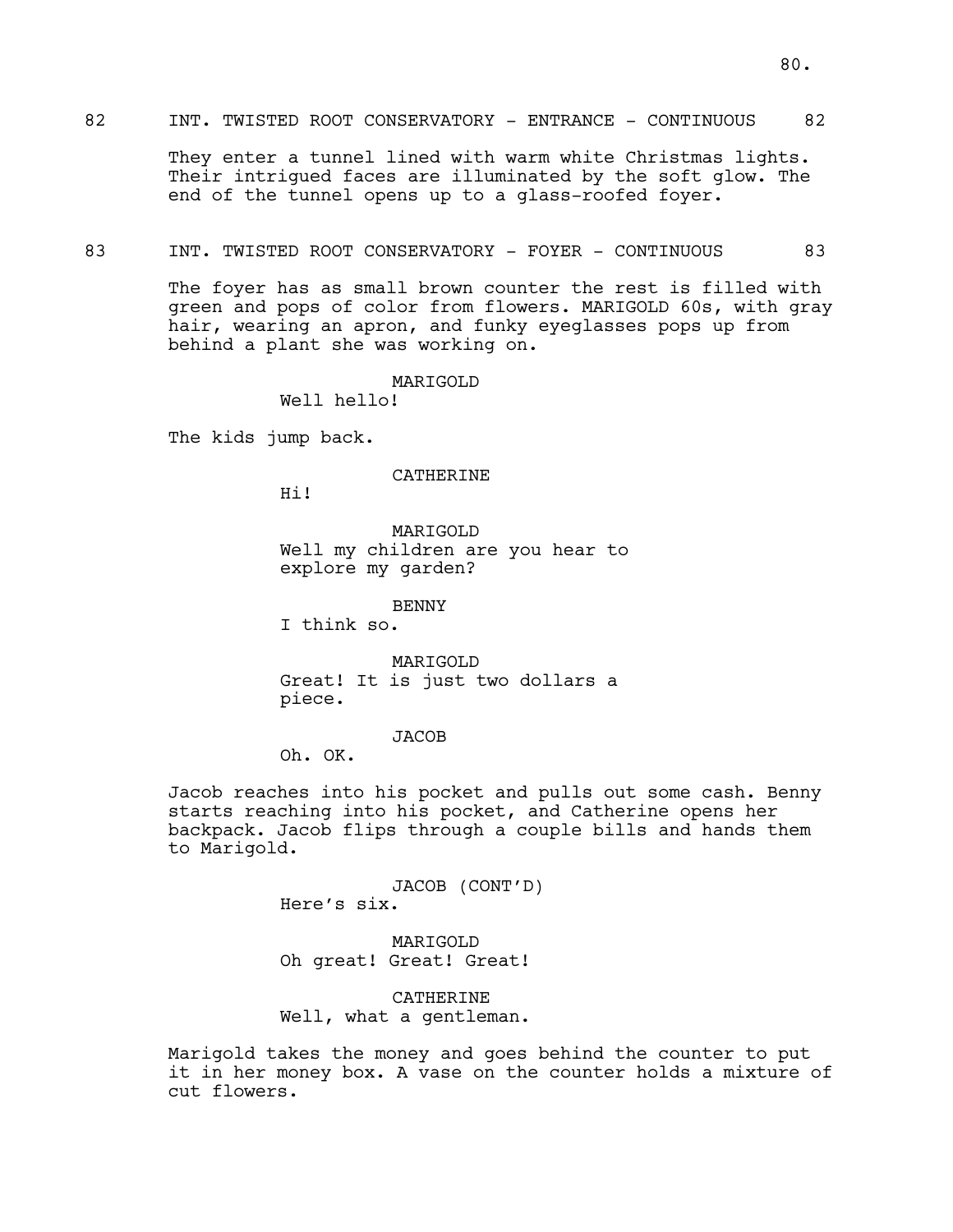82 INT. TWISTED ROOT CONSERVATORY - ENTRANCE - CONTINUOUS 82

They enter a tunnel lined with warm white Christmas lights. Their intrigued faces are illuminated by the soft glow. The end of the tunnel opens up to a glass-roofed foyer.

83 INT. TWISTED ROOT CONSERVATORY - FOYER - CONTINUOUS 83

The foyer has as small brown counter the rest is filled with green and pops of color from flowers. MARIGOLD 60s, with gray hair, wearing an apron, and funky eyeglasses pops up from behind a plant she was working on.

MARIGOLD
Well hello!

The kids jump back.

CATHERINE
Hi!

MARIGOLD
Well my children are you hear to explore my garden?

BENNY
I think so.

MARIGOLD
Great! It is just two dollars a piece.

JACOB
Oh. OK.

Jacob reaches into his pocket and pulls out some cash. Benny starts reaching into his pocket, and Catherine opens her backpack. Jacob flips through a couple bills and hands them to Marigold.

JACOB (CONT'D)
Here's six.

MARIGOLD
Oh great! Great! Great!

CATHERINE
Well, what a gentleman.

Marigold takes the money and goes behind the counter to put it in her money box. A vase on the counter holds a mixture of cut flowers.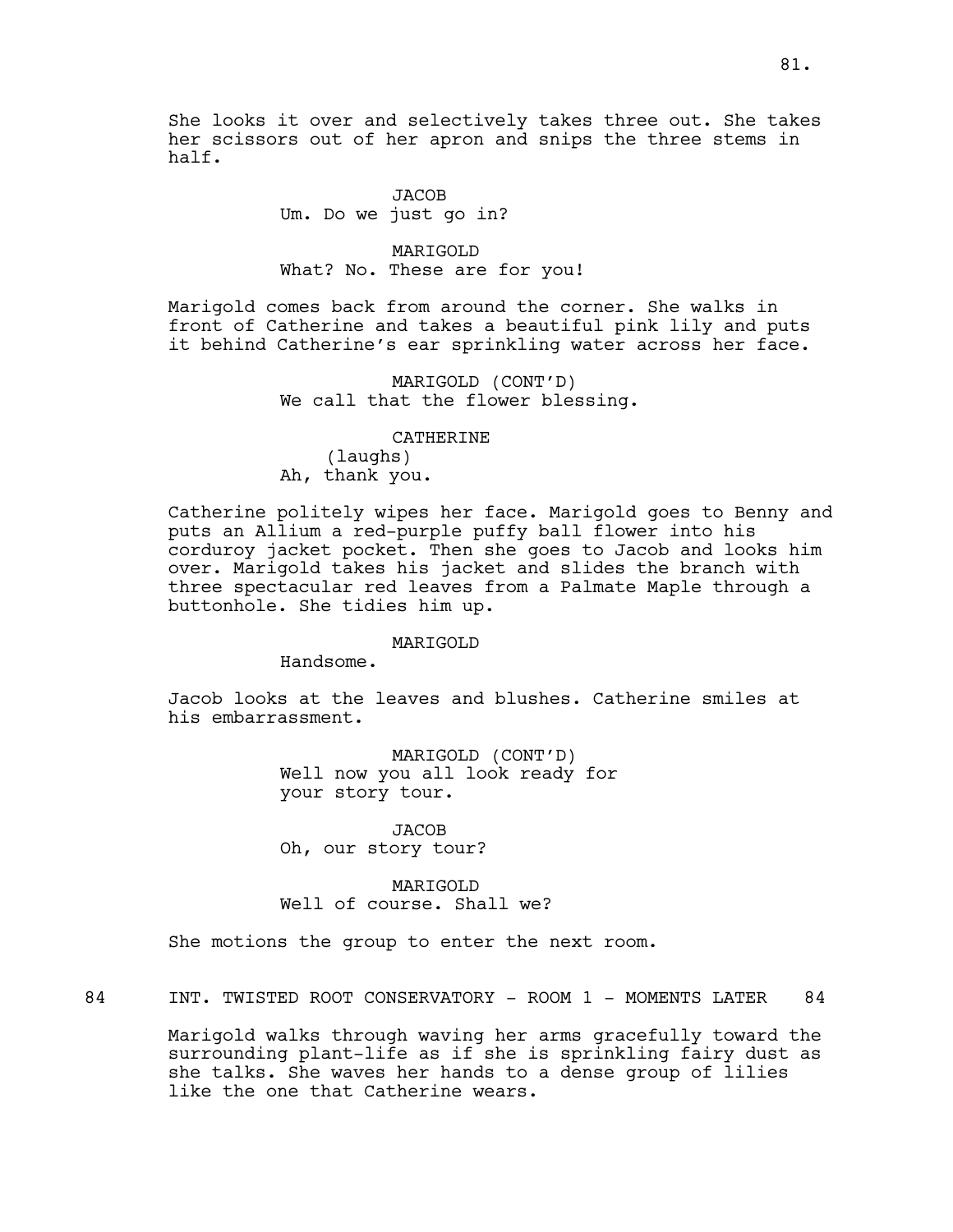She looks it over and selectively takes three out. She takes her scissors out of her apron and snips the three stems in half.

JACOB
Um. Do we just go in?

MARIGOLD
What? No. These are for you!

Marigold comes back from around the corner. She walks in front of Catherine and takes a beautiful pink lily and puts it behind Catherine's ear sprinkling water across her face.

MARIGOLD (CONT'D)
We call that the flower blessing.

CATHERINE
(laughs)
Ah, thank you.

Catherine politely wipes her face. Marigold goes to Benny and puts an Allium a red-purple puffy ball flower into his corduroy jacket pocket. Then she goes to Jacob and looks him over. Marigold takes his jacket and slides the branch with three spectacular red leaves from a Palmate Maple through a buttonhole. She tidies him up.

MARIGOLD
Handsome.

Jacob looks at the leaves and blushes. Catherine smiles at his embarrassment.

MARIGOLD (CONT'D)
Well now you all look ready for your story tour.

JACOB
Oh, our story tour?

MARIGOLD
Well of course. Shall we?

She motions the group to enter the next room.

84 INT. TWISTED ROOT CONSERVATORY - ROOM 1 - MOMENTS LATER 84

Marigold walks through waving her arms gracefully toward the surrounding plant-life as if she is sprinkling fairy dust as she talks. She waves her hands to a dense group of lilies like the one that Catherine wears.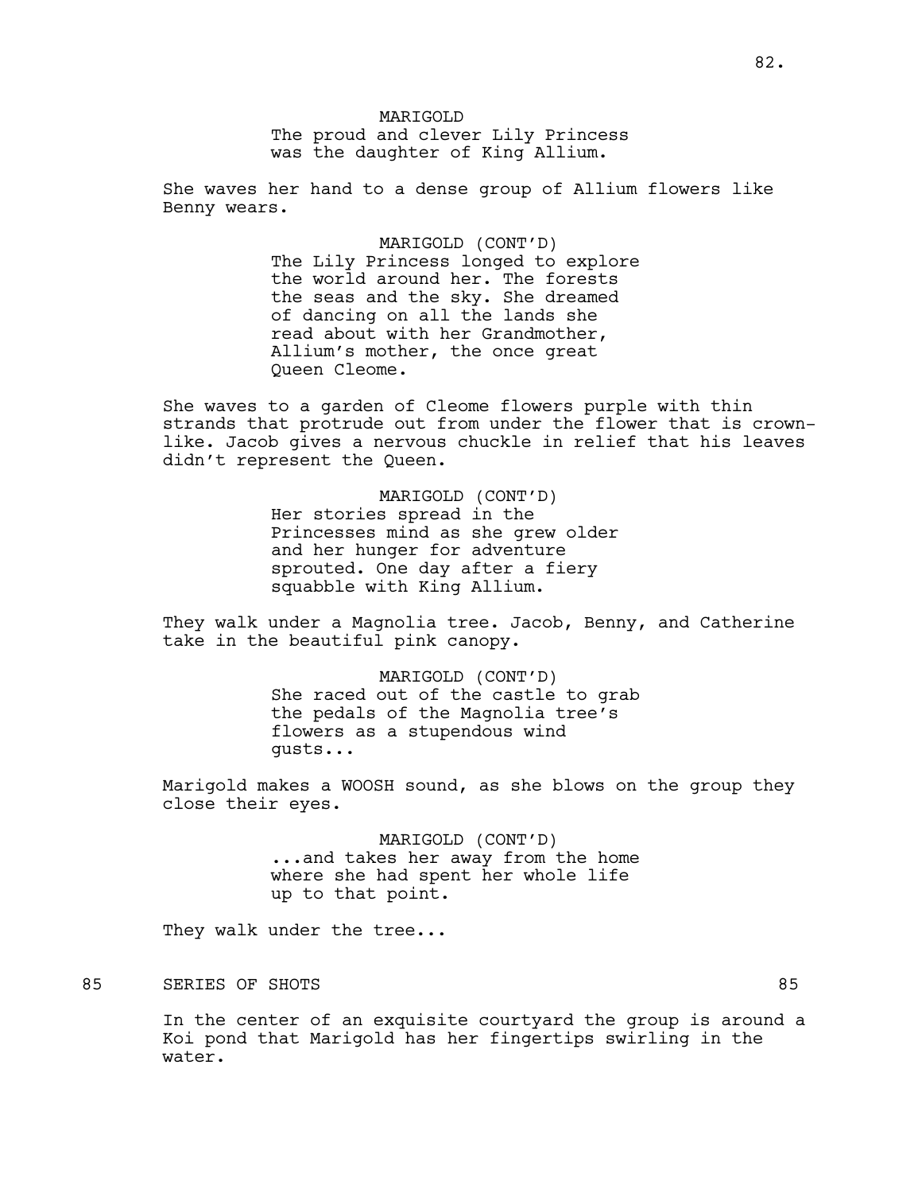MARIGOLD
The proud and clever Lily Princess was the daughter of King Allium.

She waves her hand to a dense group of Allium flowers like Benny wears.

MARIGOLD (CONT'D)
The Lily Princess longed to explore the world around her. The forests the seas and the sky. She dreamed of dancing on all the lands she read about with her Grandmother, Allium's mother, the once great Queen Cleome.

She waves to a garden of Cleome flowers purple with thin strands that protrude out from under the flower that is crown-like. Jacob gives a nervous chuckle in relief that his leaves didn't represent the Queen.

MARIGOLD (CONT'D)
Her stories spread in the Princesses mind as she grew older and her hunger for adventure sprouted. One day after a fiery squabble with King Allium.

They walk under a Magnolia tree. Jacob, Benny, and Catherine take in the beautiful pink canopy.

MARIGOLD (CONT'D)
She raced out of the castle to grab the pedals of the Magnolia tree's flowers as a stupendous wind gusts...

Marigold makes a WOOSH sound, as she blows on the group they close their eyes.

MARIGOLD (CONT'D)
...and takes her away from the home where she had spent her whole life up to that point.

They walk under the tree...

85 SERIES OF SHOTS 85

In the center of an exquisite courtyard the group is around a Koi pond that Marigold has her fingertips swirling in the water.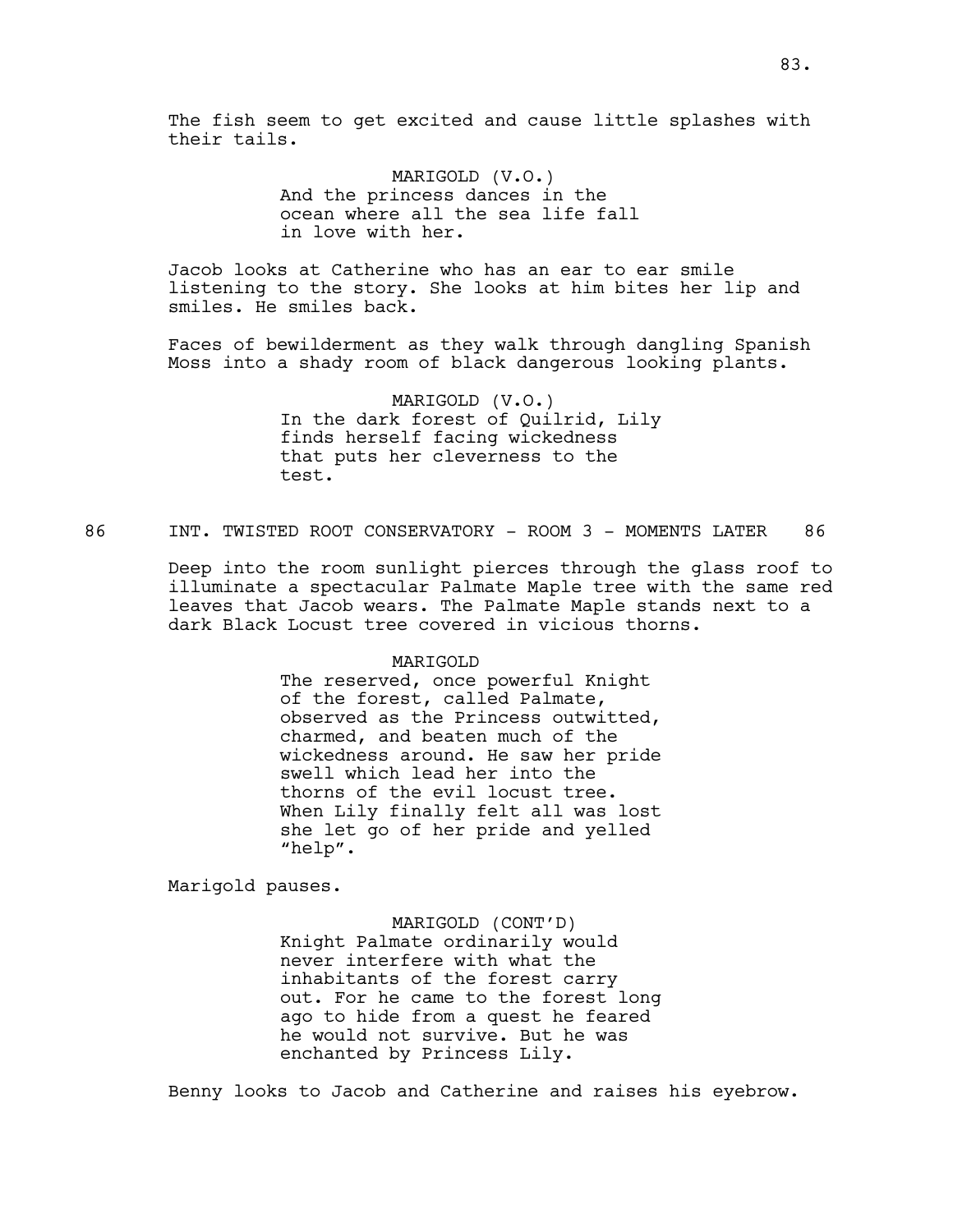The fish seem to get excited and cause little splashes with their tails.

MARIGOLD (V.O.)
And the princess dances in the ocean where all the sea life fall in love with her.

Jacob looks at Catherine who has an ear to ear smile listening to the story. She looks at him bites her lip and smiles. He smiles back.

Faces of bewilderment as they walk through dangling Spanish Moss into a shady room of black dangerous looking plants.

MARIGOLD (V.O.)
In the dark forest of Quilrid, Lily finds herself facing wickedness that puts her cleverness to the test.

86 INT. TWISTED ROOT CONSERVATORY - ROOM 3 - MOMENTS LATER 86

Deep into the room sunlight pierces through the glass roof to illuminate a spectacular Palmate Maple tree with the same red leaves that Jacob wears. The Palmate Maple stands next to a dark Black Locust tree covered in vicious thorns.

MARIGOLD
The reserved, once powerful Knight of the forest, called Palmate, observed as the Princess outwitted, charmed, and beaten much of the wickedness around. He saw her pride swell which lead her into the thorns of the evil locust tree. When Lily finally felt all was lost she let go of her pride and yelled "help".

Marigold pauses.

MARIGOLD (CONT'D)
Knight Palmate ordinarily would never interfere with what the inhabitants of the forest carry out. For he came to the forest long ago to hide from a quest he feared he would not survive. But he was enchanted by Princess Lily.

Benny looks to Jacob and Catherine and raises his eyebrow.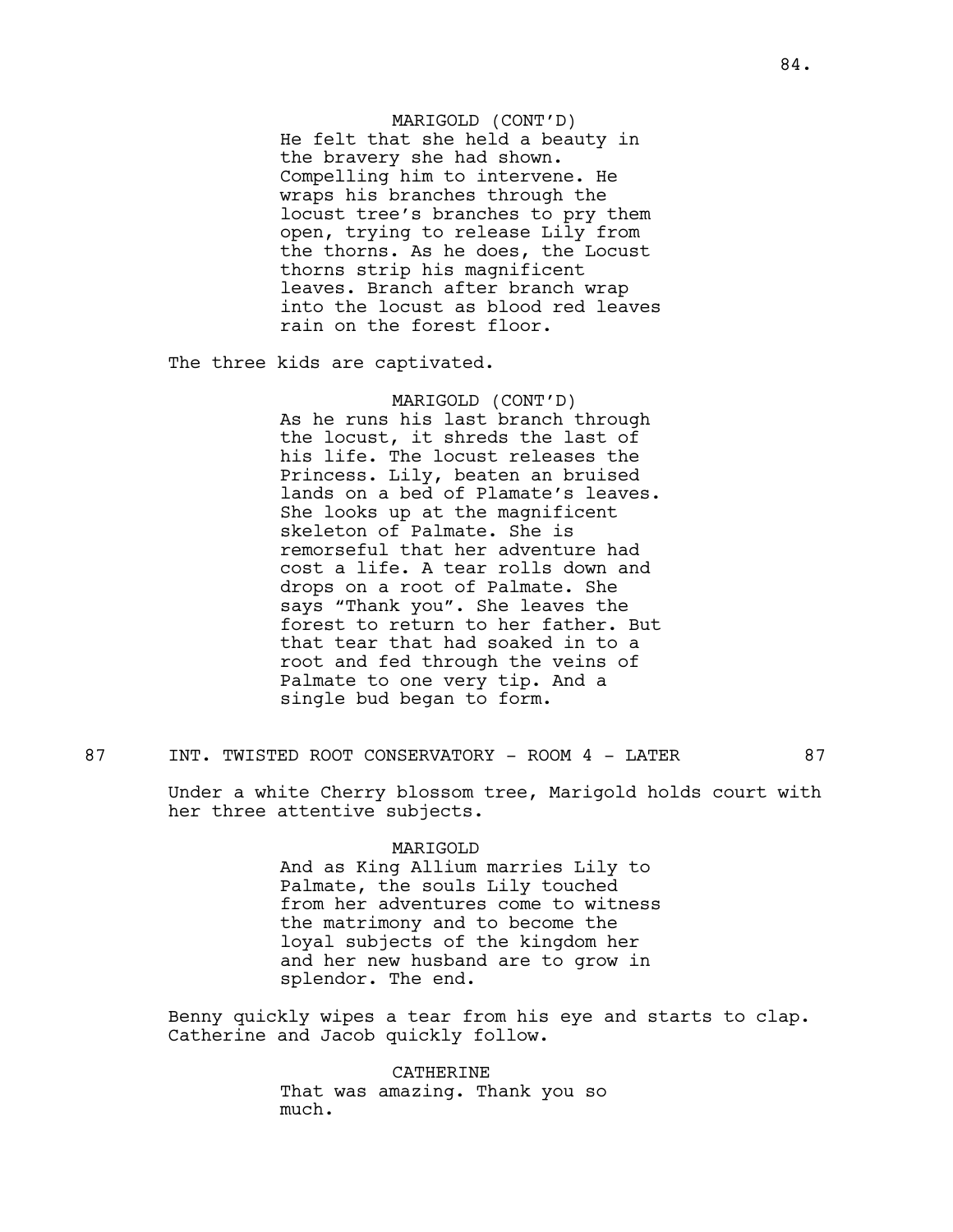MARIGOLD (CONT'D)
He felt that she held a beauty in the bravery she had shown. Compelling him to intervene. He wraps his branches through the locust tree's branches to pry them open, trying to release Lily from the thorns. As he does, the Locust thorns strip his magnificent leaves. Branch after branch wrap into the locust as blood red leaves rain on the forest floor.

The three kids are captivated.

MARIGOLD (CONT'D)
As he runs his last branch through the locust, it shreds the last of his life. The locust releases the Princess. Lily, beaten an bruised lands on a bed of Plamate's leaves. She looks up at the magnificent skeleton of Palmate. She is remorseful that her adventure had cost a life. A tear rolls down and drops on a root of Palmate. She says "Thank you". She leaves the forest to return to her father. But that tear that had soaked in to a root and fed through the veins of Palmate to one very tip. And a single bud began to form.

87 INT. TWISTED ROOT CONSERVATORY - ROOM 4 - LATER 87

Under a white Cherry blossom tree, Marigold holds court with her three attentive subjects.

MARIGOLD
And as King Allium marries Lily to Palmate, the souls Lily touched from her adventures come to witness the matrimony and to become the loyal subjects of the kingdom her and her new husband are to grow in splendor. The end.

Benny quickly wipes a tear from his eye and starts to clap. Catherine and Jacob quickly follow.

CATHERINE
That was amazing. Thank you so much.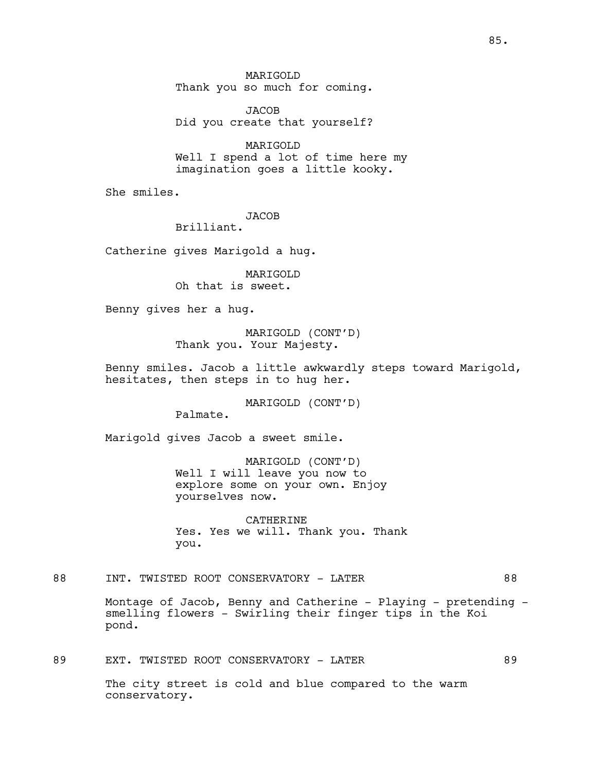MARIGOLD
Thank you so much for coming.

JACOB
Did you create that yourself?

MARIGOLD
Well I spend a lot of time here my imagination goes a little kooky.

She smiles.

JACOB
Brilliant.

Catherine gives Marigold a hug.

MARIGOLD
Oh that is sweet.

Benny gives her a hug.

MARIGOLD (CONT'D)
Thank you. Your Majesty.

Benny smiles. Jacob a little awkwardly steps toward Marigold, hesitates, then steps in to hug her.

MARIGOLD (CONT'D)
Palmate.

Marigold gives Jacob a sweet smile.

MARIGOLD (CONT'D)
Well I will leave you now to explore some on your own. Enjoy yourselves now.

CATHERINE
Yes. Yes we will. Thank you. Thank you.

88 INT. TWISTED ROOT CONSERVATORY - LATER 88

Montage of Jacob, Benny and Catherine - Playing - pretending - smelling flowers - Swirling their finger tips in the Koi pond.

89 EXT. TWISTED ROOT CONSERVATORY - LATER 89

The city street is cold and blue compared to the warm conservatory.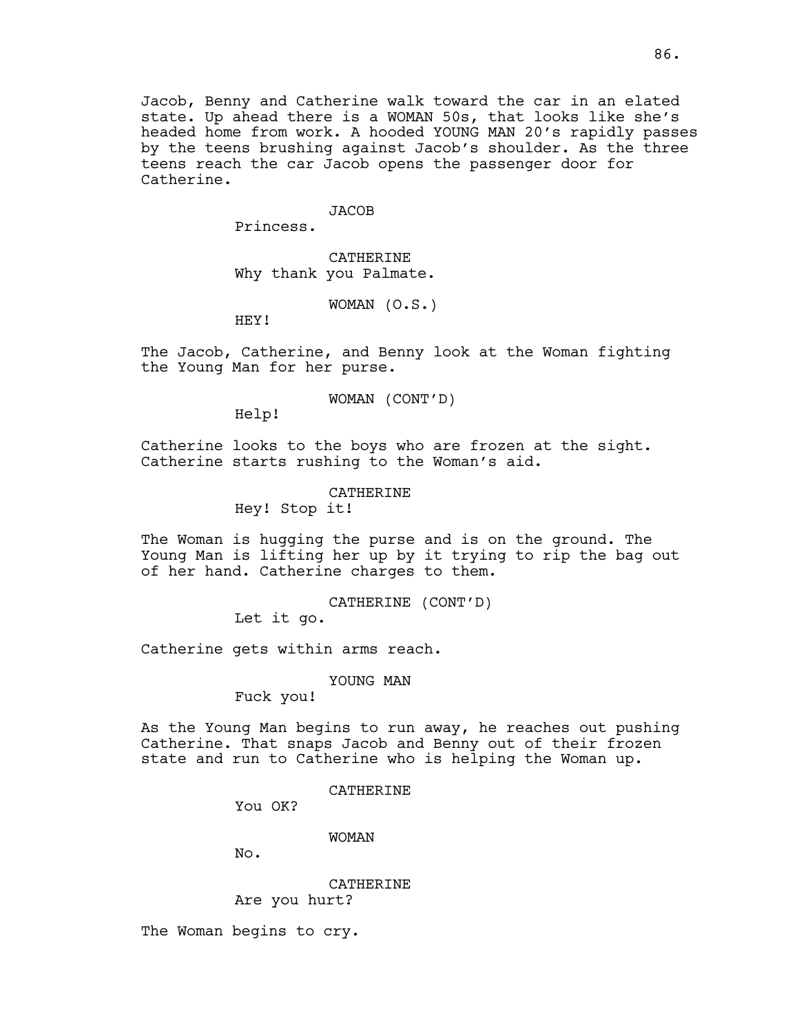Jacob, Benny and Catherine walk toward the car in an elated state. Up ahead there is a WOMAN 50s, that looks like she's headed home from work. A hooded YOUNG MAN 20's rapidly passes by the teens brushing against Jacob's shoulder. As the three teens reach the car Jacob opens the passenger door for Catherine.

JACOB
Princess.

CATHERINE
Why thank you Palmate.

WOMAN (O.S.)
HEY!

The Jacob, Catherine, and Benny look at the Woman fighting the Young Man for her purse.

WOMAN (CONT'D)
Help!

Catherine looks to the boys who are frozen at the sight. Catherine starts rushing to the Woman's aid.

CATHERINE
Hey! Stop it!

The Woman is hugging the purse and is on the ground. The Young Man is lifting her up by it trying to rip the bag out of her hand. Catherine charges to them.

CATHERINE (CONT'D)
Let it go.

Catherine gets within arms reach.

YOUNG MAN
Fuck you!

As the Young Man begins to run away, he reaches out pushing Catherine. That snaps Jacob and Benny out of their frozen state and run to Catherine who is helping the Woman up.

CATHERINE
You OK?

WOMAN
No.

CATHERINE
Are you hurt?

The Woman begins to cry.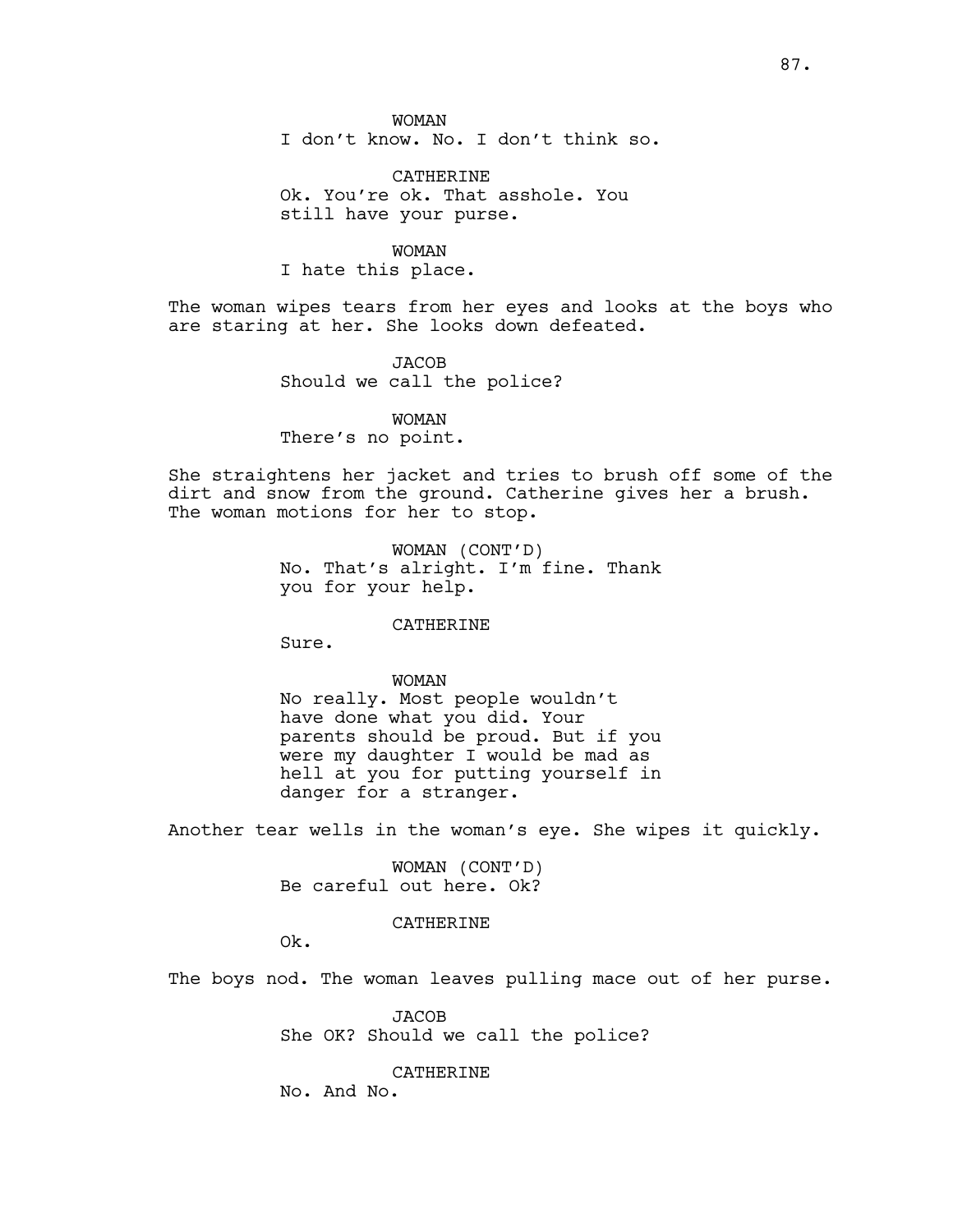WOMAN
I don't know. No. I don't think so.

CATHERINE
Ok. You're ok. That asshole. You still have your purse.

WOMAN
I hate this place.

The woman wipes tears from her eyes and looks at the boys who are staring at her. She looks down defeated.

JACOB
Should we call the police?

WOMAN
There's no point.

She straightens her jacket and tries to brush off some of the dirt and snow from the ground. Catherine gives her a brush. The woman motions for her to stop.

WOMAN (CONT'D)
No. That's alright. I'm fine. Thank you for your help.

CATHERINE
Sure.

WOMAN
No really. Most people wouldn't have done what you did. Your parents should be proud. But if you were my daughter I would be mad as hell at you for putting yourself in danger for a stranger.

Another tear wells in the woman's eye. She wipes it quickly.

WOMAN (CONT'D)
Be careful out here. Ok?

CATHERINE
Ok.

The boys nod. The woman leaves pulling mace out of her purse.

JACOB
She OK? Should we call the police?

CATHERINE
No. And No.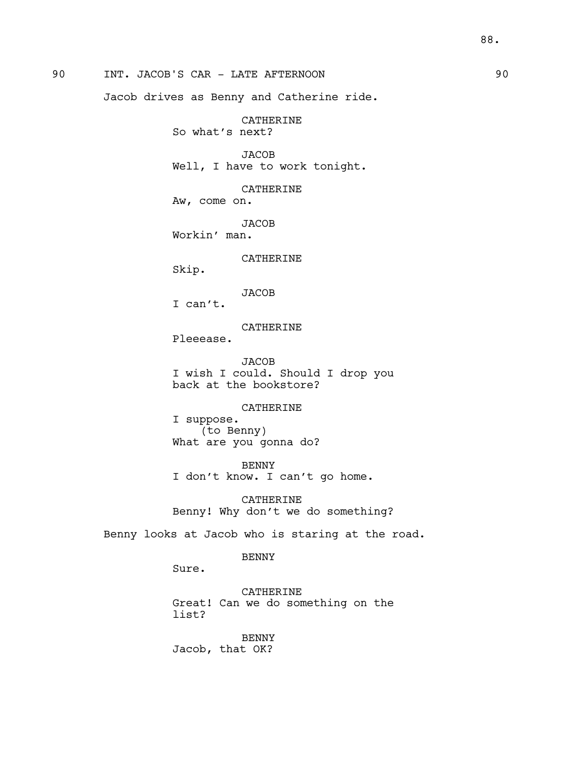90 INT. JACOB'S CAR - LATE AFTERNOON 90

Jacob drives as Benny and Catherine ride.

CATHERINE
So what's next?

JACOB
Well, I have to work tonight.

CATHERINE
Aw, come on.

JACOB
Workin' man.

CATHERINE
Skip.

JACOB
I can't.

CATHERINE
Pleeease.

JACOB
I wish I could. Should I drop you back at the bookstore?

CATHERINE
I suppose.
(to Benny)
What are you gonna do?

BENNY
I don't know. I can't go home.

CATHERINE
Benny! Why don't we do something?

Benny looks at Jacob who is staring at the road.

BENNY
Sure.

CATHERINE
Great! Can we do something on the list?

BENNY
Jacob, that OK?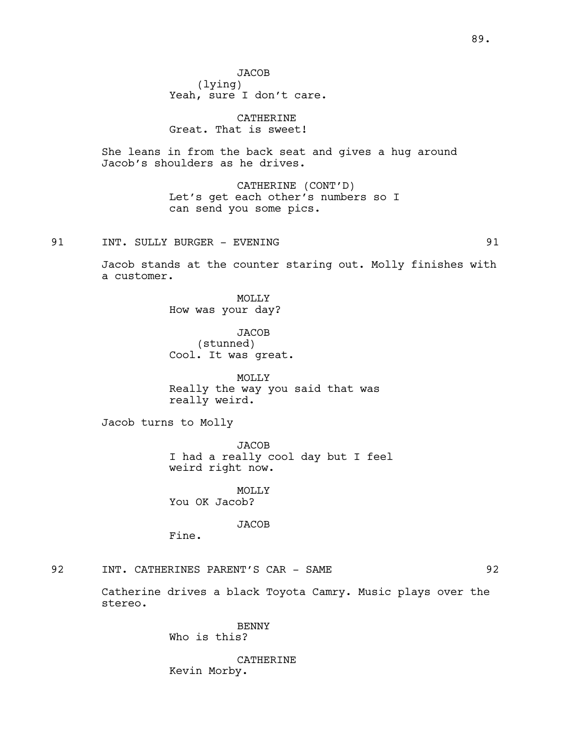JACOB
(lying)
Yeah, sure I don't care.

CATHERINE
Great. That is sweet!

She leans in from the back seat and gives a hug around Jacob's shoulders as he drives.

CATHERINE (CONT'D)
Let's get each other's numbers so I can send you some pics.

91 INT. SULLY BURGER - EVENING 91

Jacob stands at the counter staring out. Molly finishes with a customer.

MOLLY
How was your day?

JACOB
(stunned)
Cool. It was great.

MOLLY
Really the way you said that was really weird.

Jacob turns to Molly

JACOB
I had a really cool day but I feel weird right now.

MOLLY
You OK Jacob?

JACOB
Fine.

92 INT. CATHERINES PARENT'S CAR - SAME 92

Catherine drives a black Toyota Camry. Music plays over the stereo.

BENNY
Who is this?

CATHERINE
Kevin Morby.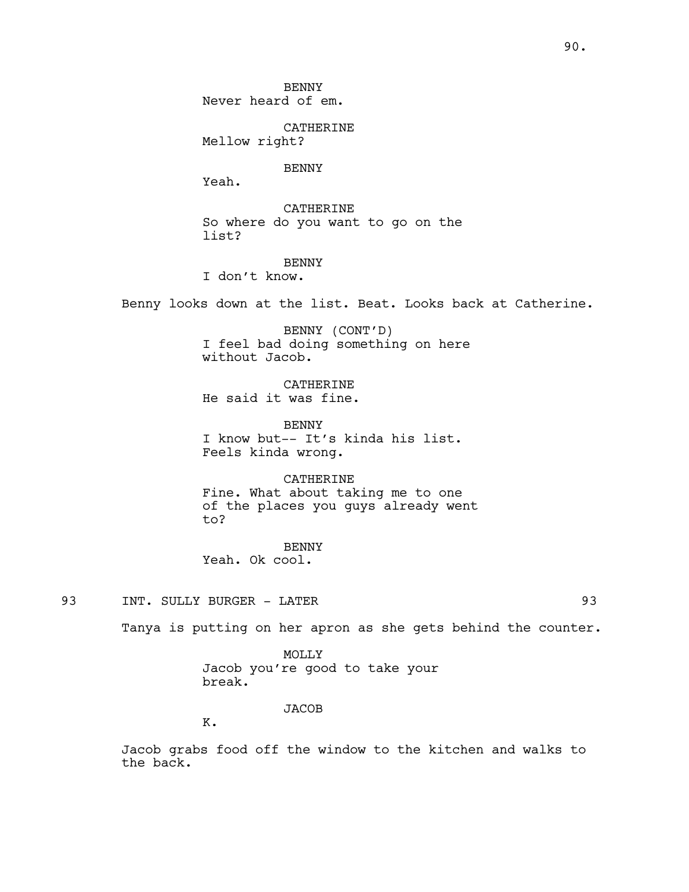BENNY
Never heard of em.

CATHERINE
Mellow right?

BENNY
Yeah.

CATHERINE
So where do you want to go on the list?

BENNY
I don't know.

Benny looks down at the list. Beat. Looks back at Catherine.

BENNY (CONT'D)
I feel bad doing something on here without Jacob.

CATHERINE
He said it was fine.

BENNY
I know but-- It's kinda his list. Feels kinda wrong.

CATHERINE
Fine. What about taking me to one of the places you guys already went to?

BENNY
Yeah. Ok cool.

93 INT. SULLY BURGER - LATER 93

Tanya is putting on her apron as she gets behind the counter.

MOLLY
Jacob you're good to take your break.

JACOB
K.

Jacob grabs food off the window to the kitchen and walks to the back.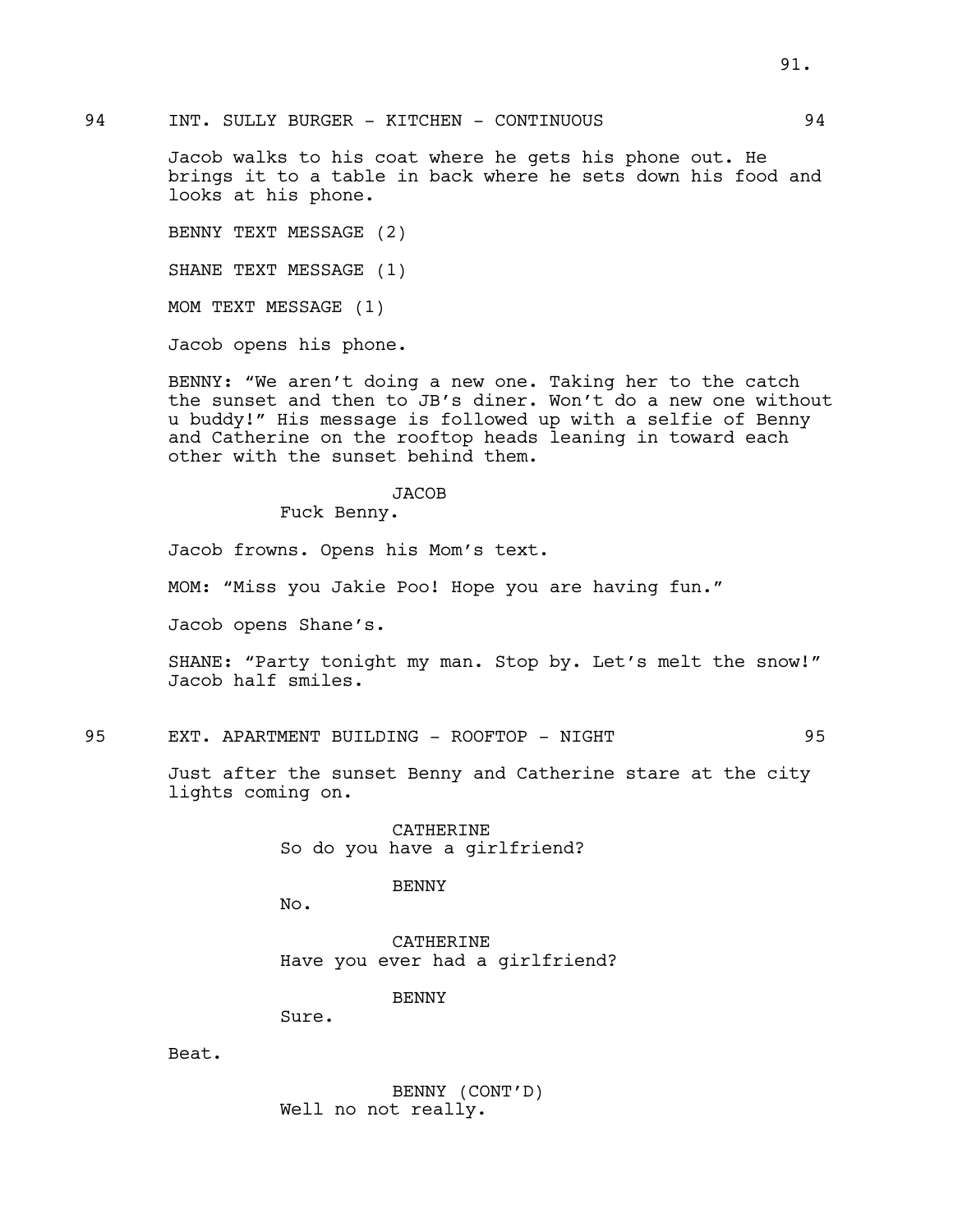94 INT. SULLY BURGER - KITCHEN - CONTINUOUS 94

Jacob walks to his coat where he gets his phone out. He brings it to a table in back where he sets down his food and looks at his phone.

BENNY TEXT MESSAGE (2)

SHANE TEXT MESSAGE (1)

MOM TEXT MESSAGE (1)

Jacob opens his phone.

BENNY: "We aren't doing a new one. Taking her to the catch the sunset and then to JB's diner. Won't do a new one without u buddy!" His message is followed up with a selfie of Benny and Catherine on the rooftop heads leaning in toward each other with the sunset behind them.

JACOB

Fuck Benny.

Jacob frowns. Opens his Mom's text.

MOM: "Miss you Jakie Poo! Hope you are having fun."

Jacob opens Shane's.

SHANE: "Party tonight my man. Stop by. Let's melt the snow!" Jacob half smiles.

95 EXT. APARTMENT BUILDING - ROOFTOP - NIGHT 95

Just after the sunset Benny and Catherine stare at the city lights coming on.

CATHERINE

So do you have a girlfriend?

BENNY

No.

CATHERINE

Have you ever had a girlfriend?

BENNY

Sure.

Beat.

BENNY (CONT'D)

Well no not really.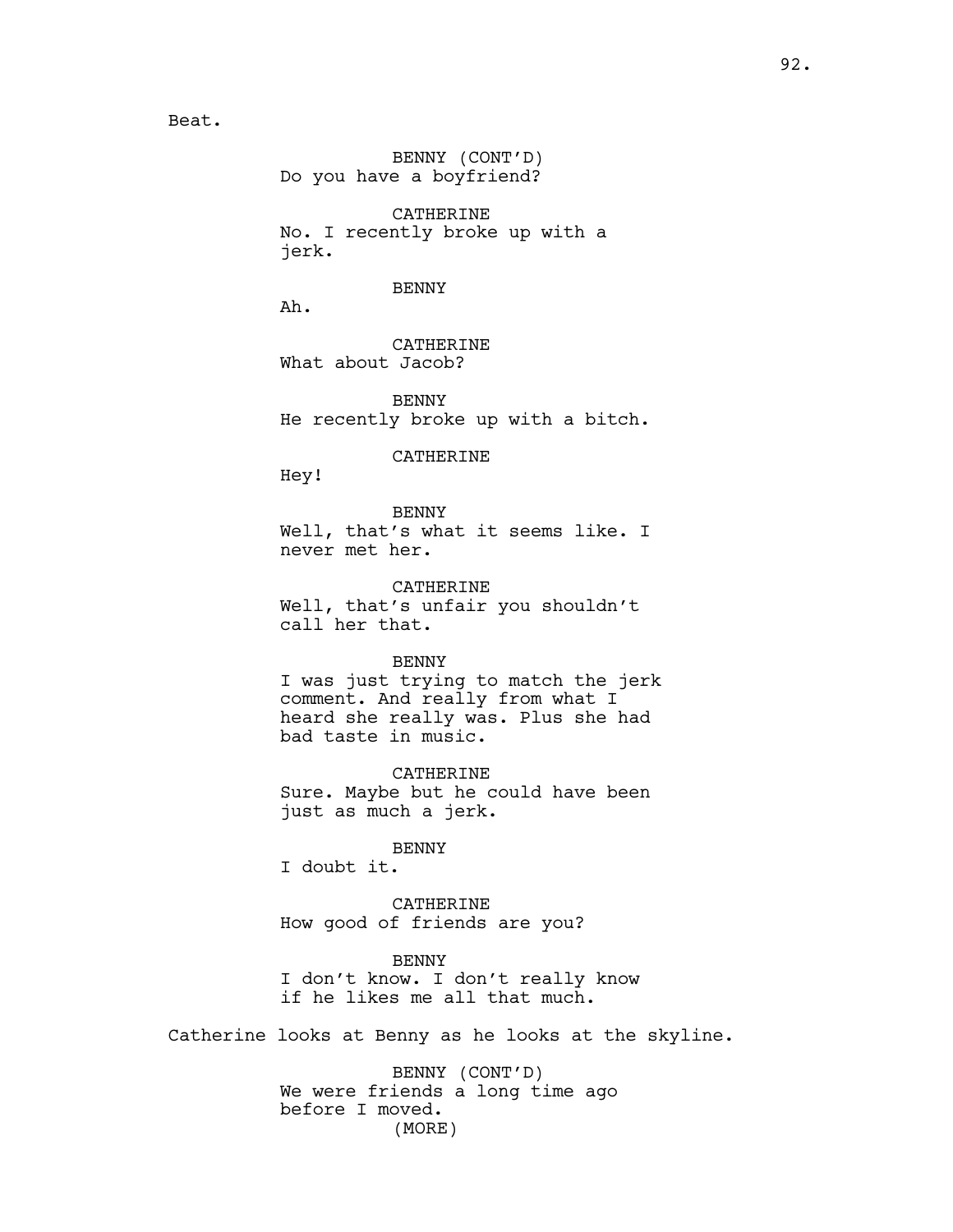Beat.

BENNY (CONT'D)
Do you have a boyfriend?

CATHERINE
No. I recently broke up with a jerk.

BENNY
Ah.

CATHERINE
What about Jacob?

BENNY
He recently broke up with a bitch.

CATHERINE
Hey!

BENNY
Well, that's what it seems like. I never met her.

CATHERINE
Well, that's unfair you shouldn't call her that.

BENNY
I was just trying to match the jerk comment. And really from what I heard she really was. Plus she had bad taste in music.

CATHERINE
Sure. Maybe but he could have been just as much a jerk.

BENNY
I doubt it.

CATHERINE
How good of friends are you?

BENNY
I don't know. I don't really know if he likes me all that much.

Catherine looks at Benny as he looks at the skyline.

BENNY (CONT'D)
We were friends a long time ago before I moved.
(MORE)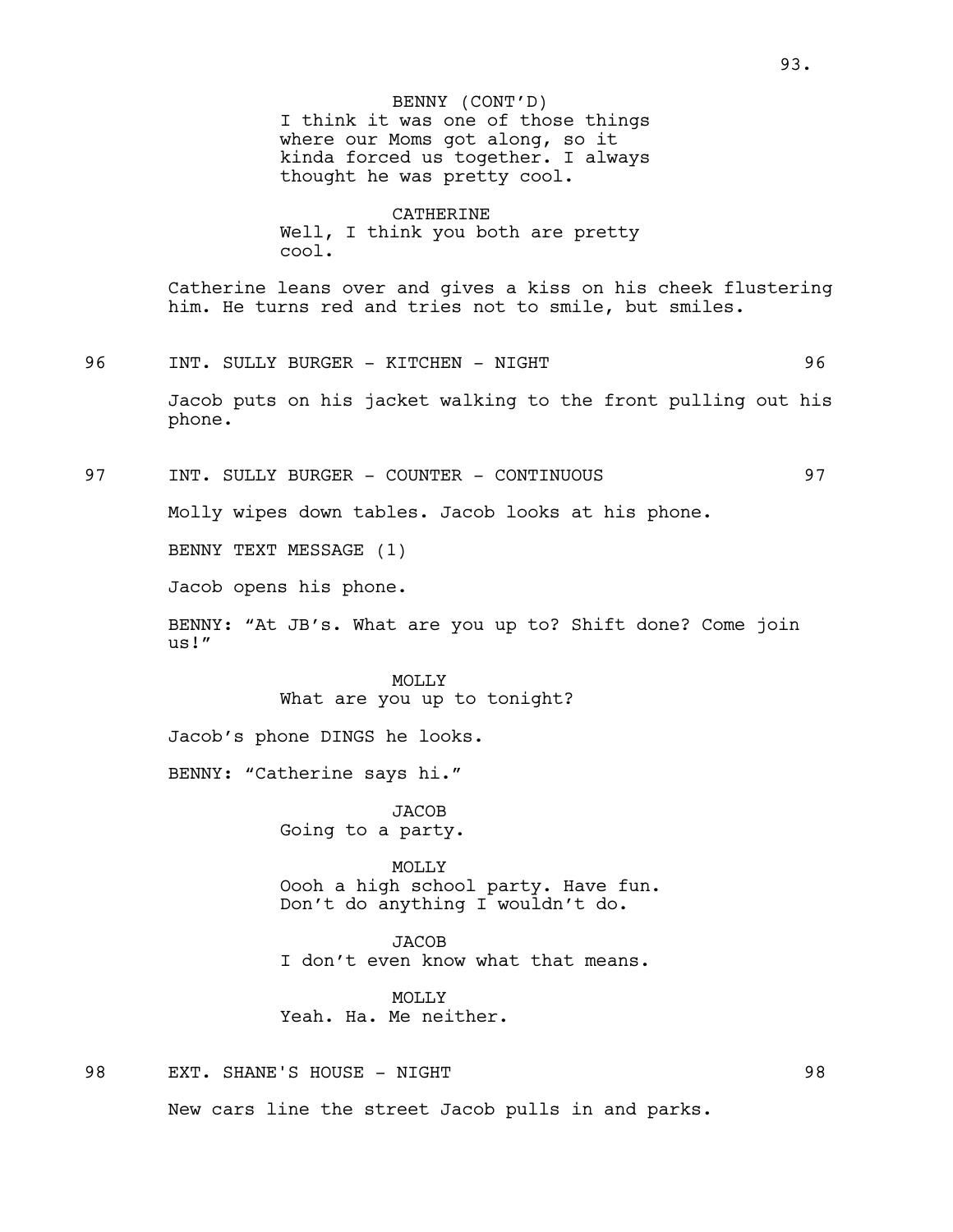BENNY (CONT'D)
I think it was one of those things where our Moms got along, so it kinda forced us together. I always thought he was pretty cool.

CATHERINE
Well, I think you both are pretty cool.

Catherine leans over and gives a kiss on his cheek flustering him. He turns red and tries not to smile, but smiles.

96 INT. SULLY BURGER - KITCHEN - NIGHT 96

Jacob puts on his jacket walking to the front pulling out his phone.

97 INT. SULLY BURGER - COUNTER - CONTINUOUS 97

Molly wipes down tables. Jacob looks at his phone.

BENNY TEXT MESSAGE (1)

Jacob opens his phone.

BENNY: "At JB's. What are you up to? Shift done? Come join us!"

MOLLY
What are you up to tonight?

Jacob's phone DINGS he looks.

BENNY: "Catherine says hi."

JACOB
Going to a party.

MOLLY
Oooh a high school party. Have fun. Don't do anything I wouldn't do.

JACOB
I don't even know what that means.

MOLLY
Yeah. Ha. Me neither.

98 EXT. SHANE'S HOUSE - NIGHT 98

New cars line the street Jacob pulls in and parks.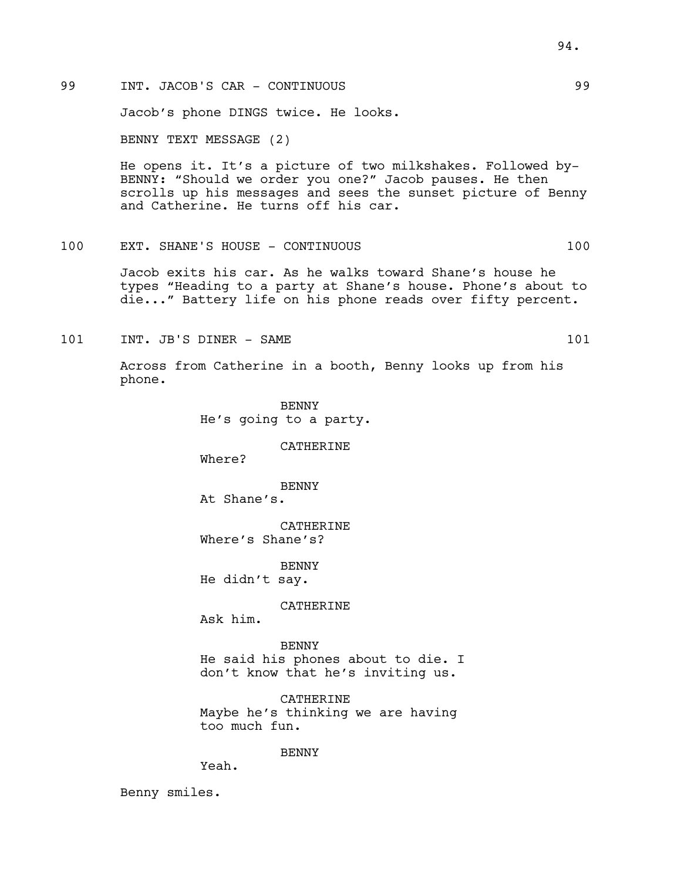99 INT. JACOB'S CAR - CONTINUOUS 99

Jacob's phone DINGS twice. He looks.

BENNY TEXT MESSAGE (2)

He opens it. It's a picture of two milkshakes. Followed by-BENNY: "Should we order you one?" Jacob pauses. He then scrolls up his messages and sees the sunset picture of Benny and Catherine. He turns off his car.

100 EXT. SHANE'S HOUSE - CONTINUOUS 100

Jacob exits his car. As he walks toward Shane's house he types "Heading to a party at Shane's house. Phone's about to die..." Battery life on his phone reads over fifty percent.

101 INT. JB'S DINER - SAME 101

Across from Catherine in a booth, Benny looks up from his phone.

BENNY
He's going to a party.

CATHERINE
Where?

BENNY
At Shane's.

CATHERINE
Where's Shane's?

BENNY
He didn't say.

CATHERINE
Ask him.

BENNY
He said his phones about to die. I don't know that he's inviting us.

CATHERINE
Maybe he's thinking we are having too much fun.

BENNY
Yeah.

Benny smiles.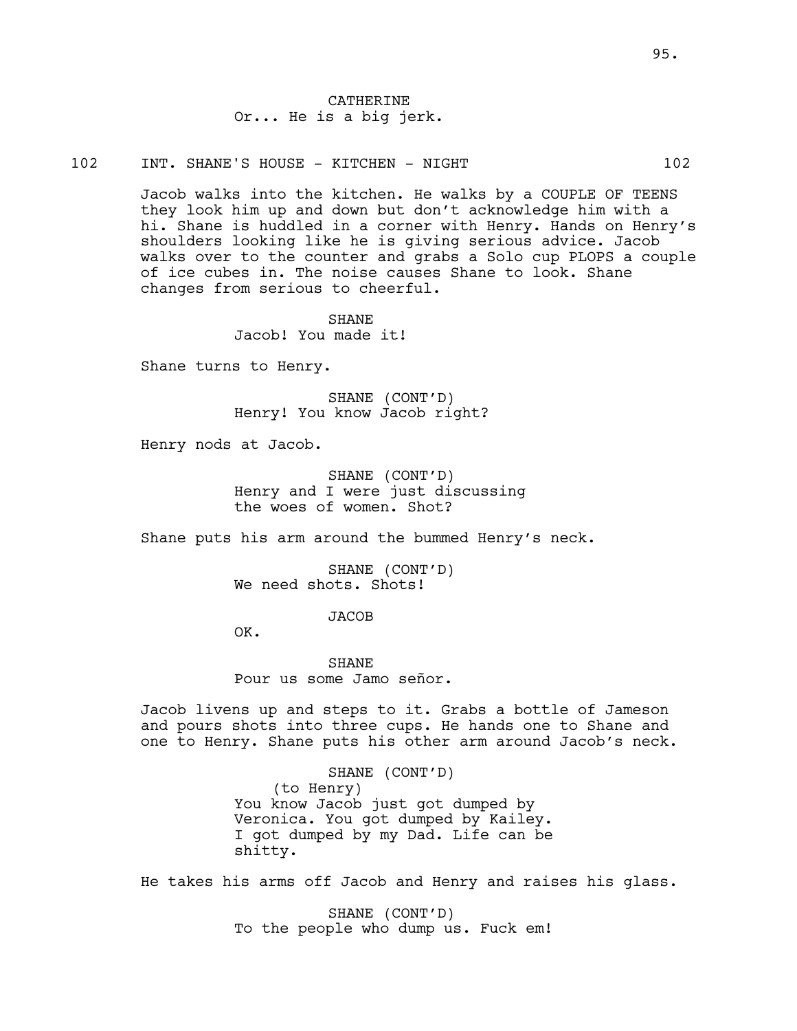CATHERINE
Or... He is a big jerk.

102 INT. SHANE'S HOUSE - KITCHEN - NIGHT 102

Jacob walks into the kitchen. He walks by a COUPLE OF TEENS they look him up and down but don't acknowledge him with a hi. Shane is huddled in a corner with Henry. Hands on Henry's shoulders looking like he is giving serious advice. Jacob walks over to the counter and grabs a Solo cup PLOPS a couple of ice cubes in. The noise causes Shane to look. Shane changes from serious to cheerful.

SHANE
Jacob! You made it!

Shane turns to Henry.

SHANE (CONT'D)
Henry! You know Jacob right?

Henry nods at Jacob.

SHANE (CONT'D)
Henry and I were just discussing the woes of women. Shot?

Shane puts his arm around the bummed Henry's neck.

SHANE (CONT'D)
We need shots. Shots!

JACOB
OK.

SHANE
Pour us some Jamo señor.

Jacob livens up and steps to it. Grabs a bottle of Jameson and pours shots into three cups. He hands one to Shane and one to Henry. Shane puts his other arm around Jacob's neck.

SHANE (CONT'D)
(to Henry)
You know Jacob just got dumped by Veronica. You got dumped by Kailey. I got dumped by my Dad. Life can be shitty.

He takes his arms off Jacob and Henry and raises his glass.

SHANE (CONT'D)
To the people who dump us. Fuck em!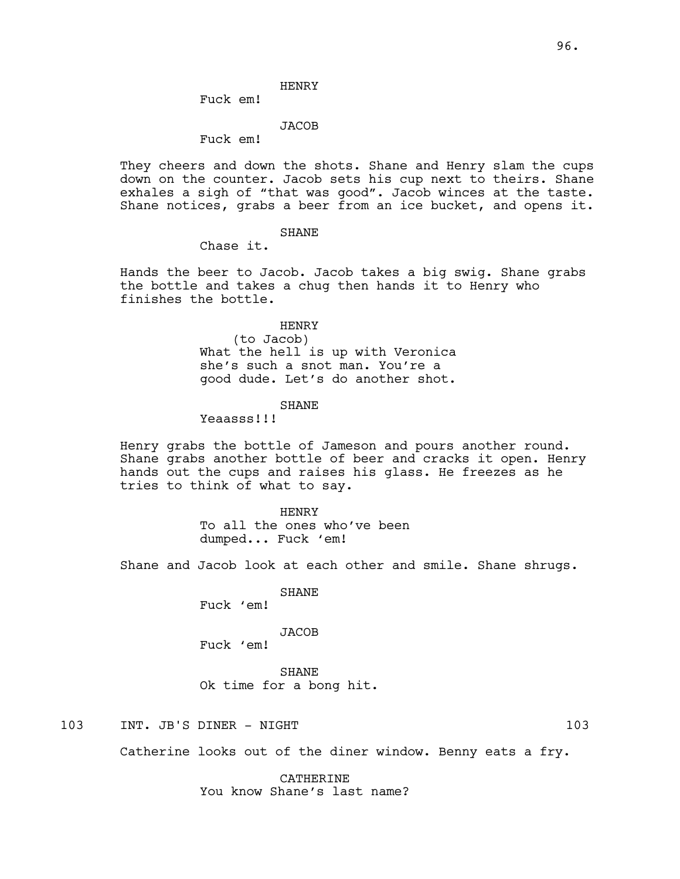HENRY
Fuck em!

JACOB
Fuck em!

They cheers and down the shots. Shane and Henry slam the cups down on the counter. Jacob sets his cup next to theirs. Shane exhales a sigh of “that was good”. Jacob winces at the taste. Shane notices, grabs a beer from an ice bucket, and opens it.

SHANE
Chase it.

Hands the beer to Jacob. Jacob takes a big swig. Shane grabs the bottle and takes a chug then hands it to Henry who finishes the bottle.

HENRY
(to Jacob)
What the hell is up with Veronica she’s such a snot man. You’re a good dude. Let’s do another shot.

SHANE
Yeaasss!!!

Henry grabs the bottle of Jameson and pours another round. Shane grabs another bottle of beer and cracks it open. Henry hands out the cups and raises his glass. He freezes as he tries to think of what to say.

HENRY
To all the ones who’ve been dumped... Fuck ‘em!

Shane and Jacob look at each other and smile. Shane shrugs.

SHANE
Fuck ‘em!

JACOB
Fuck ‘em!

SHANE
Ok time for a bong hit.

103 INT. JB'S DINER - NIGHT 103

Catherine looks out of the diner window. Benny eats a fry.

CATHERINE
You know Shane’s last name?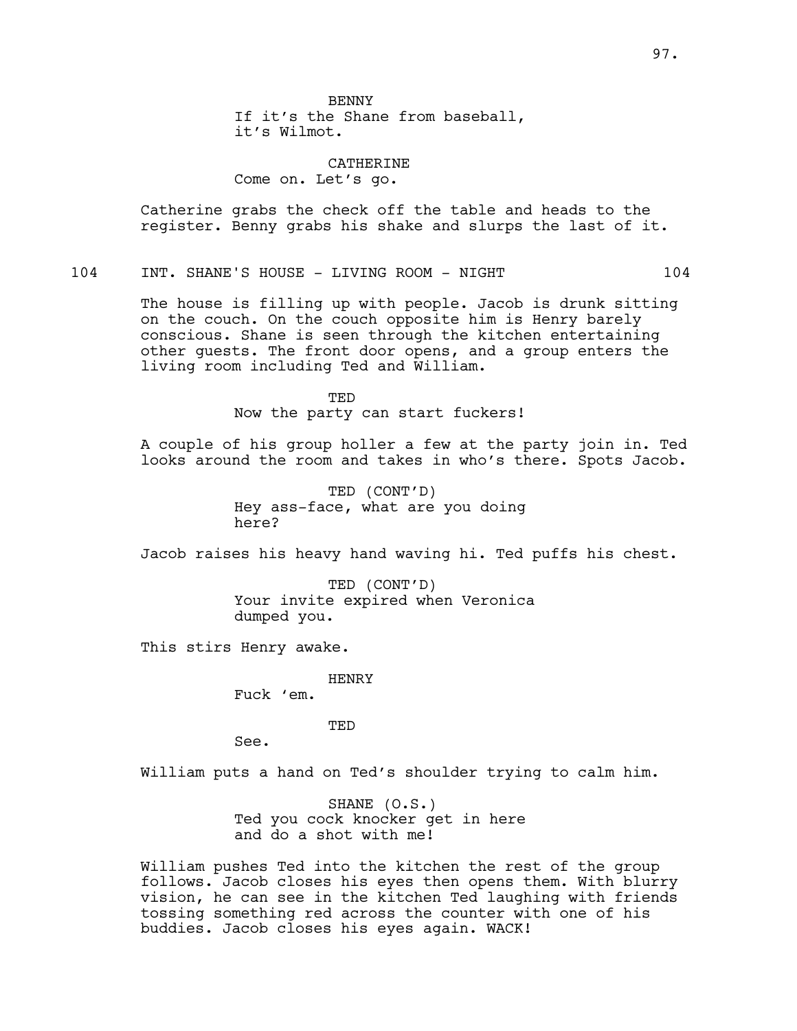BENNY
If it's the Shane from baseball, it's Wilmot.

CATHERINE
Come on. Let's go.

Catherine grabs the check off the table and heads to the register. Benny grabs his shake and slurps the last of it.

104 INT. SHANE'S HOUSE - LIVING ROOM - NIGHT 104

The house is filling up with people. Jacob is drunk sitting on the couch. On the couch opposite him is Henry barely conscious. Shane is seen through the kitchen entertaining other guests. The front door opens, and a group enters the living room including Ted and William.

TED
Now the party can start fuckers!

A couple of his group holler a few at the party join in. Ted looks around the room and takes in who's there. Spots Jacob.

TED (CONT'D)
Hey ass-face, what are you doing here?

Jacob raises his heavy hand waving hi. Ted puffs his chest.

TED (CONT'D)
Your invite expired when Veronica dumped you.

This stirs Henry awake.

HENRY
Fuck 'em.

TED
See.

William puts a hand on Ted's shoulder trying to calm him.

SHANE (O.S.)
Ted you cock knocker get in here and do a shot with me!

William pushes Ted into the kitchen the rest of the group follows. Jacob closes his eyes then opens them. With blurry vision, he can see in the kitchen Ted laughing with friends tossing something red across the counter with one of his buddies. Jacob closes his eyes again. WACK!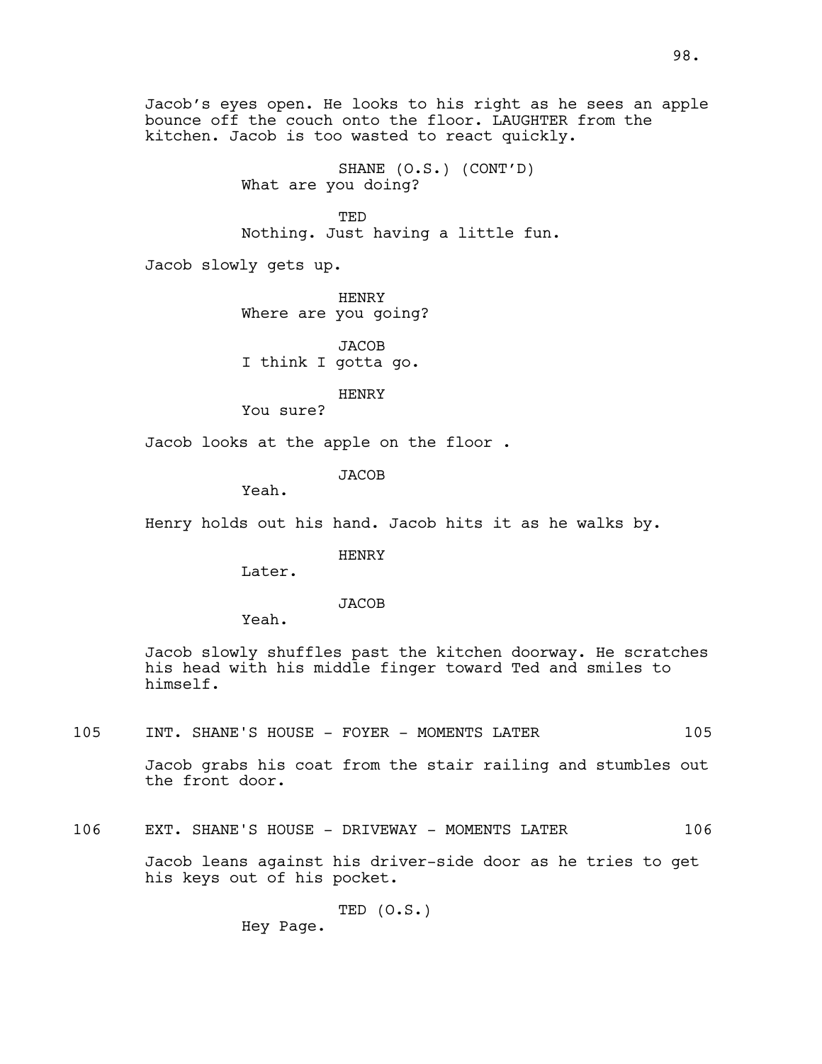Jacob's eyes open. He looks to his right as he sees an apple bounce off the couch onto the floor. LAUGHTER from the kitchen. Jacob is too wasted to react quickly.

SHANE (O.S.) (CONT'D)
What are you doing?

TED
Nothing. Just having a little fun.

Jacob slowly gets up.

HENRY
Where are you going?

JACOB
I think I gotta go.

HENRY
You sure?

Jacob looks at the apple on the floor .

JACOB
Yeah.

Henry holds out his hand. Jacob hits it as he walks by.

HENRY
Later.

JACOB
Yeah.

Jacob slowly shuffles past the kitchen doorway. He scratches his head with his middle finger toward Ted and smiles to himself.

105 INT. SHANE'S HOUSE - FOYER - MOMENTS LATER 105

Jacob grabs his coat from the stair railing and stumbles out the front door.

106 EXT. SHANE'S HOUSE - DRIVEWAY - MOMENTS LATER 106

Jacob leans against his driver-side door as he tries to get his keys out of his pocket.

TED (O.S.)
Hey Page.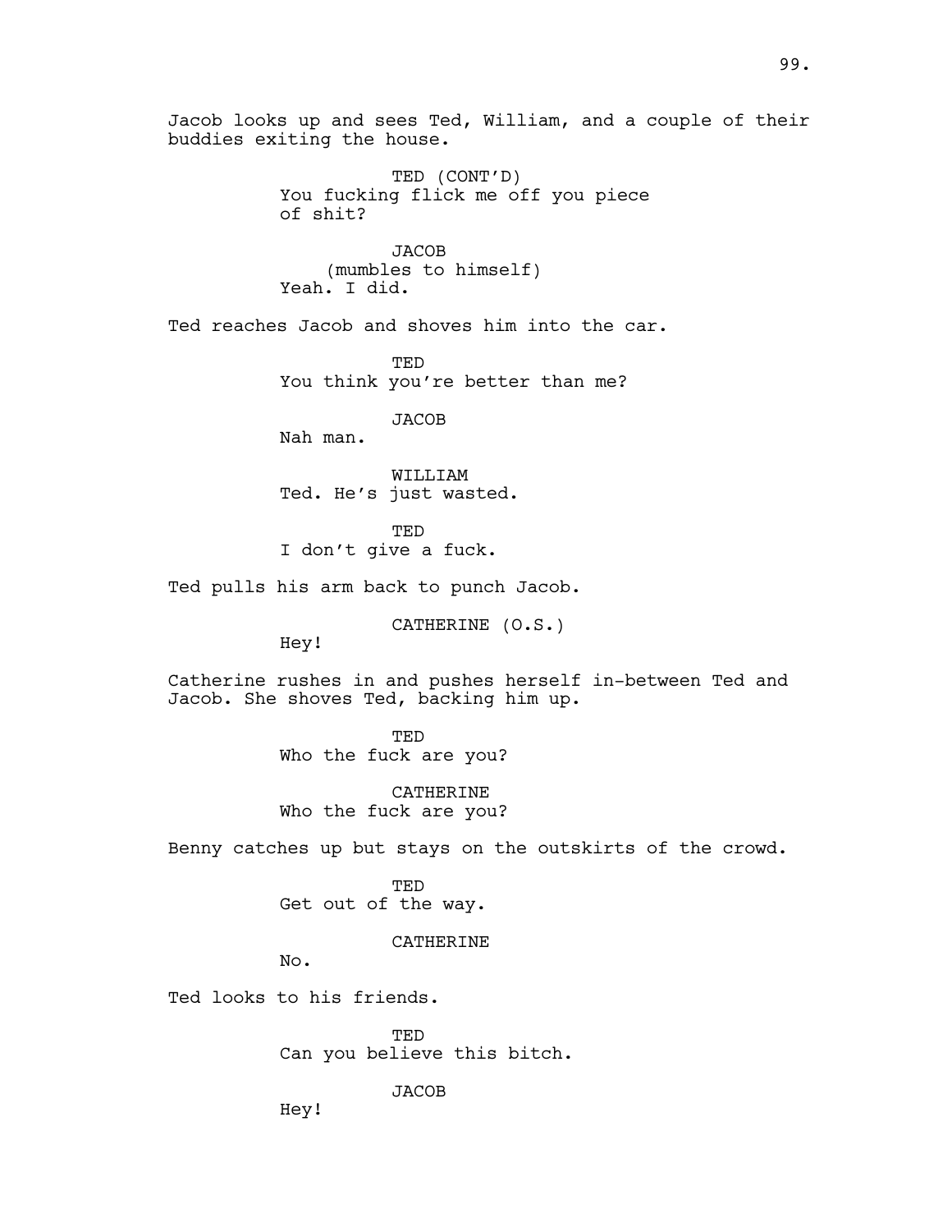Jacob looks up and sees Ted, William, and a couple of their buddies exiting the house.

TED (CONT'D)
You fucking flick me off you piece of shit?

JACOB
(mumbles to himself)
Yeah. I did.

Ted reaches Jacob and shoves him into the car.

TED
You think you're better than me?

JACOB
Nah man.

WILLIAM
Ted. He's just wasted.

TED
I don't give a fuck.

Ted pulls his arm back to punch Jacob.

CATHERINE (O.S.)
Hey!

Catherine rushes in and pushes herself in-between Ted and Jacob. She shoves Ted, backing him up.

TED
Who the fuck are you?

CATHERINE
Who the fuck are you?

Benny catches up but stays on the outskirts of the crowd.

TED
Get out of the way.

CATHERINE
No.

Ted looks to his friends.

TED
Can you believe this bitch.

JACOB
Hey!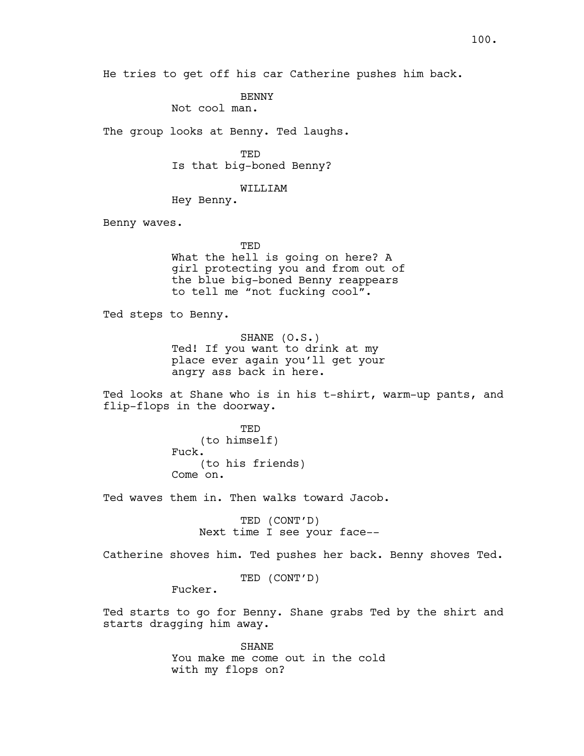He tries to get off his car Catherine pushes him back.

BENNY
Not cool man.

The group looks at Benny. Ted laughs.

TED
Is that big-boned Benny?

WILLIAM
Hey Benny.

Benny waves.

TED
What the hell is going on here? A girl protecting you and from out of the blue big-boned Benny reappears to tell me "not fucking cool".

Ted steps to Benny.

SHANE (O.S.)
Ted! If you want to drink at my place ever again you'll get your angry ass back in here.

Ted looks at Shane who is in his t-shirt, warm-up pants, and flip-flops in the doorway.

TED
(to himself)
Fuck.
(to his friends)
Come on.

Ted waves them in. Then walks toward Jacob.

TED (CONT'D)
Next time I see your face--

Catherine shoves him. Ted pushes her back. Benny shoves Ted.

TED (CONT'D)
Fucker.

Ted starts to go for Benny. Shane grabs Ted by the shirt and starts dragging him away.

SHANE
You make me come out in the cold with my flops on?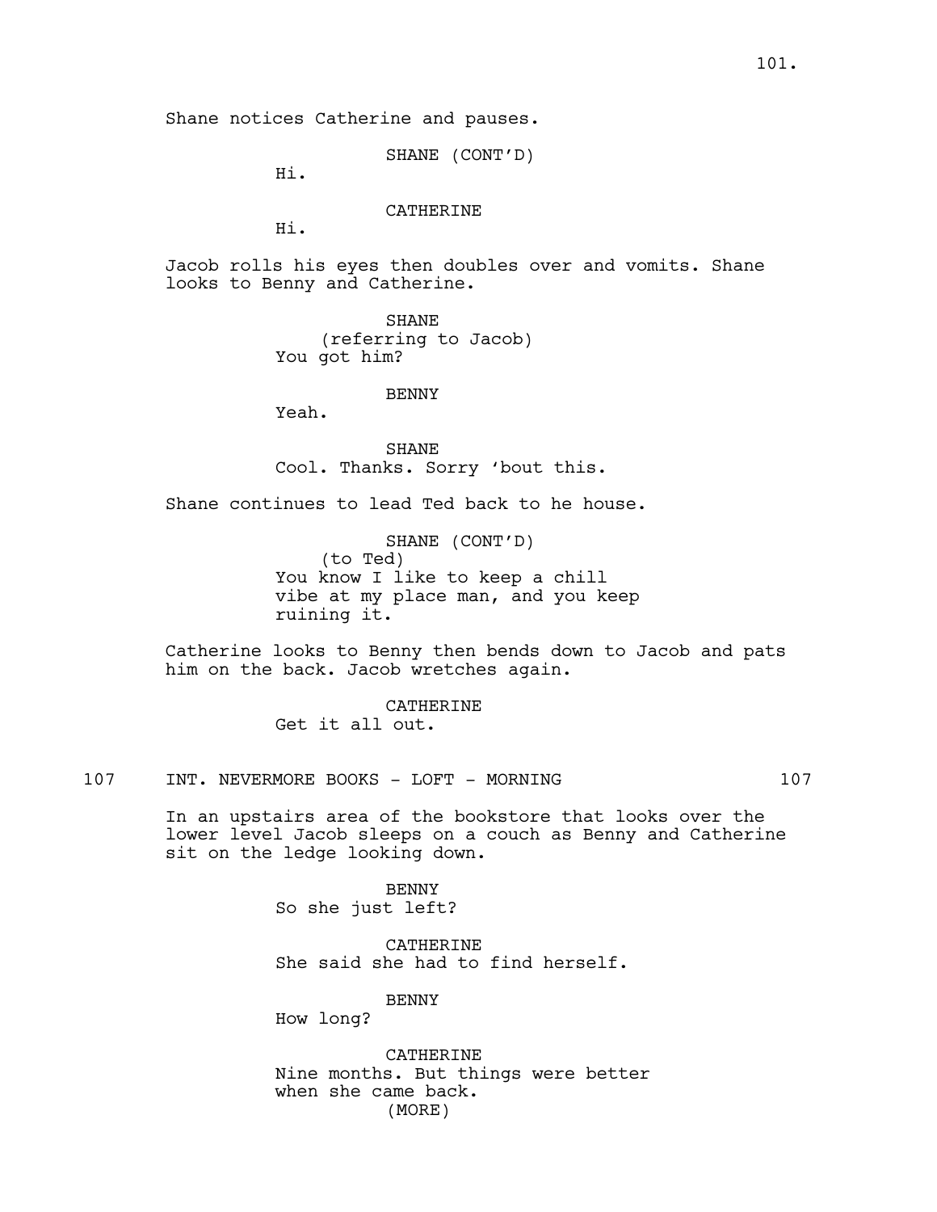Shane notices Catherine and pauses.

SHANE (CONT'D)
Hi.

CATHERINE
Hi.

Jacob rolls his eyes then doubles over and vomits. Shane looks to Benny and Catherine.

SHANE
(referring to Jacob)
You got him?

BENNY
Yeah.

SHANE
Cool. Thanks. Sorry 'bout this.

Shane continues to lead Ted back to he house.

SHANE (CONT'D)
(to Ted)
You know I like to keep a chill vibe at my place man, and you keep ruining it.

Catherine looks to Benny then bends down to Jacob and pats him on the back. Jacob wretches again.

CATHERINE
Get it all out.

107 INT. NEVERMORE BOOKS - LOFT - MORNING 107

In an upstairs area of the bookstore that looks over the lower level Jacob sleeps on a couch as Benny and Catherine sit on the ledge looking down.

BENNY
So she just left?

CATHERINE
She said she had to find herself.

BENNY
How long?

CATHERINE
Nine months. But things were better when she came back.
(MORE)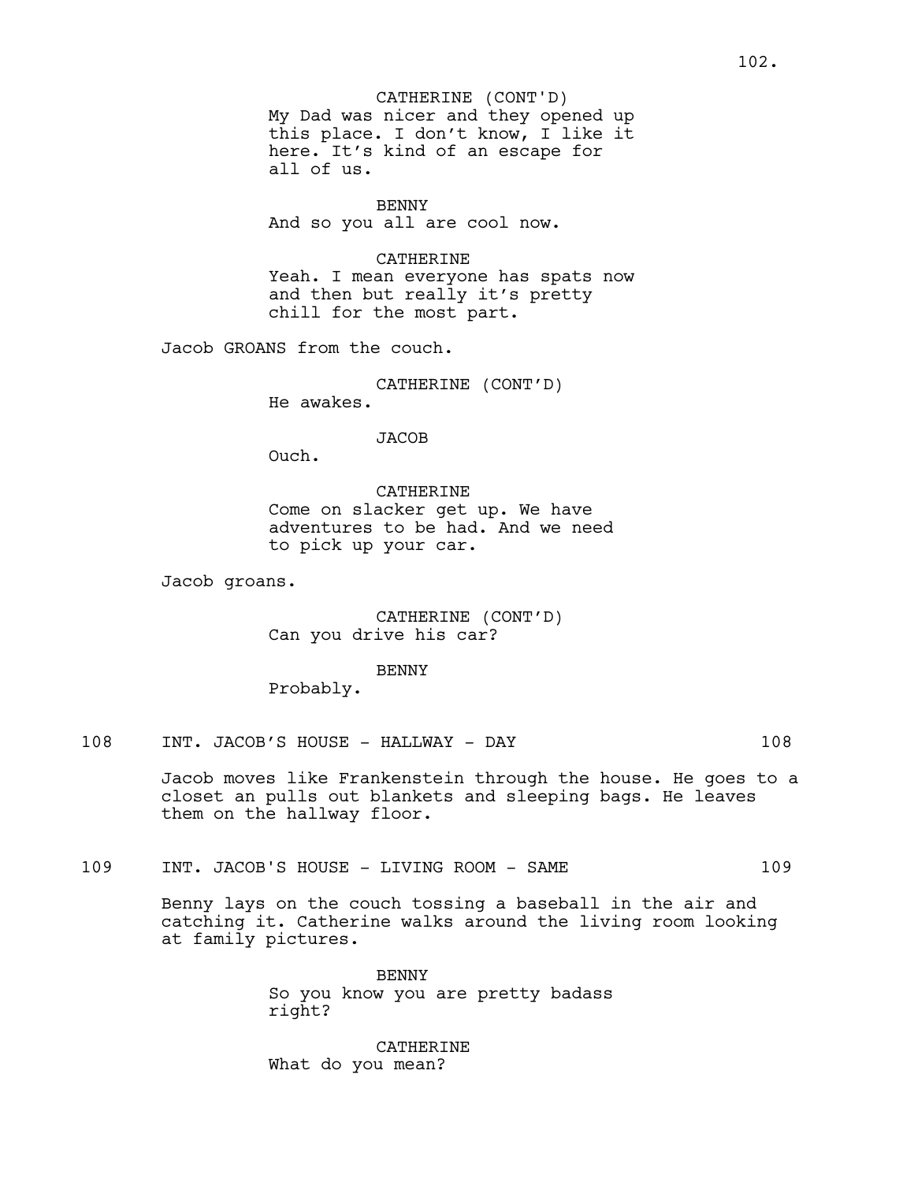CATHERINE (CONT'D)
My Dad was nicer and they opened up this place. I don't know, I like it here. It's kind of an escape for all of us.

BENNY
And so you all are cool now.

CATHERINE
Yeah. I mean everyone has spats now and then but really it's pretty chill for the most part.

Jacob GROANS from the couch.

CATHERINE (CONT'D)
He awakes.

JACOB
Ouch.

CATHERINE
Come on slacker get up. We have adventures to be had. And we need to pick up your car.

Jacob groans.

CATHERINE (CONT'D)
Can you drive his car?

BENNY
Probably.

108 INT. JACOB'S HOUSE - HALLWAY - DAY 108

Jacob moves like Frankenstein through the house. He goes to a closet an pulls out blankets and sleeping bags. He leaves them on the hallway floor.

109 INT. JACOB'S HOUSE - LIVING ROOM - SAME 109

Benny lays on the couch tossing a baseball in the air and catching it. Catherine walks around the living room looking at family pictures.

BENNY
So you know you are pretty badass right?

CATHERINE
What do you mean?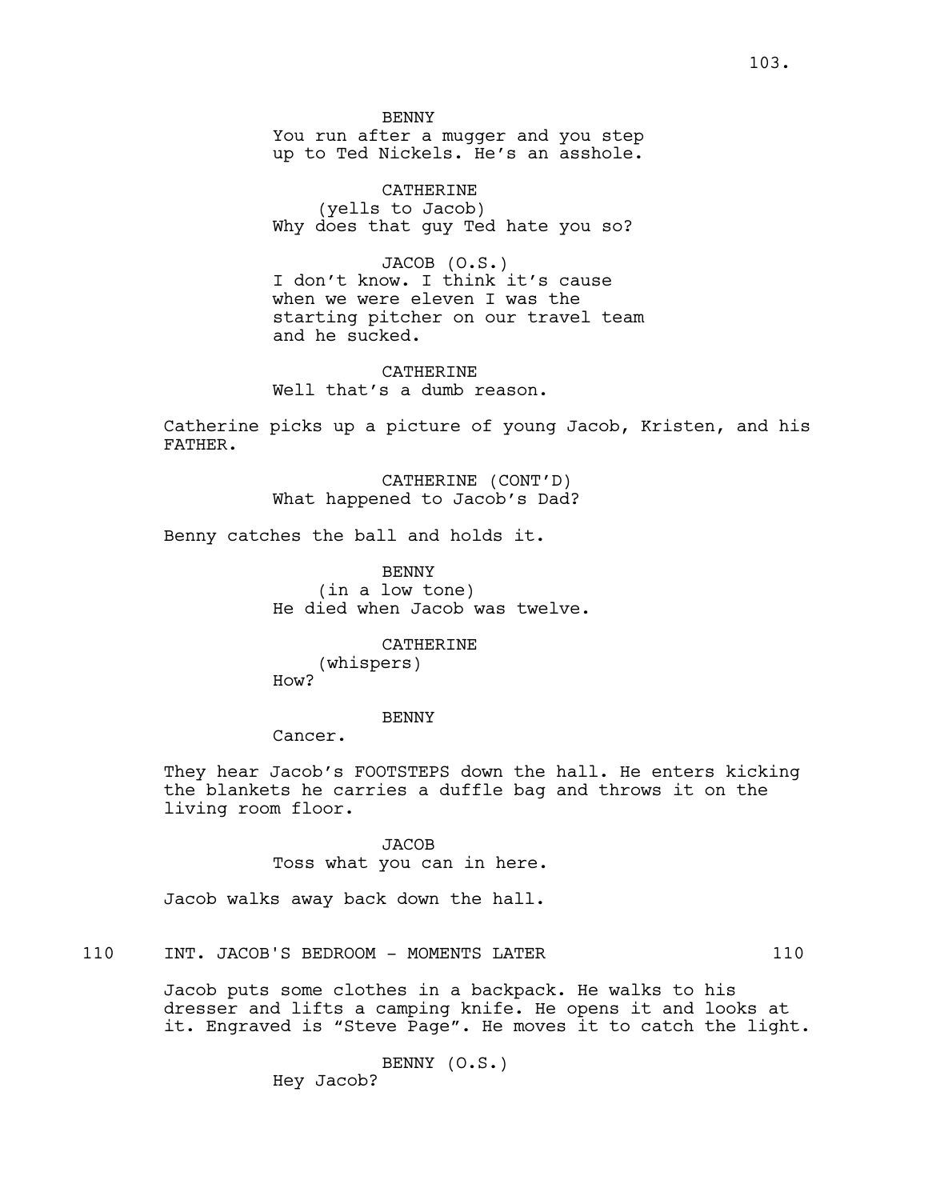BENNY
You run after a mugger and you step up to Ted Nickels. He's an asshole.

CATHERINE
(yells to Jacob)
Why does that guy Ted hate you so?

JACOB (O.S.)
I don't know. I think it's cause when we were eleven I was the starting pitcher on our travel team and he sucked.

CATHERINE
Well that's a dumb reason.

Catherine picks up a picture of young Jacob, Kristen, and his FATHER.

CATHERINE (CONT'D)
What happened to Jacob's Dad?

Benny catches the ball and holds it.

BENNY
(in a low tone)
He died when Jacob was twelve.

CATHERINE
(whispers)
How?

BENNY
Cancer.

They hear Jacob's FOOTSTEPS down the hall. He enters kicking the blankets he carries a duffle bag and throws it on the living room floor.

JACOB
Toss what you can in here.

Jacob walks away back down the hall.

110 INT. JACOB'S BEDROOM - MOMENTS LATER 110

Jacob puts some clothes in a backpack. He walks to his dresser and lifts a camping knife. He opens it and looks at it. Engraved is "Steve Page". He moves it to catch the light.

BENNY (O.S.)
Hey Jacob?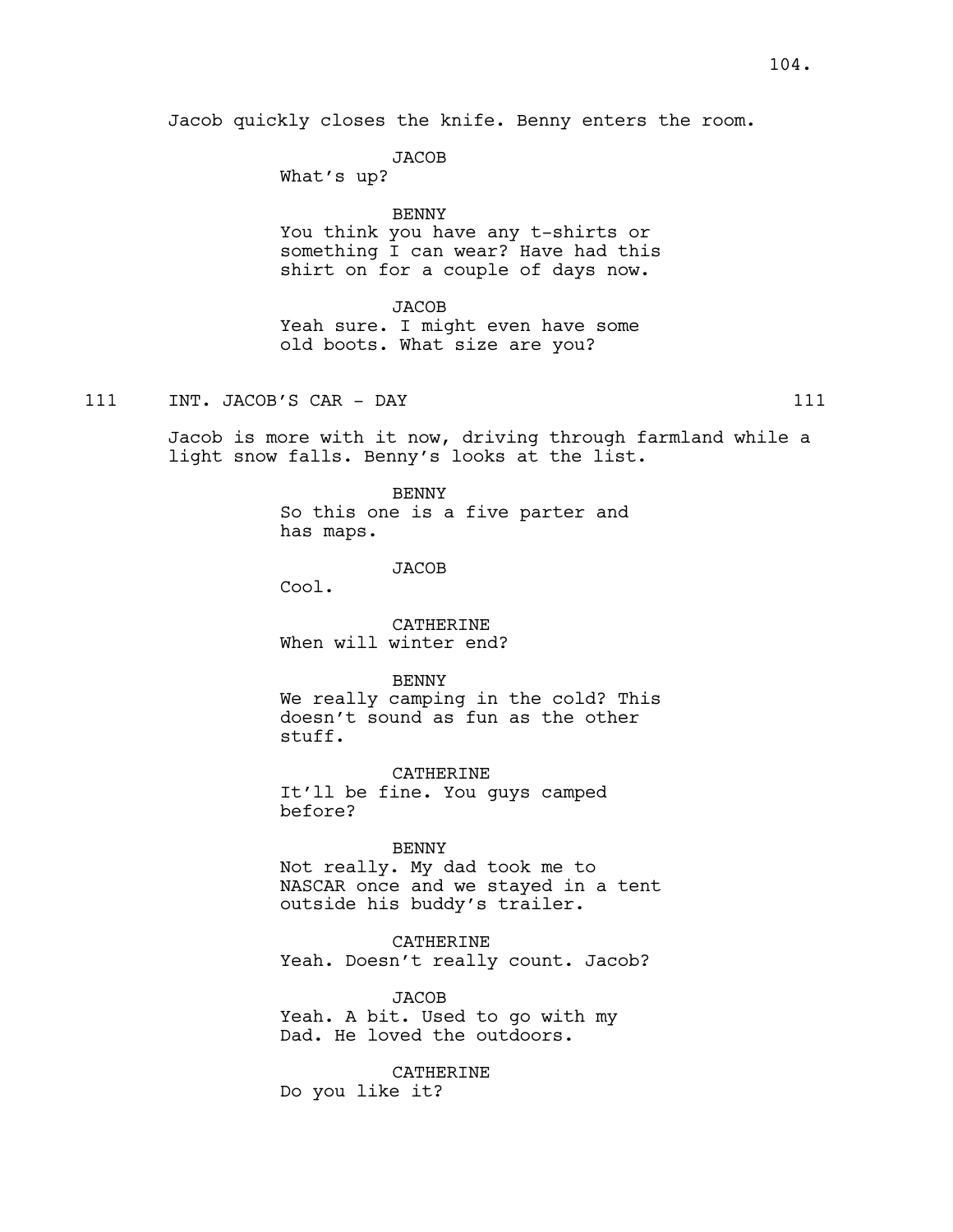Jacob quickly closes the knife. Benny enters the room.

JACOB
What's up?

BENNY
You think you have any t-shirts or something I can wear? Have had this shirt on for a couple of days now.

JACOB
Yeah sure. I might even have some old boots. What size are you?

111 INT. JACOB'S CAR - DAY 111

Jacob is more with it now, driving through farmland while a light snow falls. Benny's looks at the list.

BENNY
So this one is a five parter and has maps.

JACOB
Cool.

CATHERINE
When will winter end?

BENNY
We really camping in the cold? This doesn't sound as fun as the other stuff.

CATHERINE
It'll be fine. You guys camped before?

BENNY
Not really. My dad took me to NASCAR once and we stayed in a tent outside his buddy's trailer.

CATHERINE
Yeah. Doesn't really count. Jacob?

JACOB
Yeah. A bit. Used to go with my Dad. He loved the outdoors.

CATHERINE
Do you like it?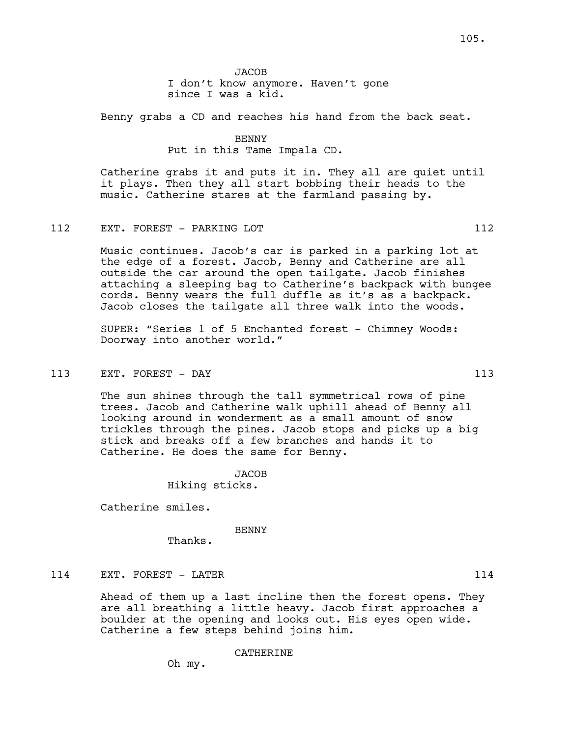JACOB
I don't know anymore. Haven't gone since I was a kid.

Benny grabs a CD and reaches his hand from the back seat.

BENNY
Put in this Tame Impala CD.

Catherine grabs it and puts it in. They all are quiet until it plays. Then they all start bobbing their heads to the music. Catherine stares at the farmland passing by.

112 EXT. FOREST - PARKING LOT 112

Music continues. Jacob's car is parked in a parking lot at the edge of a forest. Jacob, Benny and Catherine are all outside the car around the open tailgate. Jacob finishes attaching a sleeping bag to Catherine's backpack with bungee cords. Benny wears the full duffle as it's as a backpack. Jacob closes the tailgate all three walk into the woods.

SUPER: "Series 1 of 5 Enchanted forest - Chimney Woods: Doorway into another world."

113 EXT. FOREST - DAY 113

The sun shines through the tall symmetrical rows of pine trees. Jacob and Catherine walk uphill ahead of Benny all looking around in wonderment as a small amount of snow trickles through the pines. Jacob stops and picks up a big stick and breaks off a few branches and hands it to Catherine. He does the same for Benny.

JACOB
Hiking sticks.

Catherine smiles.

BENNY
Thanks.

114 EXT. FOREST - LATER 114

Ahead of them up a last incline then the forest opens. They are all breathing a little heavy. Jacob first approaches a boulder at the opening and looks out. His eyes open wide. Catherine a few steps behind joins him.

CATHERINE
Oh my.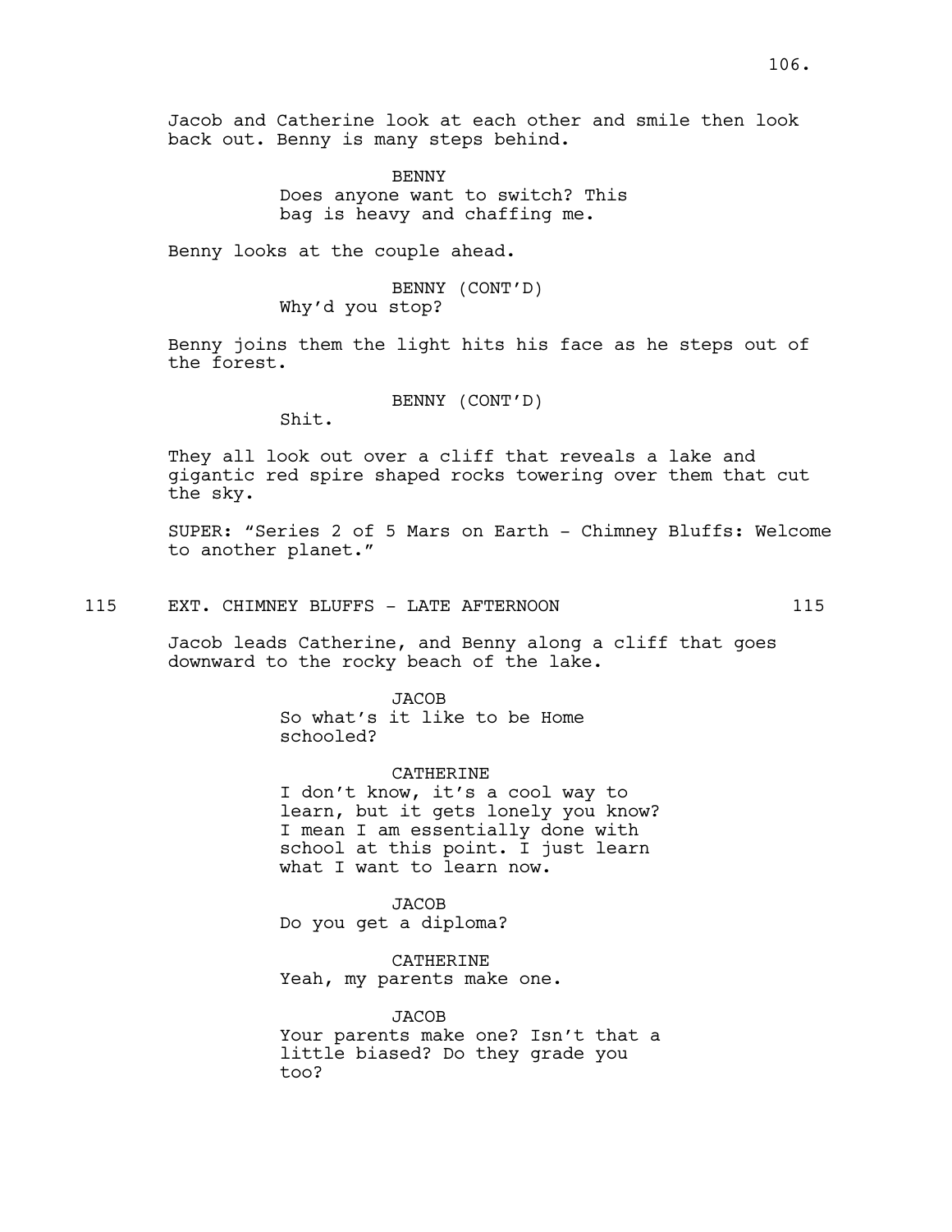Jacob and Catherine look at each other and smile then look back out. Benny is many steps behind.

BENNY
Does anyone want to switch? This bag is heavy and chaffing me.

Benny looks at the couple ahead.

BENNY (CONT'D)
Why'd you stop?

Benny joins them the light hits his face as he steps out of the forest.

BENNY (CONT'D)
Shit.

They all look out over a cliff that reveals a lake and gigantic red spire shaped rocks towering over them that cut the sky.

SUPER: "Series 2 of 5 Mars on Earth - Chimney Bluffs: Welcome to another planet."

115 EXT. CHIMNEY BLUFFS - LATE AFTERNOON 115

Jacob leads Catherine, and Benny along a cliff that goes downward to the rocky beach of the lake.

JACOB
So what's it like to be Home schooled?

CATHERINE
I don't know, it's a cool way to learn, but it gets lonely you know? I mean I am essentially done with school at this point. I just learn what I want to learn now.

JACOB
Do you get a diploma?

CATHERINE
Yeah, my parents make one.

JACOB
Your parents make one? Isn't that a little biased? Do they grade you too?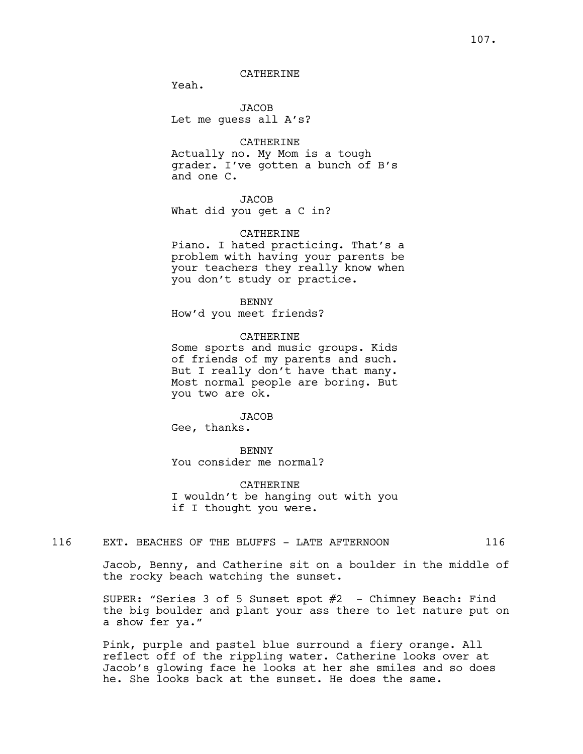CATHERINE
Yeah.

JACOB
Let me guess all A's?

CATHERINE
Actually no. My Mom is a tough grader. I've gotten a bunch of B's and one C.

JACOB
What did you get a C in?

CATHERINE
Piano. I hated practicing. That's a problem with having your parents be your teachers they really know when you don't study or practice.

BENNY
How'd you meet friends?

CATHERINE
Some sports and music groups. Kids of friends of my parents and such. But I really don't have that many. Most normal people are boring. But you two are ok.

JACOB
Gee, thanks.

BENNY
You consider me normal?

CATHERINE
I wouldn't be hanging out with you if I thought you were.

116 EXT. BEACHES OF THE BLUFFS - LATE AFTERNOON 116

Jacob, Benny, and Catherine sit on a boulder in the middle of the rocky beach watching the sunset.

SUPER: "Series 3 of 5 Sunset spot #2 - Chimney Beach: Find the big boulder and plant your ass there to let nature put on a show fer ya."

Pink, purple and pastel blue surround a fiery orange. All reflect off of the rippling water. Catherine looks over at Jacob's glowing face he looks at her she smiles and so does he. She looks back at the sunset. He does the same.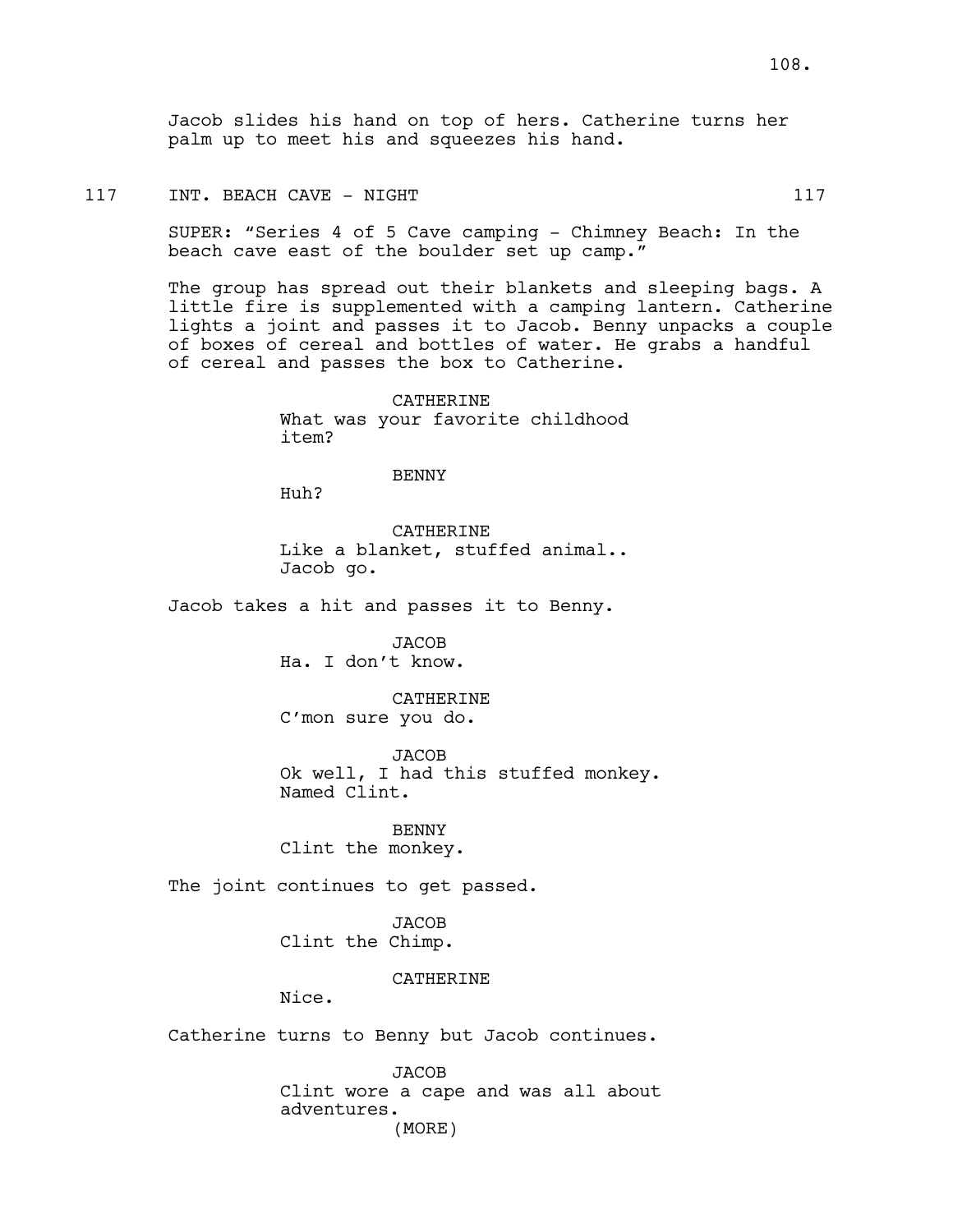Jacob slides his hand on top of hers. Catherine turns her palm up to meet his and squeezes his hand.

117 INT. BEACH CAVE - NIGHT 117

SUPER: "Series 4 of 5 Cave camping - Chimney Beach: In the beach cave east of the boulder set up camp."

The group has spread out their blankets and sleeping bags. A little fire is supplemented with a camping lantern. Catherine lights a joint and passes it to Jacob. Benny unpacks a couple of boxes of cereal and bottles of water. He grabs a handful of cereal and passes the box to Catherine.

CATHERINE
What was your favorite childhood item?

BENNY
Huh?

CATHERINE
Like a blanket, stuffed animal.. Jacob go.

Jacob takes a hit and passes it to Benny.

JACOB
Ha. I don't know.

CATHERINE
C'mon sure you do.

JACOB
Ok well, I had this stuffed monkey. Named Clint.

BENNY
Clint the monkey.

The joint continues to get passed.

JACOB
Clint the Chimp.

CATHERINE
Nice.

Catherine turns to Benny but Jacob continues.

JACOB
Clint wore a cape and was all about adventures.
(MORE)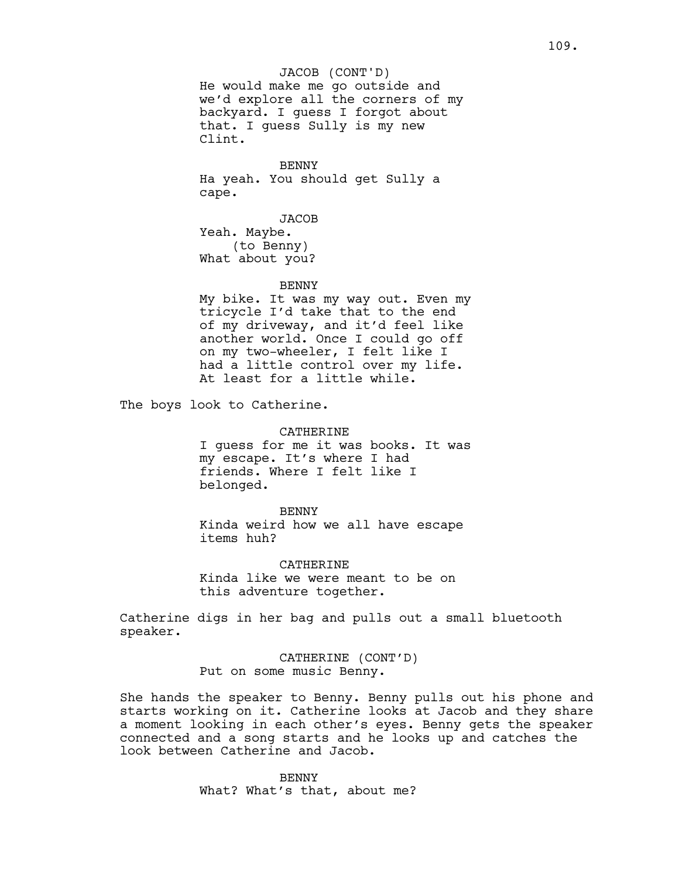JACOB (CONT'D)
He would make me go outside and we'd explore all the corners of my backyard. I guess I forgot about that. I guess Sully is my new Clint.

BENNY
Ha yeah. You should get Sully a cape.

JACOB
Yeah. Maybe.
(to Benny)
What about you?

BENNY
My bike. It was my way out. Even my tricycle I'd take that to the end of my driveway, and it'd feel like another world. Once I could go off on my two-wheeler, I felt like I had a little control over my life. At least for a little while.

The boys look to Catherine.

CATHERINE
I guess for me it was books. It was my escape. It's where I had friends. Where I felt like I belonged.

BENNY
Kinda weird how we all have escape items huh?

CATHERINE
Kinda like we were meant to be on this adventure together.

Catherine digs in her bag and pulls out a small bluetooth speaker.

CATHERINE (CONT'D)
Put on some music Benny.

She hands the speaker to Benny. Benny pulls out his phone and starts working on it. Catherine looks at Jacob and they share a moment looking in each other's eyes. Benny gets the speaker connected and a song starts and he looks up and catches the look between Catherine and Jacob.

BENNY
What? What's that, about me?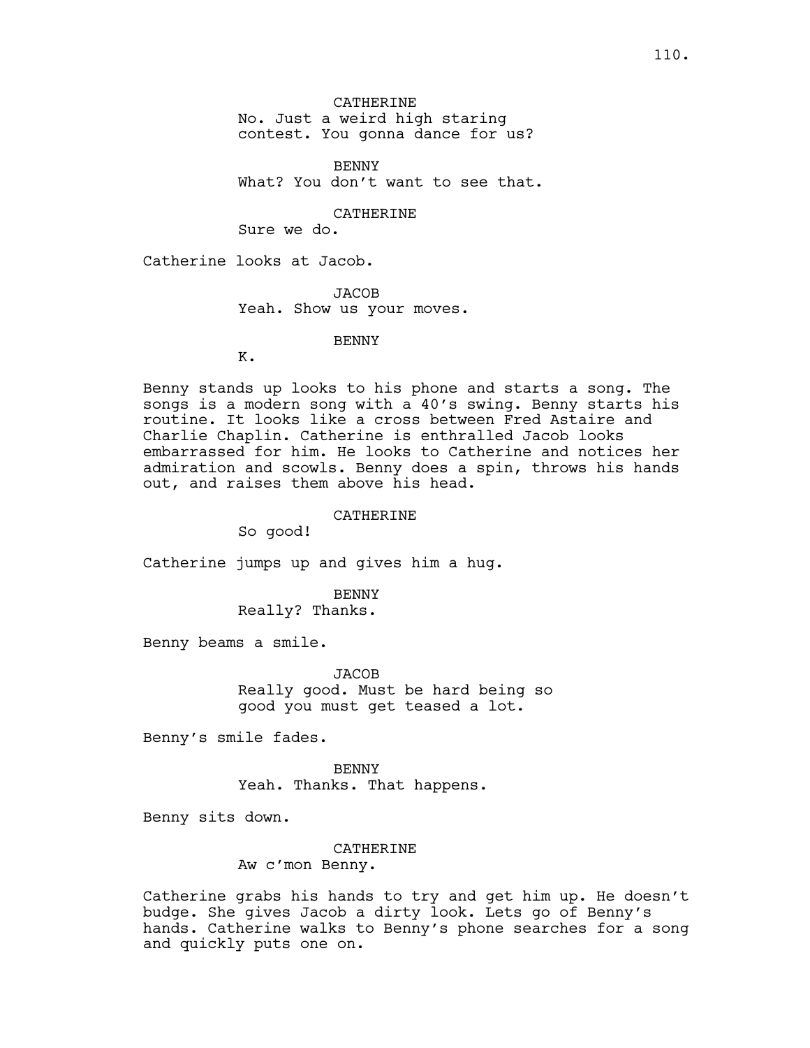CATHERINE
No. Just a weird high staring contest. You gonna dance for us?

BENNY
What? You don't want to see that.

CATHERINE
Sure we do.

Catherine looks at Jacob.

JACOB
Yeah. Show us your moves.

BENNY
K.

Benny stands up looks to his phone and starts a song. The songs is a modern song with a 40's swing. Benny starts his routine. It looks like a cross between Fred Astaire and Charlie Chaplin. Catherine is enthralled Jacob looks embarrassed for him. He looks to Catherine and notices her admiration and scowls. Benny does a spin, throws his hands out, and raises them above his head.

CATHERINE
So good!

Catherine jumps up and gives him a hug.

BENNY
Really? Thanks.

Benny beams a smile.

JACOB
Really good. Must be hard being so good you must get teased a lot.

Benny's smile fades.

BENNY
Yeah. Thanks. That happens.

Benny sits down.

CATHERINE
Aw c'mon Benny.

Catherine grabs his hands to try and get him up. He doesn't budge. She gives Jacob a dirty look. Lets go of Benny's hands. Catherine walks to Benny's phone searches for a song and quickly puts one on.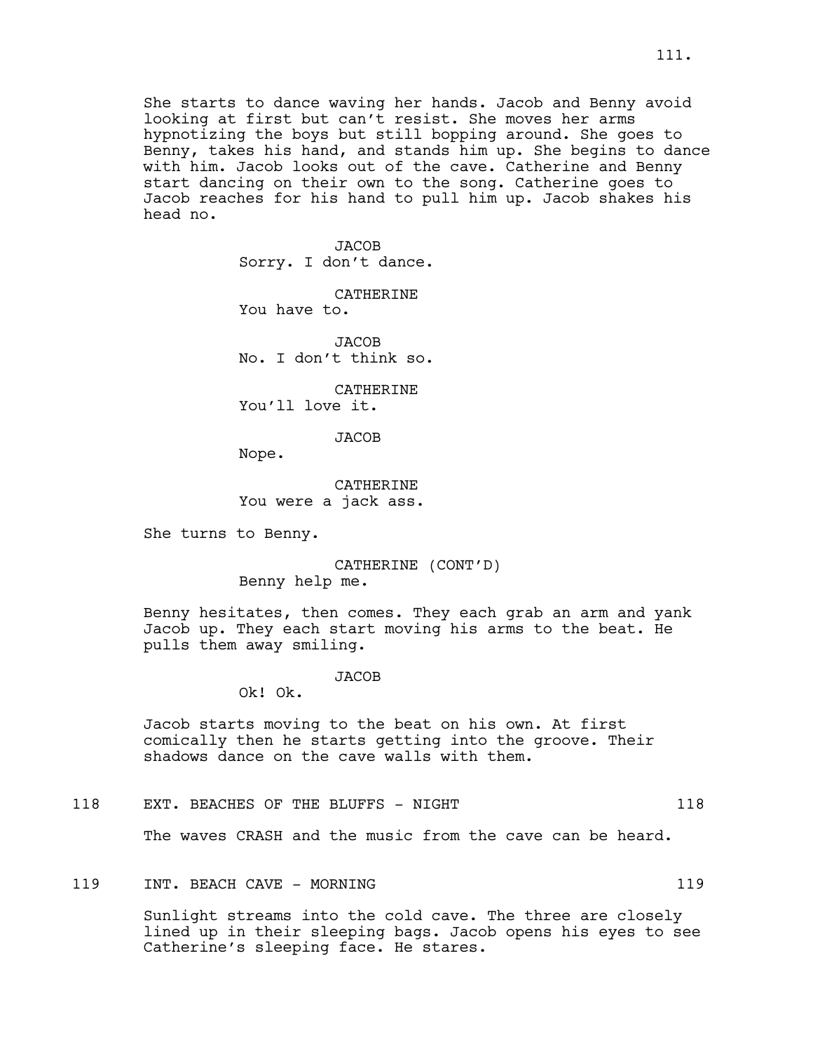She starts to dance waving her hands. Jacob and Benny avoid looking at first but can't resist. She moves her arms hypnotizing the boys but still bopping around. She goes to Benny, takes his hand, and stands him up. She begins to dance with him. Jacob looks out of the cave. Catherine and Benny start dancing on their own to the song. Catherine goes to Jacob reaches for his hand to pull him up. Jacob shakes his head no.

JACOB
Sorry. I don't dance.

CATHERINE
You have to.

JACOB
No. I don't think so.

CATHERINE
You'll love it.

JACOB
Nope.

CATHERINE
You were a jack ass.

She turns to Benny.

CATHERINE (CONT'D)
Benny help me.

Benny hesitates, then comes. They each grab an arm and yank Jacob up. They each start moving his arms to the beat. He pulls them away smiling.

JACOB
Ok! Ok.

Jacob starts moving to the beat on his own. At first comically then he starts getting into the groove. Their shadows dance on the cave walls with them.

118 EXT. BEACHES OF THE BLUFFS - NIGHT 118

The waves CRASH and the music from the cave can be heard.

119 INT. BEACH CAVE - MORNING 119

Sunlight streams into the cold cave. The three are closely lined up in their sleeping bags. Jacob opens his eyes to see Catherine's sleeping face. He stares.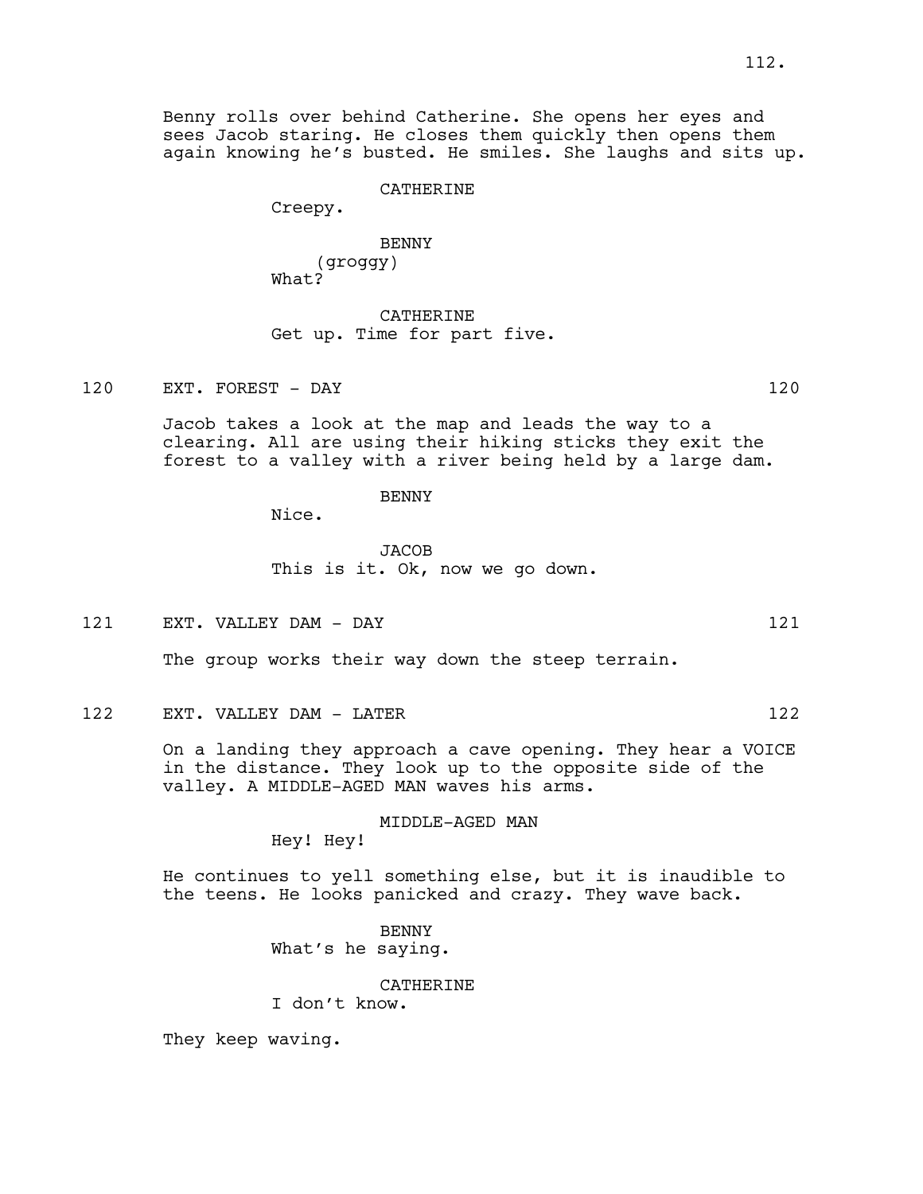Benny rolls over behind Catherine. She opens her eyes and sees Jacob staring. He closes them quickly then opens them again knowing he's busted. He smiles. She laughs and sits up.

CATHERINE
Creepy.

BENNY
(groggy)
What?

CATHERINE
Get up. Time for part five.

120 EXT. FOREST - DAY 120

Jacob takes a look at the map and leads the way to a clearing. All are using their hiking sticks they exit the forest to a valley with a river being held by a large dam.

BENNY
Nice.

JACOB
This is it. Ok, now we go down.

121 EXT. VALLEY DAM - DAY 121

The group works their way down the steep terrain.

122 EXT. VALLEY DAM - LATER 122

On a landing they approach a cave opening. They hear a VOICE in the distance. They look up to the opposite side of the valley. A MIDDLE-AGED MAN waves his arms.

MIDDLE-AGED MAN
Hey! Hey!

He continues to yell something else, but it is inaudible to the teens. He looks panicked and crazy. They wave back.

BENNY
What's he saying.

CATHERINE
I don't know.

They keep waving.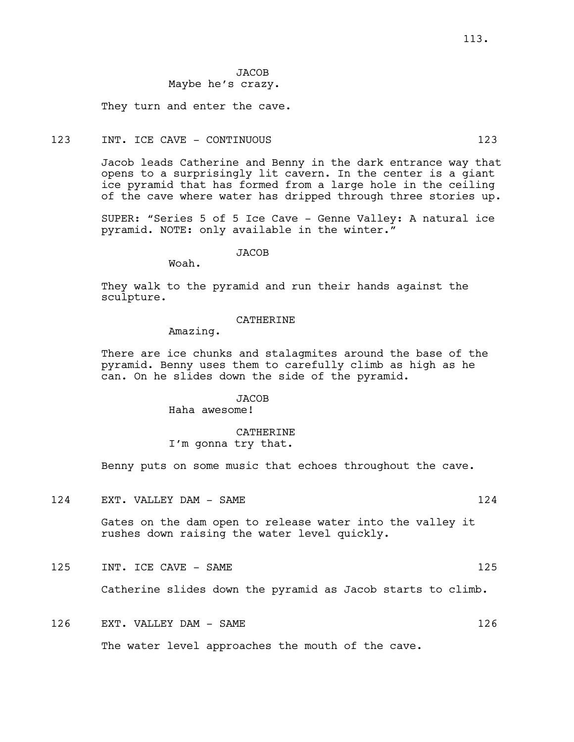JACOB
Maybe he's crazy.

They turn and enter the cave.

123 INT. ICE CAVE - CONTINUOUS 123

Jacob leads Catherine and Benny in the dark entrance way that opens to a surprisingly lit cavern. In the center is a giant ice pyramid that has formed from a large hole in the ceiling of the cave where water has dripped through three stories up.

SUPER: "Series 5 of 5 Ice Cave - Genne Valley: A natural ice pyramid. NOTE: only available in the winter."

JACOB
Woah.

They walk to the pyramid and run their hands against the sculpture.

CATHERINE
Amazing.

There are ice chunks and stalagmites around the base of the pyramid. Benny uses them to carefully climb as high as he can. On he slides down the side of the pyramid.

JACOB
Haha awesome!

CATHERINE
I'm gonna try that.

Benny puts on some music that echoes throughout the cave.

124 EXT. VALLEY DAM - SAME 124

Gates on the dam open to release water into the valley it rushes down raising the water level quickly.

125 INT. ICE CAVE - SAME 125

Catherine slides down the pyramid as Jacob starts to climb.

126 EXT. VALLEY DAM - SAME 126

The water level approaches the mouth of the cave.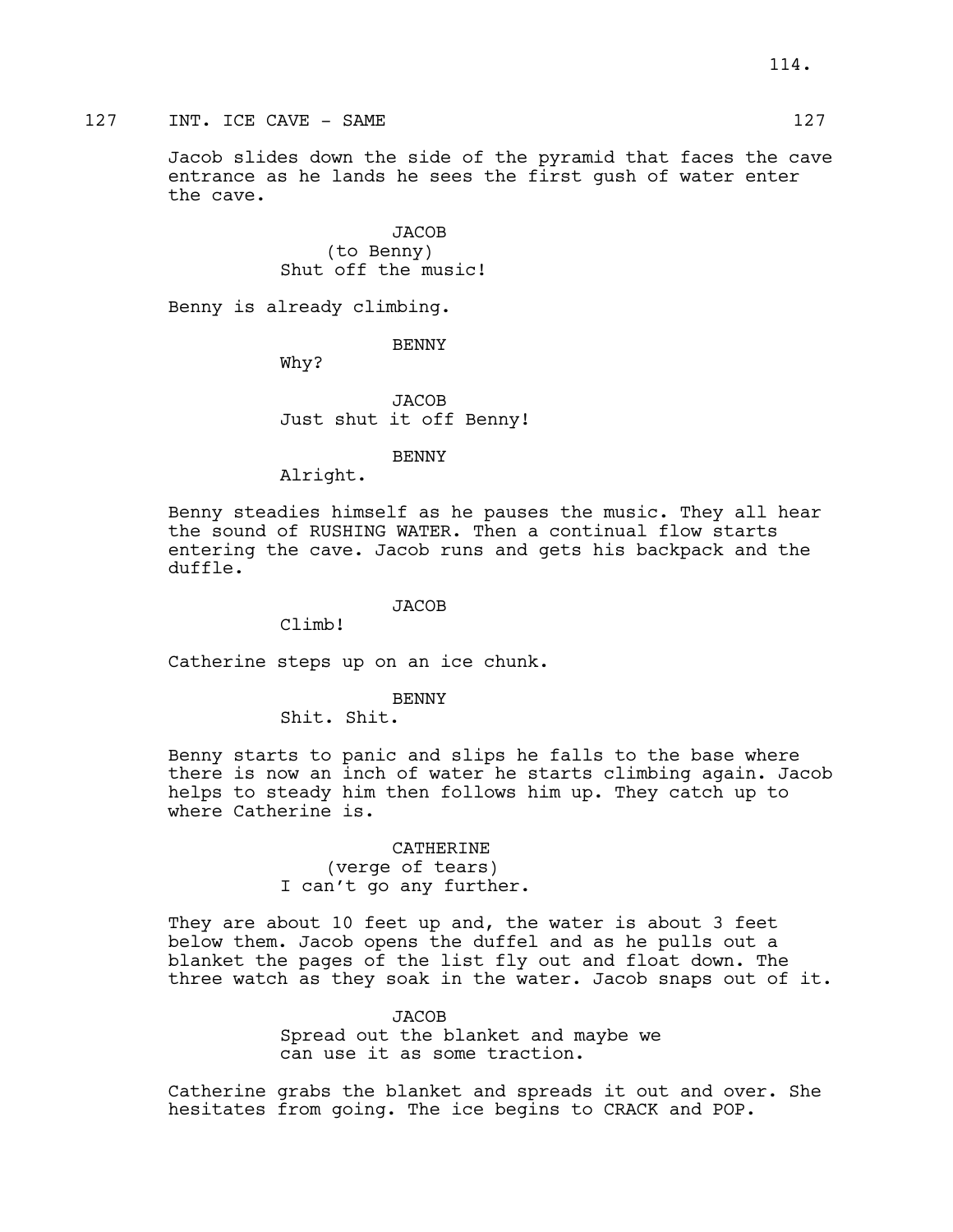127 INT. ICE CAVE - SAME 127

Jacob slides down the side of the pyramid that faces the cave entrance as he lands he sees the first gush of water enter the cave.

JACOB
(to Benny)
Shut off the music!

Benny is already climbing.

BENNY
Why?

JACOB
Just shut it off Benny!

BENNY
Alright.

Benny steadies himself as he pauses the music. They all hear the sound of RUSHING WATER. Then a continual flow starts entering the cave. Jacob runs and gets his backpack and the duffle.

JACOB
Climb!

Catherine steps up on an ice chunk.

BENNY
Shit. Shit.

Benny starts to panic and slips he falls to the base where there is now an inch of water he starts climbing again. Jacob helps to steady him then follows him up. They catch up to where Catherine is.

CATHERINE
(verge of tears)
I can't go any further.

They are about 10 feet up and, the water is about 3 feet below them. Jacob opens the duffel and as he pulls out a blanket the pages of the list fly out and float down. The three watch as they soak in the water. Jacob snaps out of it.

JACOB
Spread out the blanket and maybe we can use it as some traction.

Catherine grabs the blanket and spreads it out and over. She hesitates from going. The ice begins to CRACK and POP.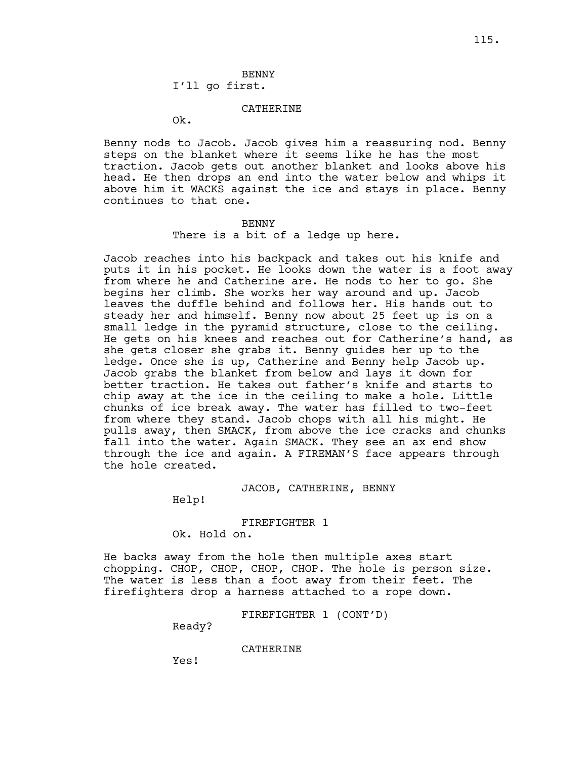BENNY

I'll go first.

CATHERINE

Ok.

Benny nods to Jacob. Jacob gives him a reassuring nod. Benny steps on the blanket where it seems like he has the most traction. Jacob gets out another blanket and looks above his head. He then drops an end into the water below and whips it above him it WACKS against the ice and stays in place. Benny continues to that one.

BENNY

There is a bit of a ledge up here.

Jacob reaches into his backpack and takes out his knife and puts it in his pocket. He looks down the water is a foot away from where he and Catherine are. He nods to her to go. She begins her climb. She works her way around and up. Jacob leaves the duffle behind and follows her. His hands out to steady her and himself. Benny now about 25 feet up is on a small ledge in the pyramid structure, close to the ceiling. He gets on his knees and reaches out for Catherine's hand, as she gets closer she grabs it. Benny guides her up to the ledge. Once she is up, Catherine and Benny help Jacob up. Jacob grabs the blanket from below and lays it down for better traction. He takes out father's knife and starts to chip away at the ice in the ceiling to make a hole. Little chunks of ice break away. The water has filled to two-feet from where they stand. Jacob chops with all his might. He pulls away, then SMACK, from above the ice cracks and chunks fall into the water. Again SMACK. They see an ax end show through the ice and again. A FIREMAN'S face appears through the hole created.

JACOB, CATHERINE, BENNY

Help!

FIREFIGHTER 1

Ok. Hold on.

He backs away from the hole then multiple axes start chopping. CHOP, CHOP, CHOP, CHOP. The hole is person size. The water is less than a foot away from their feet. The firefighters drop a harness attached to a rope down.

FIREFIGHTER 1 (CONT'D)

Ready?

CATHERINE

Yes!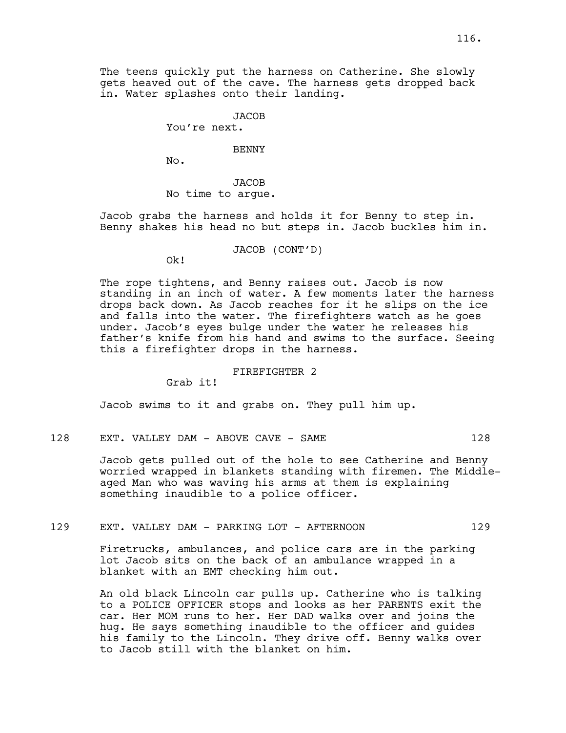The teens quickly put the harness on Catherine. She slowly gets heaved out of the cave. The harness gets dropped back in. Water splashes onto their landing.

JACOB
You're next.

BENNY
No.

JACOB
No time to argue.

Jacob grabs the harness and holds it for Benny to step in. Benny shakes his head no but steps in. Jacob buckles him in.

JACOB (CONT'D)
Ok!

The rope tightens, and Benny raises out. Jacob is now standing in an inch of water. A few moments later the harness drops back down. As Jacob reaches for it he slips on the ice and falls into the water. The firefighters watch as he goes under. Jacob's eyes bulge under the water he releases his father's knife from his hand and swims to the surface. Seeing this a firefighter drops in the harness.

FIREFIGHTER 2
Grab it!

Jacob swims to it and grabs on. They pull him up.

128 EXT. VALLEY DAM - ABOVE CAVE - SAME 128

Jacob gets pulled out of the hole to see Catherine and Benny worried wrapped in blankets standing with firemen. The Middle-aged Man who was waving his arms at them is explaining something inaudible to a police officer.

129 EXT. VALLEY DAM - PARKING LOT - AFTERNOON 129

Firetrucks, ambulances, and police cars are in the parking lot Jacob sits on the back of an ambulance wrapped in a blanket with an EMT checking him out.

An old black Lincoln car pulls up. Catherine who is talking to a POLICE OFFICER stops and looks as her PARENTS exit the car. Her MOM runs to her. Her DAD walks over and joins the hug. He says something inaudible to the officer and guides his family to the Lincoln. They drive off. Benny walks over to Jacob still with the blanket on him.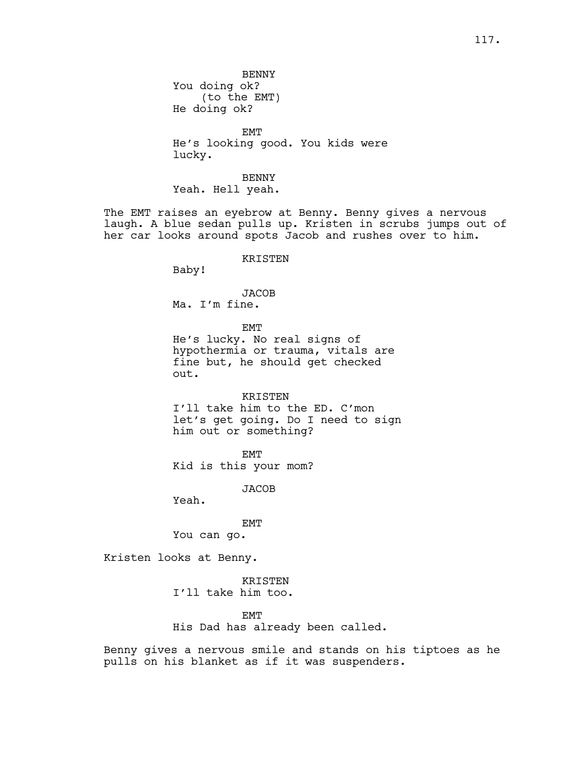BENNY
You doing ok?
(to the EMT)
He doing ok?

EMT
He's looking good. You kids were lucky.

BENNY
Yeah. Hell yeah.

The EMT raises an eyebrow at Benny. Benny gives a nervous laugh. A blue sedan pulls up. Kristen in scrubs jumps out of her car looks around spots Jacob and rushes over to him.

KRISTEN
Baby!

JACOB
Ma. I'm fine.

EMT
He's lucky. No real signs of hypothermia or trauma, vitals are fine but, he should get checked out.

KRISTEN
I'll take him to the ED. C'mon let's get going. Do I need to sign him out or something?

EMT
Kid is this your mom?

JACOB
Yeah.

EMT
You can go.

Kristen looks at Benny.

KRISTEN
I'll take him too.

EMT
His Dad has already been called.

Benny gives a nervous smile and stands on his tiptoes as he pulls on his blanket as if it was suspenders.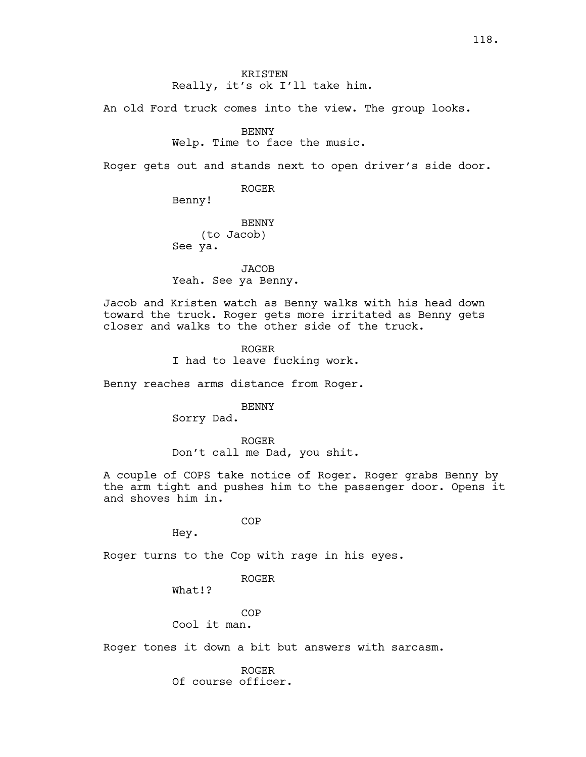KRISTEN
Really, it's ok I'll take him.

An old Ford truck comes into the view. The group looks.

BENNY
Welp. Time to face the music.

Roger gets out and stands next to open driver's side door.

ROGER
Benny!

BENNY
(to Jacob)
See ya.

JACOB
Yeah. See ya Benny.

Jacob and Kristen watch as Benny walks with his head down toward the truck. Roger gets more irritated as Benny gets closer and walks to the other side of the truck.

ROGER
I had to leave fucking work.

Benny reaches arms distance from Roger.

BENNY
Sorry Dad.

ROGER
Don't call me Dad, you shit.

A couple of COPS take notice of Roger. Roger grabs Benny by the arm tight and pushes him to the passenger door. Opens it and shoves him in.

COP
Hey.

Roger turns to the Cop with rage in his eyes.

ROGER
What!?

COP
Cool it man.

Roger tones it down a bit but answers with sarcasm.

ROGER
Of course officer.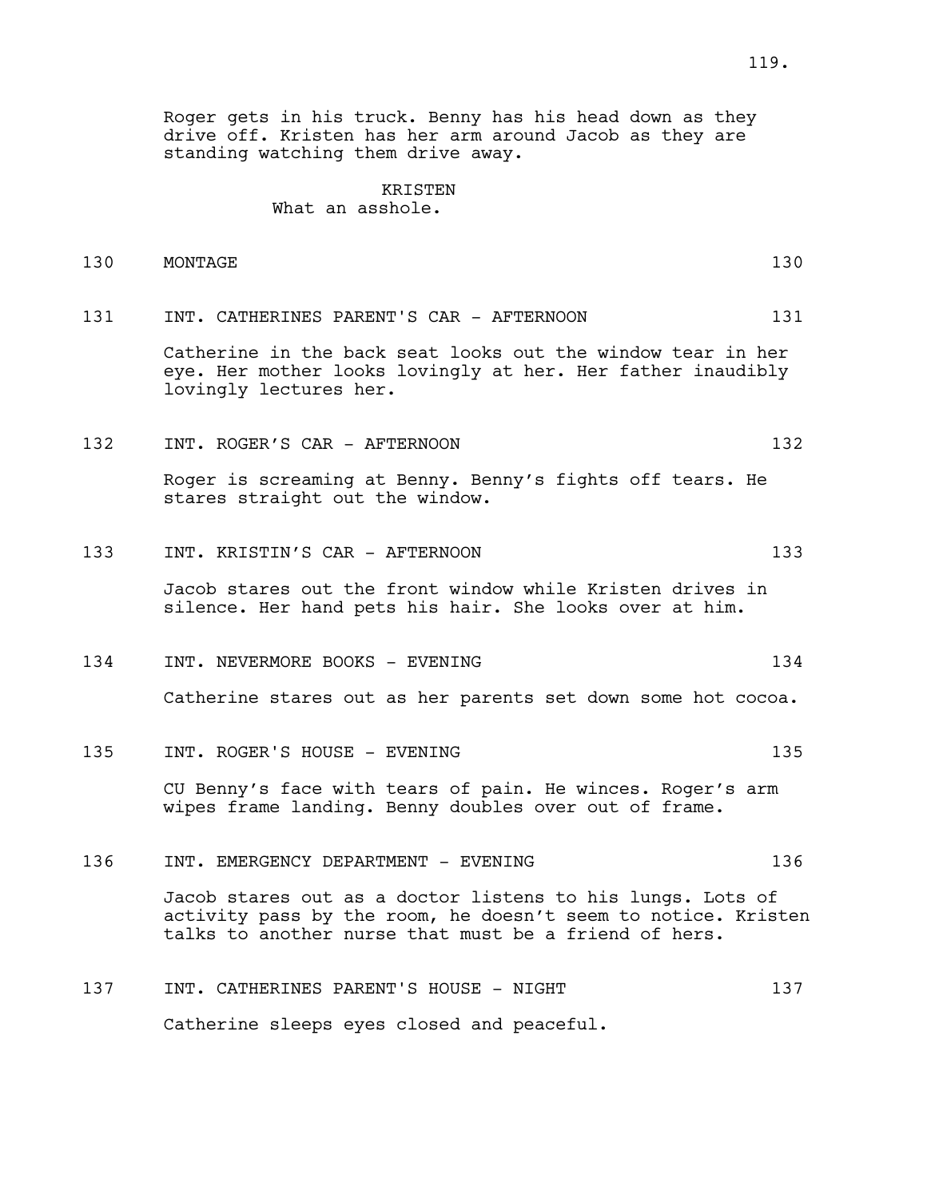Roger gets in his truck. Benny has his head down as they drive off. Kristen has her arm around Jacob as they are standing watching them drive away.

KRISTEN
What an asshole.

130 MONTAGE 130

131 INT. CATHERINES PARENT'S CAR - AFTERNOON 131

Catherine in the back seat looks out the window tear in her eye. Her mother looks lovingly at her. Her father inaudibly lovingly lectures her.

132 INT. ROGER'S CAR - AFTERNOON 132

Roger is screaming at Benny. Benny's fights off tears. He stares straight out the window.

133 INT. KRISTIN'S CAR - AFTERNOON 133

Jacob stares out the front window while Kristen drives in silence. Her hand pets his hair. She looks over at him.

134 INT. NEVERMORE BOOKS - EVENING 134

Catherine stares out as her parents set down some hot cocoa.

135 INT. ROGER'S HOUSE - EVENING 135

CU Benny's face with tears of pain. He winces. Roger's arm wipes frame landing. Benny doubles over out of frame.

136 INT. EMERGENCY DEPARTMENT - EVENING 136

Jacob stares out as a doctor listens to his lungs. Lots of activity pass by the room, he doesn't seem to notice. Kristen talks to another nurse that must be a friend of hers.

137 INT. CATHERINES PARENT'S HOUSE - NIGHT 137

Catherine sleeps eyes closed and peaceful.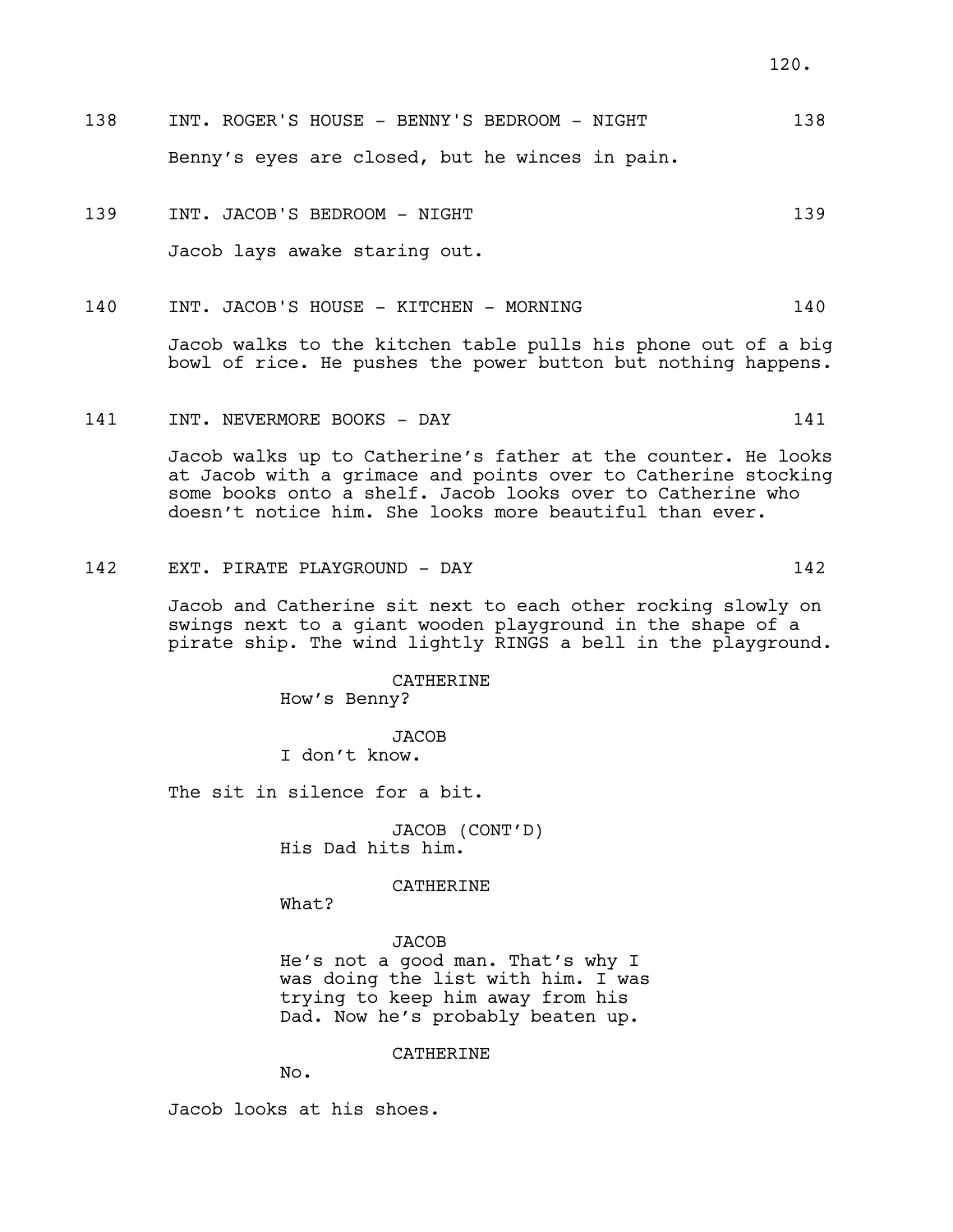138 INT. ROGER'S HOUSE - BENNY'S BEDROOM - NIGHT 138

Benny's eyes are closed, but he winces in pain.

139 INT. JACOB'S BEDROOM - NIGHT 139

Jacob lays awake staring out.

140 INT. JACOB'S HOUSE - KITCHEN - MORNING 140

Jacob walks to the kitchen table pulls his phone out of a big bowl of rice. He pushes the power button but nothing happens.

141 INT. NEVERMORE BOOKS - DAY 141

Jacob walks up to Catherine's father at the counter. He looks at Jacob with a grimace and points over to Catherine stocking some books onto a shelf. Jacob looks over to Catherine who doesn't notice him. She looks more beautiful than ever.

142 EXT. PIRATE PLAYGROUND - DAY 142

Jacob and Catherine sit next to each other rocking slowly on swings next to a giant wooden playground in the shape of a pirate ship. The wind lightly RINGS a bell in the playground.

CATHERINE
How's Benny?

JACOB
I don't know.

The sit in silence for a bit.

JACOB (CONT'D)
His Dad hits him.

CATHERINE
What?

JACOB
He's not a good man. That's why I was doing the list with him. I was trying to keep him away from his Dad. Now he's probably beaten up.

CATHERINE
No.

Jacob looks at his shoes.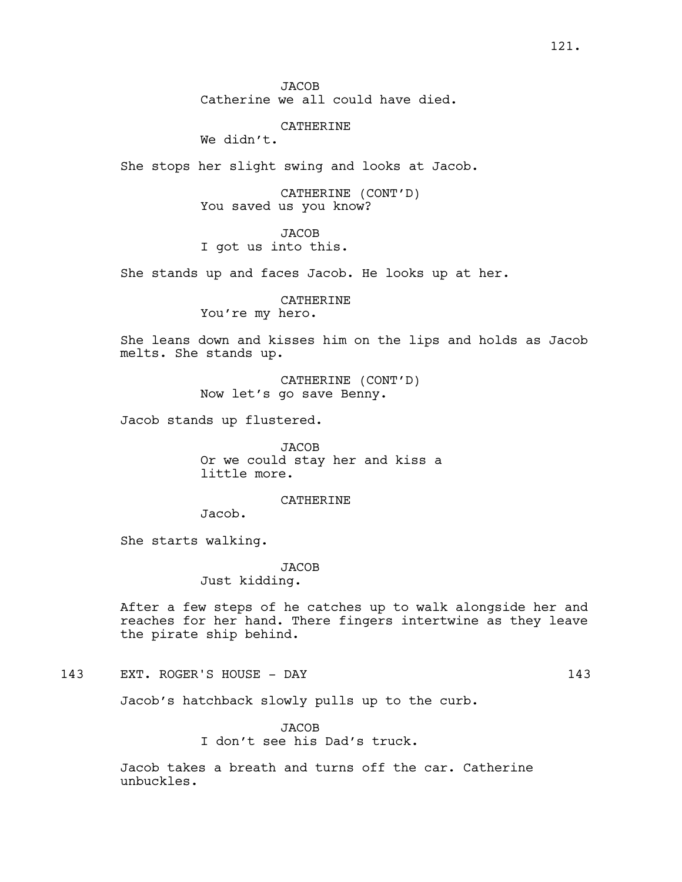JACOB
Catherine we all could have died.

CATHERINE
We didn't.

She stops her slight swing and looks at Jacob.

CATHERINE (CONT'D)
You saved us you know?

JACOB
I got us into this.

She stands up and faces Jacob. He looks up at her.

CATHERINE
You're my hero.

She leans down and kisses him on the lips and holds as Jacob melts. She stands up.

CATHERINE (CONT'D)
Now let's go save Benny.

Jacob stands up flustered.

JACOB
Or we could stay her and kiss a little more.

CATHERINE
Jacob.

She starts walking.

JACOB
Just kidding.

After a few steps of he catches up to walk alongside her and reaches for her hand. There fingers intertwine as they leave the pirate ship behind.

143 EXT. ROGER'S HOUSE - DAY 143

Jacob's hatchback slowly pulls up to the curb.

JACOB
I don't see his Dad's truck.

Jacob takes a breath and turns off the car. Catherine unbuckles.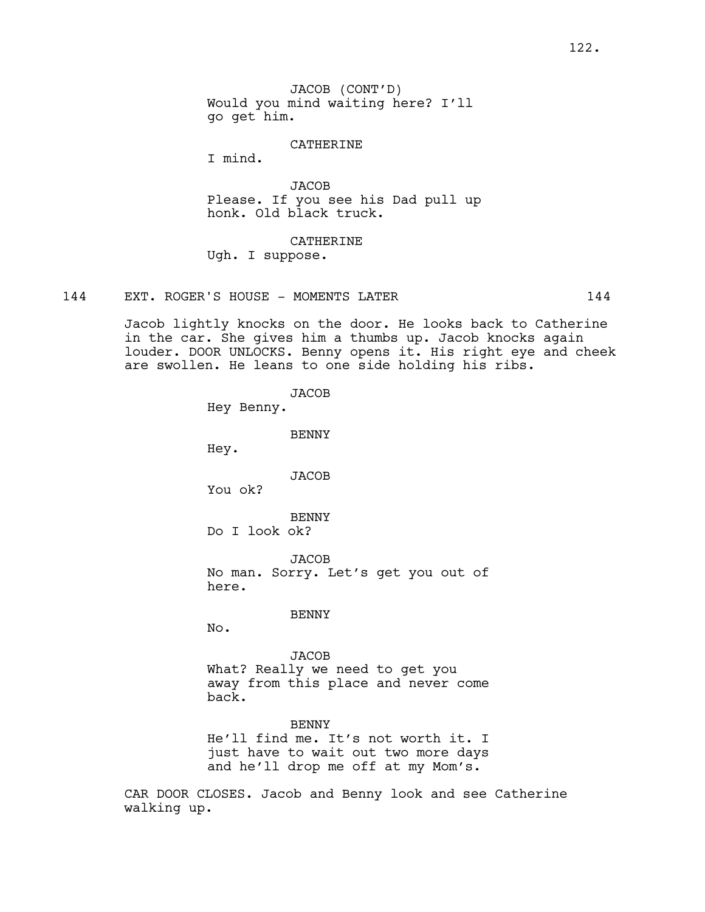JACOB (CONT'D)
Would you mind waiting here? I'll go get him.

CATHERINE
I mind.

JACOB
Please. If you see his Dad pull up honk. Old black truck.

CATHERINE
Ugh. I suppose.

144 EXT. ROGER'S HOUSE - MOMENTS LATER 144

Jacob lightly knocks on the door. He looks back to Catherine in the car. She gives him a thumbs up. Jacob knocks again louder. DOOR UNLOCKS. Benny opens it. His right eye and cheek are swollen. He leans to one side holding his ribs.

JACOB
Hey Benny.

BENNY
Hey.

JACOB
You ok?

BENNY
Do I look ok?

JACOB
No man. Sorry. Let's get you out of here.

BENNY
No.

JACOB
What? Really we need to get you away from this place and never come back.

BENNY
He'll find me. It's not worth it. I just have to wait out two more days and he'll drop me off at my Mom's.

CAR DOOR CLOSES. Jacob and Benny look and see Catherine walking up.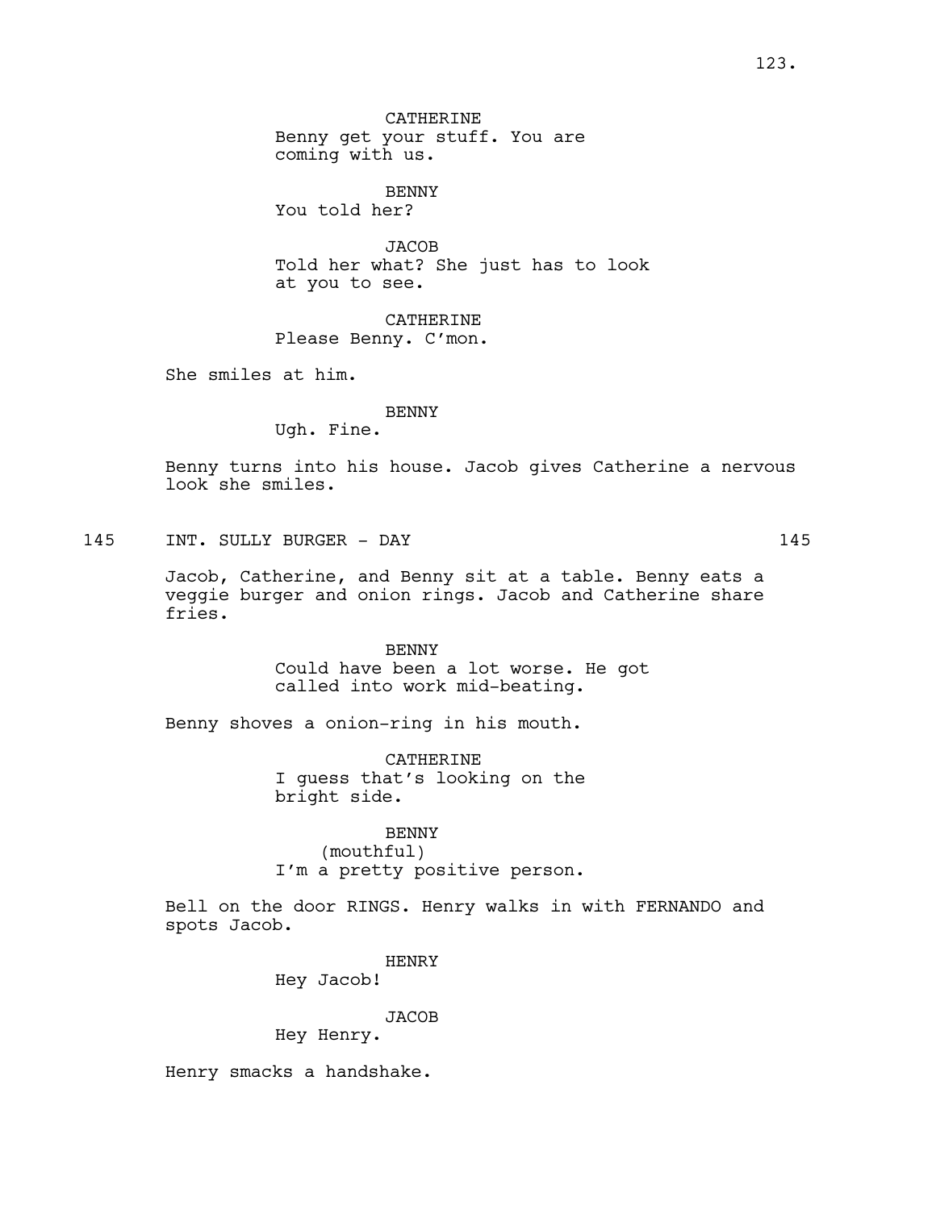CATHERINE
Benny get your stuff. You are coming with us.

BENNY
You told her?

JACOB
Told her what? She just has to look at you to see.

CATHERINE
Please Benny. C'mon.

She smiles at him.

BENNY
Ugh. Fine.

Benny turns into his house. Jacob gives Catherine a nervous look she smiles.

145 INT. SULLY BURGER - DAY 145

Jacob, Catherine, and Benny sit at a table. Benny eats a veggie burger and onion rings. Jacob and Catherine share fries.

BENNY
Could have been a lot worse. He got called into work mid-beating.

Benny shoves a onion-ring in his mouth.

CATHERINE
I guess that's looking on the bright side.

BENNY
(mouthful)
I'm a pretty positive person.

Bell on the door RINGS. Henry walks in with FERNANDO and spots Jacob.

HENRY
Hey Jacob!

JACOB
Hey Henry.

Henry smacks a handshake.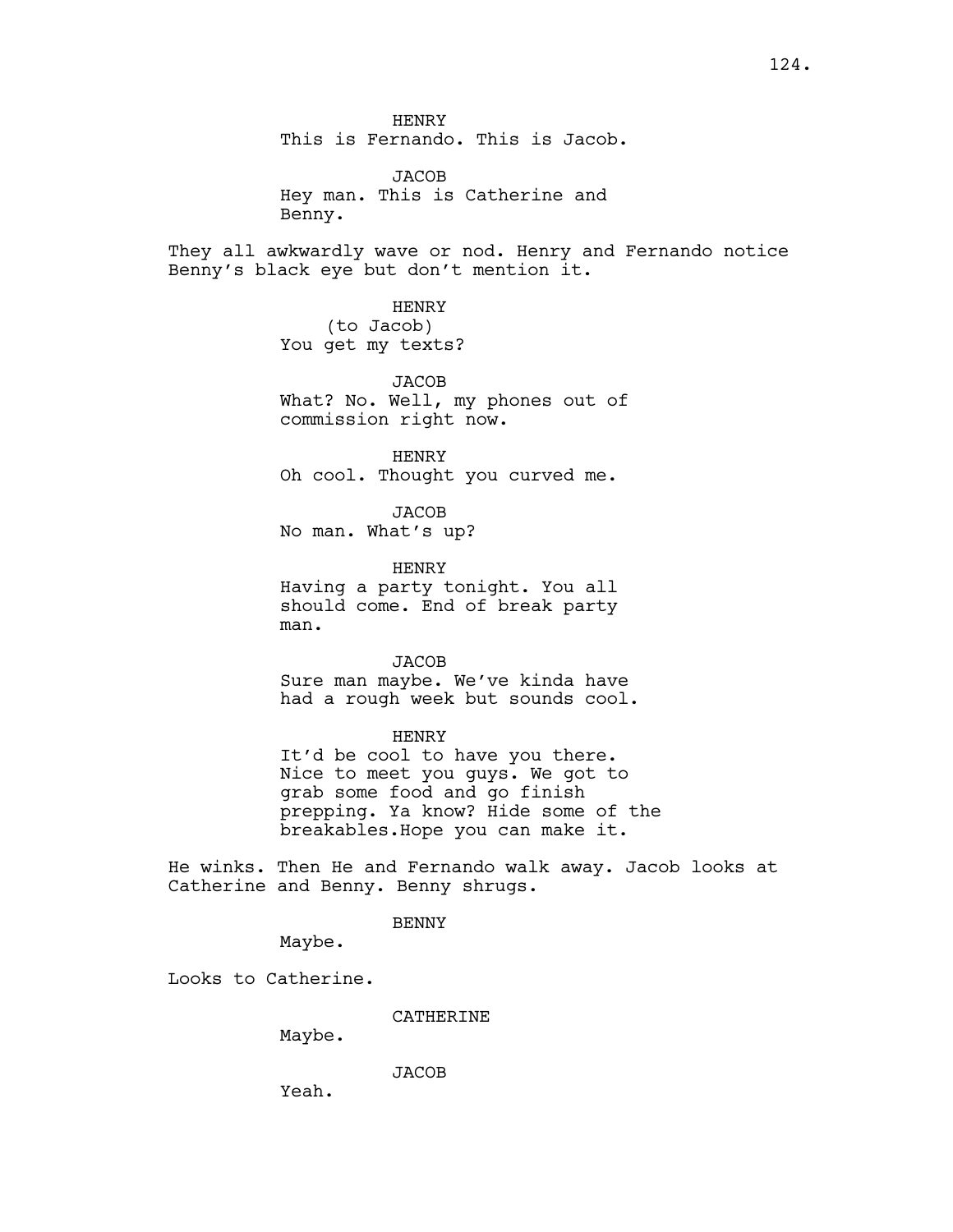HENRY
This is Fernando. This is Jacob.

JACOB
Hey man. This is Catherine and Benny.

They all awkwardly wave or nod. Henry and Fernando notice Benny's black eye but don't mention it.

HENRY
(to Jacob)
You get my texts?

JACOB
What? No. Well, my phones out of commission right now.

HENRY
Oh cool. Thought you curved me.

JACOB
No man. What's up?

HENRY
Having a party tonight. You all should come. End of break party man.

JACOB
Sure man maybe. We've kinda have had a rough week but sounds cool.

HENRY
It'd be cool to have you there. Nice to meet you guys. We got to grab some food and go finish prepping. Ya know? Hide some of the breakables.Hope you can make it.

He winks. Then He and Fernando walk away. Jacob looks at Catherine and Benny. Benny shrugs.

BENNY
Maybe.

Looks to Catherine.

CATHERINE
Maybe.

JACOB
Yeah.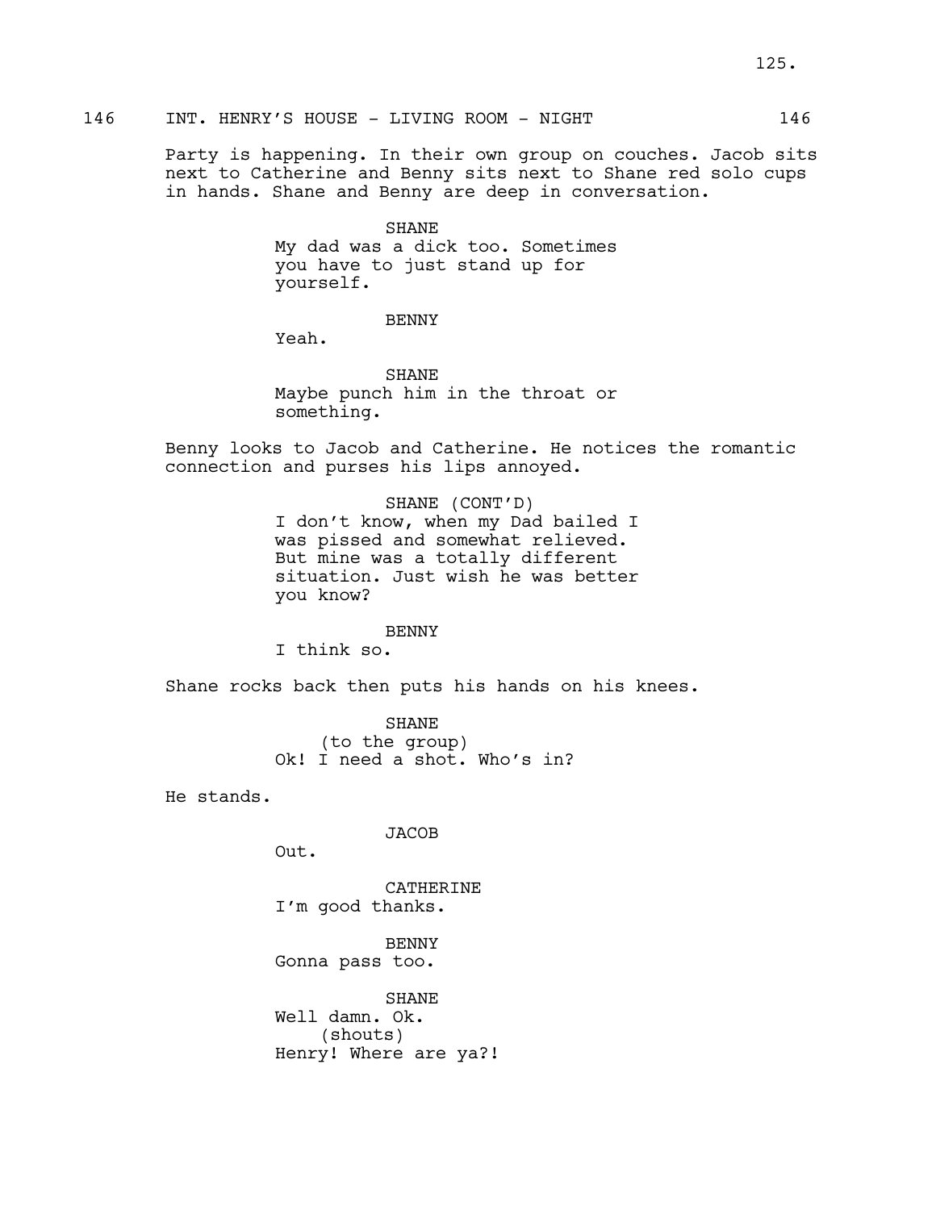146 INT. HENRY'S HOUSE - LIVING ROOM - NIGHT 146

Party is happening. In their own group on couches. Jacob sits next to Catherine and Benny sits next to Shane red solo cups in hands. Shane and Benny are deep in conversation.

SHANE
My dad was a dick too. Sometimes you have to just stand up for yourself.

BENNY
Yeah.

SHANE
Maybe punch him in the throat or something.

Benny looks to Jacob and Catherine. He notices the romantic connection and purses his lips annoyed.

SHANE (CONT'D)
I don't know, when my Dad bailed I was pissed and somewhat relieved. But mine was a totally different situation. Just wish he was better you know?

BENNY
I think so.

Shane rocks back then puts his hands on his knees.

SHANE
(to the group)
Ok! I need a shot. Who's in?

He stands.

JACOB
Out.

CATHERINE
I'm good thanks.

BENNY
Gonna pass too.

SHANE
Well damn. Ok.
(shouts)
Henry! Where are ya?!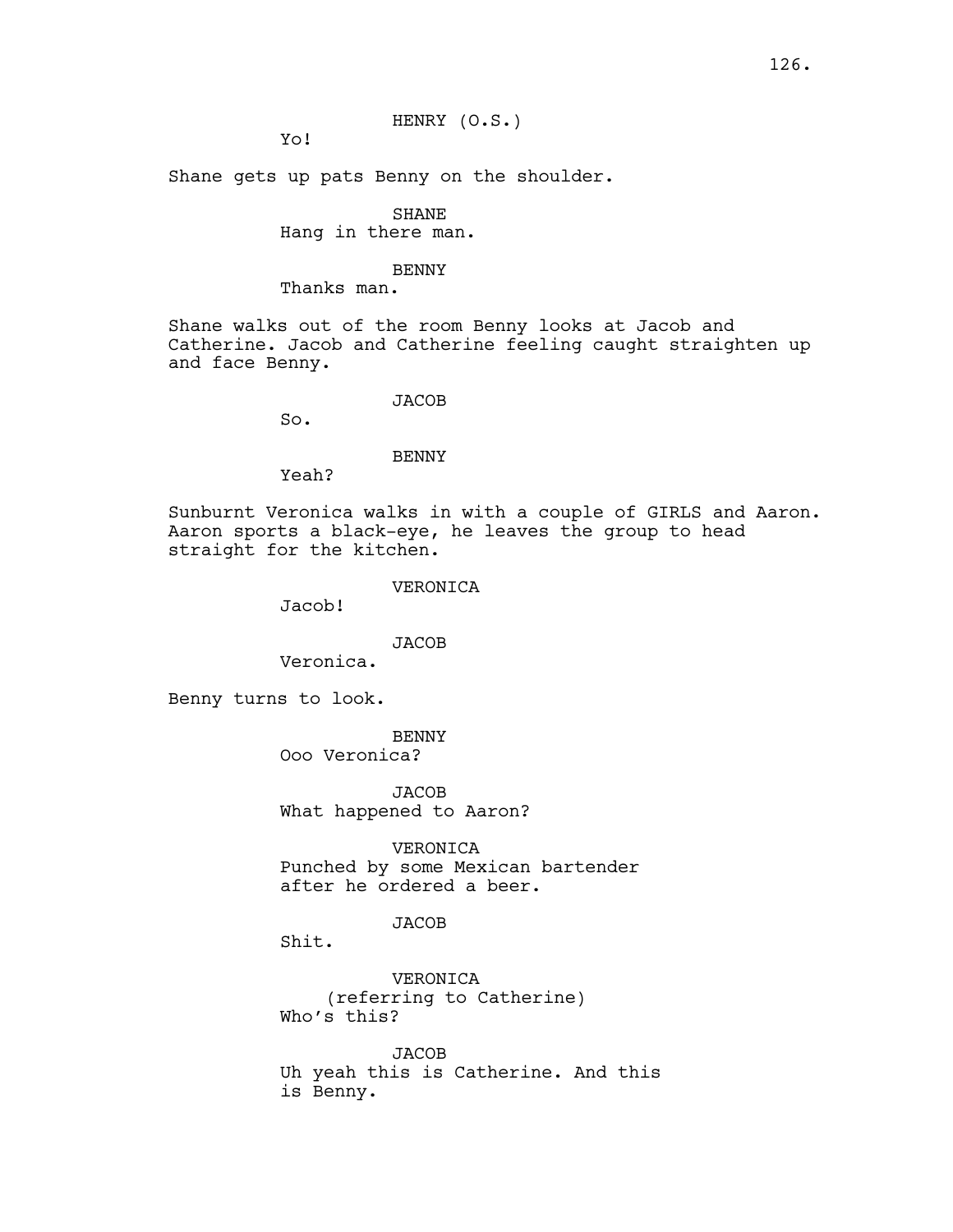HENRY (O.S.)
Yo!

Shane gets up pats Benny on the shoulder.

SHANE
Hang in there man.

BENNY
Thanks man.

Shane walks out of the room Benny looks at Jacob and Catherine. Jacob and Catherine feeling caught straighten up and face Benny.

JACOB
So.

BENNY
Yeah?

Sunburnt Veronica walks in with a couple of GIRLS and Aaron. Aaron sports a black-eye, he leaves the group to head straight for the kitchen.

VERONICA
Jacob!

JACOB
Veronica.

Benny turns to look.

BENNY
Ooo Veronica?

JACOB
What happened to Aaron?

VERONICA
Punched by some Mexican bartender after he ordered a beer.

JACOB
Shit.

VERONICA
(referring to Catherine)
Who's this?

JACOB
Uh yeah this is Catherine. And this is Benny.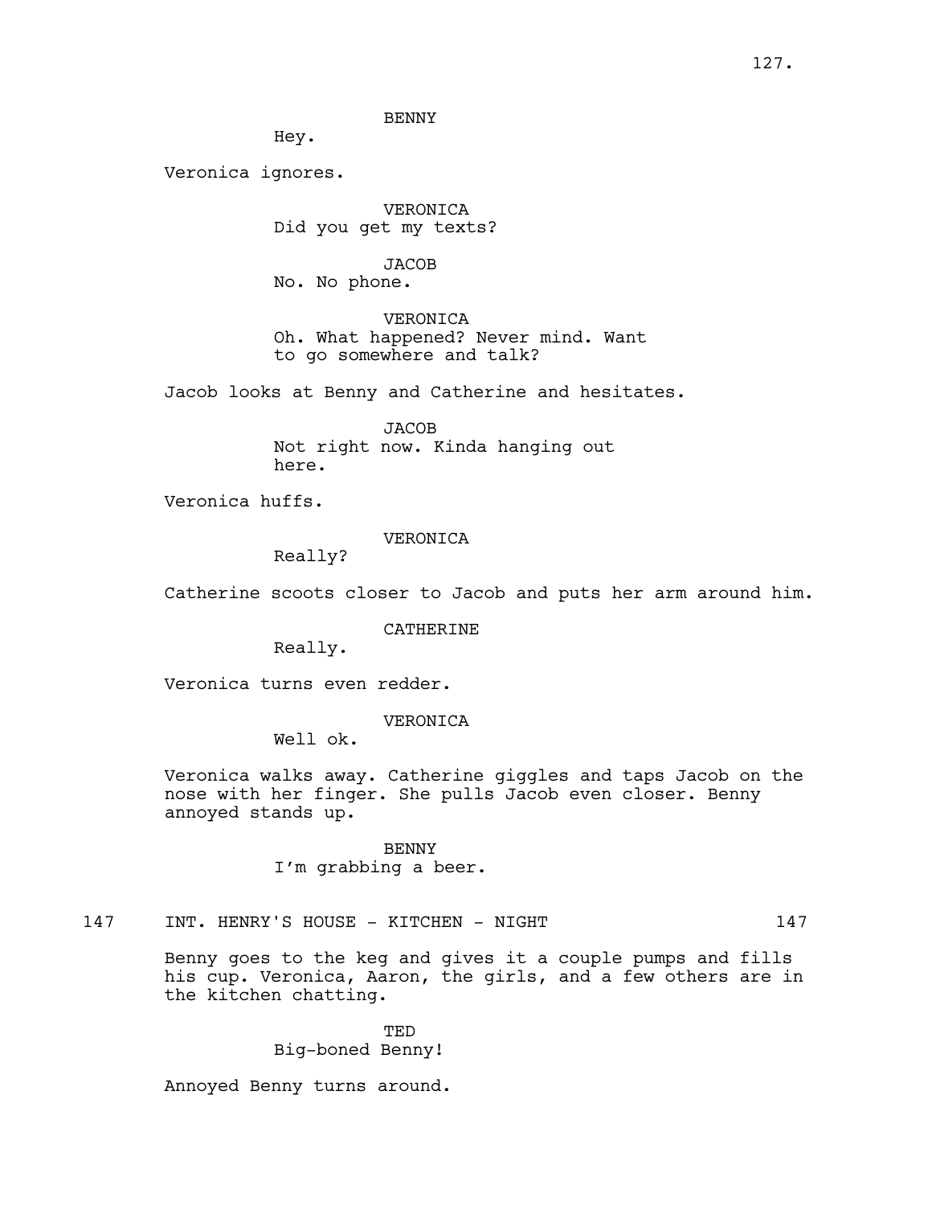BENNY

Hey.

Veronica ignores.

VERONICA

Did you get my texts?

JACOB

No. No phone.

VERONICA

Oh. What happened? Never mind. Want to go somewhere and talk?

Jacob looks at Benny and Catherine and hesitates.

JACOB

Not right now. Kinda hanging out here.

Veronica huffs.

VERONICA

Really?

Catherine scoots closer to Jacob and puts her arm around him.

CATHERINE

Really.

Veronica turns even redder.

VERONICA

Well ok.

Veronica walks away. Catherine giggles and taps Jacob on the nose with her finger. She pulls Jacob even closer. Benny annoyed stands up.

BENNY

I'm grabbing a beer.

147 INT. HENRY'S HOUSE - KITCHEN - NIGHT 147

Benny goes to the keg and gives it a couple pumps and fills his cup. Veronica, Aaron, the girls, and a few others are in the kitchen chatting.

TED

Big-boned Benny!

Annoyed Benny turns around.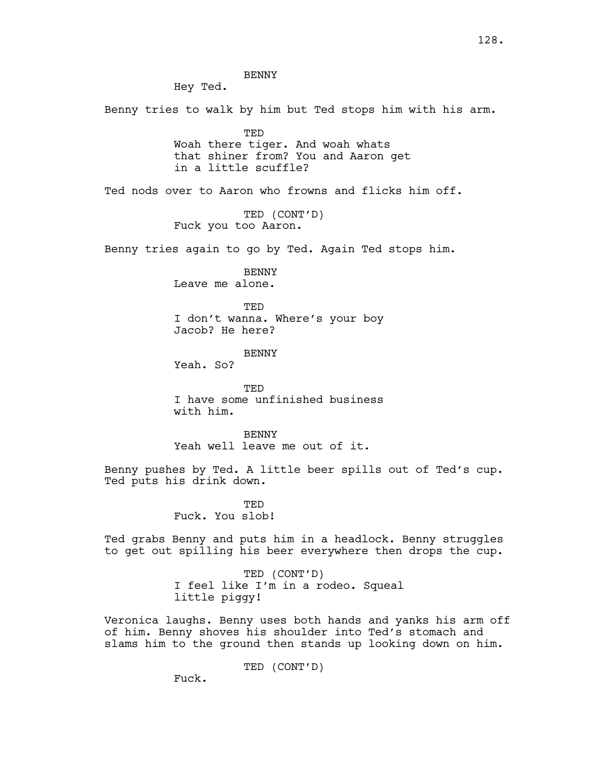BENNY
Hey Ted.

Benny tries to walk by him but Ted stops him with his arm.

TED
Woah there tiger. And woah whats that shiner from? You and Aaron get in a little scuffle?

Ted nods over to Aaron who frowns and flicks him off.

TED (CONT'D)
Fuck you too Aaron.

Benny tries again to go by Ted. Again Ted stops him.

BENNY
Leave me alone.

TED
I don't wanna. Where's your boy Jacob? He here?

BENNY
Yeah. So?

TED
I have some unfinished business with him.

BENNY
Yeah well leave me out of it.

Benny pushes by Ted. A little beer spills out of Ted's cup. Ted puts his drink down.

TED
Fuck. You slob!

Ted grabs Benny and puts him in a headlock. Benny struggles to get out spilling his beer everywhere then drops the cup.

TED (CONT'D)
I feel like I'm in a rodeo. Squeal little piggy!

Veronica laughs. Benny uses both hands and yanks his arm off of him. Benny shoves his shoulder into Ted's stomach and slams him to the ground then stands up looking down on him.

TED (CONT'D)
Fuck.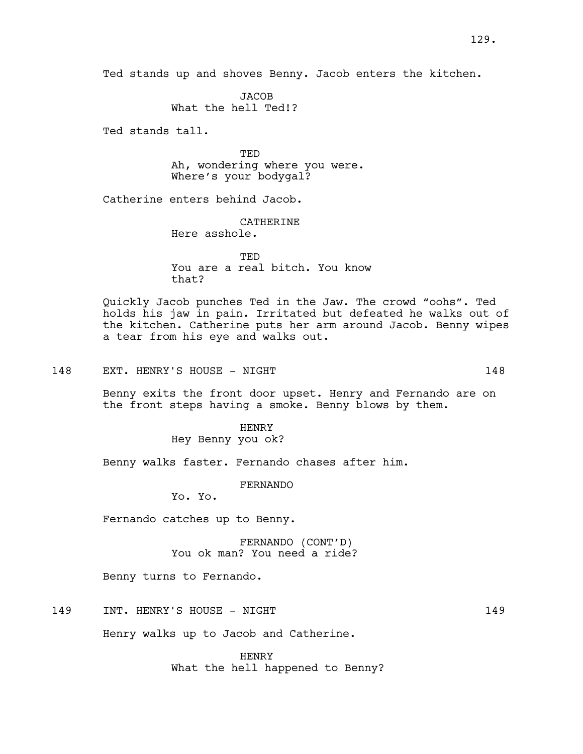Ted stands up and shoves Benny. Jacob enters the kitchen.

JACOB
What the hell Ted!?

Ted stands tall.

TED
Ah, wondering where you were.
Where's your bodygal?

Catherine enters behind Jacob.

CATHERINE
Here asshole.

TED
You are a real bitch. You know
that?

Quickly Jacob punches Ted in the Jaw. The crowd "oohs". Ted holds his jaw in pain. Irritated but defeated he walks out of the kitchen. Catherine puts her arm around Jacob. Benny wipes a tear from his eye and walks out.

148 EXT. HENRY'S HOUSE - NIGHT 148

Benny exits the front door upset. Henry and Fernando are on the front steps having a smoke. Benny blows by them.

HENRY
Hey Benny you ok?

Benny walks faster. Fernando chases after him.

FERNANDO
Yo. Yo.

Fernando catches up to Benny.

FERNANDO (CONT'D)
You ok man? You need a ride?

Benny turns to Fernando.

149 INT. HENRY'S HOUSE - NIGHT 149

Henry walks up to Jacob and Catherine.

HENRY
What the hell happened to Benny?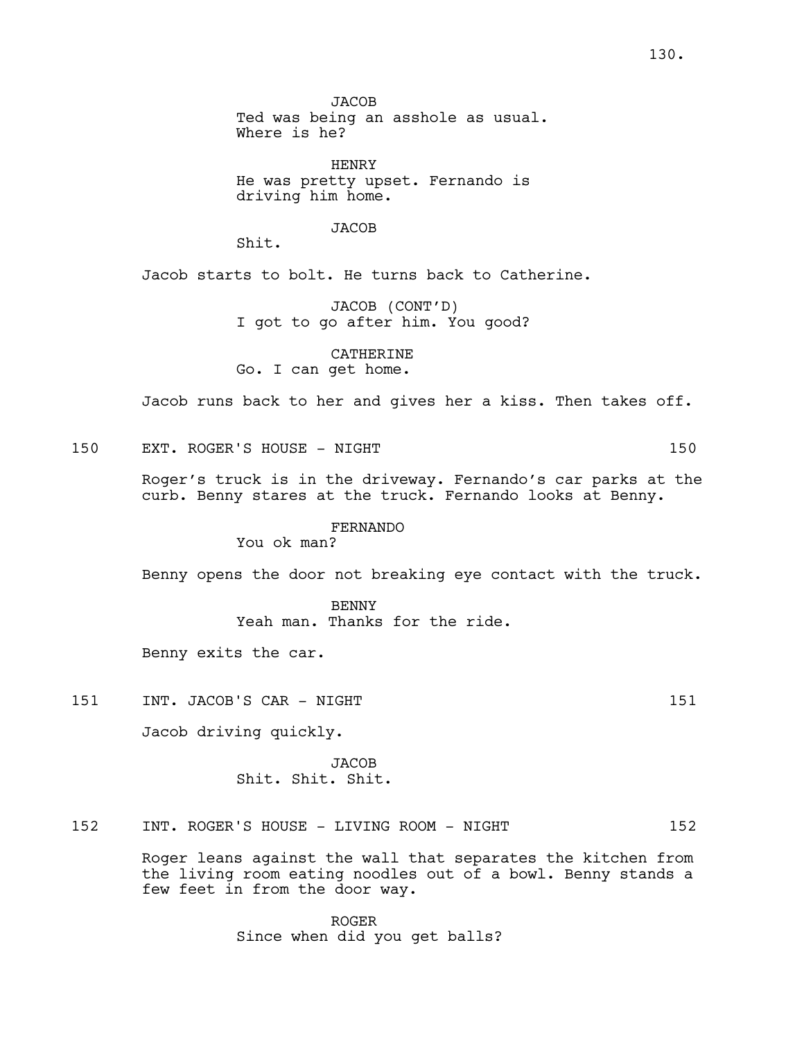JACOB
Ted was being an asshole as usual.
Where is he?

HENRY
He was pretty upset. Fernando is
driving him home.

JACOB
Shit.

Jacob starts to bolt. He turns back to Catherine.

JACOB (CONT'D)
I got to go after him. You good?

CATHERINE
Go. I can get home.

Jacob runs back to her and gives her a kiss. Then takes off.

150 EXT. ROGER'S HOUSE - NIGHT 150

Roger's truck is in the driveway. Fernando's car parks at the curb. Benny stares at the truck. Fernando looks at Benny.

FERNANDO
You ok man?

Benny opens the door not breaking eye contact with the truck.

BENNY
Yeah man. Thanks for the ride.

Benny exits the car.

151 INT. JACOB'S CAR - NIGHT 151

Jacob driving quickly.

JACOB
Shit. Shit. Shit.

152 INT. ROGER'S HOUSE - LIVING ROOM - NIGHT 152

Roger leans against the wall that separates the kitchen from the living room eating noodles out of a bowl. Benny stands a few feet in from the door way.

ROGER
Since when did you get balls?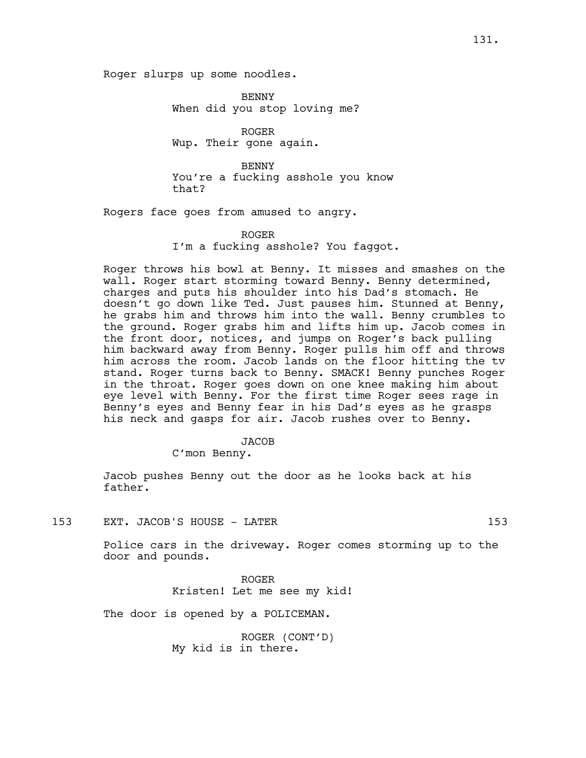Roger slurps up some noodles.

BENNY
When did you stop loving me?

ROGER
Wup. Their gone again.

BENNY
You're a fucking asshole you know that?

Rogers face goes from amused to angry.

ROGER
I'm a fucking asshole? You faggot.

Roger throws his bowl at Benny. It misses and smashes on the wall. Roger start storming toward Benny. Benny determined, charges and puts his shoulder into his Dad's stomach. He doesn't go down like Ted. Just pauses him. Stunned at Benny, he grabs him and throws him into the wall. Benny crumbles to the ground. Roger grabs him and lifts him up. Jacob comes in the front door, notices, and jumps on Roger's back pulling him backward away from Benny. Roger pulls him off and throws him across the room. Jacob lands on the floor hitting the tv stand. Roger turns back to Benny. SMACK! Benny punches Roger in the throat. Roger goes down on one knee making him about eye level with Benny. For the first time Roger sees rage in Benny's eyes and Benny fear in his Dad's eyes as he grasps his neck and gasps for air. Jacob rushes over to Benny.

JACOB
C'mon Benny.

Jacob pushes Benny out the door as he looks back at his father.

153 EXT. JACOB'S HOUSE - LATER 153

Police cars in the driveway. Roger comes storming up to the door and pounds.

ROGER
Kristen! Let me see my kid!

The door is opened by a POLICEMAN.

ROGER (CONT'D)
My kid is in there.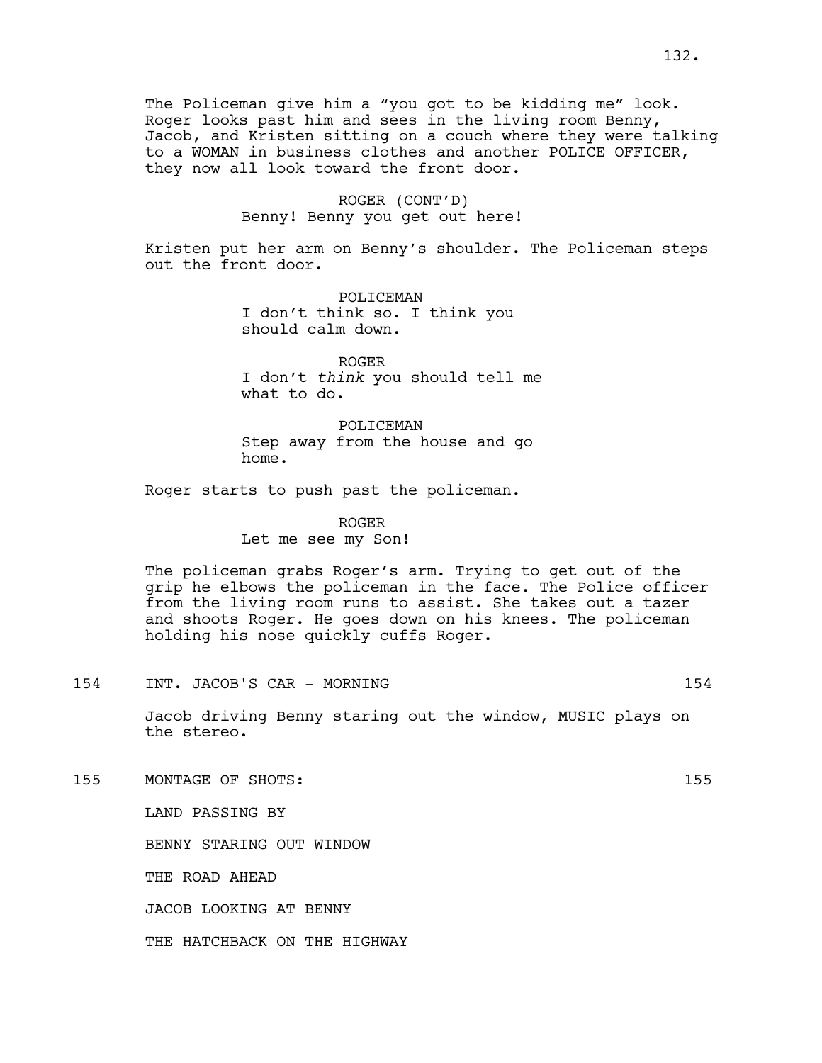The Policeman give him a “you got to be kidding me” look. Roger looks past him and sees in the living room Benny, Jacob, and Kristen sitting on a couch where they were talking to a WOMAN in business clothes and another POLICE OFFICER, they now all look toward the front door.

ROGER (CONT’D)
Benny! Benny you get out here!

Kristen put her arm on Benny’s shoulder. The Policeman steps out the front door.

POLICEMAN
I don’t think so. I think you should calm down.

ROGER
I don’t *think* you should tell me what to do.

POLICEMAN
Step away from the house and go home.

Roger starts to push past the policeman.

ROGER
Let me see my Son!

The policeman grabs Roger’s arm. Trying to get out of the grip he elbows the policeman in the face. The Police officer from the living room runs to assist. She takes out a tazer and shoots Roger. He goes down on his knees. The policeman holding his nose quickly cuffs Roger.

154 INT. JACOB'S CAR - MORNING 154

Jacob driving Benny staring out the window, MUSIC plays on the stereo.

155 MONTAGE OF SHOTS: 155

LAND PASSING BY

BENNY STARING OUT WINDOW

THE ROAD AHEAD

JACOB LOOKING AT BENNY

THE HATCHBACK ON THE HIGHWAY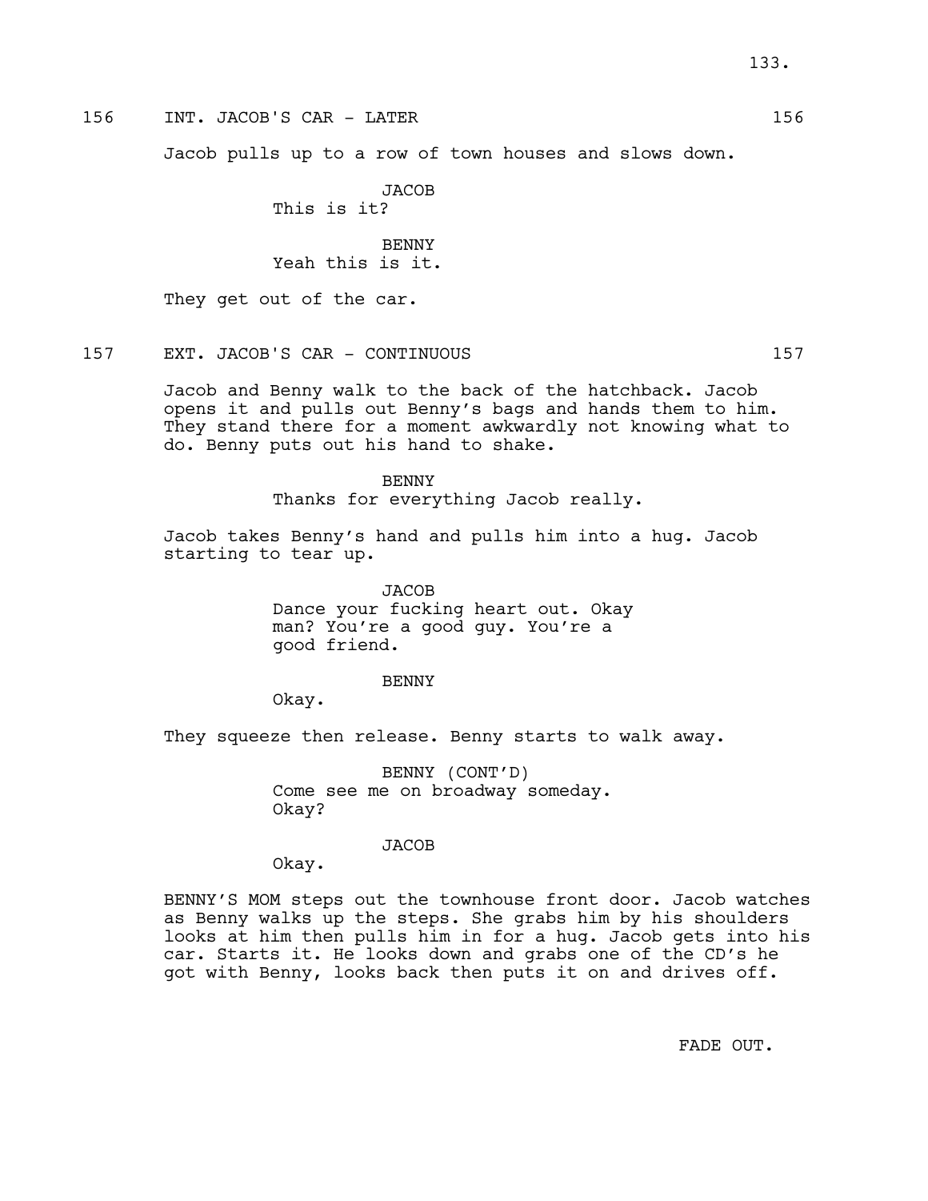156 INT. JACOB'S CAR - LATER 156

Jacob pulls up to a row of town houses and slows down.

JACOB
This is it?

BENNY
Yeah this is it.

They get out of the car.

157 EXT. JACOB'S CAR - CONTINUOUS 157

Jacob and Benny walk to the back of the hatchback. Jacob opens it and pulls out Benny's bags and hands them to him. They stand there for a moment awkwardly not knowing what to do. Benny puts out his hand to shake.

BENNY
Thanks for everything Jacob really.

Jacob takes Benny's hand and pulls him into a hug. Jacob starting to tear up.

JACOB
Dance your fucking heart out. Okay man? You're a good guy. You're a good friend.

BENNY
Okay.

They squeeze then release. Benny starts to walk away.

BENNY (CONT'D)
Come see me on broadway someday. Okay?

JACOB
Okay.

BENNY'S MOM steps out the townhouse front door. Jacob watches as Benny walks up the steps. She grabs him by his shoulders looks at him then pulls him in for a hug. Jacob gets into his car. Starts it. He looks down and grabs one of the CD's he got with Benny, looks back then puts it on and drives off.

FADE OUT.